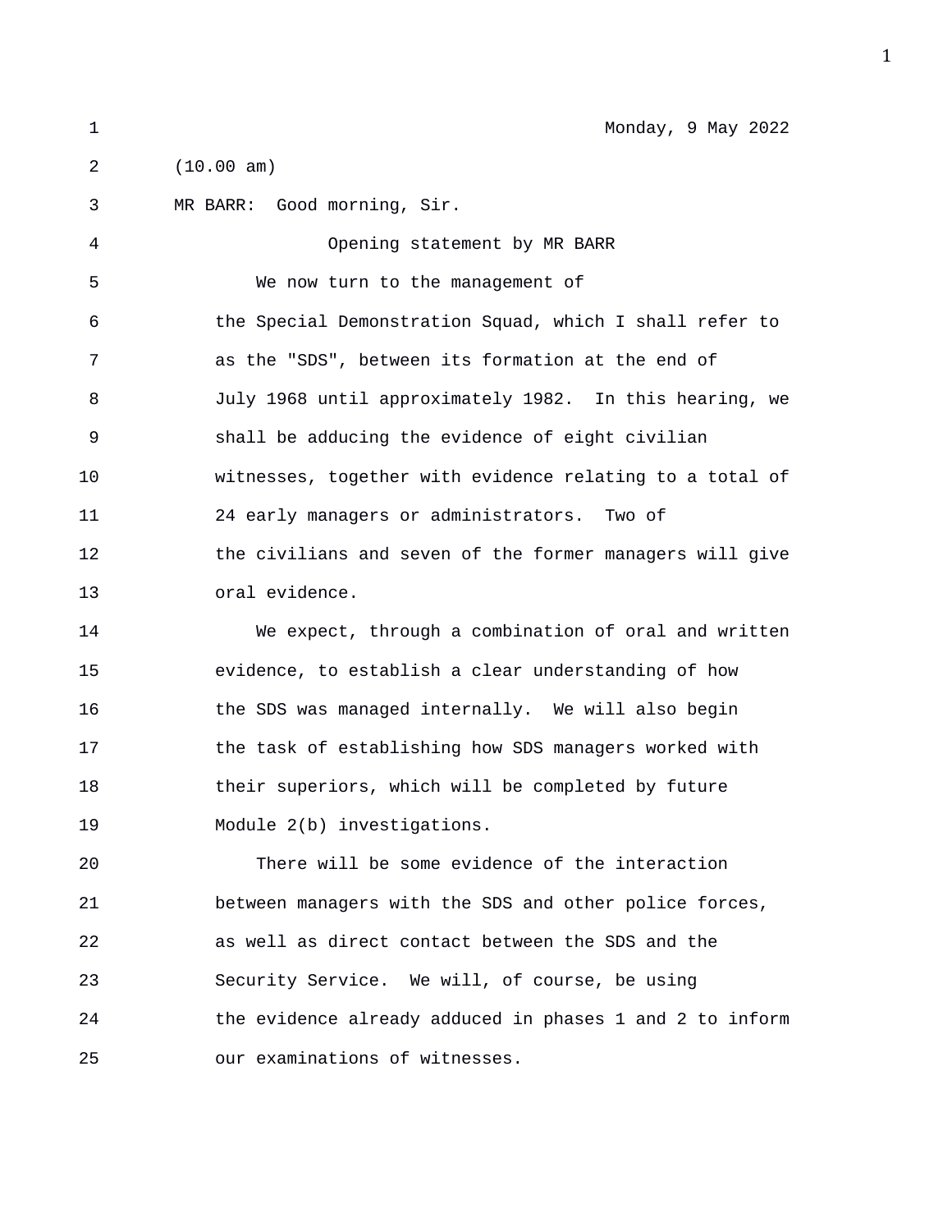Monday, 9 May 2022

(10.00 am)

MR BARR: Good morning, Sir.

Opening statement by MR BARR

We now turn to the management of the Special Demonstration Squad, which I shall refer to as the "SDS", between its formation at the end of July 1968 until approximately 1982. In this hearing, we shall be adducing the evidence of eight civilian witnesses, together with evidence relating to a total of 24 early managers or administrators. Two of the civilians and seven of the former managers will give oral evidence.

We expect, through a combination of oral and written evidence, to establish a clear understanding of how the SDS was managed internally. We will also begin the task of establishing how SDS managers worked with their superiors, which will be completed by future Module 2(b) investigations.

There will be some evidence of the interaction between managers with the SDS and other police forces, as well as direct contact between the SDS and the Security Service. We will, of course, be using the evidence already adduced in phases 1 and 2 to inform our examinations of witnesses.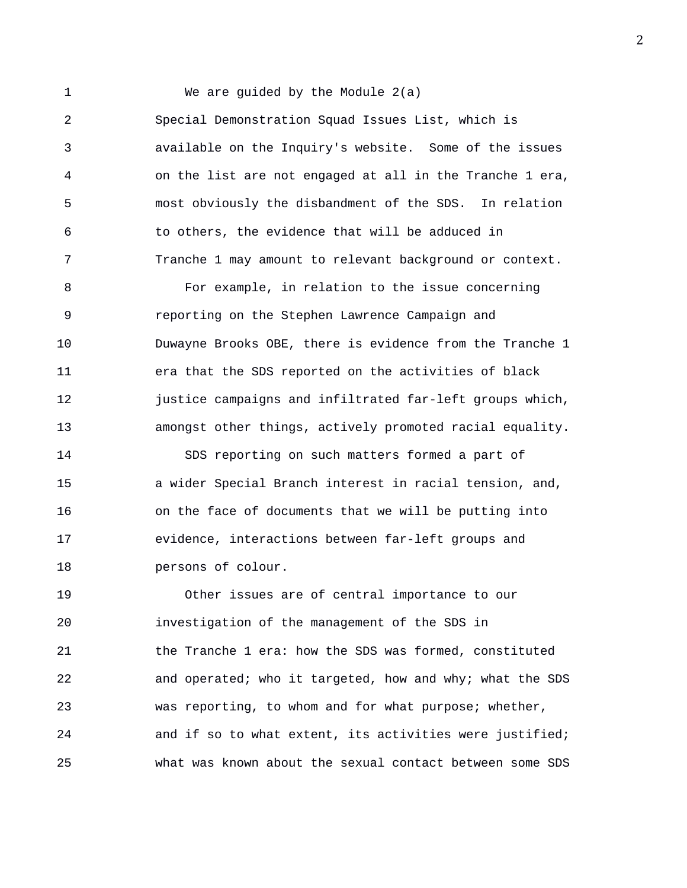We are guided by the Module 2(a) Special Demonstration Squad Issues List, which is available on the Inquiry's website. Some of the issues on the list are not engaged at all in the Tranche 1 era, most obviously the disbandment of the SDS. In relation to others, the evidence that will be adduced in Tranche 1 may amount to relevant background or context.

For example, in relation to the issue concerning reporting on the Stephen Lawrence Campaign and Duwayne Brooks OBE, there is evidence from the Tranche 1 era that the SDS reported on the activities of black justice campaigns and infiltrated far-left groups which, amongst other things, actively promoted racial equality.

SDS reporting on such matters formed a part of a wider Special Branch interest in racial tension, and, on the face of documents that we will be putting into evidence, interactions between far-left groups and persons of colour.

Other issues are of central importance to our investigation of the management of the SDS in the Tranche 1 era: how the SDS was formed, constituted and operated; who it targeted, how and why; what the SDS was reporting, to whom and for what purpose; whether, and if so to what extent, its activities were justified; what was known about the sexual contact between some SDS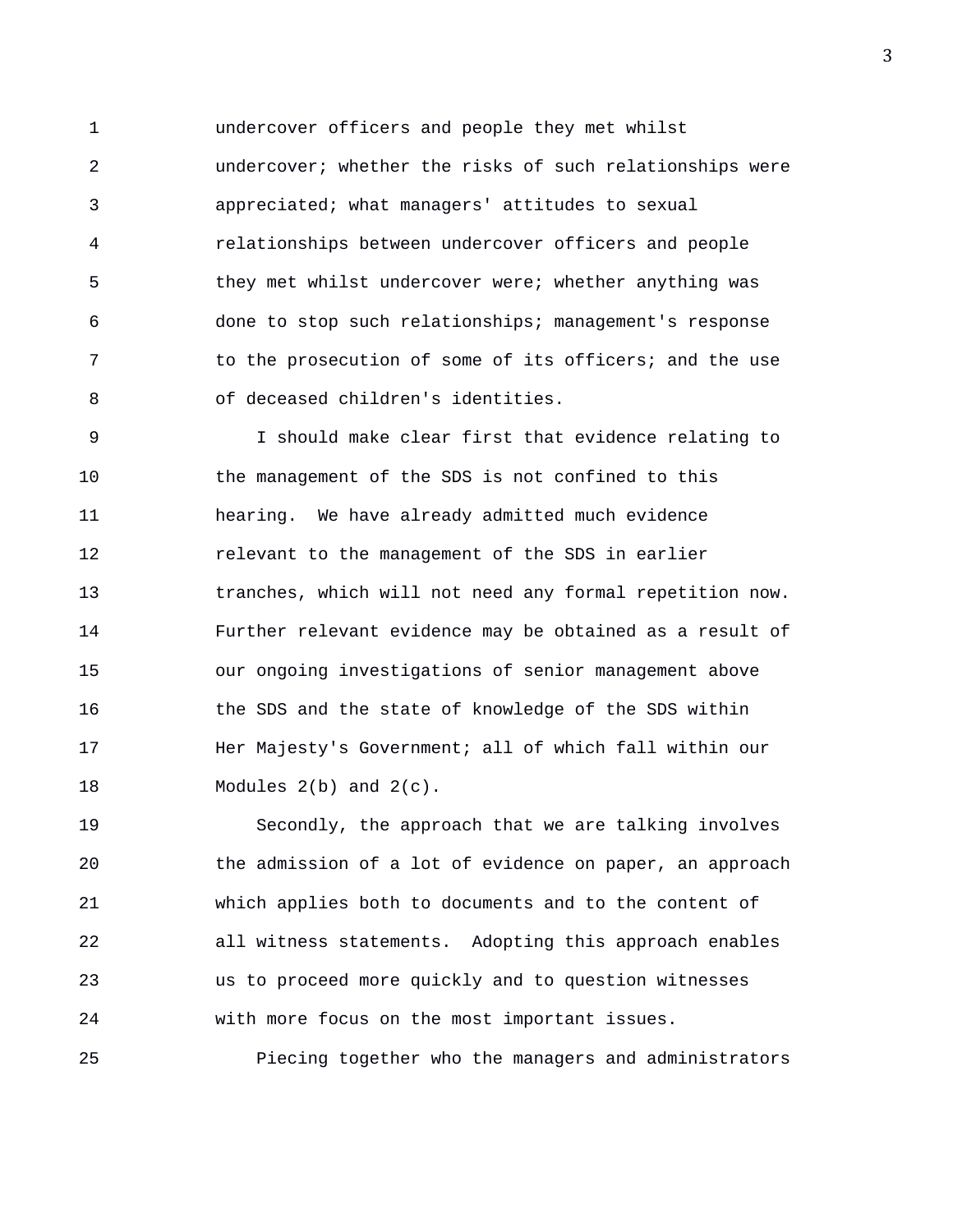undercover officers and people they met whilst undercover; whether the risks of such relationships were appreciated; what managers' attitudes to sexual relationships between undercover officers and people they met whilst undercover were; whether anything was done to stop such relationships; management's response to the prosecution of some of its officers; and the use of deceased children's identities.

I should make clear first that evidence relating to the management of the SDS is not confined to this hearing. We have already admitted much evidence relevant to the management of the SDS in earlier tranches, which will not need any formal repetition now. Further relevant evidence may be obtained as a result of our ongoing investigations of senior management above the SDS and the state of knowledge of the SDS within Her Majesty's Government; all of which fall within our Modules 2(b) and 2(c).

Secondly, the approach that we are talking involves the admission of a lot of evidence on paper, an approach which applies both to documents and to the content of all witness statements. Adopting this approach enables us to proceed more quickly and to question witnesses with more focus on the most important issues.

Piecing together who the managers and administrators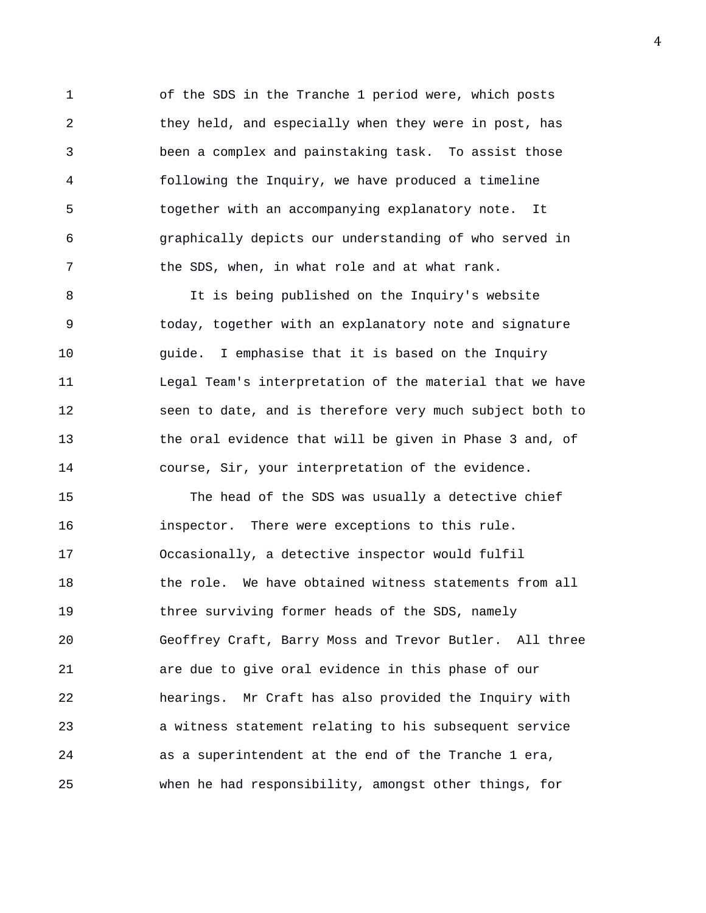of the SDS in the Tranche 1 period were, which posts they held, and especially when they were in post, has been a complex and painstaking task. To assist those following the Inquiry, we have produced a timeline together with an accompanying explanatory note. It graphically depicts our understanding of who served in the SDS, when, in what role and at what rank.

It is being published on the Inquiry's website today, together with an explanatory note and signature guide. I emphasise that it is based on the Inquiry Legal Team's interpretation of the material that we have seen to date, and is therefore very much subject both to the oral evidence that will be given in Phase 3 and, of course, Sir, your interpretation of the evidence.

The head of the SDS was usually a detective chief inspector. There were exceptions to this rule. Occasionally, a detective inspector would fulfil the role. We have obtained witness statements from all three surviving former heads of the SDS, namely Geoffrey Craft, Barry Moss and Trevor Butler. All three are due to give oral evidence in this phase of our hearings. Mr Craft has also provided the Inquiry with a witness statement relating to his subsequent service as a superintendent at the end of the Tranche 1 era, when he had responsibility, amongst other things, for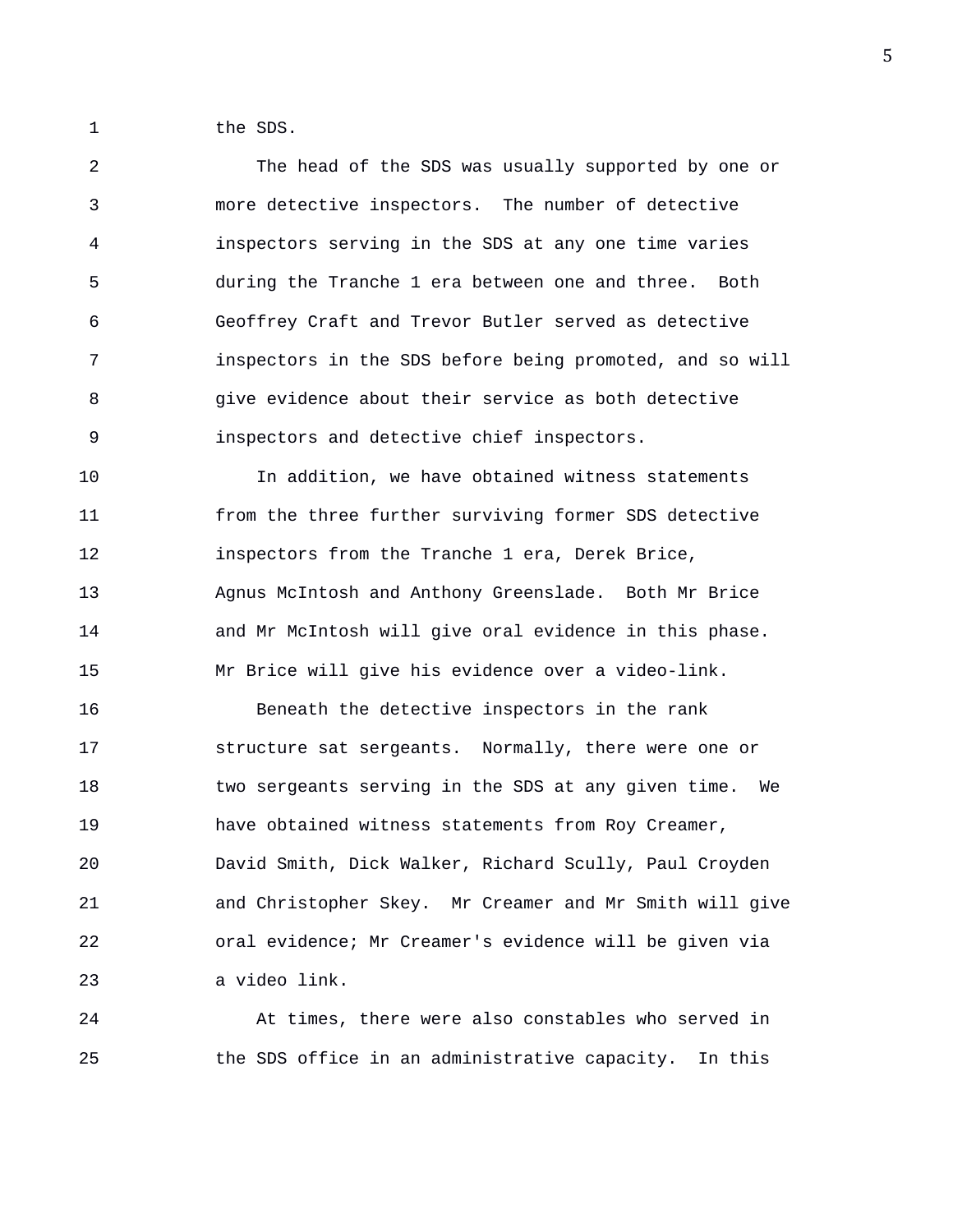the SDS.

The head of the SDS was usually supported by one or more detective inspectors. The number of detective inspectors serving in the SDS at any one time varies during the Tranche 1 era between one and three. Both Geoffrey Craft and Trevor Butler served as detective inspectors in the SDS before being promoted, and so will give evidence about their service as both detective inspectors and detective chief inspectors.

In addition, we have obtained witness statements from the three further surviving former SDS detective inspectors from the Tranche 1 era, Derek Brice, Agnus McIntosh and Anthony Greenslade. Both Mr Brice and Mr McIntosh will give oral evidence in this phase. Mr Brice will give his evidence over a video-link.

Beneath the detective inspectors in the rank structure sat sergeants. Normally, there were one or two sergeants serving in the SDS at any given time. We have obtained witness statements from Roy Creamer, David Smith, Dick Walker, Richard Scully, Paul Croyden and Christopher Skey. Mr Creamer and Mr Smith will give oral evidence; Mr Creamer's evidence will be given via a video link.

At times, there were also constables who served in the SDS office in an administrative capacity. In this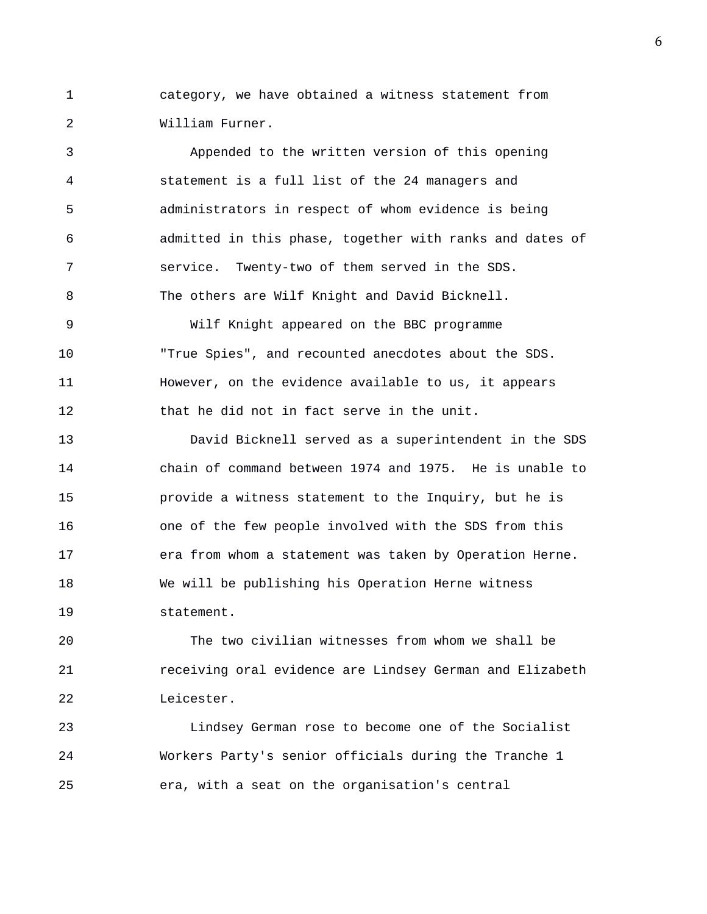category, we have obtained a witness statement from William Furner.

Appended to the written version of this opening statement is a full list of the 24 managers and administrators in respect of whom evidence is being admitted in this phase, together with ranks and dates of service. Twenty-two of them served in the SDS. The others are Wilf Knight and David Bicknell.

Wilf Knight appeared on the BBC programme "True Spies", and recounted anecdotes about the SDS. However, on the evidence available to us, it appears that he did not in fact serve in the unit.

David Bicknell served as a superintendent in the SDS chain of command between 1974 and 1975. He is unable to provide a witness statement to the Inquiry, but he is one of the few people involved with the SDS from this era from whom a statement was taken by Operation Herne. We will be publishing his Operation Herne witness statement.

The two civilian witnesses from whom we shall be receiving oral evidence are Lindsey German and Elizabeth Leicester.

Lindsey German rose to become one of the Socialist Workers Party's senior officials during the Tranche 1 era, with a seat on the organisation's central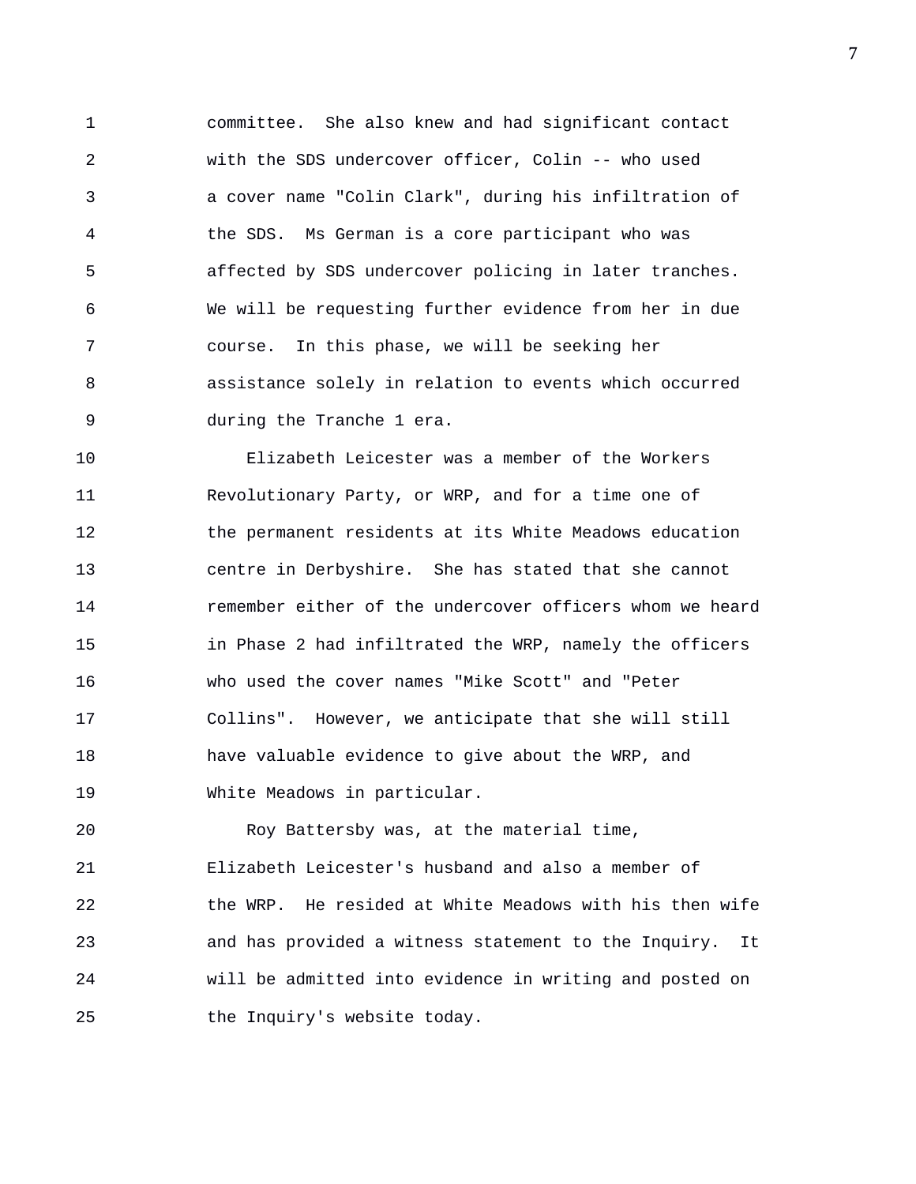committee. She also knew and had significant contact with the SDS undercover officer, Colin -- who used a cover name "Colin Clark", during his infiltration of the SDS. Ms German is a core participant who was affected by SDS undercover policing in later tranches. We will be requesting further evidence from her in due course. In this phase, we will be seeking her assistance solely in relation to events which occurred during the Tranche 1 era.

Elizabeth Leicester was a member of the Workers Revolutionary Party, or WRP, and for a time one of the permanent residents at its White Meadows education centre in Derbyshire. She has stated that she cannot remember either of the undercover officers whom we heard in Phase 2 had infiltrated the WRP, namely the officers who used the cover names "Mike Scott" and "Peter Collins". However, we anticipate that she will still have valuable evidence to give about the WRP, and White Meadows in particular.

Roy Battersby was, at the material time, Elizabeth Leicester's husband and also a member of the WRP. He resided at White Meadows with his then wife and has provided a witness statement to the Inquiry. It will be admitted into evidence in writing and posted on the Inquiry's website today.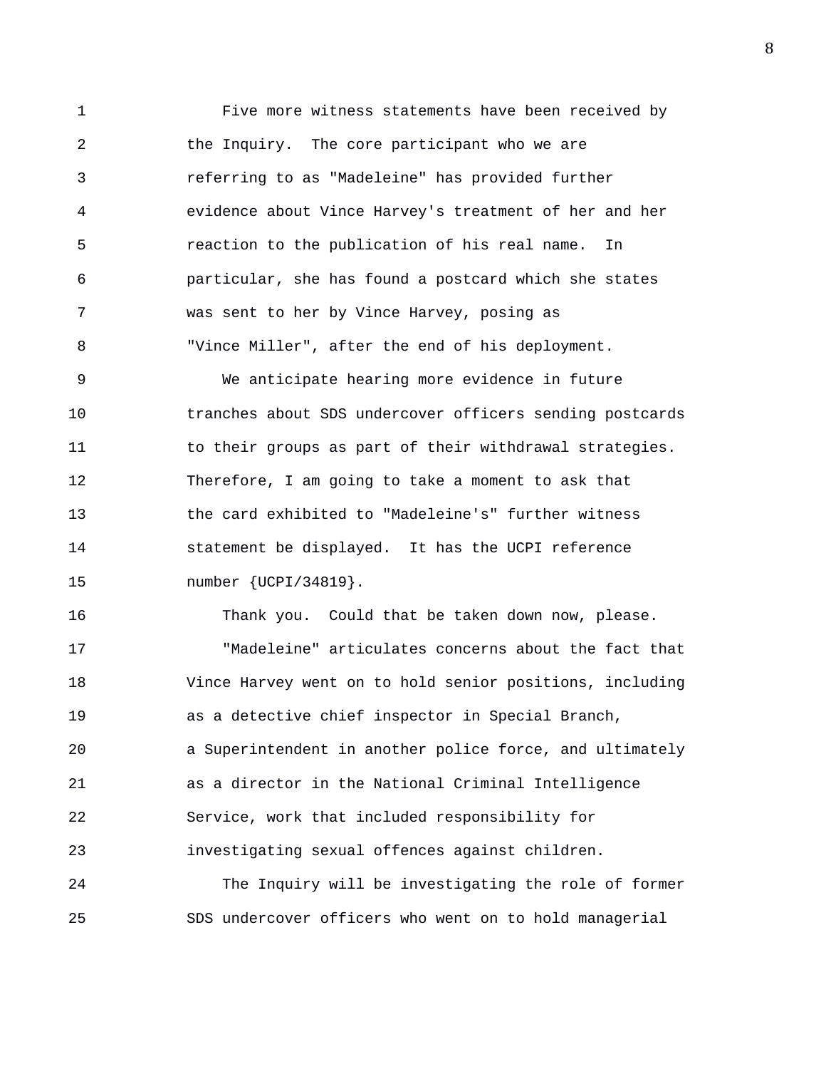Five more witness statements have been received by the Inquiry. The core participant who we are referring to as "Madeleine" has provided further evidence about Vince Harvey's treatment of her and her reaction to the publication of his real name. In particular, she has found a postcard which she states was sent to her by Vince Harvey, posing as "Vince Miller", after the end of his deployment.

We anticipate hearing more evidence in future tranches about SDS undercover officers sending postcards to their groups as part of their withdrawal strategies. Therefore, I am going to take a moment to ask that the card exhibited to "Madeleine's" further witness statement be displayed. It has the UCPI reference number {UCPI/34819}.

Thank you. Could that be taken down now, please.

"Madeleine" articulates concerns about the fact that Vince Harvey went on to hold senior positions, including as a detective chief inspector in Special Branch, a Superintendent in another police force, and ultimately as a director in the National Criminal Intelligence Service, work that included responsibility for investigating sexual offences against children.

The Inquiry will be investigating the role of former SDS undercover officers who went on to hold managerial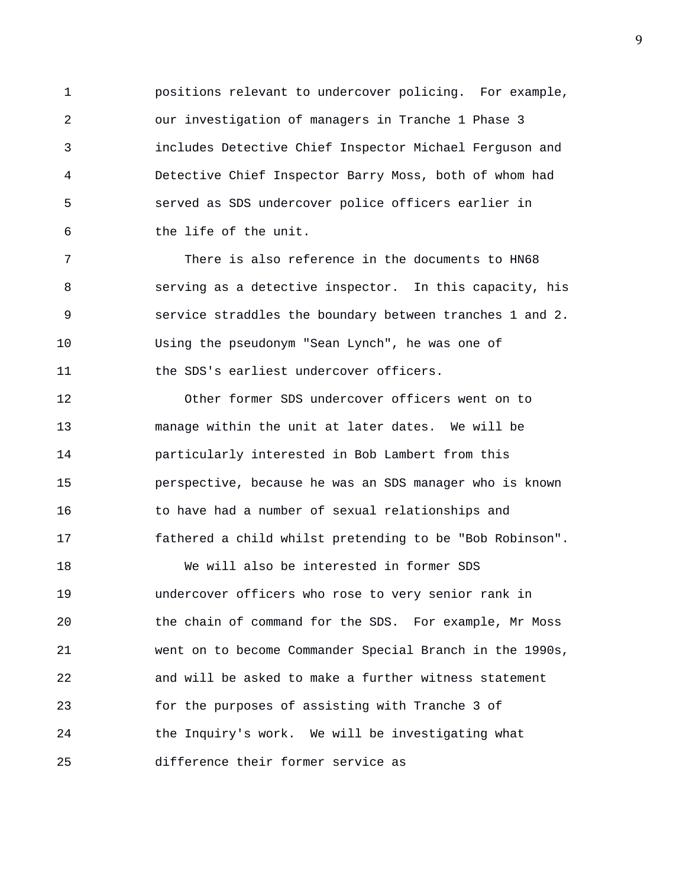positions relevant to undercover policing. For example, our investigation of managers in Tranche 1 Phase 3 includes Detective Chief Inspector Michael Ferguson and Detective Chief Inspector Barry Moss, both of whom had served as SDS undercover police officers earlier in the life of the unit.

There is also reference in the documents to HN68 serving as a detective inspector. In this capacity, his service straddles the boundary between tranches 1 and 2. Using the pseudonym "Sean Lynch", he was one of the SDS's earliest undercover officers.

Other former SDS undercover officers went on to manage within the unit at later dates. We will be particularly interested in Bob Lambert from this perspective, because he was an SDS manager who is known to have had a number of sexual relationships and fathered a child whilst pretending to be "Bob Robinson".

We will also be interested in former SDS undercover officers who rose to very senior rank in the chain of command for the SDS. For example, Mr Moss went on to become Commander Special Branch in the 1990s, and will be asked to make a further witness statement for the purposes of assisting with Tranche 3 of the Inquiry's work. We will be investigating what difference their former service as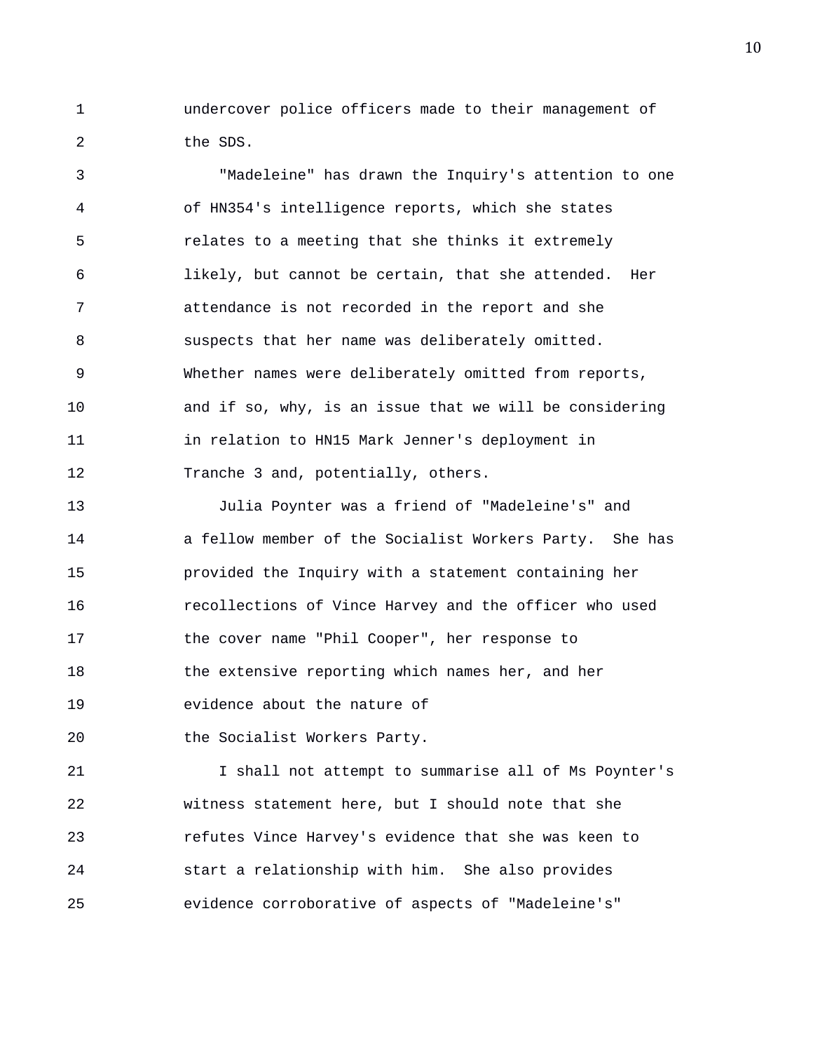undercover police officers made to their management of the SDS.

"Madeleine" has drawn the Inquiry's attention to one of HN354's intelligence reports, which she states relates to a meeting that she thinks it extremely likely, but cannot be certain, that she attended. Her attendance is not recorded in the report and she suspects that her name was deliberately omitted. Whether names were deliberately omitted from reports, and if so, why, is an issue that we will be considering in relation to HN15 Mark Jenner's deployment in Tranche 3 and, potentially, others.

Julia Poynter was a friend of "Madeleine's" and a fellow member of the Socialist Workers Party. She has provided the Inquiry with a statement containing her recollections of Vince Harvey and the officer who used the cover name "Phil Cooper", her response to the extensive reporting which names her, and her evidence about the nature of the Socialist Workers Party.

I shall not attempt to summarise all of Ms Poynter's witness statement here, but I should note that she refutes Vince Harvey's evidence that she was keen to start a relationship with him. She also provides evidence corroborative of aspects of "Madeleine's"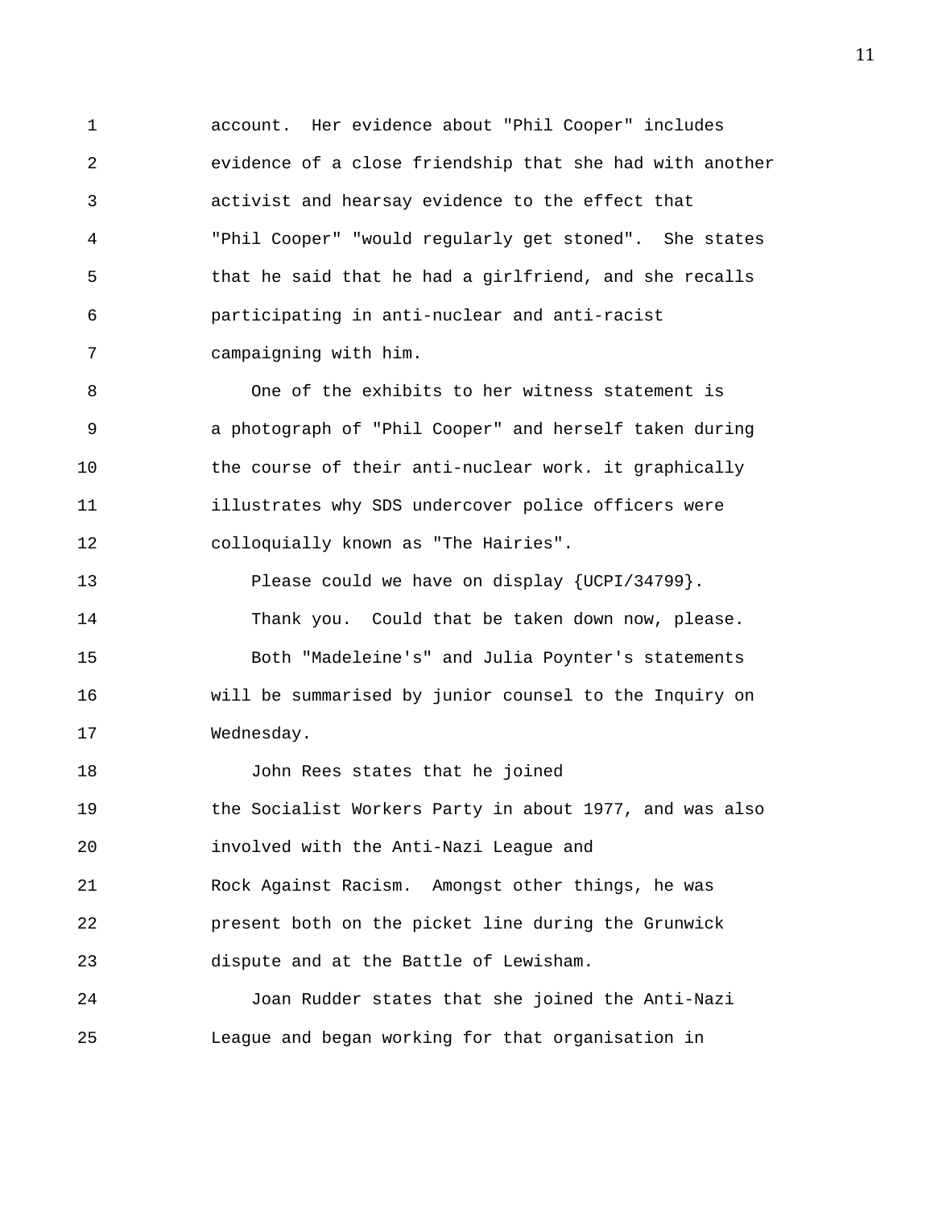account. Her evidence about "Phil Cooper" includes evidence of a close friendship that she had with another activist and hearsay evidence to the effect that "Phil Cooper" "would regularly get stoned". She states that he said that he had a girlfriend, and she recalls participating in anti-nuclear and anti-racist campaigning with him.

One of the exhibits to her witness statement is a photograph of "Phil Cooper" and herself taken during the course of their anti-nuclear work. it graphically illustrates why SDS undercover police officers were colloquially known as "The Hairies".

Please could we have on display {UCPI/34799}.

Thank you. Could that be taken down now, please.

Both "Madeleine's" and Julia Poynter's statements will be summarised by junior counsel to the Inquiry on Wednesday.

John Rees states that he joined the Socialist Workers Party in about 1977, and was also involved with the Anti-Nazi League and Rock Against Racism. Amongst other things, he was present both on the picket line during the Grunwick dispute and at the Battle of Lewisham.

Joan Rudder states that she joined the Anti-Nazi League and began working for that organisation in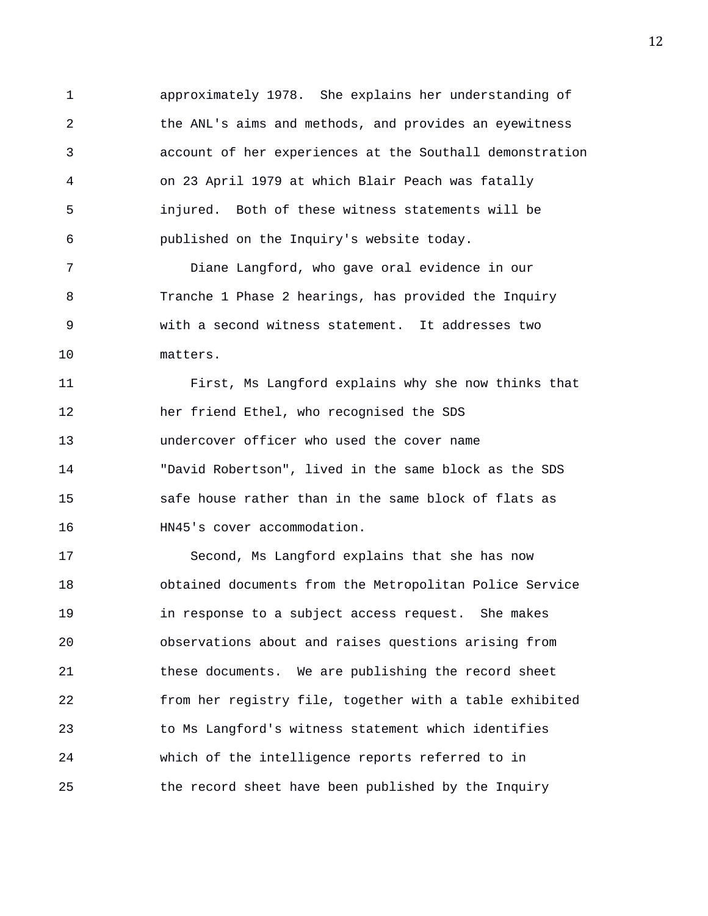approximately 1978. She explains her understanding of the ANL's aims and methods, and provides an eyewitness account of her experiences at the Southall demonstration on 23 April 1979 at which Blair Peach was fatally injured. Both of these witness statements will be published on the Inquiry's website today.

Diane Langford, who gave oral evidence in our Tranche 1 Phase 2 hearings, has provided the Inquiry with a second witness statement. It addresses two matters.

First, Ms Langford explains why she now thinks that her friend Ethel, who recognised the SDS undercover officer who used the cover name "David Robertson", lived in the same block as the SDS safe house rather than in the same block of flats as HN45's cover accommodation.

Second, Ms Langford explains that she has now obtained documents from the Metropolitan Police Service in response to a subject access request. She makes observations about and raises questions arising from these documents. We are publishing the record sheet from her registry file, together with a table exhibited to Ms Langford's witness statement which identifies which of the intelligence reports referred to in the record sheet have been published by the Inquiry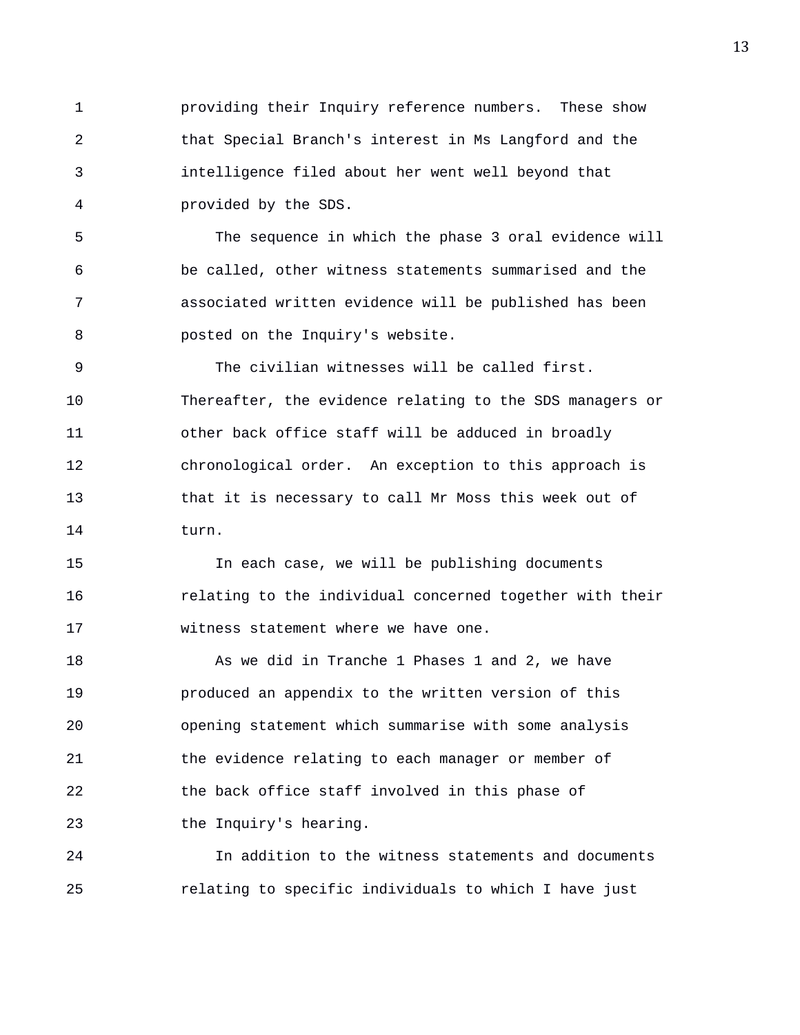providing their Inquiry reference numbers. These show that Special Branch's interest in Ms Langford and the intelligence filed about her went well beyond that provided by the SDS.

The sequence in which the phase 3 oral evidence will be called, other witness statements summarised and the associated written evidence will be published has been posted on the Inquiry's website.

The civilian witnesses will be called first. Thereafter, the evidence relating to the SDS managers or other back office staff will be adduced in broadly chronological order. An exception to this approach is that it is necessary to call Mr Moss this week out of turn.

In each case, we will be publishing documents relating to the individual concerned together with their witness statement where we have one.

As we did in Tranche 1 Phases 1 and 2, we have produced an appendix to the written version of this opening statement which summarise with some analysis the evidence relating to each manager or member of the back office staff involved in this phase of the Inquiry's hearing.

In addition to the witness statements and documents relating to specific individuals to which I have just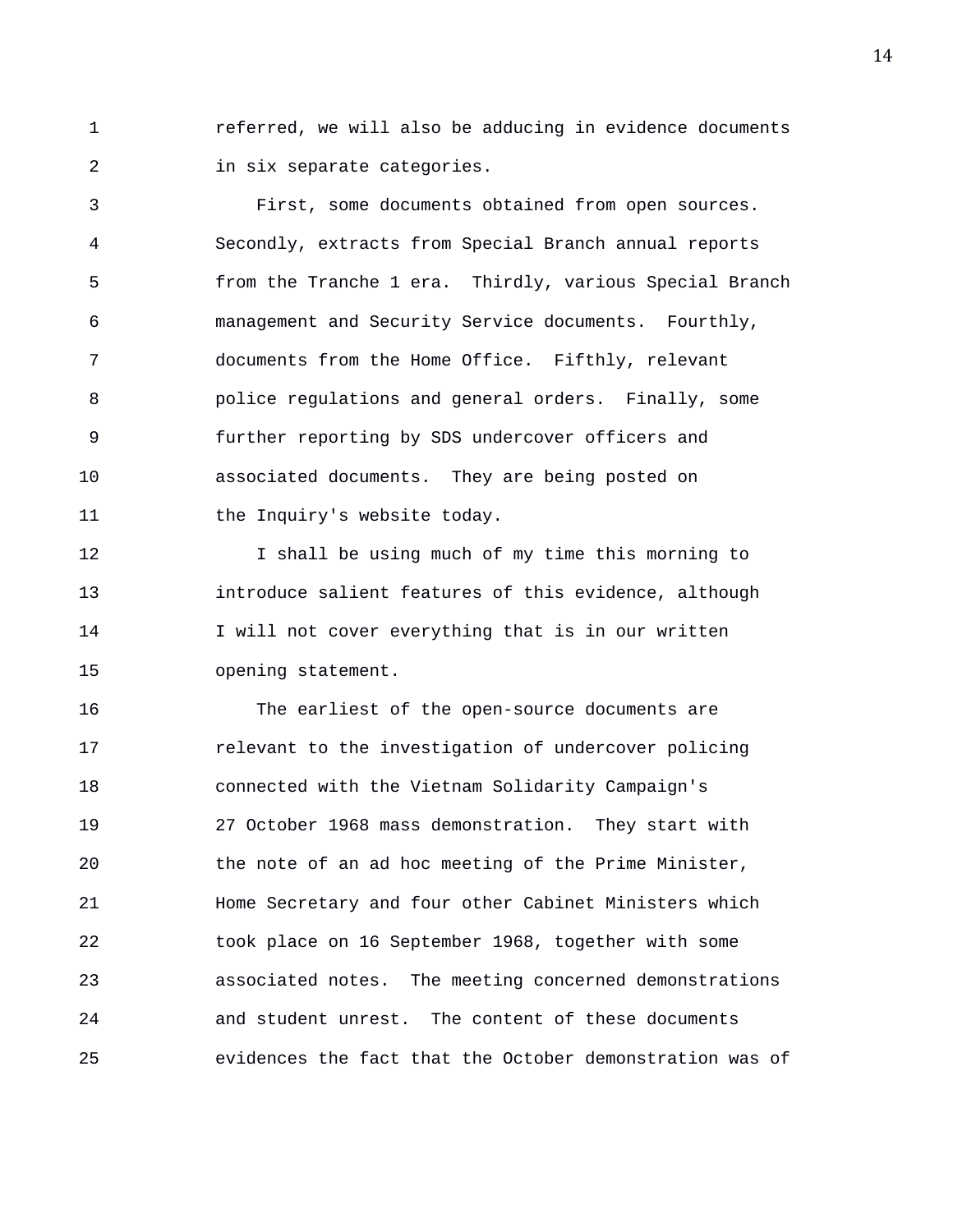referred, we will also be adducing in evidence documents in six separate categories.

First, some documents obtained from open sources. Secondly, extracts from Special Branch annual reports from the Tranche 1 era. Thirdly, various Special Branch management and Security Service documents. Fourthly, documents from the Home Office. Fifthly, relevant police regulations and general orders. Finally, some further reporting by SDS undercover officers and associated documents. They are being posted on the Inquiry's website today.

I shall be using much of my time this morning to introduce salient features of this evidence, although I will not cover everything that is in our written opening statement.

The earliest of the open-source documents are relevant to the investigation of undercover policing connected with the Vietnam Solidarity Campaign's 27 October 1968 mass demonstration. They start with the note of an ad hoc meeting of the Prime Minister, Home Secretary and four other Cabinet Ministers which took place on 16 September 1968, together with some associated notes. The meeting concerned demonstrations and student unrest. The content of these documents evidences the fact that the October demonstration was of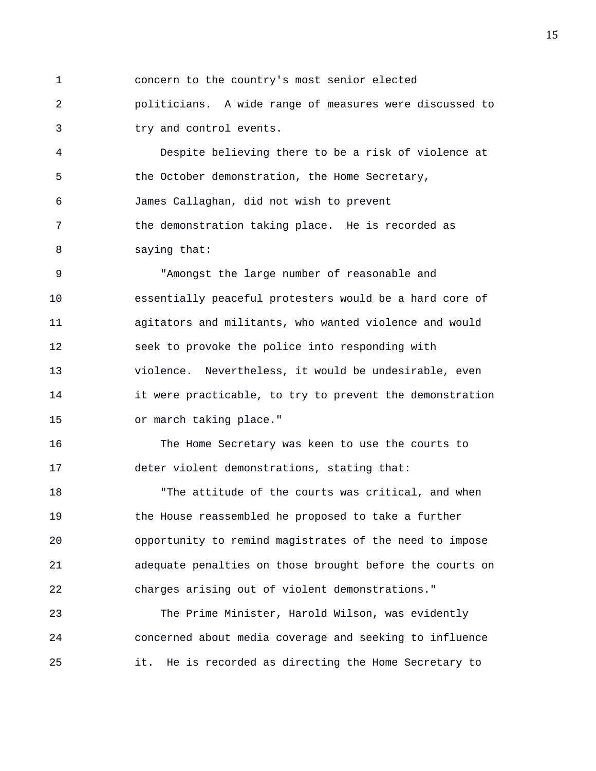concern to the country's most senior elected politicians. A wide range of measures were discussed to try and control events.

Despite believing there to be a risk of violence at the October demonstration, the Home Secretary, James Callaghan, did not wish to prevent the demonstration taking place. He is recorded as saying that:

"Amongst the large number of reasonable and essentially peaceful protesters would be a hard core of agitators and militants, who wanted violence and would seek to provoke the police into responding with violence. Nevertheless, it would be undesirable, even it were practicable, to try to prevent the demonstration or march taking place."

The Home Secretary was keen to use the courts to deter violent demonstrations, stating that:

"The attitude of the courts was critical, and when the House reassembled he proposed to take a further opportunity to remind magistrates of the need to impose adequate penalties on those brought before the courts on charges arising out of violent demonstrations."

The Prime Minister, Harold Wilson, was evidently concerned about media coverage and seeking to influence it. He is recorded as directing the Home Secretary to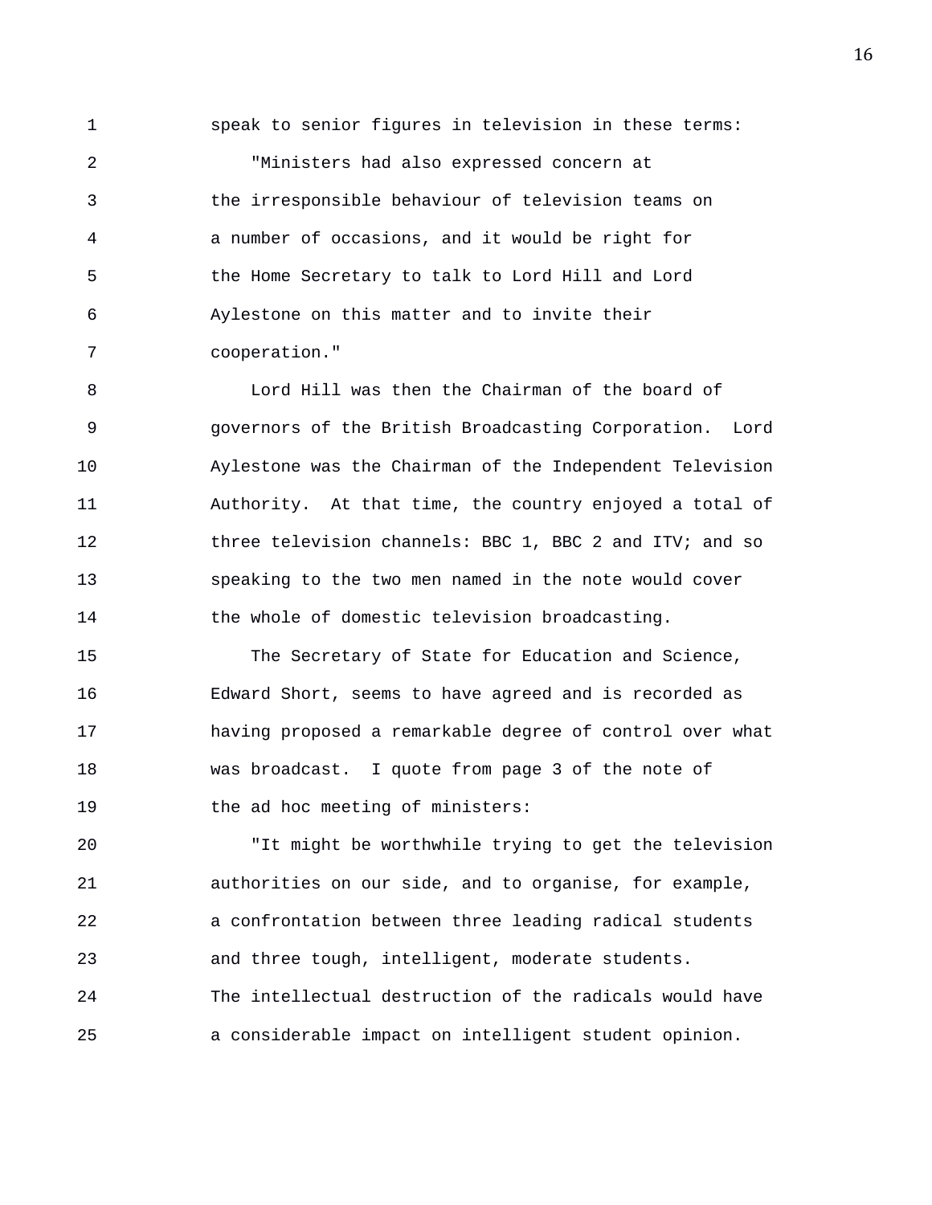speak to senior figures in television in these terms:

"Ministers had also expressed concern at the irresponsible behaviour of television teams on a number of occasions, and it would be right for the Home Secretary to talk to Lord Hill and Lord Aylestone on this matter and to invite their cooperation."

Lord Hill was then the Chairman of the board of governors of the British Broadcasting Corporation. Lord Aylestone was the Chairman of the Independent Television Authority. At that time, the country enjoyed a total of three television channels: BBC 1, BBC 2 and ITV; and so speaking to the two men named in the note would cover the whole of domestic television broadcasting.

The Secretary of State for Education and Science, Edward Short, seems to have agreed and is recorded as having proposed a remarkable degree of control over what was broadcast. I quote from page 3 of the note of the ad hoc meeting of ministers:

"It might be worthwhile trying to get the television authorities on our side, and to organise, for example, a confrontation between three leading radical students and three tough, intelligent, moderate students. The intellectual destruction of the radicals would have a considerable impact on intelligent student opinion.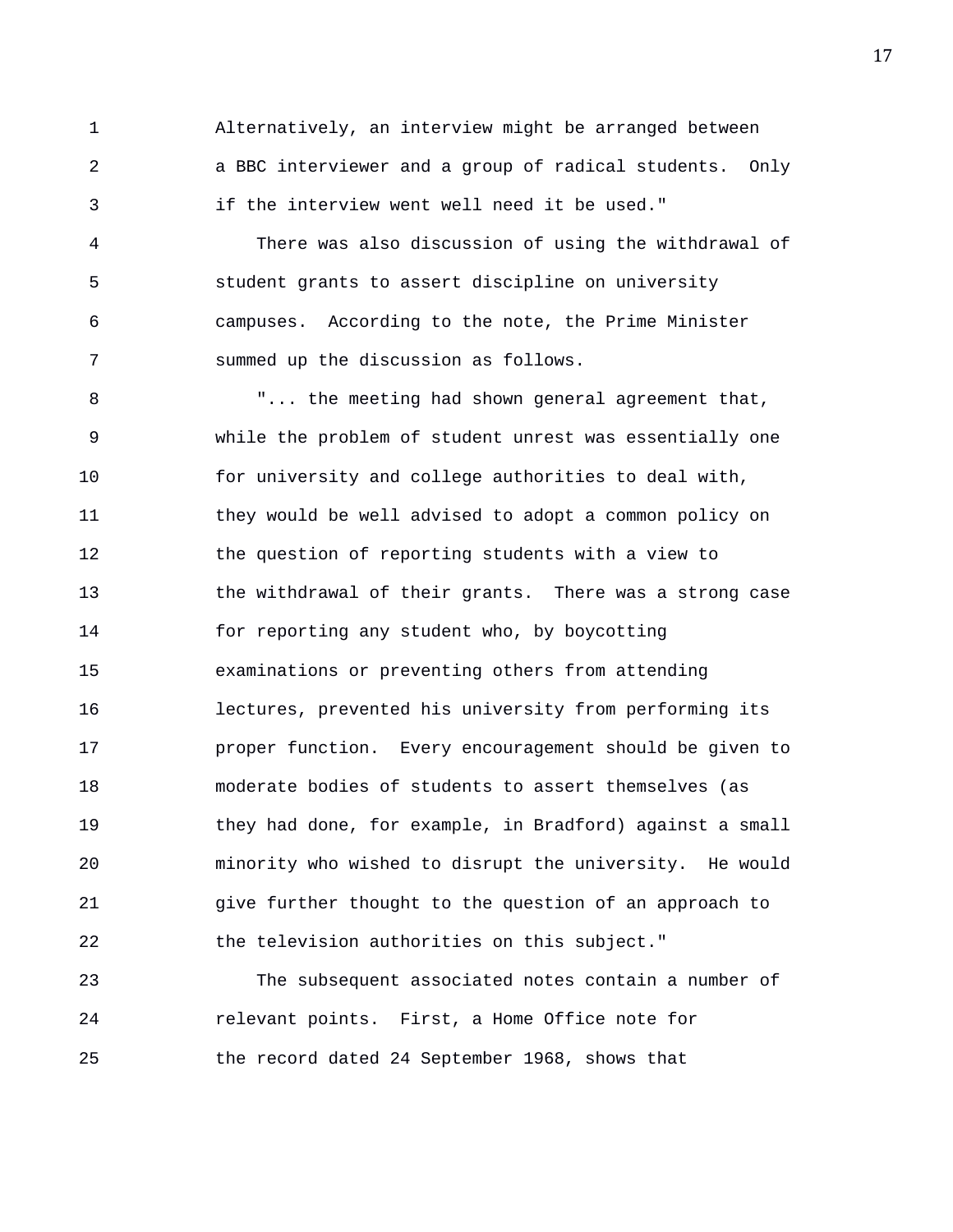Alternatively, an interview might be arranged between a BBC interviewer and a group of radical students. Only if the interview went well need it be used."

There was also discussion of using the withdrawal of student grants to assert discipline on university campuses. According to the note, the Prime Minister summed up the discussion as follows.

"... the meeting had shown general agreement that, while the problem of student unrest was essentially one for university and college authorities to deal with, they would be well advised to adopt a common policy on the question of reporting students with a view to the withdrawal of their grants. There was a strong case for reporting any student who, by boycotting examinations or preventing others from attending lectures, prevented his university from performing its proper function. Every encouragement should be given to moderate bodies of students to assert themselves (as they had done, for example, in Bradford) against a small minority who wished to disrupt the university. He would give further thought to the question of an approach to the television authorities on this subject."

The subsequent associated notes contain a number of relevant points. First, a Home Office note for the record dated 24 September 1968, shows that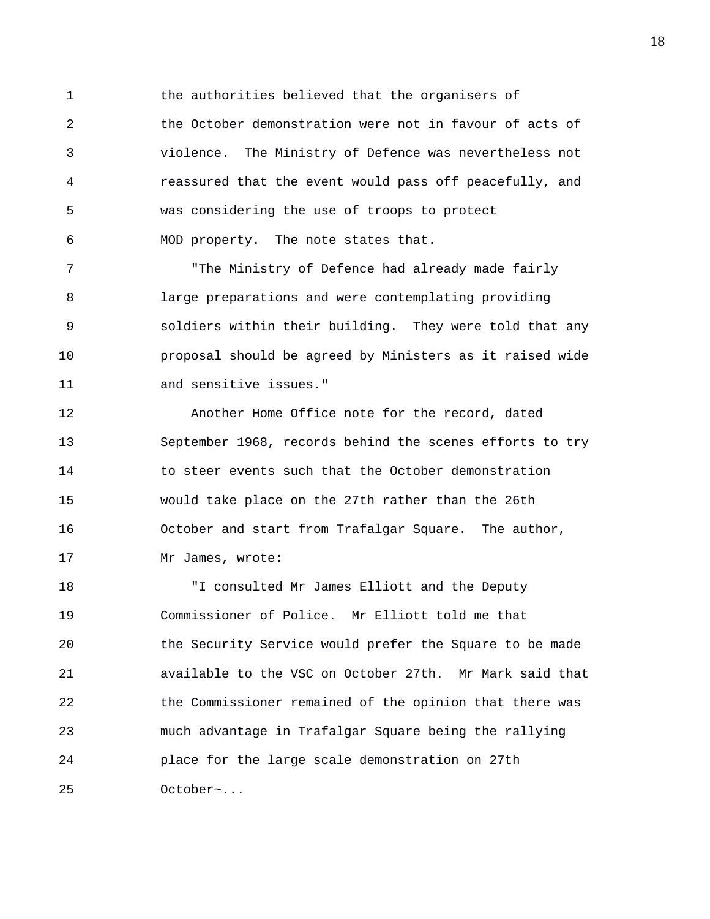the authorities believed that the organisers of the October demonstration were not in favour of acts of violence. The Ministry of Defence was nevertheless not reassured that the event would pass off peacefully, and was considering the use of troops to protect MOD property. The note states that.

"The Ministry of Defence had already made fairly large preparations and were contemplating providing soldiers within their building. They were told that any proposal should be agreed by Ministers as it raised wide and sensitive issues."

Another Home Office note for the record, dated September 1968, records behind the scenes efforts to try to steer events such that the October demonstration would take place on the 27th rather than the 26th October and start from Trafalgar Square. The author, Mr James, wrote:

"I consulted Mr James Elliott and the Deputy Commissioner of Police. Mr Elliott told me that the Security Service would prefer the Square to be made available to the VSC on October 27th. Mr Mark said that the Commissioner remained of the opinion that there was much advantage in Trafalgar Square being the rallying place for the large scale demonstration on 27th October~...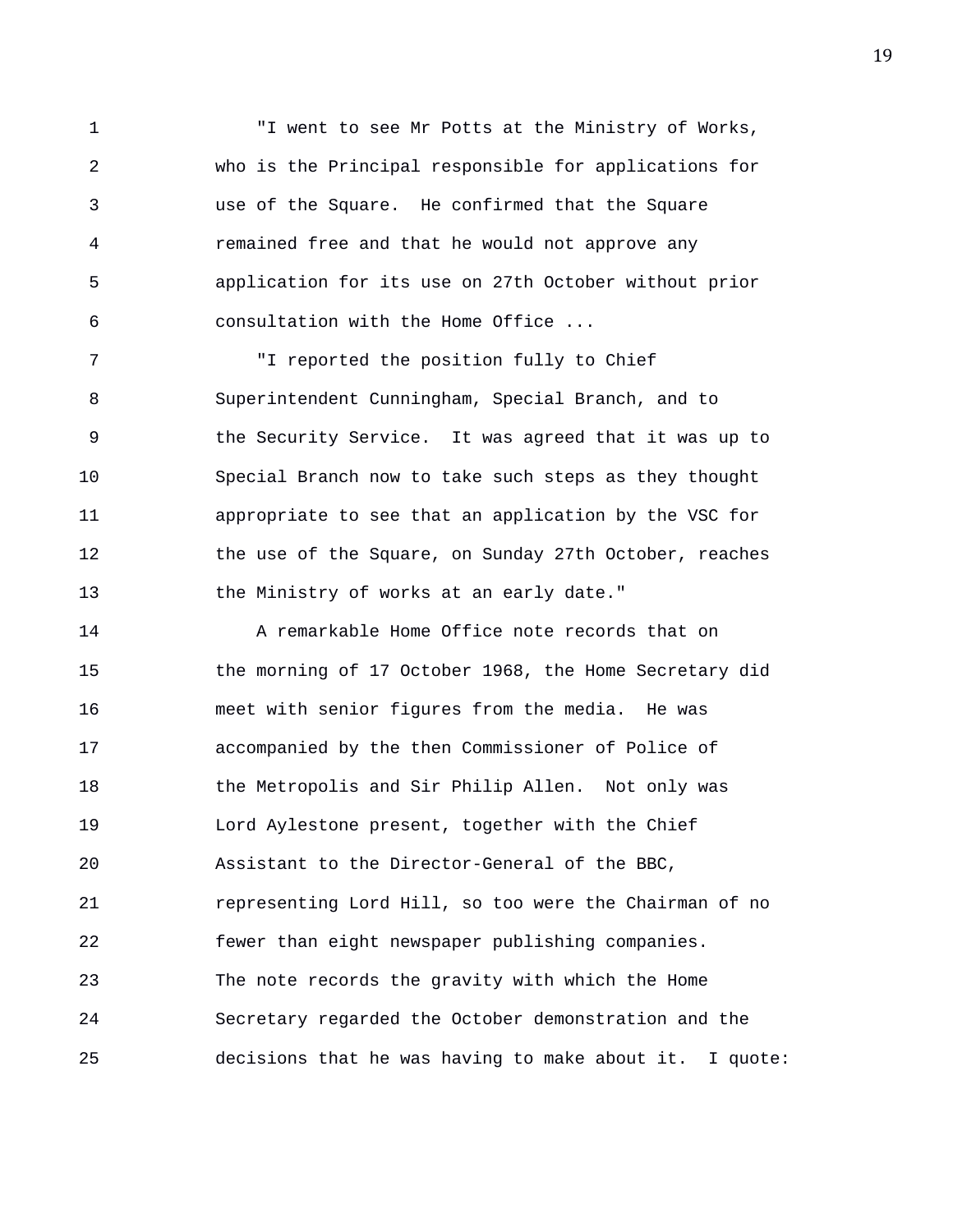"I went to see Mr Potts at the Ministry of Works, who is the Principal responsible for applications for use of the Square. He confirmed that the Square remained free and that he would not approve any application for its use on 27th October without prior consultation with the Home Office ...

"I reported the position fully to Chief Superintendent Cunningham, Special Branch, and to the Security Service. It was agreed that it was up to Special Branch now to take such steps as they thought appropriate to see that an application by the VSC for the use of the Square, on Sunday 27th October, reaches the Ministry of works at an early date."

A remarkable Home Office note records that on the morning of 17 October 1968, the Home Secretary did meet with senior figures from the media. He was accompanied by the then Commissioner of Police of the Metropolis and Sir Philip Allen. Not only was Lord Aylestone present, together with the Chief Assistant to the Director-General of the BBC, representing Lord Hill, so too were the Chairman of no fewer than eight newspaper publishing companies. The note records the gravity with which the Home Secretary regarded the October demonstration and the decisions that he was having to make about it. I quote: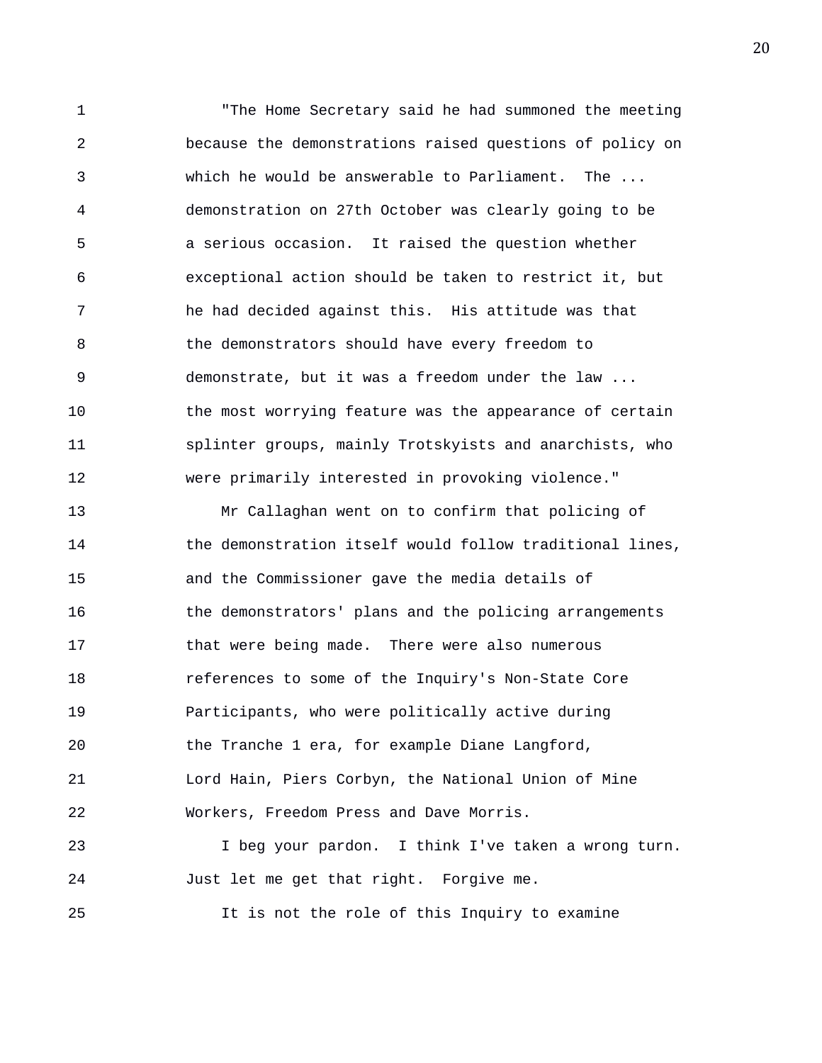"The Home Secretary said he had summoned the meeting because the demonstrations raised questions of policy on which he would be answerable to Parliament. The ... demonstration on 27th October was clearly going to be a serious occasion. It raised the question whether exceptional action should be taken to restrict it, but he had decided against this. His attitude was that the demonstrators should have every freedom to demonstrate, but it was a freedom under the law ... the most worrying feature was the appearance of certain splinter groups, mainly Trotskyists and anarchists, who were primarily interested in provoking violence."

Mr Callaghan went on to confirm that policing of the demonstration itself would follow traditional lines, and the Commissioner gave the media details of the demonstrators' plans and the policing arrangements that were being made. There were also numerous references to some of the Inquiry's Non-State Core Participants, who were politically active during the Tranche 1 era, for example Diane Langford, Lord Hain, Piers Corbyn, the National Union of Mine Workers, Freedom Press and Dave Morris.

I beg your pardon. I think I've taken a wrong turn. Just let me get that right. Forgive me.

It is not the role of this Inquiry to examine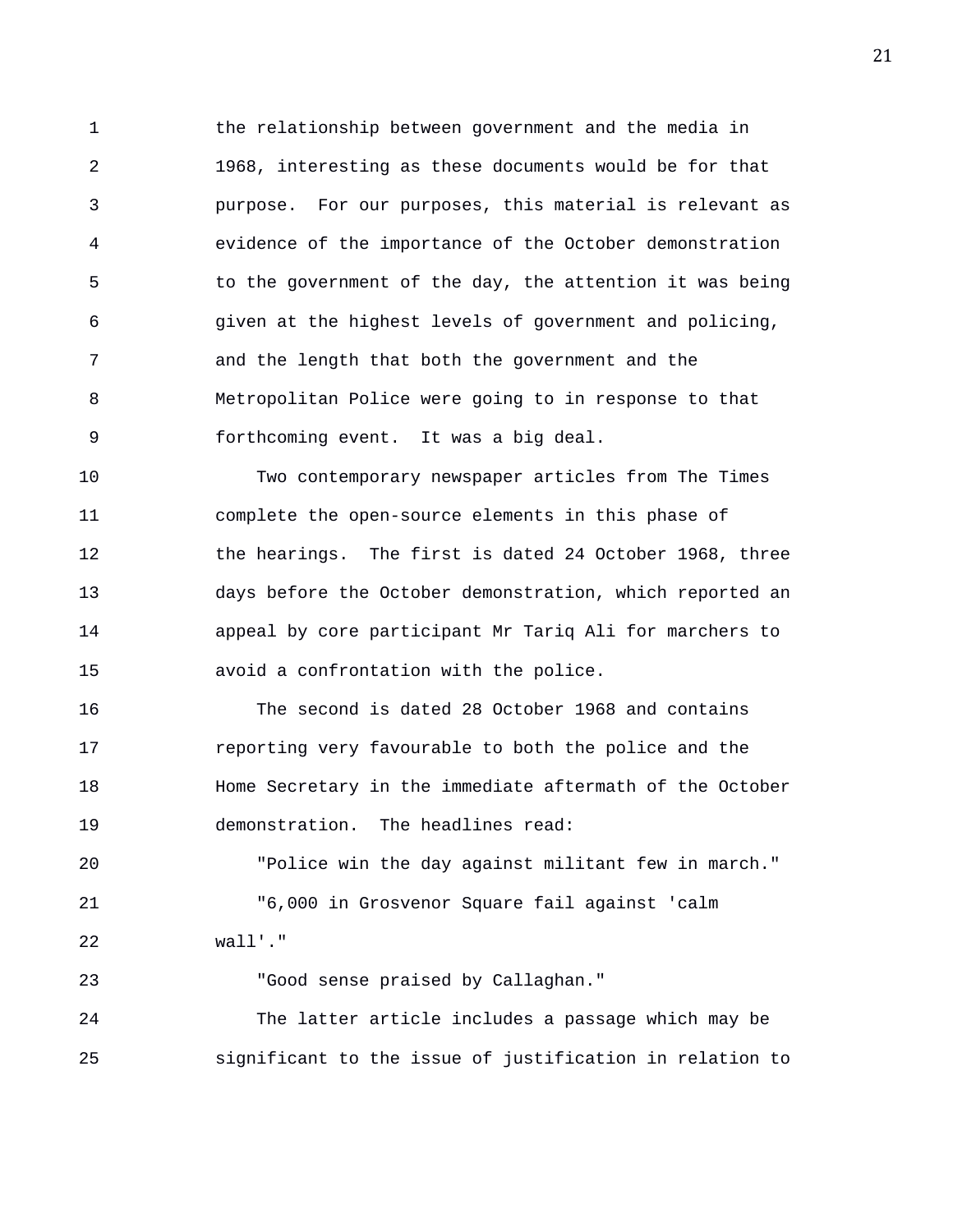the relationship between government and the media in 1968, interesting as these documents would be for that purpose. For our purposes, this material is relevant as evidence of the importance of the October demonstration to the government of the day, the attention it was being given at the highest levels of government and policing, and the length that both the government and the Metropolitan Police were going to in response to that forthcoming event. It was a big deal.

Two contemporary newspaper articles from The Times complete the open-source elements in this phase of the hearings. The first is dated 24 October 1968, three days before the October demonstration, which reported an appeal by core participant Mr Tariq Ali for marchers to avoid a confrontation with the police.

The second is dated 28 October 1968 and contains reporting very favourable to both the police and the Home Secretary in the immediate aftermath of the October demonstration. The headlines read:

"Police win the day against militant few in march."

"6,000 in Grosvenor Square fail against 'calm wall'."

"Good sense praised by Callaghan."

The latter article includes a passage which may be significant to the issue of justification in relation to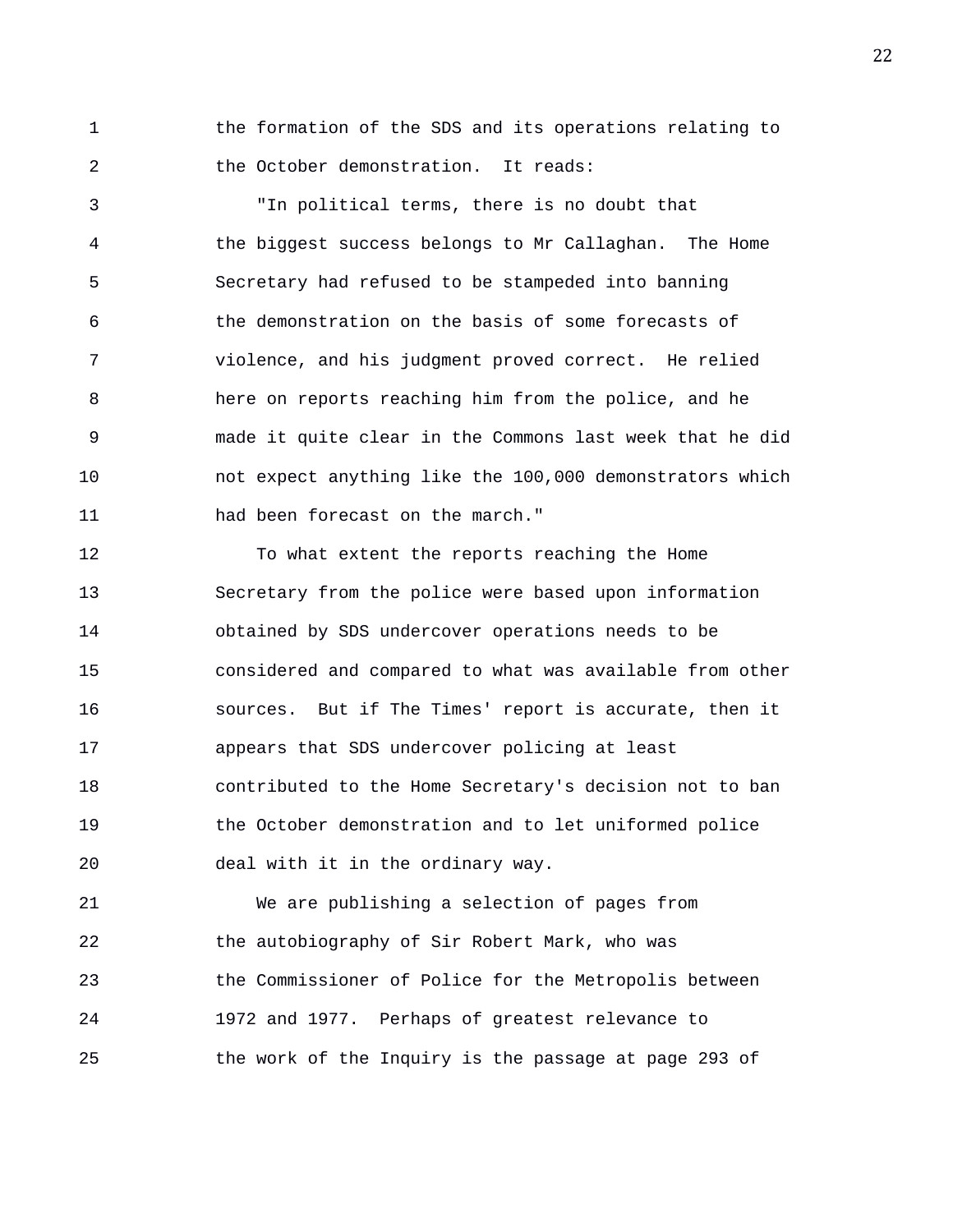the formation of the SDS and its operations relating to the October demonstration. It reads:

"In political terms, there is no doubt that the biggest success belongs to Mr Callaghan. The Home Secretary had refused to be stampeded into banning the demonstration on the basis of some forecasts of violence, and his judgment proved correct. He relied here on reports reaching him from the police, and he made it quite clear in the Commons last week that he did not expect anything like the 100,000 demonstrators which had been forecast on the march."

To what extent the reports reaching the Home Secretary from the police were based upon information obtained by SDS undercover operations needs to be considered and compared to what was available from other sources. But if The Times' report is accurate, then it appears that SDS undercover policing at least contributed to the Home Secretary's decision not to ban the October demonstration and to let uniformed police deal with it in the ordinary way.

We are publishing a selection of pages from the autobiography of Sir Robert Mark, who was the Commissioner of Police for the Metropolis between 1972 and 1977. Perhaps of greatest relevance to the work of the Inquiry is the passage at page 293 of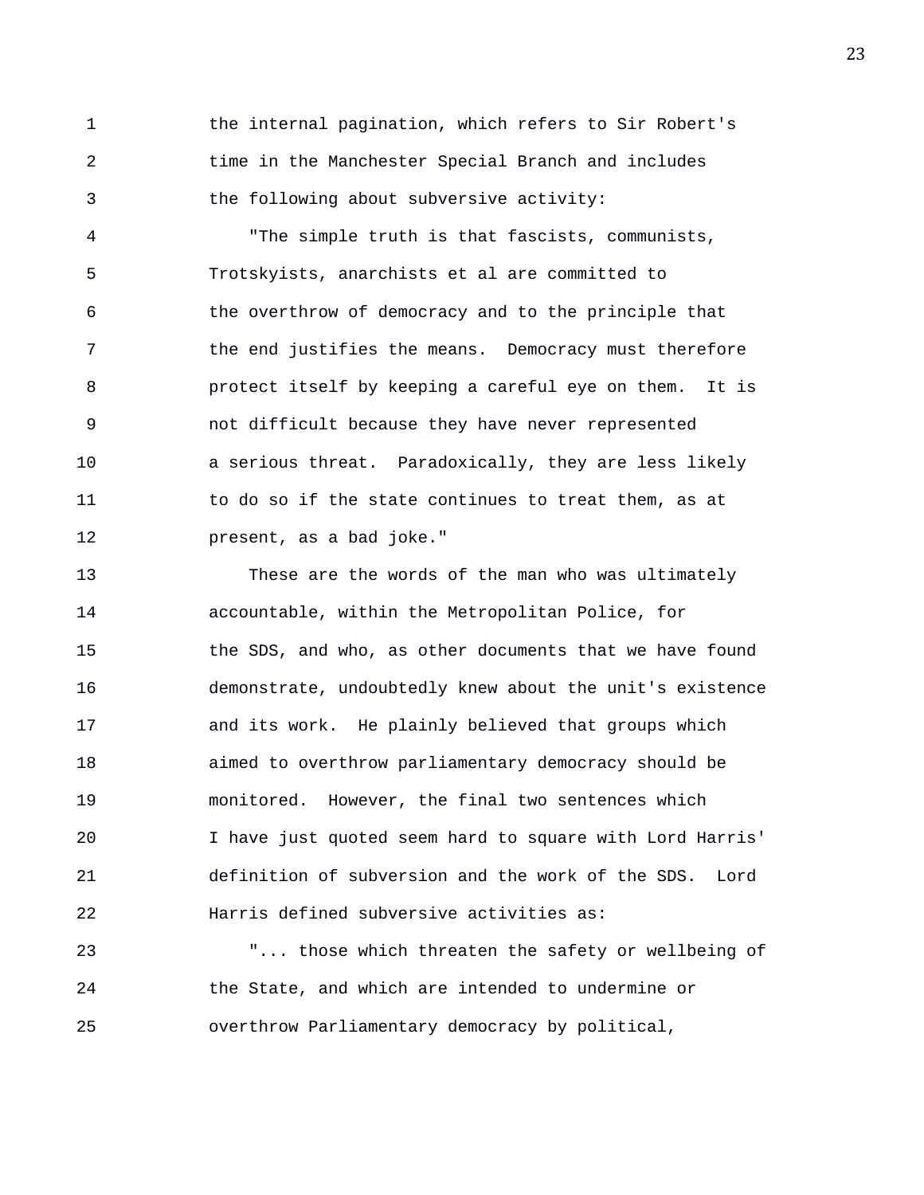the internal pagination, which refers to Sir Robert's time in the Manchester Special Branch and includes the following about subversive activity:

"The simple truth is that fascists, communists, Trotskyists, anarchists et al are committed to the overthrow of democracy and to the principle that the end justifies the means. Democracy must therefore protect itself by keeping a careful eye on them. It is not difficult because they have never represented a serious threat. Paradoxically, they are less likely to do so if the state continues to treat them, as at present, as a bad joke."

These are the words of the man who was ultimately accountable, within the Metropolitan Police, for the SDS, and who, as other documents that we have found demonstrate, undoubtedly knew about the unit's existence and its work. He plainly believed that groups which aimed to overthrow parliamentary democracy should be monitored. However, the final two sentences which I have just quoted seem hard to square with Lord Harris' definition of subversion and the work of the SDS. Lord Harris defined subversive activities as:

"... those which threaten the safety or wellbeing of the State, and which are intended to undermine or overthrow Parliamentary democracy by political,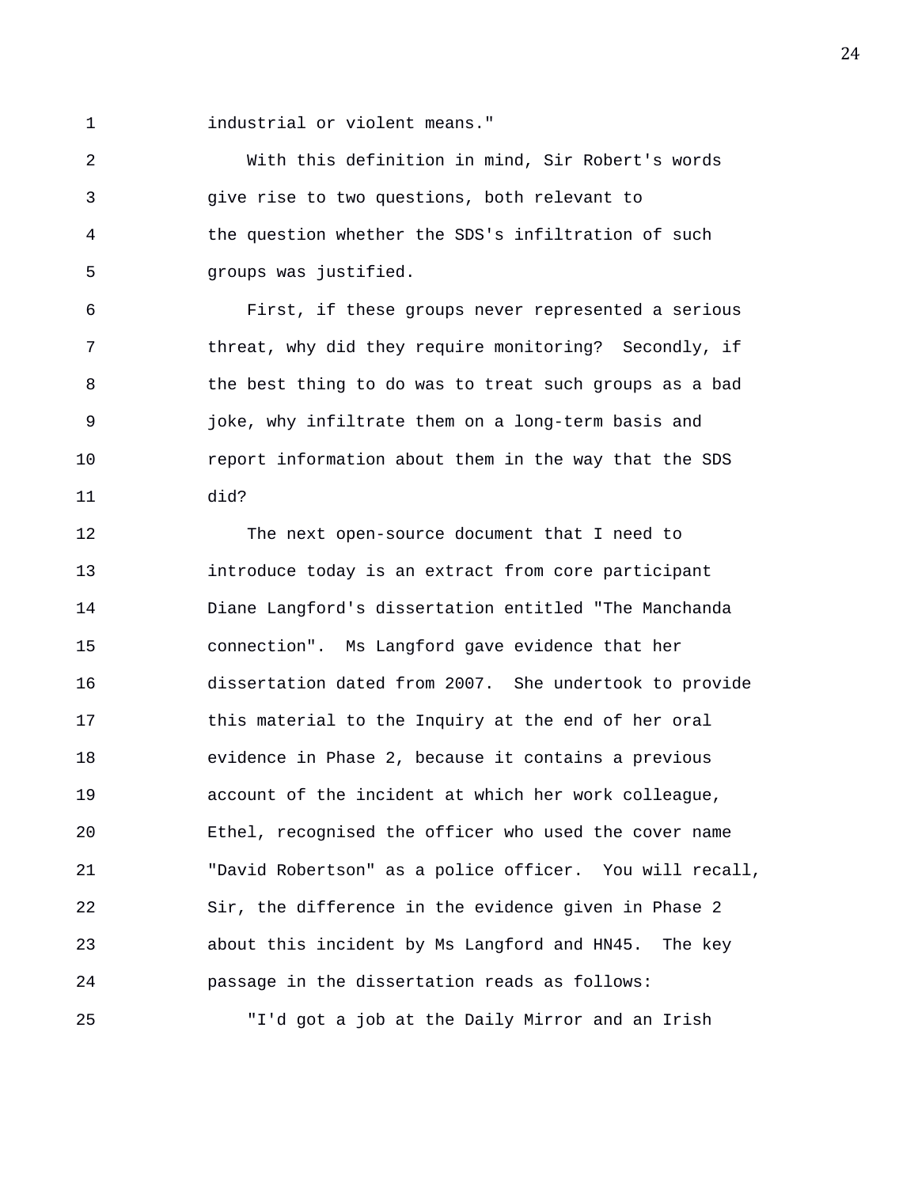industrial or violent means."

With this definition in mind, Sir Robert's words give rise to two questions, both relevant to the question whether the SDS's infiltration of such groups was justified.

First, if these groups never represented a serious threat, why did they require monitoring? Secondly, if the best thing to do was to treat such groups as a bad joke, why infiltrate them on a long-term basis and report information about them in the way that the SDS did?

The next open-source document that I need to introduce today is an extract from core participant Diane Langford's dissertation entitled "The Manchanda connection". Ms Langford gave evidence that her dissertation dated from 2007. She undertook to provide this material to the Inquiry at the end of her oral evidence in Phase 2, because it contains a previous account of the incident at which her work colleague, Ethel, recognised the officer who used the cover name "David Robertson" as a police officer. You will recall, Sir, the difference in the evidence given in Phase 2 about this incident by Ms Langford and HN45. The key passage in the dissertation reads as follows:

"I'd got a job at the Daily Mirror and an Irish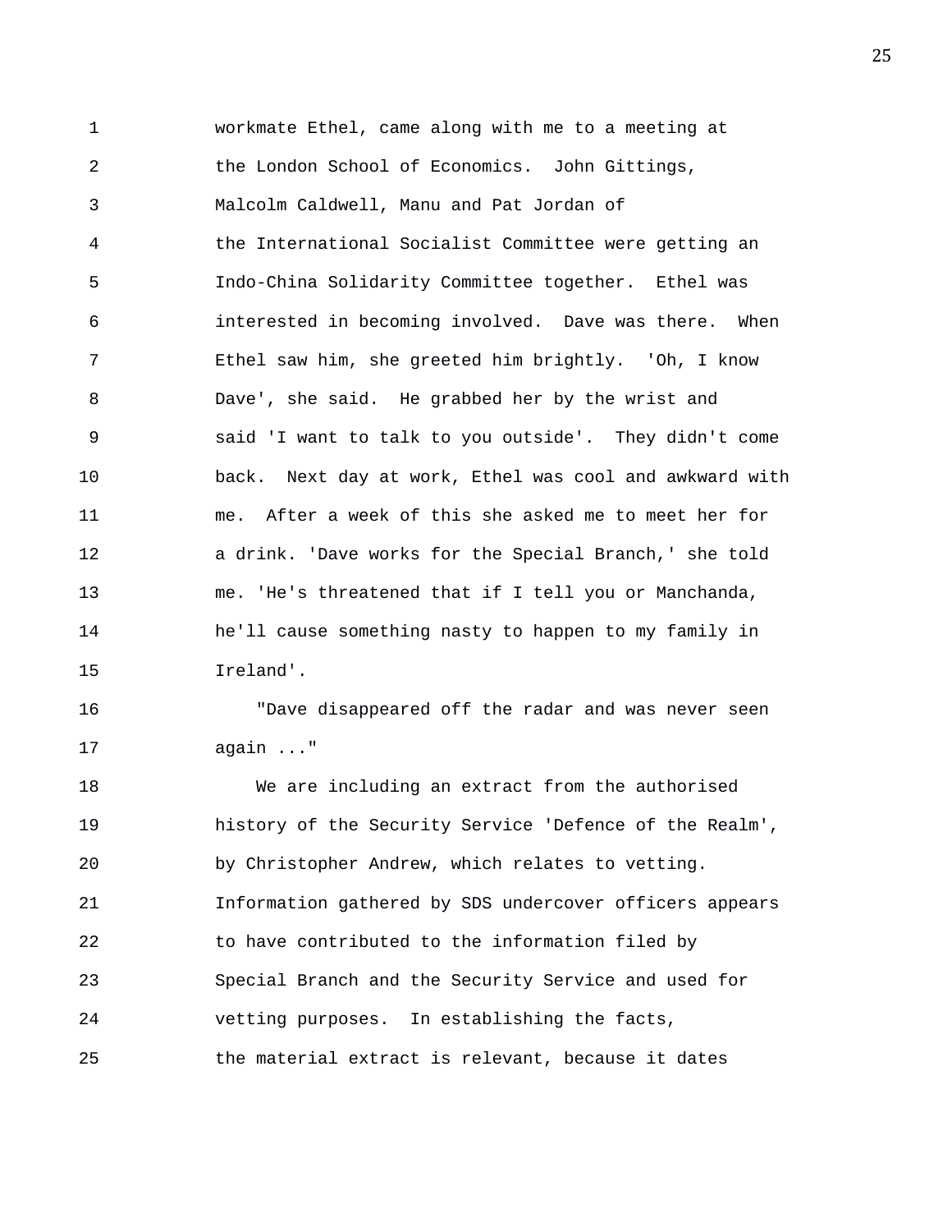workmate Ethel, came along with me to a meeting at the London School of Economics. John Gittings, Malcolm Caldwell, Manu and Pat Jordan of the International Socialist Committee were getting an Indo-China Solidarity Committee together. Ethel was interested in becoming involved. Dave was there. When Ethel saw him, she greeted him brightly. 'Oh, I know Dave', she said. He grabbed her by the wrist and said 'I want to talk to you outside'. They didn't come back. Next day at work, Ethel was cool and awkward with me. After a week of this she asked me to meet her for a drink. 'Dave works for the Special Branch,' she told me. 'He's threatened that if I tell you or Manchanda, he'll cause something nasty to happen to my family in Ireland'.

"Dave disappeared off the radar and was never seen again ..."

We are including an extract from the authorised history of the Security Service 'Defence of the Realm', by Christopher Andrew, which relates to vetting. Information gathered by SDS undercover officers appears to have contributed to the information filed by Special Branch and the Security Service and used for vetting purposes. In establishing the facts, the material extract is relevant, because it dates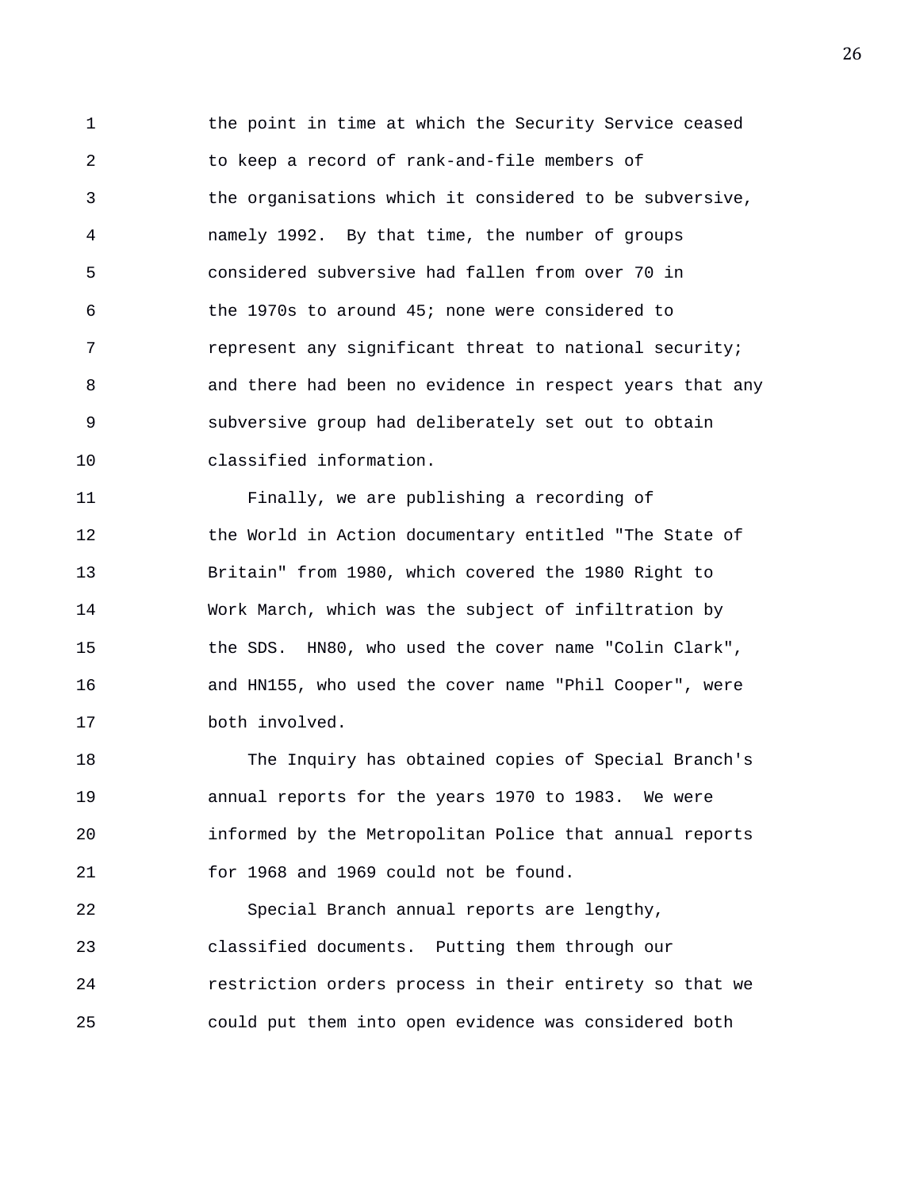the point in time at which the Security Service ceased to keep a record of rank-and-file members of the organisations which it considered to be subversive, namely 1992. By that time, the number of groups considered subversive had fallen from over 70 in the 1970s to around 45; none were considered to represent any significant threat to national security; and there had been no evidence in respect years that any subversive group had deliberately set out to obtain classified information.

Finally, we are publishing a recording of the World in Action documentary entitled "The State of Britain" from 1980, which covered the 1980 Right to Work March, which was the subject of infiltration by the SDS. HN80, who used the cover name "Colin Clark", and HN155, who used the cover name "Phil Cooper", were both involved.

The Inquiry has obtained copies of Special Branch's annual reports for the years 1970 to 1983. We were informed by the Metropolitan Police that annual reports for 1968 and 1969 could not be found.

Special Branch annual reports are lengthy, classified documents. Putting them through our restriction orders process in their entirety so that we could put them into open evidence was considered both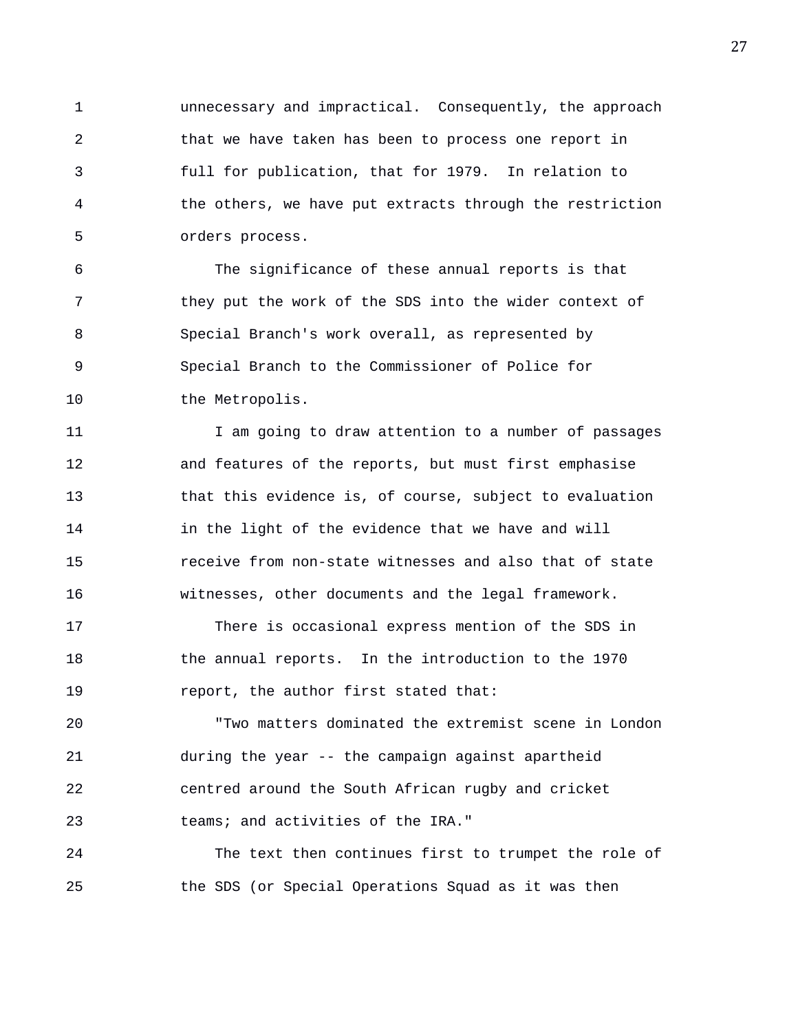unnecessary and impractical. Consequently, the approach that we have taken has been to process one report in full for publication, that for 1979. In relation to the others, we have put extracts through the restriction orders process.

The significance of these annual reports is that they put the work of the SDS into the wider context of Special Branch's work overall, as represented by Special Branch to the Commissioner of Police for the Metropolis.

I am going to draw attention to a number of passages and features of the reports, but must first emphasise that this evidence is, of course, subject to evaluation in the light of the evidence that we have and will receive from non-state witnesses and also that of state witnesses, other documents and the legal framework.

There is occasional express mention of the SDS in the annual reports. In the introduction to the 1970 report, the author first stated that:

"Two matters dominated the extremist scene in London during the year -- the campaign against apartheid centred around the South African rugby and cricket teams; and activities of the IRA."

The text then continues first to trumpet the role of the SDS (or Special Operations Squad as it was then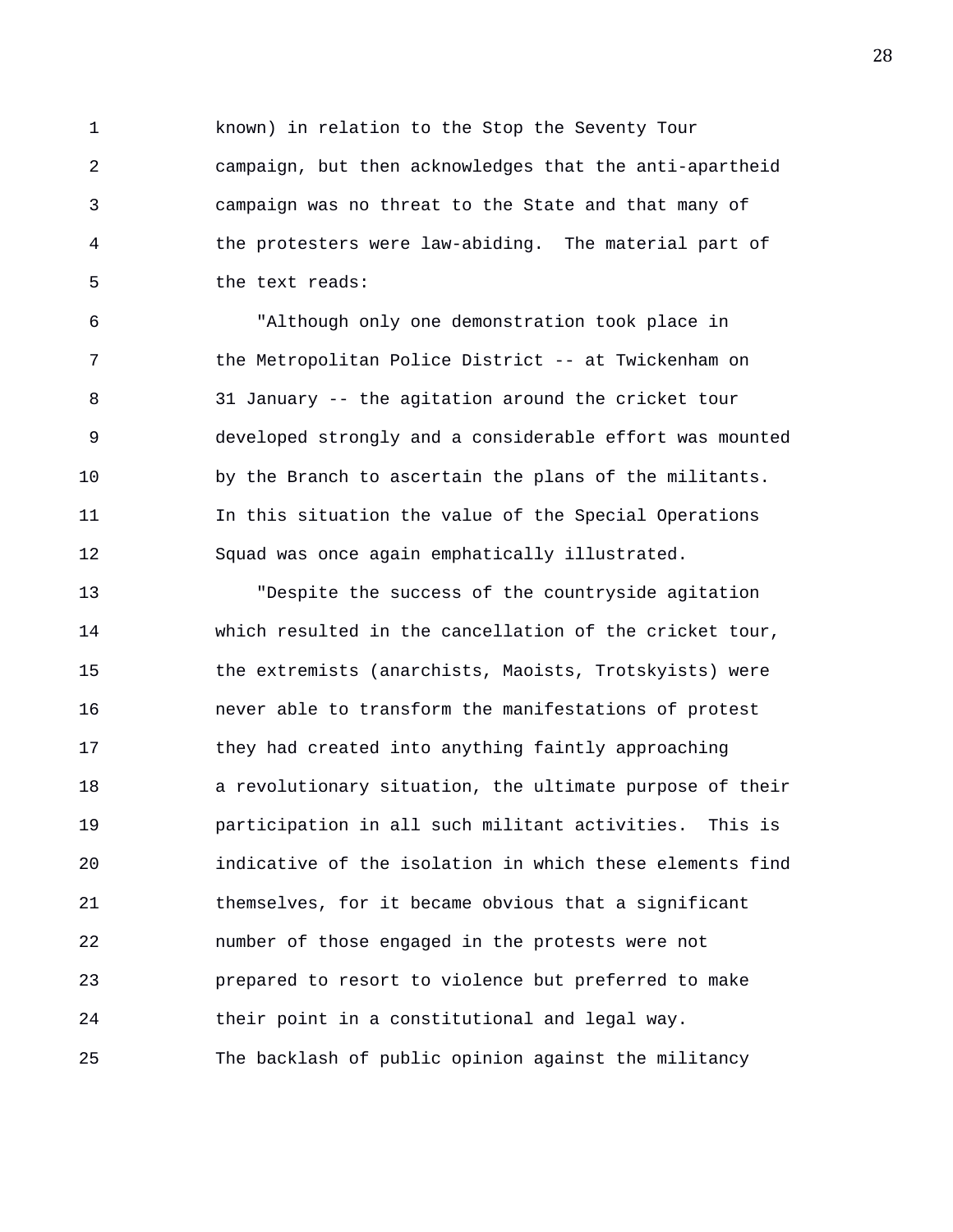known) in relation to the Stop the Seventy Tour campaign, but then acknowledges that the anti-apartheid campaign was no threat to the State and that many of the protesters were law-abiding. The material part of the text reads:

"Although only one demonstration took place in the Metropolitan Police District -- at Twickenham on 31 January -- the agitation around the cricket tour developed strongly and a considerable effort was mounted by the Branch to ascertain the plans of the militants. In this situation the value of the Special Operations Squad was once again emphatically illustrated.

"Despite the success of the countryside agitation which resulted in the cancellation of the cricket tour, the extremists (anarchists, Maoists, Trotskyists) were never able to transform the manifestations of protest they had created into anything faintly approaching a revolutionary situation, the ultimate purpose of their participation in all such militant activities. This is indicative of the isolation in which these elements find themselves, for it became obvious that a significant number of those engaged in the protests were not prepared to resort to violence but preferred to make their point in a constitutional and legal way. The backlash of public opinion against the militancy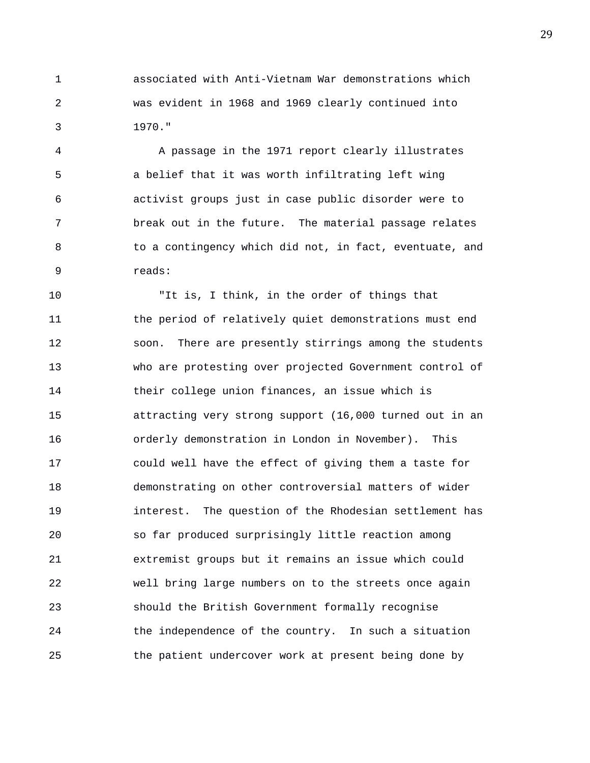associated with Anti-Vietnam War demonstrations which was evident in 1968 and 1969 clearly continued into 1970."

A passage in the 1971 report clearly illustrates a belief that it was worth infiltrating left wing activist groups just in case public disorder were to break out in the future. The material passage relates to a contingency which did not, in fact, eventuate, and reads:

"It is, I think, in the order of things that the period of relatively quiet demonstrations must end soon. There are presently stirrings among the students who are protesting over projected Government control of their college union finances, an issue which is attracting very strong support (16,000 turned out in an orderly demonstration in London in November). This could well have the effect of giving them a taste for demonstrating on other controversial matters of wider interest. The question of the Rhodesian settlement has so far produced surprisingly little reaction among extremist groups but it remains an issue which could well bring large numbers on to the streets once again should the British Government formally recognise the independence of the country. In such a situation the patient undercover work at present being done by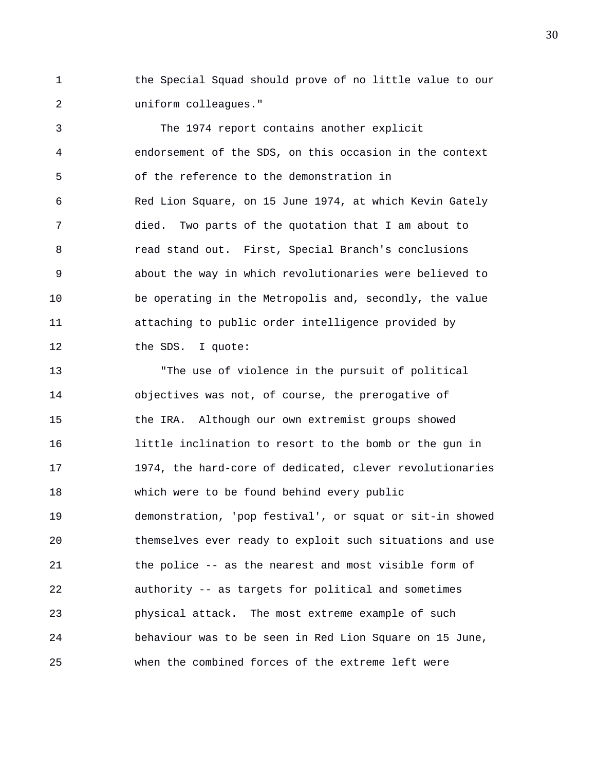the Special Squad should prove of no little value to our uniform colleagues."

The 1974 report contains another explicit endorsement of the SDS, on this occasion in the context of the reference to the demonstration in Red Lion Square, on 15 June 1974, at which Kevin Gately died. Two parts of the quotation that I am about to read stand out. First, Special Branch's conclusions about the way in which revolutionaries were believed to be operating in the Metropolis and, secondly, the value attaching to public order intelligence provided by the SDS. I quote:

"The use of violence in the pursuit of political objectives was not, of course, the prerogative of the IRA. Although our own extremist groups showed little inclination to resort to the bomb or the gun in 1974, the hard-core of dedicated, clever revolutionaries which were to be found behind every public demonstration, 'pop festival', or squat or sit-in showed themselves ever ready to exploit such situations and use the police -- as the nearest and most visible form of authority -- as targets for political and sometimes physical attack. The most extreme example of such behaviour was to be seen in Red Lion Square on 15 June, when the combined forces of the extreme left were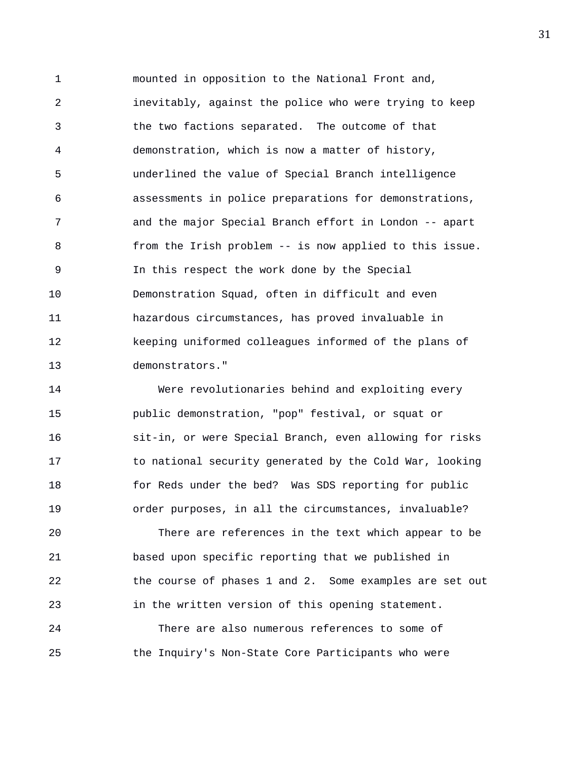mounted in opposition to the National Front and, inevitably, against the police who were trying to keep the two factions separated. The outcome of that demonstration, which is now a matter of history, underlined the value of Special Branch intelligence assessments in police preparations for demonstrations, and the major Special Branch effort in London -- apart from the Irish problem -- is now applied to this issue. In this respect the work done by the Special Demonstration Squad, often in difficult and even hazardous circumstances, has proved invaluable in keeping uniformed colleagues informed of the plans of demonstrators."

Were revolutionaries behind and exploiting every public demonstration, "pop" festival, or squat or sit-in, or were Special Branch, even allowing for risks to national security generated by the Cold War, looking for Reds under the bed? Was SDS reporting for public order purposes, in all the circumstances, invaluable?

There are references in the text which appear to be based upon specific reporting that we published in the course of phases 1 and 2. Some examples are set out in the written version of this opening statement.

There are also numerous references to some of the Inquiry's Non-State Core Participants who were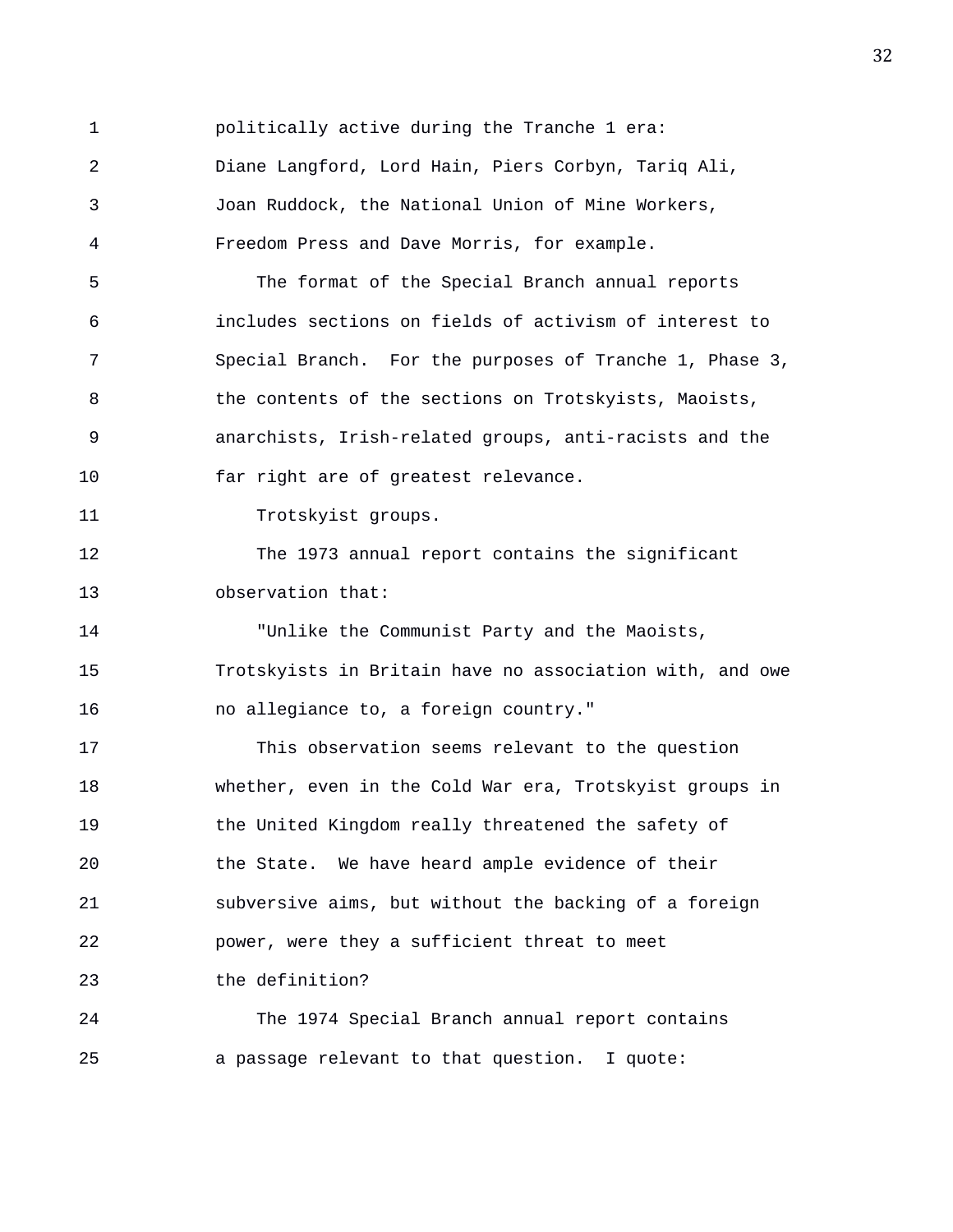politically active during the Tranche 1 era: Diane Langford, Lord Hain, Piers Corbyn, Tariq Ali, Joan Ruddock, the National Union of Mine Workers, Freedom Press and Dave Morris, for example.

The format of the Special Branch annual reports includes sections on fields of activism of interest to Special Branch. For the purposes of Tranche 1, Phase 3, the contents of the sections on Trotskyists, Maoists, anarchists, Irish-related groups, anti-racists and the far right are of greatest relevance.

Trotskyist groups.

The 1973 annual report contains the significant observation that:

"Unlike the Communist Party and the Maoists, Trotskyists in Britain have no association with, and owe no allegiance to, a foreign country."

This observation seems relevant to the question whether, even in the Cold War era, Trotskyist groups in the United Kingdom really threatened the safety of the State. We have heard ample evidence of their subversive aims, but without the backing of a foreign power, were they a sufficient threat to meet the definition?

The 1974 Special Branch annual report contains a passage relevant to that question. I quote: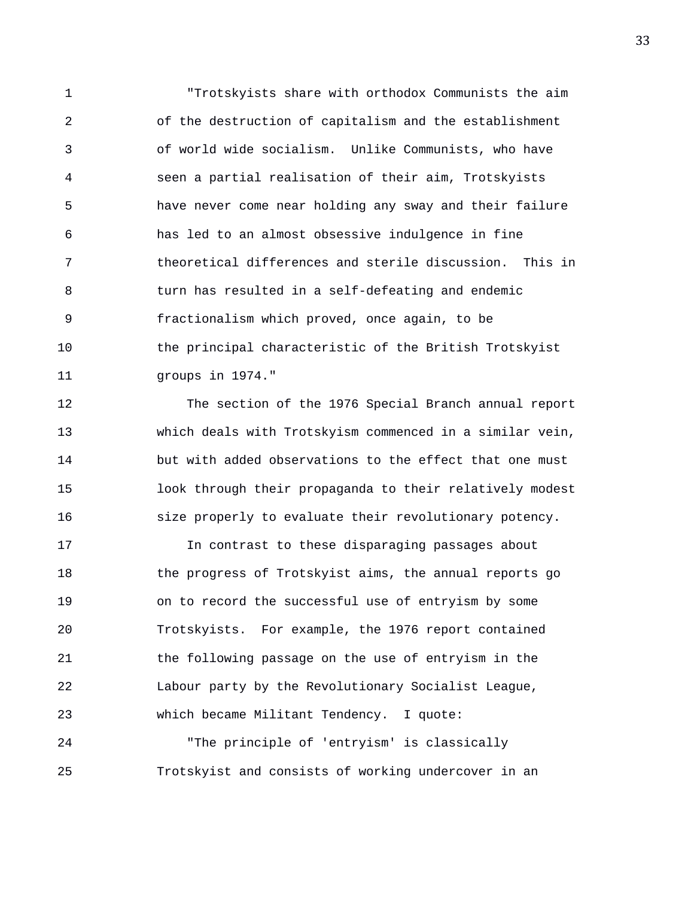"Trotskyists share with orthodox Communists the aim of the destruction of capitalism and the establishment of world wide socialism. Unlike Communists, who have seen a partial realisation of their aim, Trotskyists have never come near holding any sway and their failure has led to an almost obsessive indulgence in fine theoretical differences and sterile discussion. This in turn has resulted in a self-defeating and endemic fractionalism which proved, once again, to be the principal characteristic of the British Trotskyist groups in 1974."

The section of the 1976 Special Branch annual report which deals with Trotskyism commenced in a similar vein, but with added observations to the effect that one must look through their propaganda to their relatively modest size properly to evaluate their revolutionary potency.

In contrast to these disparaging passages about the progress of Trotskyist aims, the annual reports go on to record the successful use of entryism by some Trotskyists. For example, the 1976 report contained the following passage on the use of entryism in the Labour party by the Revolutionary Socialist League, which became Militant Tendency. I quote:

"The principle of 'entryism' is classically Trotskyist and consists of working undercover in an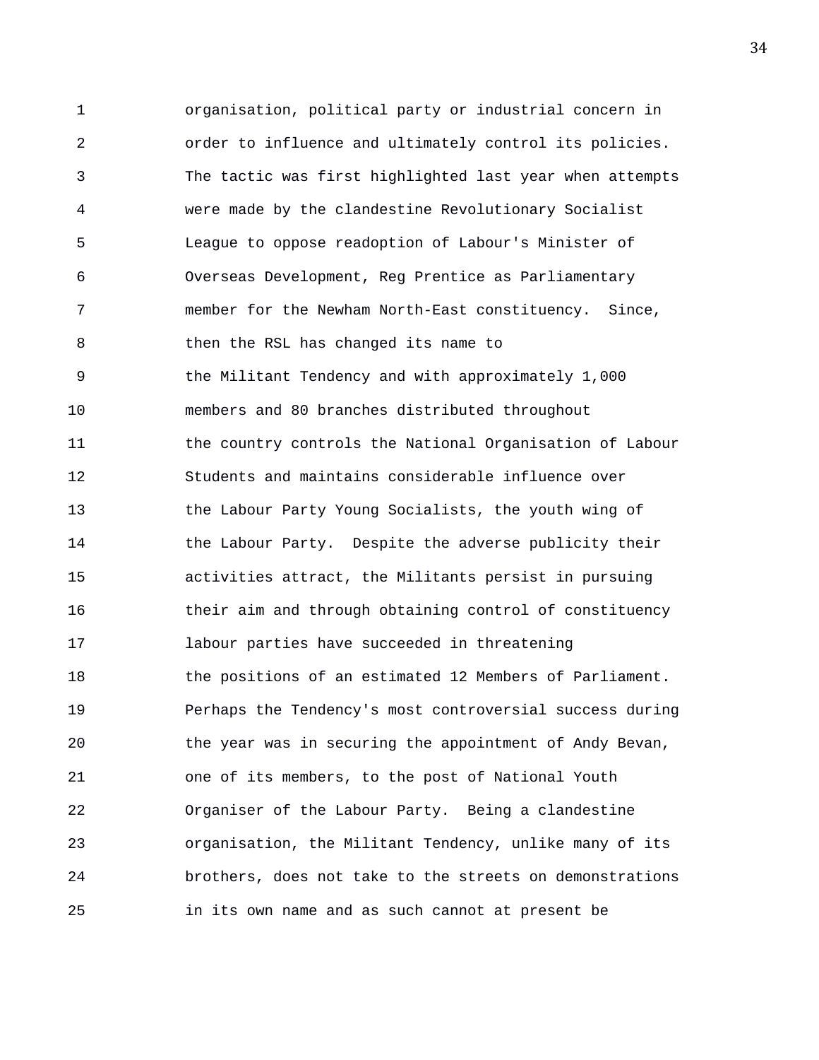organisation, political party or industrial concern in order to influence and ultimately control its policies. The tactic was first highlighted last year when attempts were made by the clandestine Revolutionary Socialist League to oppose readoption of Labour's Minister of Overseas Development, Reg Prentice as Parliamentary member for the Newham North-East constituency. Since, then the RSL has changed its name to the Militant Tendency and with approximately 1,000 members and 80 branches distributed throughout the country controls the National Organisation of Labour Students and maintains considerable influence over the Labour Party Young Socialists, the youth wing of the Labour Party. Despite the adverse publicity their activities attract, the Militants persist in pursuing their aim and through obtaining control of constituency labour parties have succeeded in threatening the positions of an estimated 12 Members of Parliament. Perhaps the Tendency's most controversial success during the year was in securing the appointment of Andy Bevan, one of its members, to the post of National Youth Organiser of the Labour Party. Being a clandestine organisation, the Militant Tendency, unlike many of its brothers, does not take to the streets on demonstrations in its own name and as such cannot at present be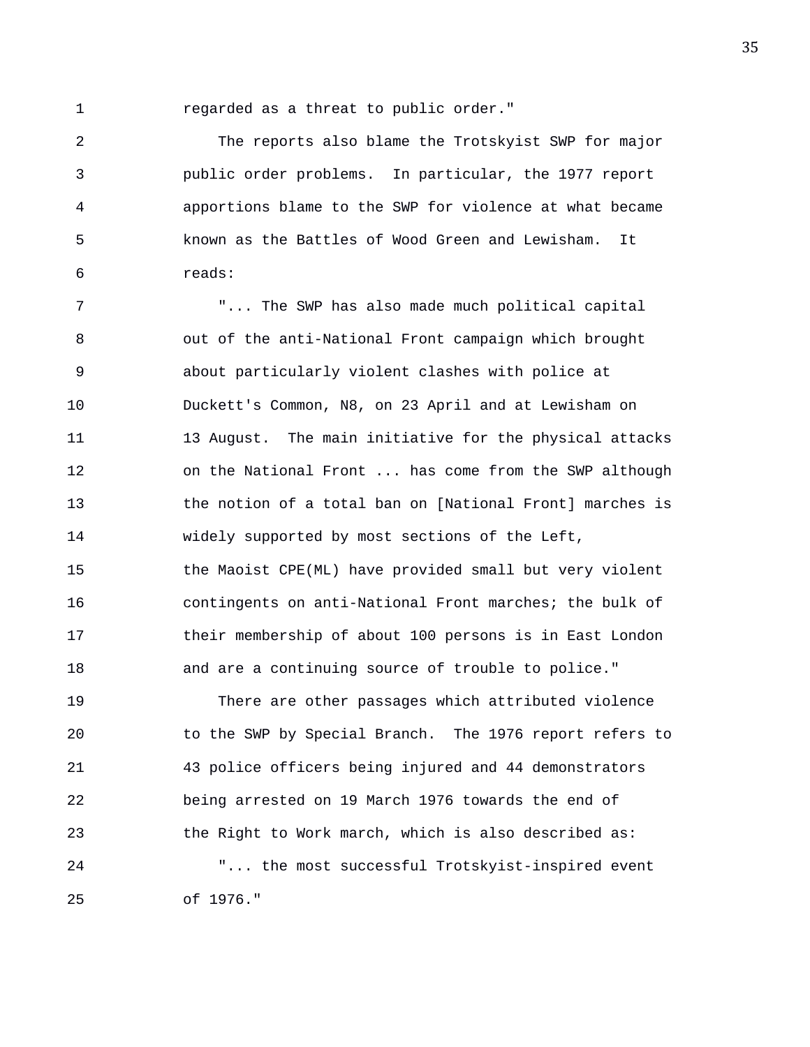regarded as a threat to public order."

The reports also blame the Trotskyist SWP for major public order problems. In particular, the 1977 report apportions blame to the SWP for violence at what became known as the Battles of Wood Green and Lewisham. It reads:

"... The SWP has also made much political capital out of the anti-National Front campaign which brought about particularly violent clashes with police at Duckett's Common, N8, on 23 April and at Lewisham on 13 August. The main initiative for the physical attacks on the National Front ... has come from the SWP although the notion of a total ban on [National Front] marches is widely supported by most sections of the Left, the Maoist CPE(ML) have provided small but very violent contingents on anti-National Front marches; the bulk of their membership of about 100 persons is in East London and are a continuing source of trouble to police."

There are other passages which attributed violence to the SWP by Special Branch. The 1976 report refers to 43 police officers being injured and 44 demonstrators being arrested on 19 March 1976 towards the end of the Right to Work march, which is also described as:

"... the most successful Trotskyist-inspired event of 1976."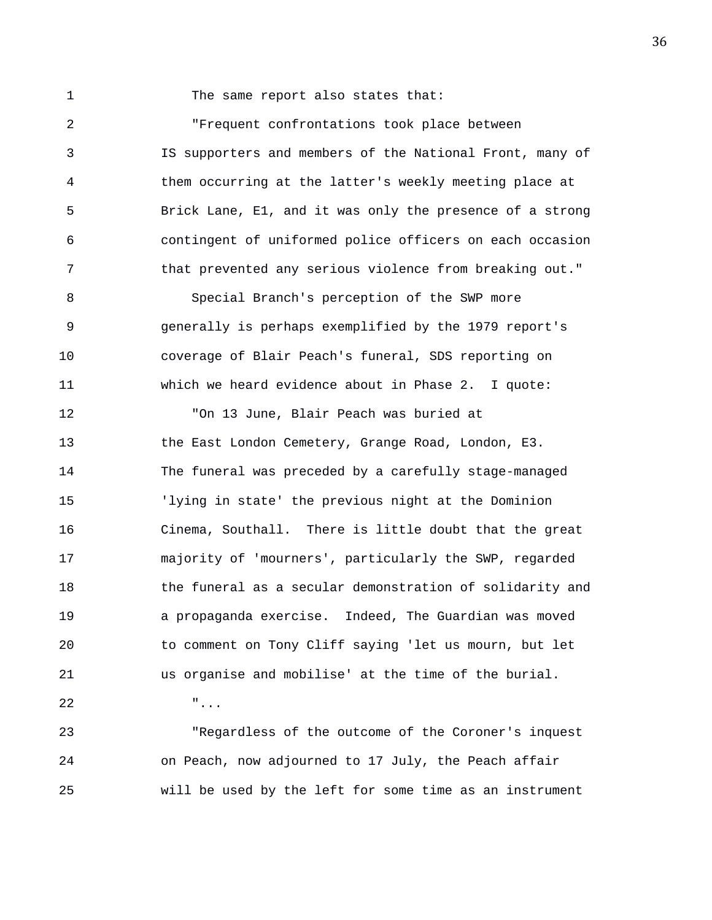The same report also states that:

"Frequent confrontations took place between IS supporters and members of the National Front, many of them occurring at the latter's weekly meeting place at Brick Lane, E1, and it was only the presence of a strong contingent of uniformed police officers on each occasion that prevented any serious violence from breaking out."

Special Branch's perception of the SWP more generally is perhaps exemplified by the 1979 report's coverage of Blair Peach's funeral, SDS reporting on which we heard evidence about in Phase 2. I quote:

"On 13 June, Blair Peach was buried at the East London Cemetery, Grange Road, London, E3. The funeral was preceded by a carefully stage-managed 'lying in state' the previous night at the Dominion Cinema, Southall. There is little doubt that the great majority of 'mourners', particularly the SWP, regarded the funeral as a secular demonstration of solidarity and a propaganda exercise. Indeed, The Guardian was moved to comment on Tony Cliff saying 'let us mourn, but let us organise and mobilise' at the time of the burial.

"...

"Regardless of the outcome of the Coroner's inquest on Peach, now adjourned to 17 July, the Peach affair will be used by the left for some time as an instrument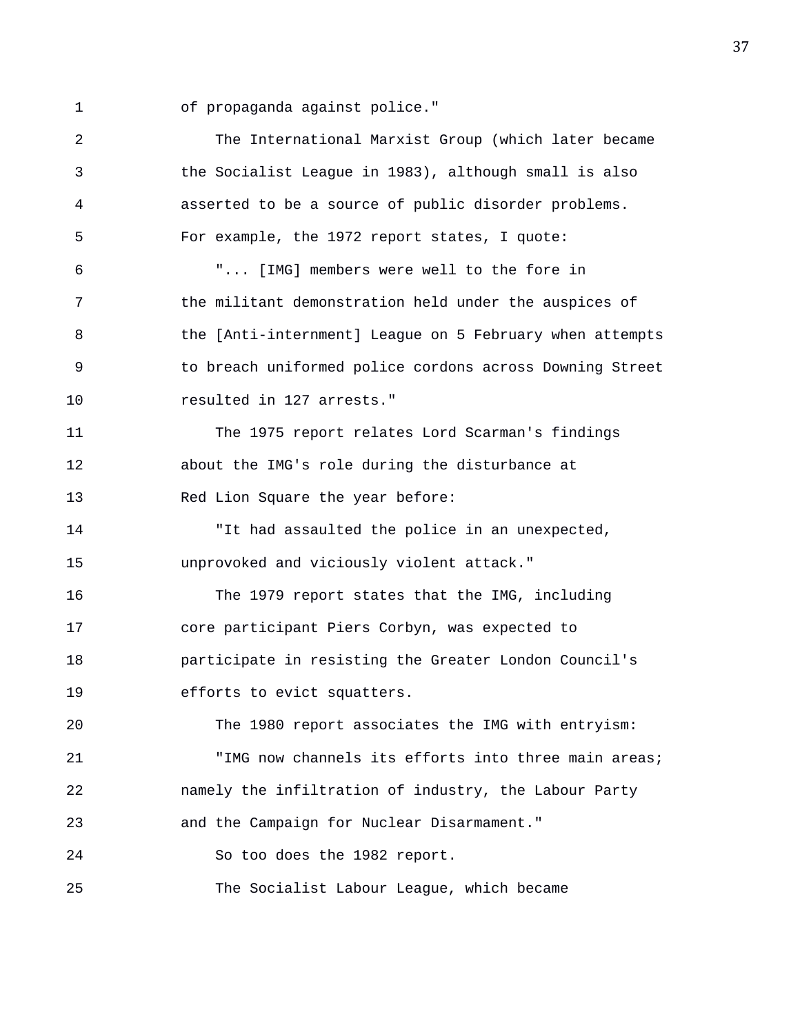of propaganda against police."

The International Marxist Group (which later became the Socialist League in 1983), although small is also asserted to be a source of public disorder problems. For example, the 1972 report states, I quote:

"... [IMG] members were well to the fore in the militant demonstration held under the auspices of the [Anti-internment] League on 5 February when attempts to breach uniformed police cordons across Downing Street resulted in 127 arrests."

The 1975 report relates Lord Scarman's findings about the IMG's role during the disturbance at Red Lion Square the year before:

"It had assaulted the police in an unexpected, unprovoked and viciously violent attack."

The 1979 report states that the IMG, including core participant Piers Corbyn, was expected to participate in resisting the Greater London Council's efforts to evict squatters.

The 1980 report associates the IMG with entryism:

"IMG now channels its efforts into three main areas; namely the infiltration of industry, the Labour Party and the Campaign for Nuclear Disarmament."

So too does the 1982 report.

The Socialist Labour League, which became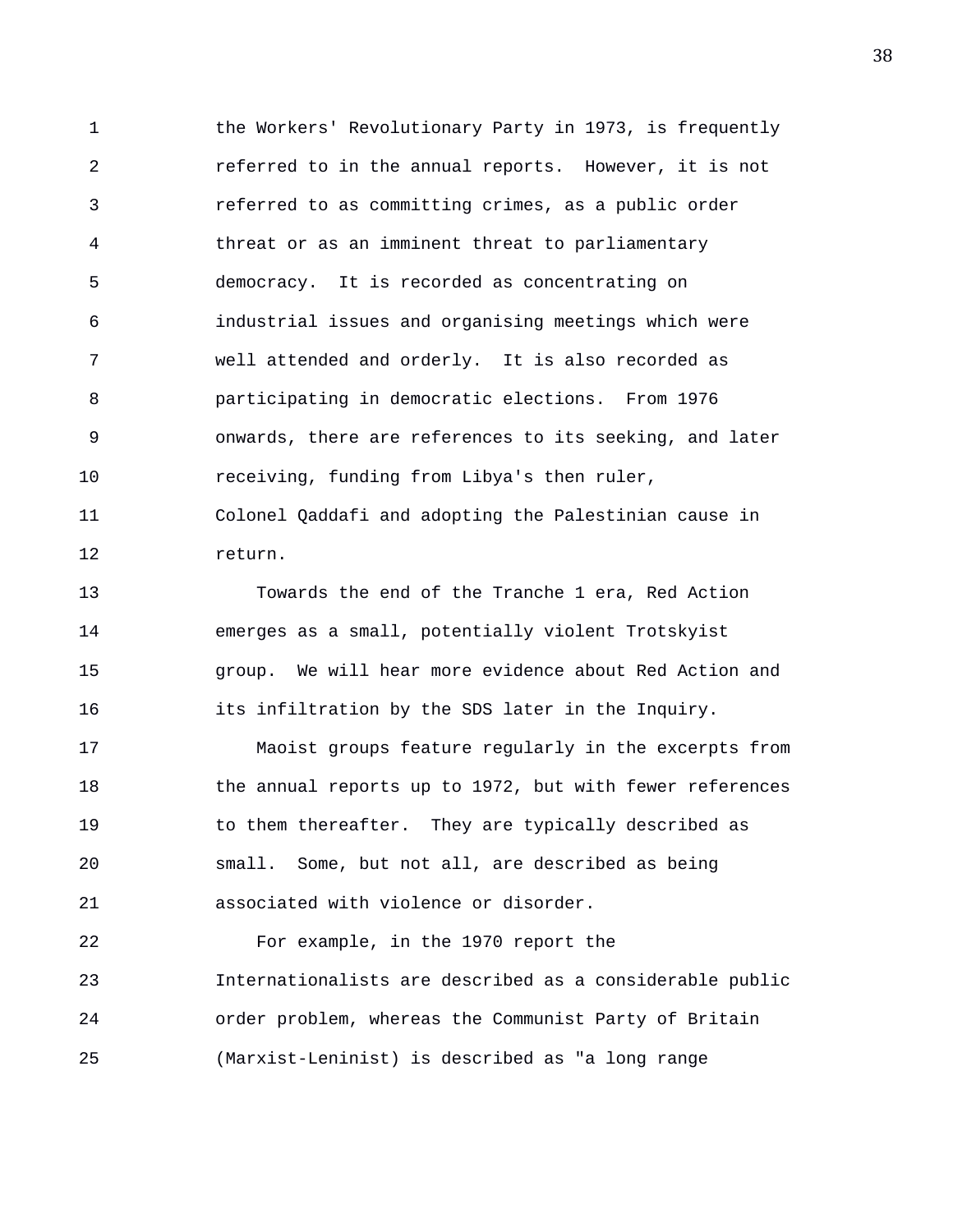the Workers' Revolutionary Party in 1973, is frequently referred to in the annual reports. However, it is not referred to as committing crimes, as a public order threat or as an imminent threat to parliamentary democracy. It is recorded as concentrating on industrial issues and organising meetings which were well attended and orderly. It is also recorded as participating in democratic elections. From 1976 onwards, there are references to its seeking, and later receiving, funding from Libya's then ruler, Colonel Qaddafi and adopting the Palestinian cause in return.

Towards the end of the Tranche 1 era, Red Action emerges as a small, potentially violent Trotskyist group. We will hear more evidence about Red Action and its infiltration by the SDS later in the Inquiry.

Maoist groups feature regularly in the excerpts from the annual reports up to 1972, but with fewer references to them thereafter. They are typically described as small. Some, but not all, are described as being associated with violence or disorder.

For example, in the 1970 report the Internationalists are described as a considerable public order problem, whereas the Communist Party of Britain (Marxist-Leninist) is described as "a long range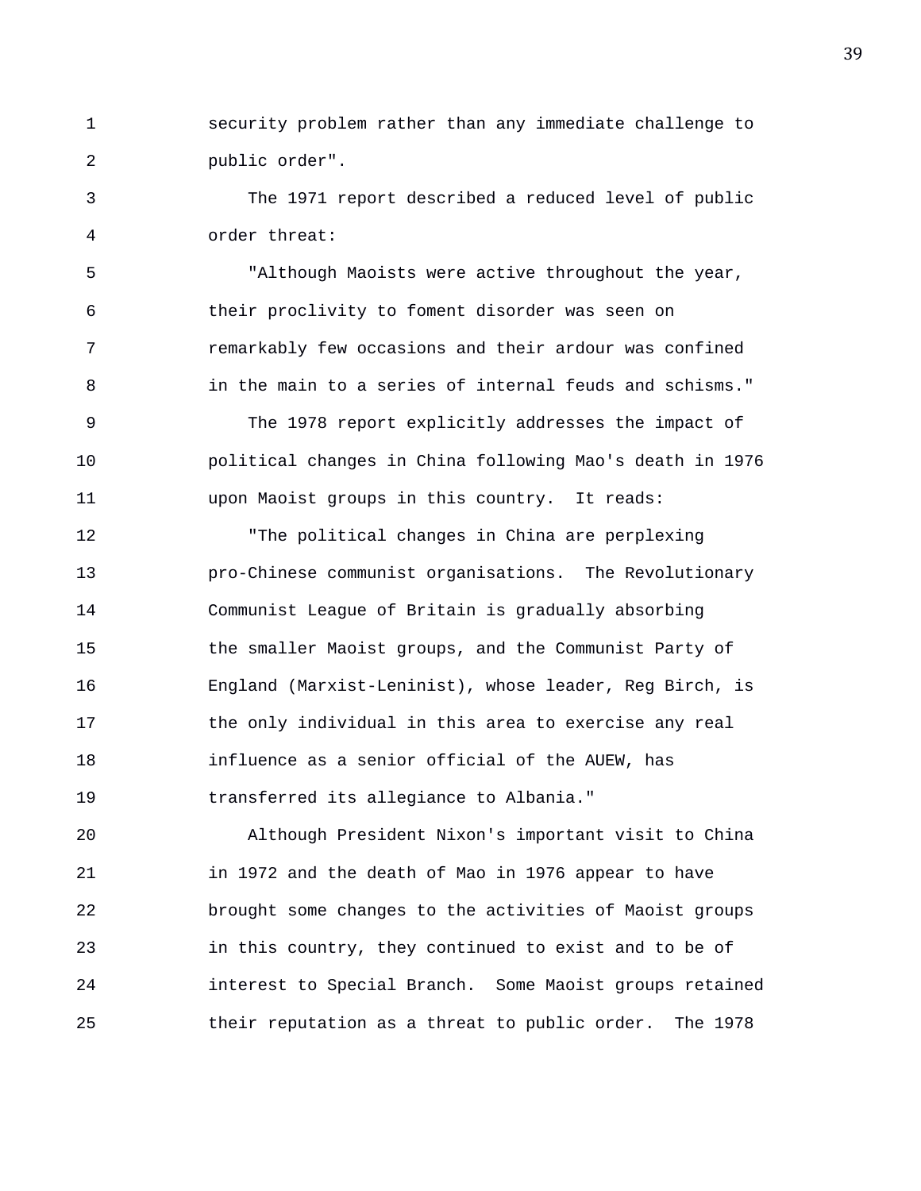security problem rather than any immediate challenge to public order".

The 1971 report described a reduced level of public order threat:

"Although Maoists were active throughout the year, their proclivity to foment disorder was seen on remarkably few occasions and their ardour was confined in the main to a series of internal feuds and schisms."

The 1978 report explicitly addresses the impact of political changes in China following Mao's death in 1976 upon Maoist groups in this country. It reads:

"The political changes in China are perplexing pro-Chinese communist organisations. The Revolutionary Communist League of Britain is gradually absorbing the smaller Maoist groups, and the Communist Party of England (Marxist-Leninist), whose leader, Reg Birch, is the only individual in this area to exercise any real influence as a senior official of the AUEW, has transferred its allegiance to Albania."

Although President Nixon's important visit to China in 1972 and the death of Mao in 1976 appear to have brought some changes to the activities of Maoist groups in this country, they continued to exist and to be of interest to Special Branch. Some Maoist groups retained their reputation as a threat to public order. The 1978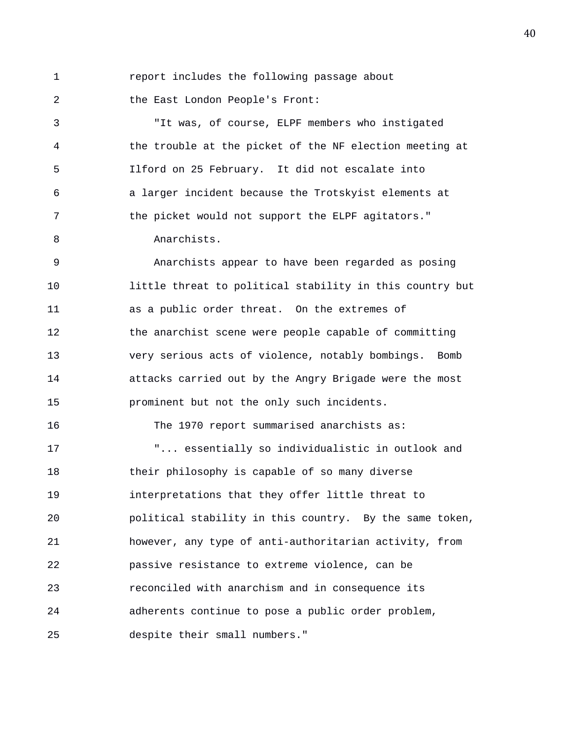report includes the following passage about the East London People's Front:

> "It was, of course, ELPF members who instigated the trouble at the picket of the NF election meeting at Ilford on 25 February. It did not escalate into a larger incident because the Trotskyist elements at the picket would not support the ELPF agitators."

Anarchists.

Anarchists appear to have been regarded as posing little threat to political stability in this country but as a public order threat. On the extremes of the anarchist scene were people capable of committing very serious acts of violence, notably bombings. Bomb attacks carried out by the Angry Brigade were the most prominent but not the only such incidents.

The 1970 report summarised anarchists as:

> "... essentially so individualistic in outlook and their philosophy is capable of so many diverse interpretations that they offer little threat to political stability in this country. By the same token, however, any type of anti-authoritarian activity, from passive resistance to extreme violence, can be reconciled with anarchism and in consequence its adherents continue to pose a public order problem, despite their small numbers."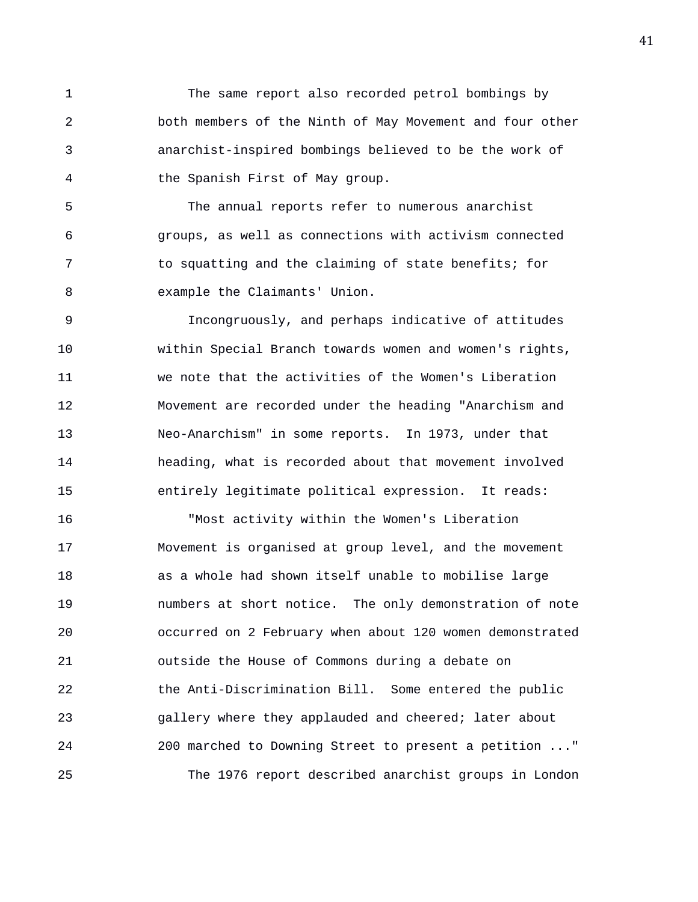The same report also recorded petrol bombings by both members of the Ninth of May Movement and four other anarchist-inspired bombings believed to be the work of the Spanish First of May group.

The annual reports refer to numerous anarchist groups, as well as connections with activism connected to squatting and the claiming of state benefits; for example the Claimants' Union.

Incongruously, and perhaps indicative of attitudes within Special Branch towards women and women's rights, we note that the activities of the Women's Liberation Movement are recorded under the heading "Anarchism and Neo-Anarchism" in some reports. In 1973, under that heading, what is recorded about that movement involved entirely legitimate political expression. It reads:

"Most activity within the Women's Liberation Movement is organised at group level, and the movement as a whole had shown itself unable to mobilise large numbers at short notice. The only demonstration of note occurred on 2 February when about 120 women demonstrated outside the House of Commons during a debate on the Anti-Discrimination Bill. Some entered the public gallery where they applauded and cheered; later about 200 marched to Downing Street to present a petition ..."

The 1976 report described anarchist groups in London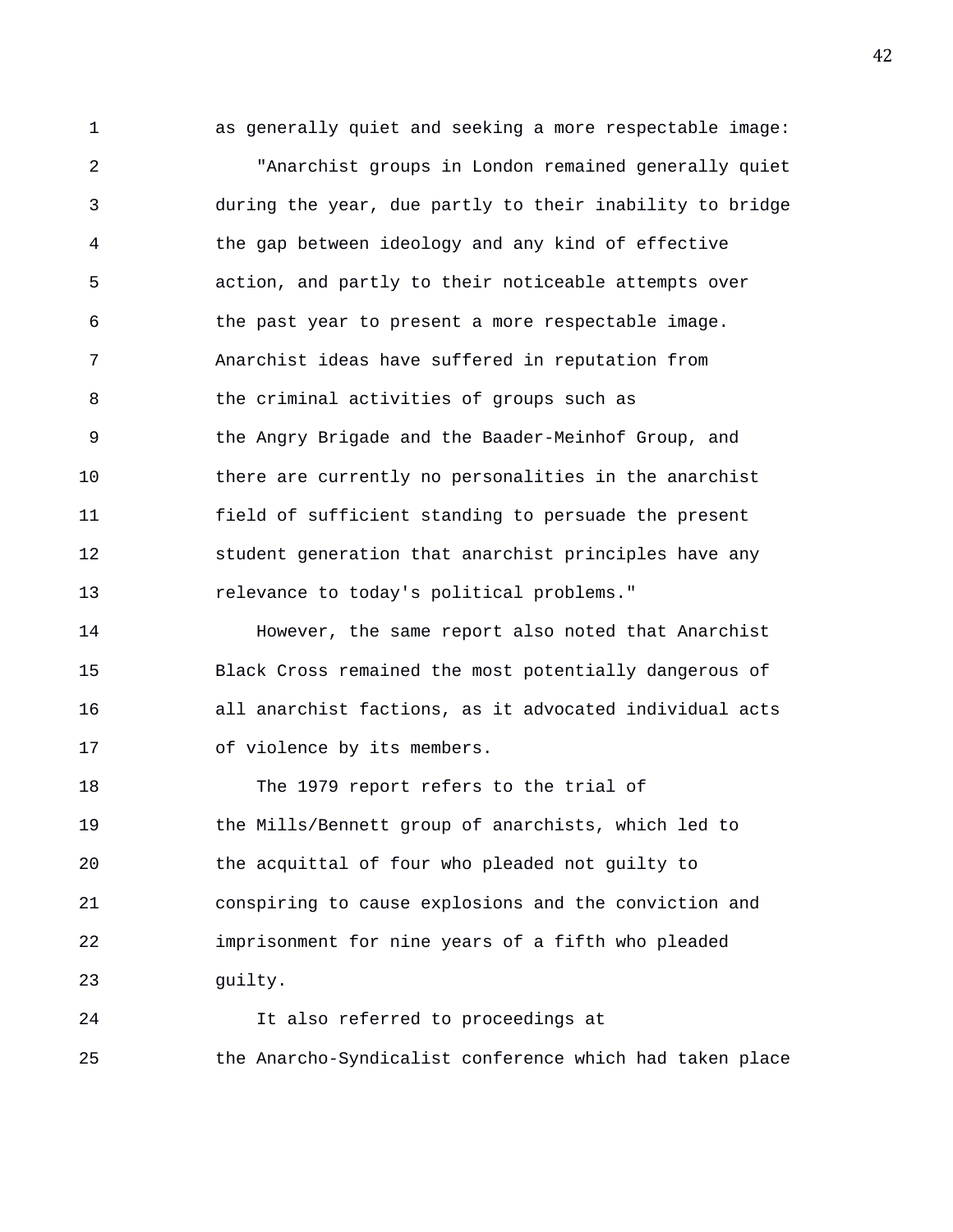as generally quiet and seeking a more respectable image:

> "Anarchist groups in London remained generally quiet during the year, due partly to their inability to bridge the gap between ideology and any kind of effective action, and partly to their noticeable attempts over the past year to present a more respectable image. Anarchist ideas have suffered in reputation from the criminal activities of groups such as the Angry Brigade and the Baader-Meinhof Group, and there are currently no personalities in the anarchist field of sufficient standing to persuade the present student generation that anarchist principles have any relevance to today's political problems."

However, the same report also noted that Anarchist Black Cross remained the most potentially dangerous of all anarchist factions, as it advocated individual acts of violence by its members.

The 1979 report refers to the trial of the Mills/Bennett group of anarchists, which led to the acquittal of four who pleaded not guilty to conspiring to cause explosions and the conviction and imprisonment for nine years of a fifth who pleaded guilty.

It also referred to proceedings at the Anarcho-Syndicalist conference which had taken place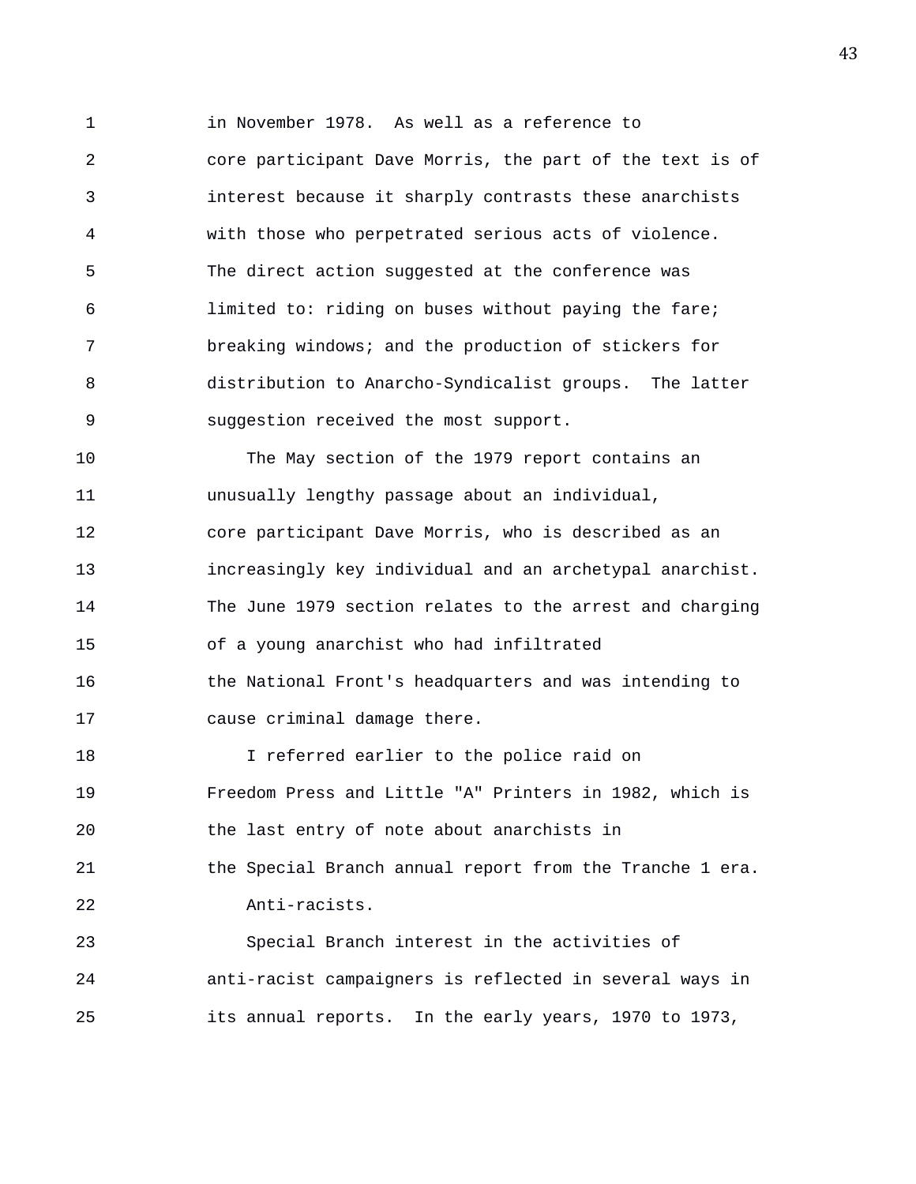in November 1978. As well as a reference to core participant Dave Morris, the part of the text is of interest because it sharply contrasts these anarchists with those who perpetrated serious acts of violence. The direct action suggested at the conference was limited to: riding on buses without paying the fare; breaking windows; and the production of stickers for distribution to Anarcho-Syndicalist groups. The latter suggestion received the most support.

The May section of the 1979 report contains an unusually lengthy passage about an individual, core participant Dave Morris, who is described as an increasingly key individual and an archetypal anarchist. The June 1979 section relates to the arrest and charging of a young anarchist who had infiltrated the National Front's headquarters and was intending to cause criminal damage there.

I referred earlier to the police raid on Freedom Press and Little "A" Printers in 1982, which is the last entry of note about anarchists in the Special Branch annual report from the Tranche 1 era.

Anti-racists.

Special Branch interest in the activities of anti-racist campaigners is reflected in several ways in its annual reports. In the early years, 1970 to 1973,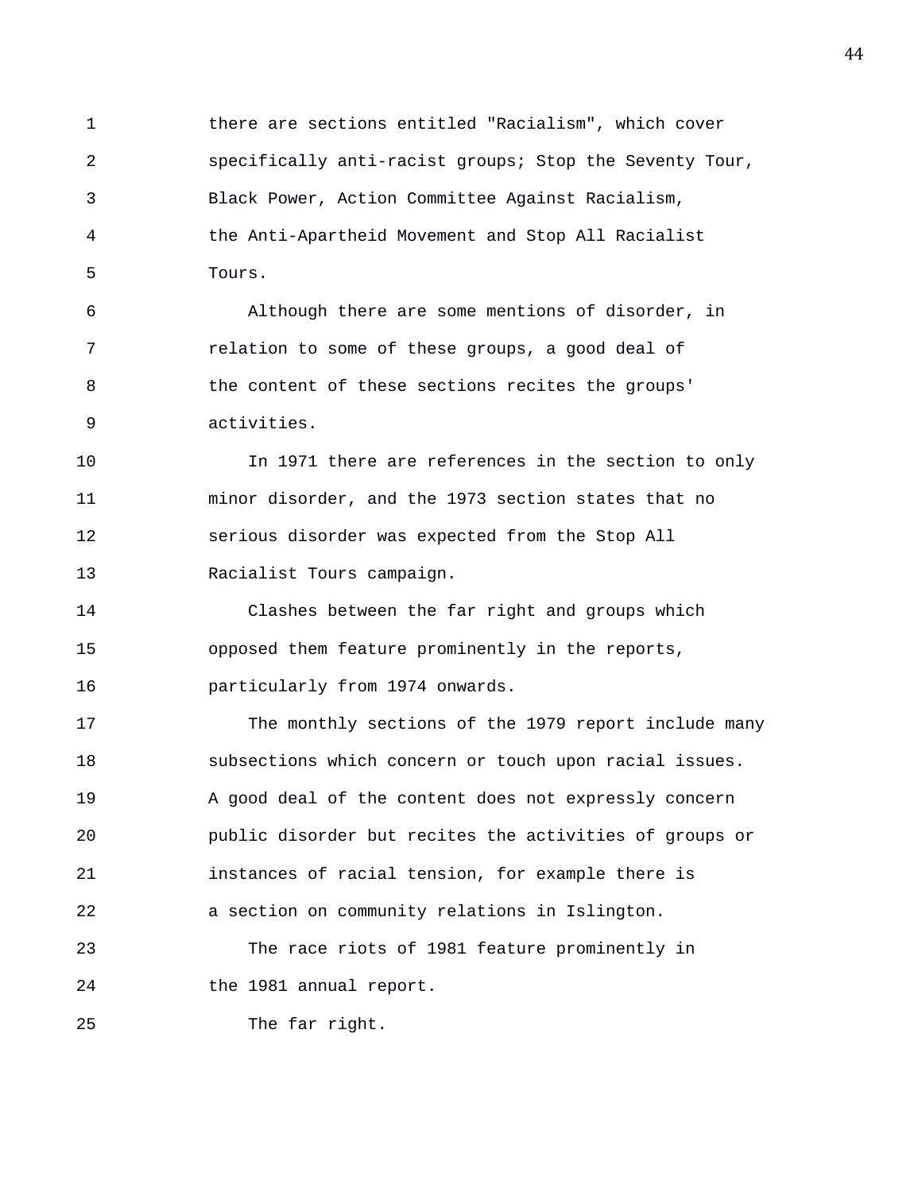there are sections entitled "Racialism", which cover specifically anti-racist groups; Stop the Seventy Tour, Black Power, Action Committee Against Racialism, the Anti-Apartheid Movement and Stop All Racialist Tours.

Although there are some mentions of disorder, in relation to some of these groups, a good deal of the content of these sections recites the groups' activities.

In 1971 there are references in the section to only minor disorder, and the 1973 section states that no serious disorder was expected from the Stop All Racialist Tours campaign.

Clashes between the far right and groups which opposed them feature prominently in the reports, particularly from 1974 onwards.

The monthly sections of the 1979 report include many subsections which concern or touch upon racial issues. A good deal of the content does not expressly concern public disorder but recites the activities of groups or instances of racial tension, for example there is a section on community relations in Islington.

The race riots of 1981 feature prominently in the 1981 annual report.

The far right.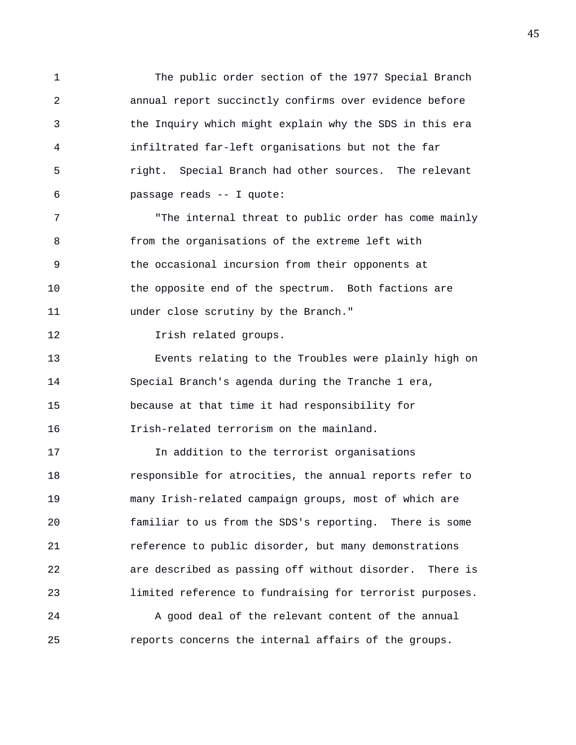The public order section of the 1977 Special Branch annual report succinctly confirms over evidence before the Inquiry which might explain why the SDS in this era infiltrated far-left organisations but not the far right. Special Branch had other sources. The relevant passage reads -- I quote:

"The internal threat to public order has come mainly from the organisations of the extreme left with the occasional incursion from their opponents at the opposite end of the spectrum. Both factions are under close scrutiny by the Branch."

Irish related groups.

Events relating to the Troubles were plainly high on Special Branch's agenda during the Tranche 1 era, because at that time it had responsibility for Irish-related terrorism on the mainland.

In addition to the terrorist organisations responsible for atrocities, the annual reports refer to many Irish-related campaign groups, most of which are familiar to us from the SDS's reporting. There is some reference to public disorder, but many demonstrations are described as passing off without disorder. There is limited reference to fundraising for terrorist purposes.

A good deal of the relevant content of the annual reports concerns the internal affairs of the groups.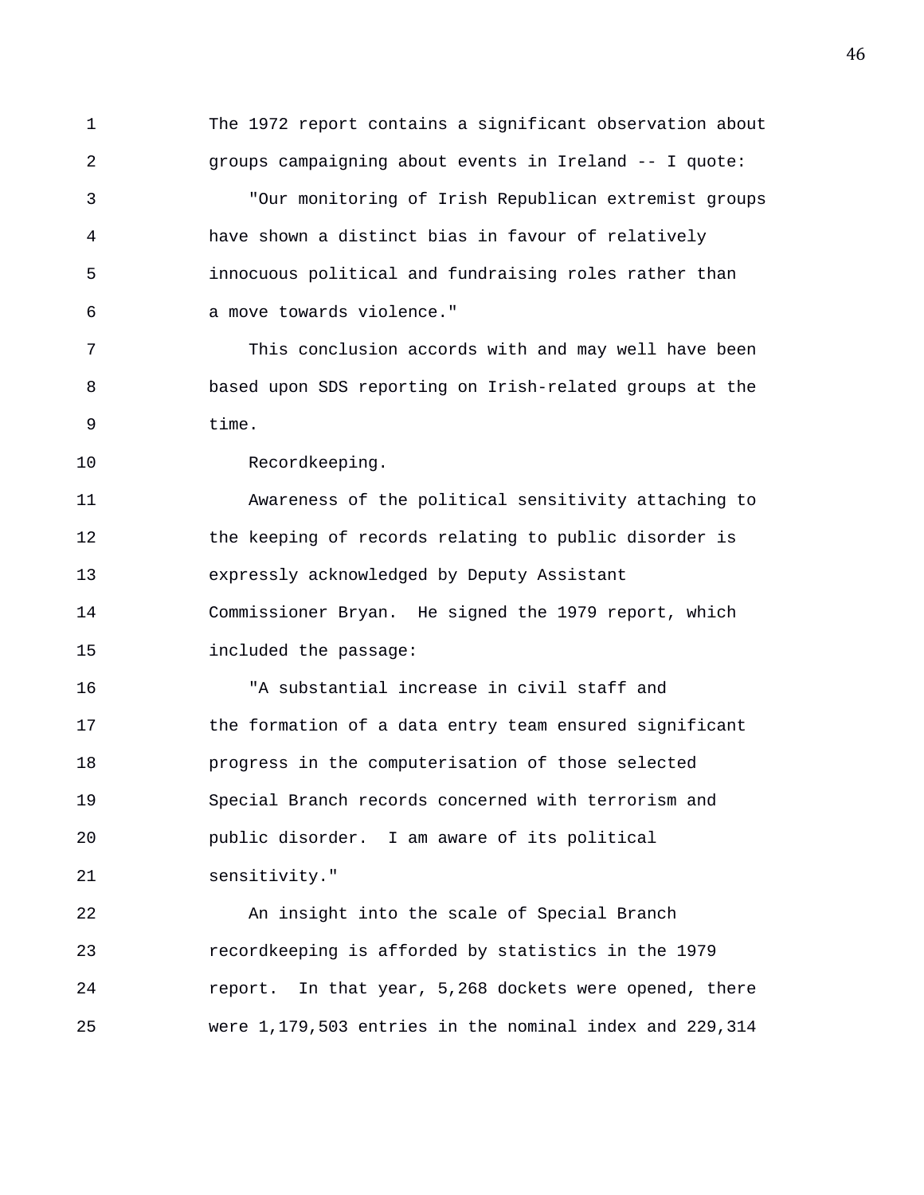The 1972 report contains a significant observation about groups campaigning about events in Ireland -- I quote:

"Our monitoring of Irish Republican extremist groups have shown a distinct bias in favour of relatively innocuous political and fundraising roles rather than a move towards violence."

This conclusion accords with and may well have been based upon SDS reporting on Irish-related groups at the time.

Recordkeeping.

Awareness of the political sensitivity attaching to the keeping of records relating to public disorder is expressly acknowledged by Deputy Assistant Commissioner Bryan. He signed the 1979 report, which included the passage:

"A substantial increase in civil staff and the formation of a data entry team ensured significant progress in the computerisation of those selected Special Branch records concerned with terrorism and public disorder. I am aware of its political sensitivity."

An insight into the scale of Special Branch recordkeeping is afforded by statistics in the 1979 report. In that year, 5,268 dockets were opened, there were 1,179,503 entries in the nominal index and 229,314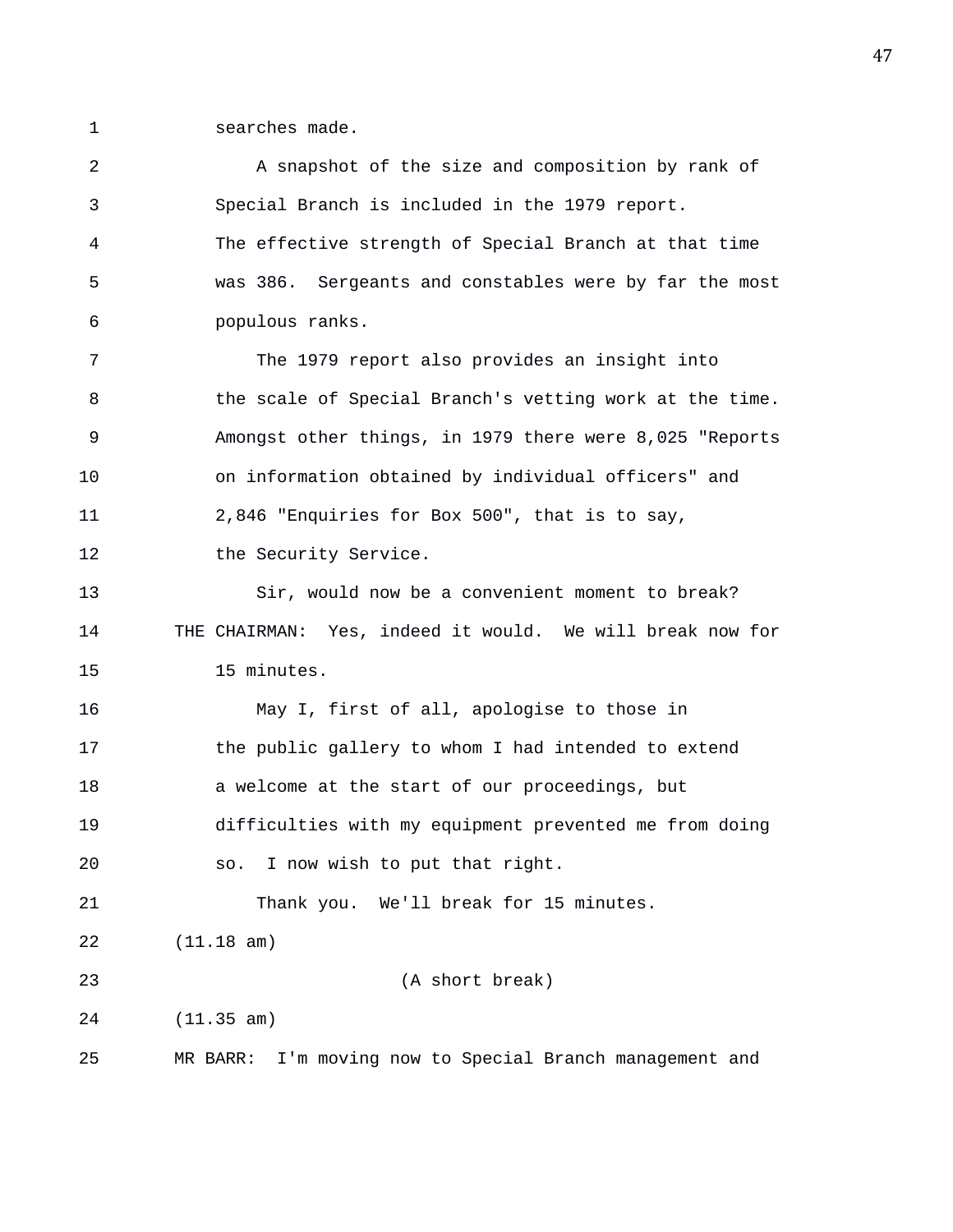searches made.

A snapshot of the size and composition by rank of Special Branch is included in the 1979 report. The effective strength of Special Branch at that time was 386. Sergeants and constables were by far the most populous ranks.

The 1979 report also provides an insight into the scale of Special Branch's vetting work at the time. Amongst other things, in 1979 there were 8,025 "Reports on information obtained by individual officers" and 2,846 "Enquiries for Box 500", that is to say, the Security Service.

Sir, would now be a convenient moment to break?

THE CHAIRMAN: Yes, indeed it would. We will break now for 15 minutes.

May I, first of all, apologise to those in the public gallery to whom I had intended to extend a welcome at the start of our proceedings, but difficulties with my equipment prevented me from doing so. I now wish to put that right.

Thank you. We'll break for 15 minutes.

(11.18 am)

(A short break)

(11.35 am)

MR BARR: I'm moving now to Special Branch management and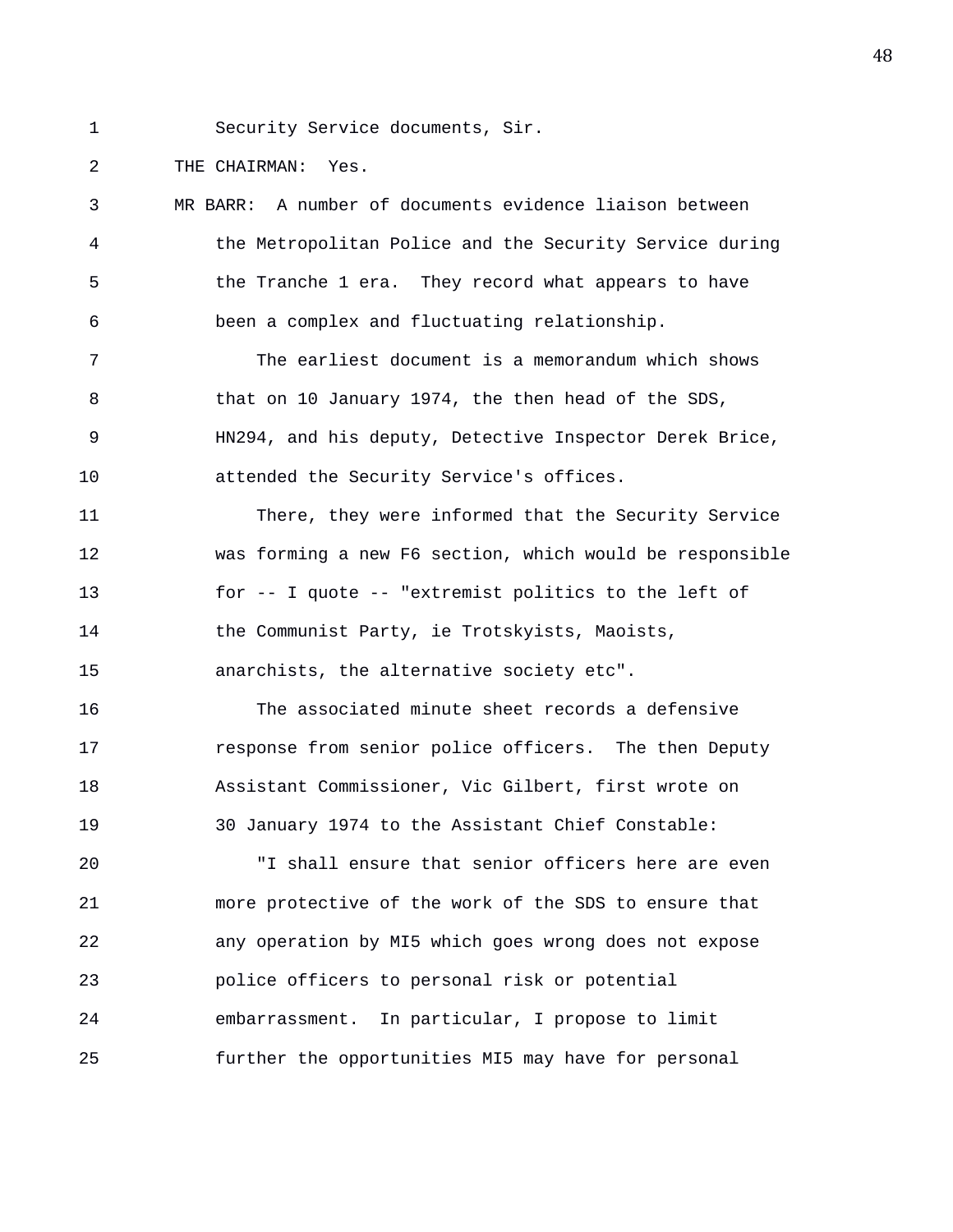Security Service documents, Sir.

THE CHAIRMAN: Yes.

MR BARR: A number of documents evidence liaison between the Metropolitan Police and the Security Service during the Tranche 1 era. They record what appears to have been a complex and fluctuating relationship.

The earliest document is a memorandum which shows that on 10 January 1974, the then head of the SDS, HN294, and his deputy, Detective Inspector Derek Brice, attended the Security Service's offices.

There, they were informed that the Security Service was forming a new F6 section, which would be responsible for -- I quote -- "extremist politics to the left of the Communist Party, ie Trotskyists, Maoists, anarchists, the alternative society etc".

The associated minute sheet records a defensive response from senior police officers. The then Deputy Assistant Commissioner, Vic Gilbert, first wrote on 30 January 1974 to the Assistant Chief Constable:

"I shall ensure that senior officers here are even more protective of the work of the SDS to ensure that any operation by MI5 which goes wrong does not expose police officers to personal risk or potential embarrassment. In particular, I propose to limit further the opportunities MI5 may have for personal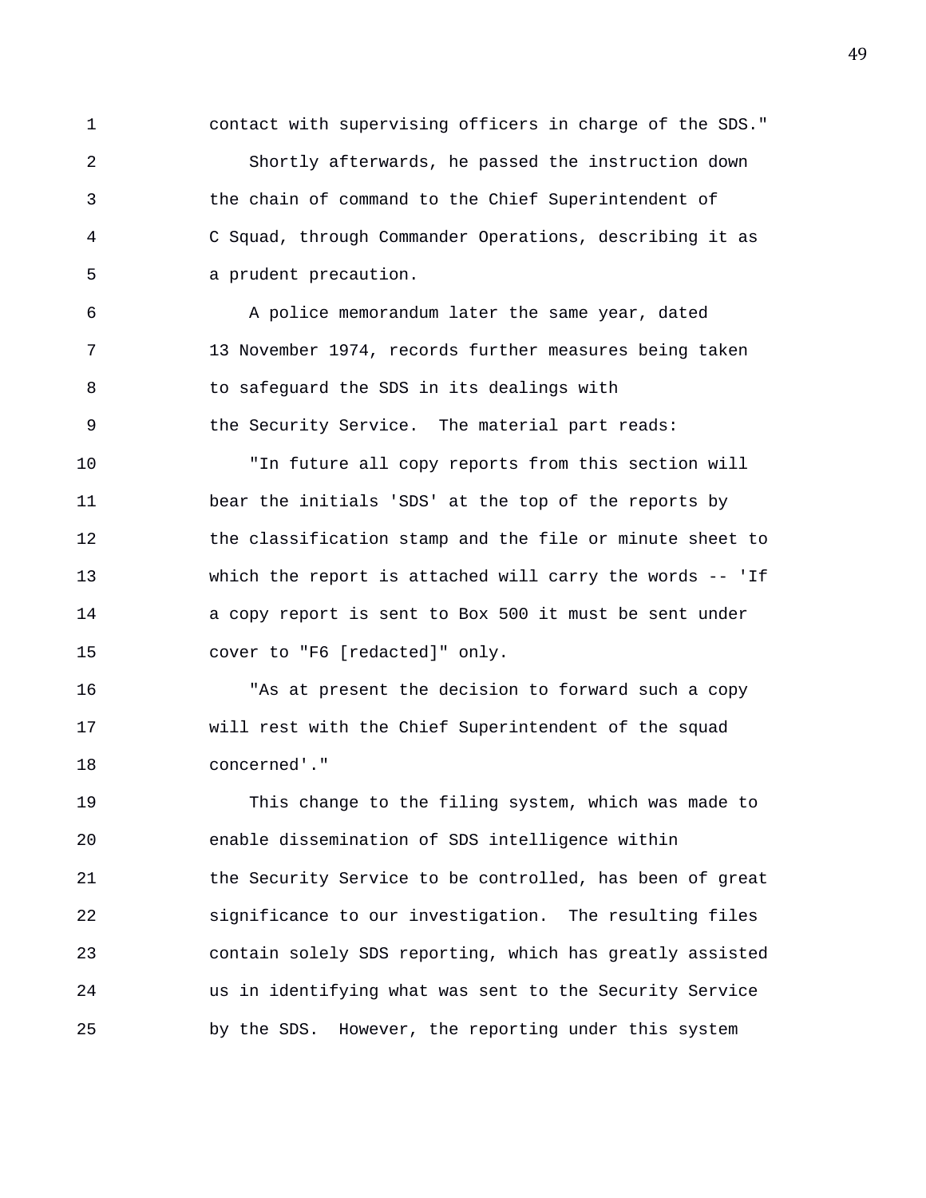contact with supervising officers in charge of the SDS."

Shortly afterwards, he passed the instruction down the chain of command to the Chief Superintendent of C Squad, through Commander Operations, describing it as a prudent precaution.

A police memorandum later the same year, dated 13 November 1974, records further measures being taken to safeguard the SDS in its dealings with the Security Service. The material part reads:

"In future all copy reports from this section will bear the initials 'SDS' at the top of the reports by the classification stamp and the file or minute sheet to which the report is attached will carry the words -- 'If a copy report is sent to Box 500 it must be sent under cover to "F6 [redacted]" only.

"As at present the decision to forward such a copy will rest with the Chief Superintendent of the squad concerned'."

This change to the filing system, which was made to enable dissemination of SDS intelligence within the Security Service to be controlled, has been of great significance to our investigation. The resulting files contain solely SDS reporting, which has greatly assisted us in identifying what was sent to the Security Service by the SDS. However, the reporting under this system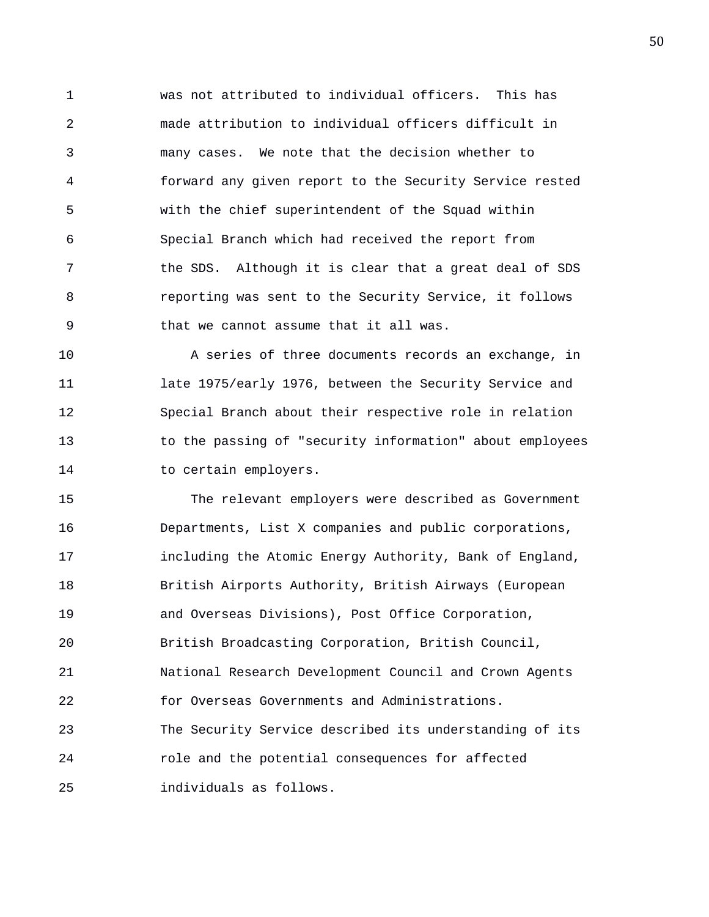was not attributed to individual officers. This has made attribution to individual officers difficult in many cases. We note that the decision whether to forward any given report to the Security Service rested with the chief superintendent of the Squad within Special Branch which had received the report from the SDS. Although it is clear that a great deal of SDS reporting was sent to the Security Service, it follows that we cannot assume that it all was.

A series of three documents records an exchange, in late 1975/early 1976, between the Security Service and Special Branch about their respective role in relation to the passing of "security information" about employees to certain employers.

The relevant employers were described as Government Departments, List X companies and public corporations, including the Atomic Energy Authority, Bank of England, British Airports Authority, British Airways (European and Overseas Divisions), Post Office Corporation, British Broadcasting Corporation, British Council, National Research Development Council and Crown Agents for Overseas Governments and Administrations. The Security Service described its understanding of its role and the potential consequences for affected individuals as follows.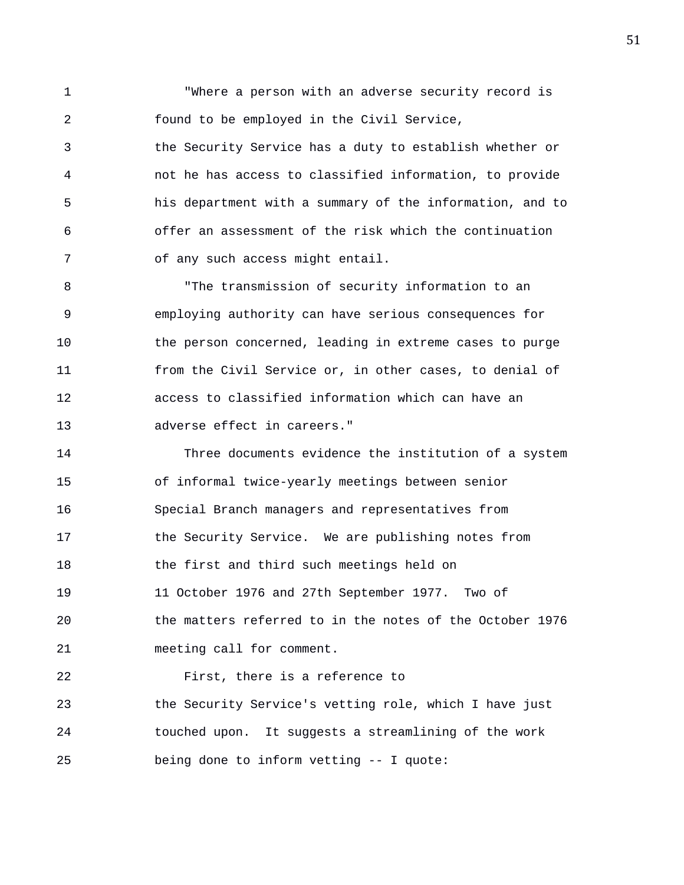"Where a person with an adverse security record is found to be employed in the Civil Service, the Security Service has a duty to establish whether or not he has access to classified information, to provide his department with a summary of the information, and to offer an assessment of the risk which the continuation of any such access might entail.

"The transmission of security information to an employing authority can have serious consequences for the person concerned, leading in extreme cases to purge from the Civil Service or, in other cases, to denial of access to classified information which can have an adverse effect in careers."

Three documents evidence the institution of a system of informal twice-yearly meetings between senior Special Branch managers and representatives from the Security Service. We are publishing notes from the first and third such meetings held on 11 October 1976 and 27th September 1977. Two of the matters referred to in the notes of the October 1976 meeting call for comment.

First, there is a reference to the Security Service's vetting role, which I have just touched upon. It suggests a streamlining of the work being done to inform vetting -- I quote: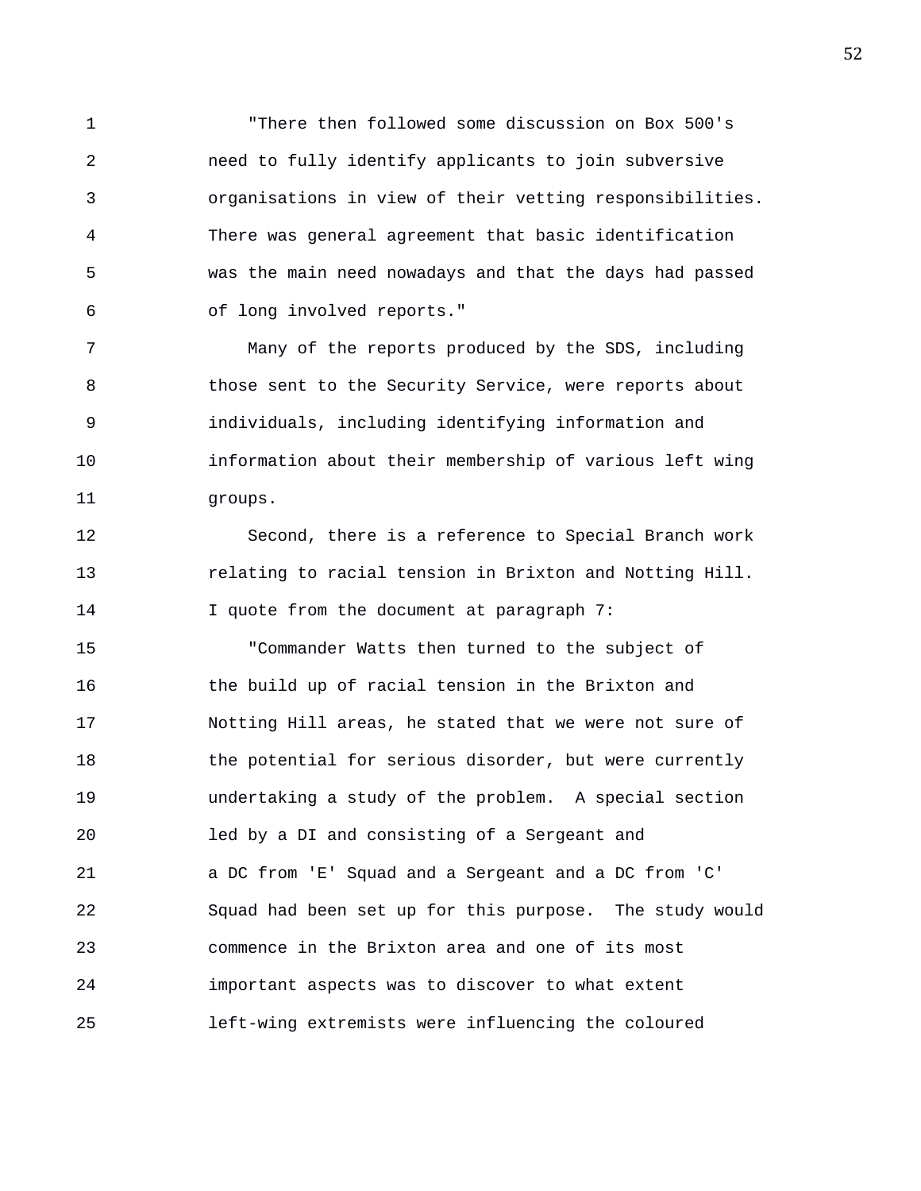"There then followed some discussion on Box 500's need to fully identify applicants to join subversive organisations in view of their vetting responsibilities. There was general agreement that basic identification was the main need nowadays and that the days had passed of long involved reports."

Many of the reports produced by the SDS, including those sent to the Security Service, were reports about individuals, including identifying information and information about their membership of various left wing groups.

Second, there is a reference to Special Branch work relating to racial tension in Brixton and Notting Hill. I quote from the document at paragraph 7:

"Commander Watts then turned to the subject of the build up of racial tension in the Brixton and Notting Hill areas, he stated that we were not sure of the potential for serious disorder, but were currently undertaking a study of the problem. A special section led by a DI and consisting of a Sergeant and a DC from 'E' Squad and a Sergeant and a DC from 'C' Squad had been set up for this purpose. The study would commence in the Brixton area and one of its most important aspects was to discover to what extent left-wing extremists were influencing the coloured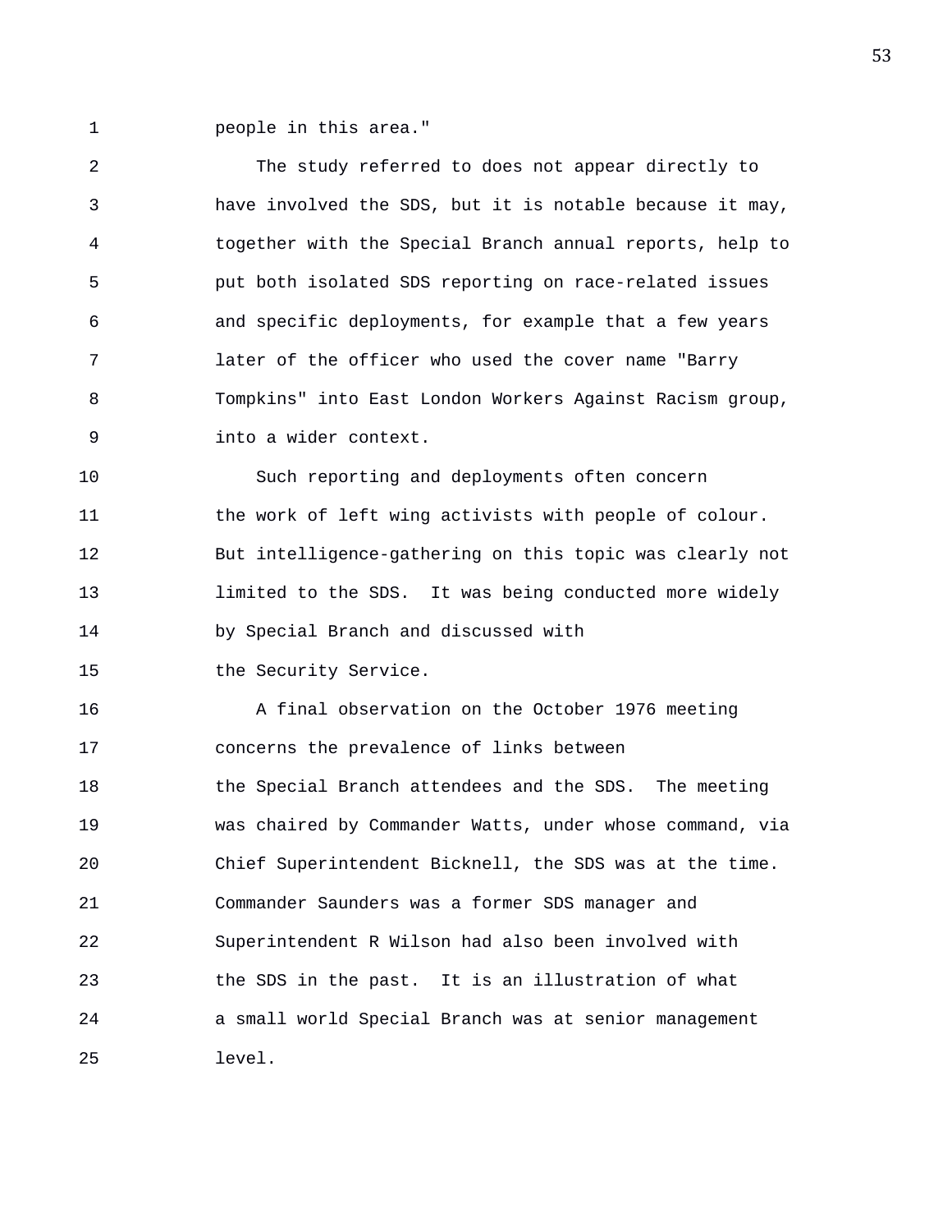people in this area."

The study referred to does not appear directly to have involved the SDS, but it is notable because it may, together with the Special Branch annual reports, help to put both isolated SDS reporting on race-related issues and specific deployments, for example that a few years later of the officer who used the cover name "Barry Tompkins" into East London Workers Against Racism group, into a wider context.

Such reporting and deployments often concern the work of left wing activists with people of colour. But intelligence-gathering on this topic was clearly not limited to the SDS. It was being conducted more widely by Special Branch and discussed with the Security Service.

A final observation on the October 1976 meeting concerns the prevalence of links between the Special Branch attendees and the SDS. The meeting was chaired by Commander Watts, under whose command, via Chief Superintendent Bicknell, the SDS was at the time. Commander Saunders was a former SDS manager and Superintendent R Wilson had also been involved with the SDS in the past. It is an illustration of what a small world Special Branch was at senior management level.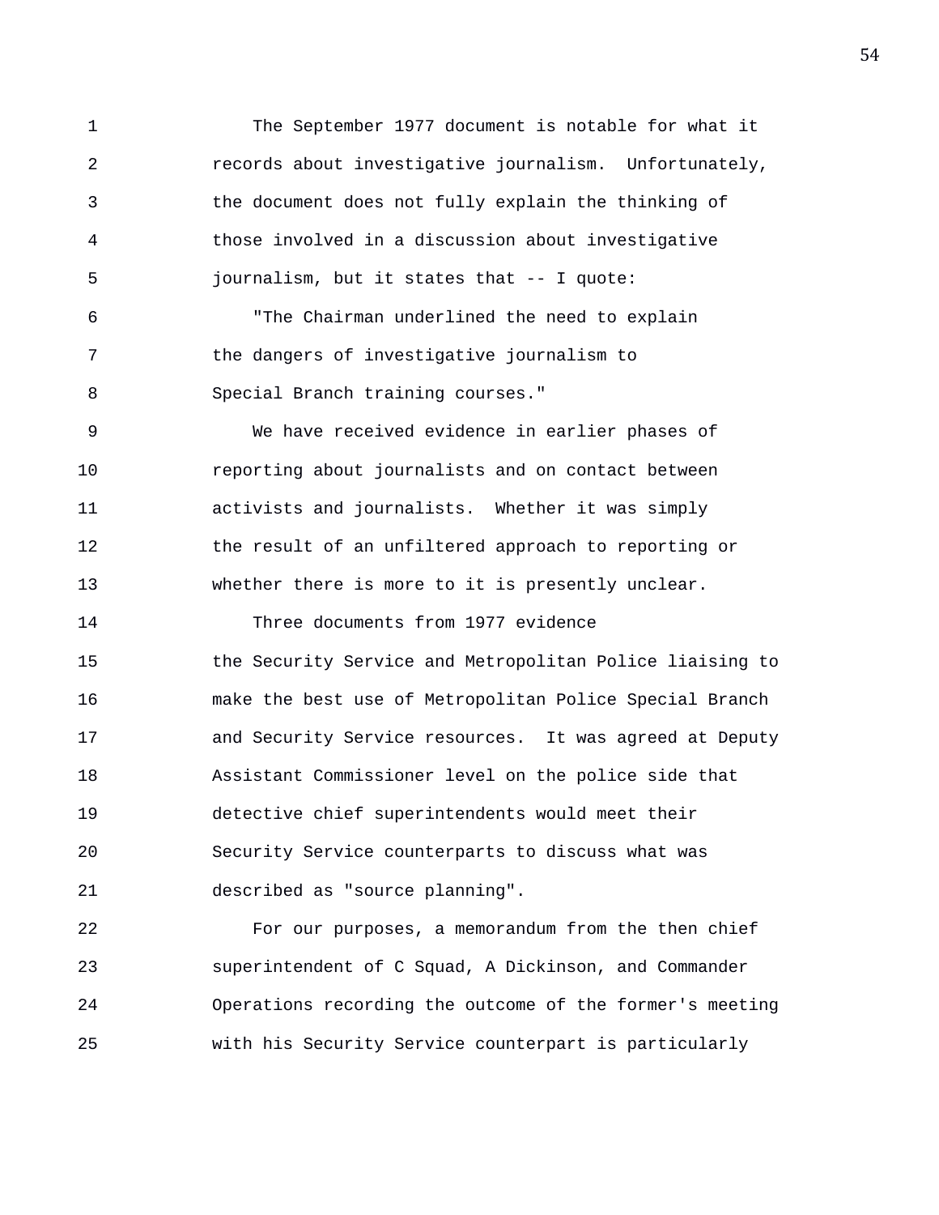The September 1977 document is notable for what it records about investigative journalism. Unfortunately, the document does not fully explain the thinking of those involved in a discussion about investigative journalism, but it states that -- I quote:

"The Chairman underlined the need to explain the dangers of investigative journalism to Special Branch training courses."

We have received evidence in earlier phases of reporting about journalists and on contact between activists and journalists. Whether it was simply the result of an unfiltered approach to reporting or whether there is more to it is presently unclear.

Three documents from 1977 evidence the Security Service and Metropolitan Police liaising to make the best use of Metropolitan Police Special Branch and Security Service resources. It was agreed at Deputy Assistant Commissioner level on the police side that detective chief superintendents would meet their Security Service counterparts to discuss what was described as "source planning".

For our purposes, a memorandum from the then chief superintendent of C Squad, A Dickinson, and Commander Operations recording the outcome of the former's meeting with his Security Service counterpart is particularly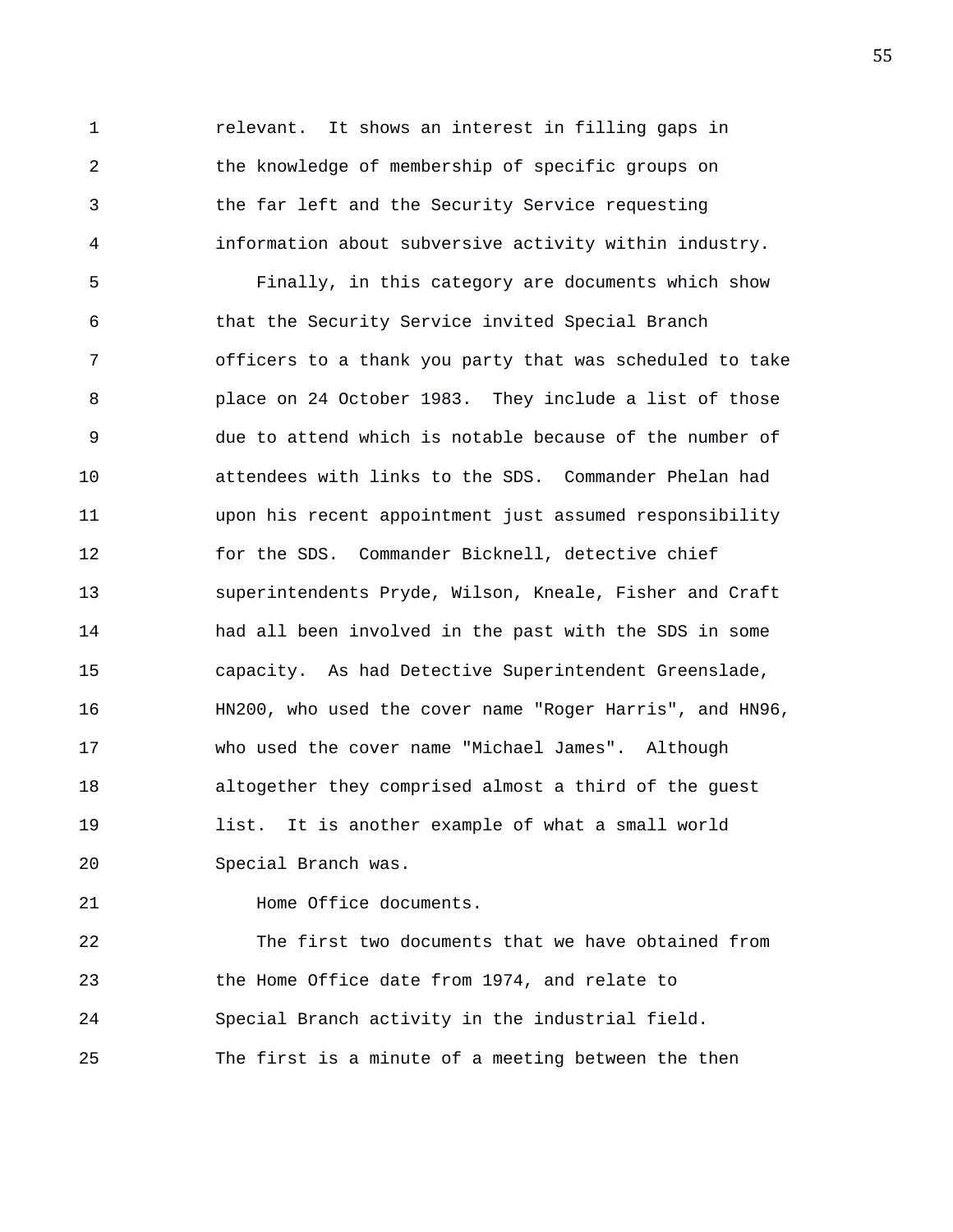relevant. It shows an interest in filling gaps in the knowledge of membership of specific groups on the far left and the Security Service requesting information about subversive activity within industry.

Finally, in this category are documents which show that the Security Service invited Special Branch officers to a thank you party that was scheduled to take place on 24 October 1983. They include a list of those due to attend which is notable because of the number of attendees with links to the SDS. Commander Phelan had upon his recent appointment just assumed responsibility for the SDS. Commander Bicknell, detective chief superintendents Pryde, Wilson, Kneale, Fisher and Craft had all been involved in the past with the SDS in some capacity. As had Detective Superintendent Greenslade, HN200, who used the cover name "Roger Harris", and HN96, who used the cover name "Michael James". Although altogether they comprised almost a third of the guest list. It is another example of what a small world Special Branch was.

Home Office documents.

The first two documents that we have obtained from the Home Office date from 1974, and relate to Special Branch activity in the industrial field. The first is a minute of a meeting between the then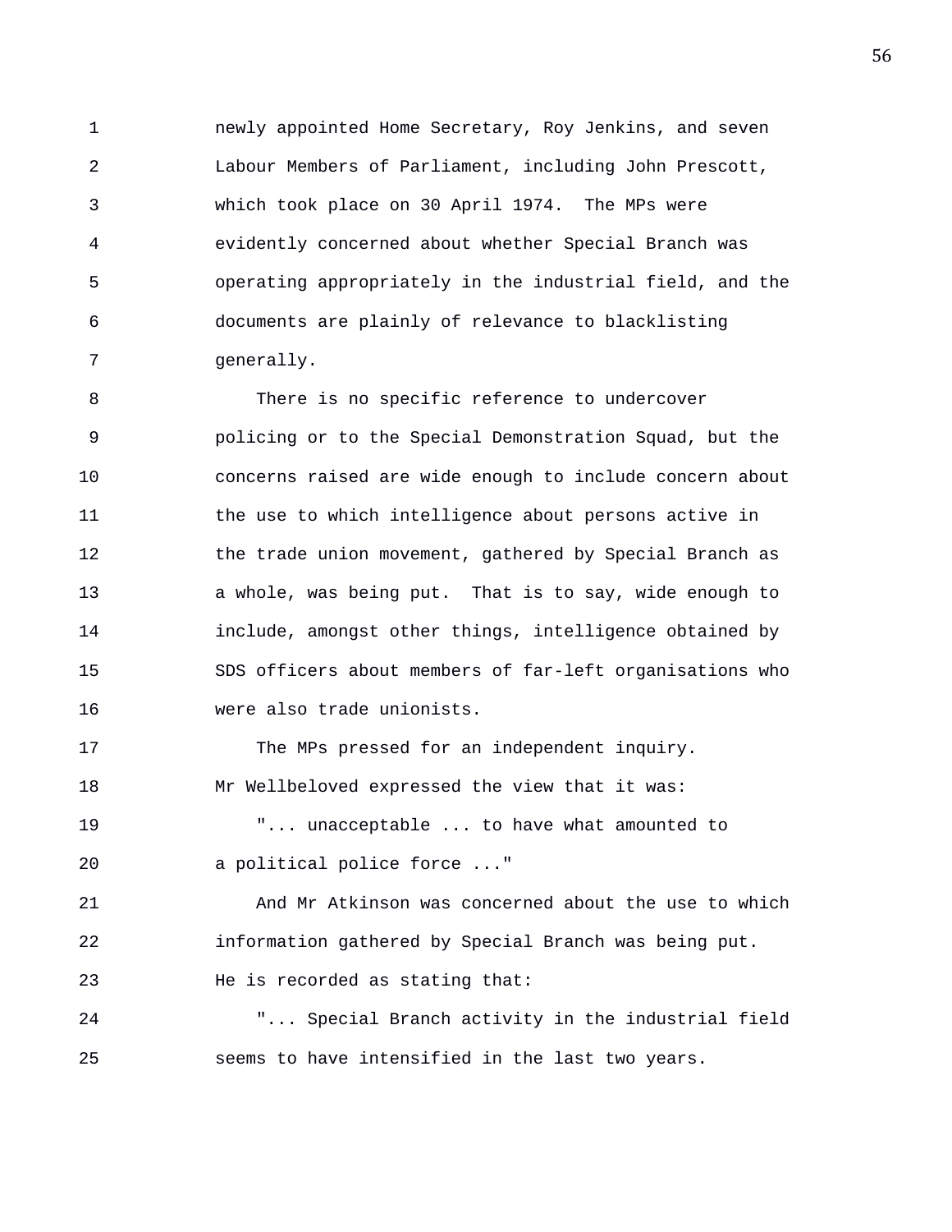newly appointed Home Secretary, Roy Jenkins, and seven Labour Members of Parliament, including John Prescott, which took place on 30 April 1974. The MPs were evidently concerned about whether Special Branch was operating appropriately in the industrial field, and the documents are plainly of relevance to blacklisting generally.

There is no specific reference to undercover policing or to the Special Demonstration Squad, but the concerns raised are wide enough to include concern about the use to which intelligence about persons active in the trade union movement, gathered by Special Branch as a whole, was being put. That is to say, wide enough to include, amongst other things, intelligence obtained by SDS officers about members of far-left organisations who were also trade unionists.

The MPs pressed for an independent inquiry. Mr Wellbeloved expressed the view that it was:

"... unacceptable ... to have what amounted to a political police force ..."

And Mr Atkinson was concerned about the use to which information gathered by Special Branch was being put. He is recorded as stating that:

"... Special Branch activity in the industrial field seems to have intensified in the last two years.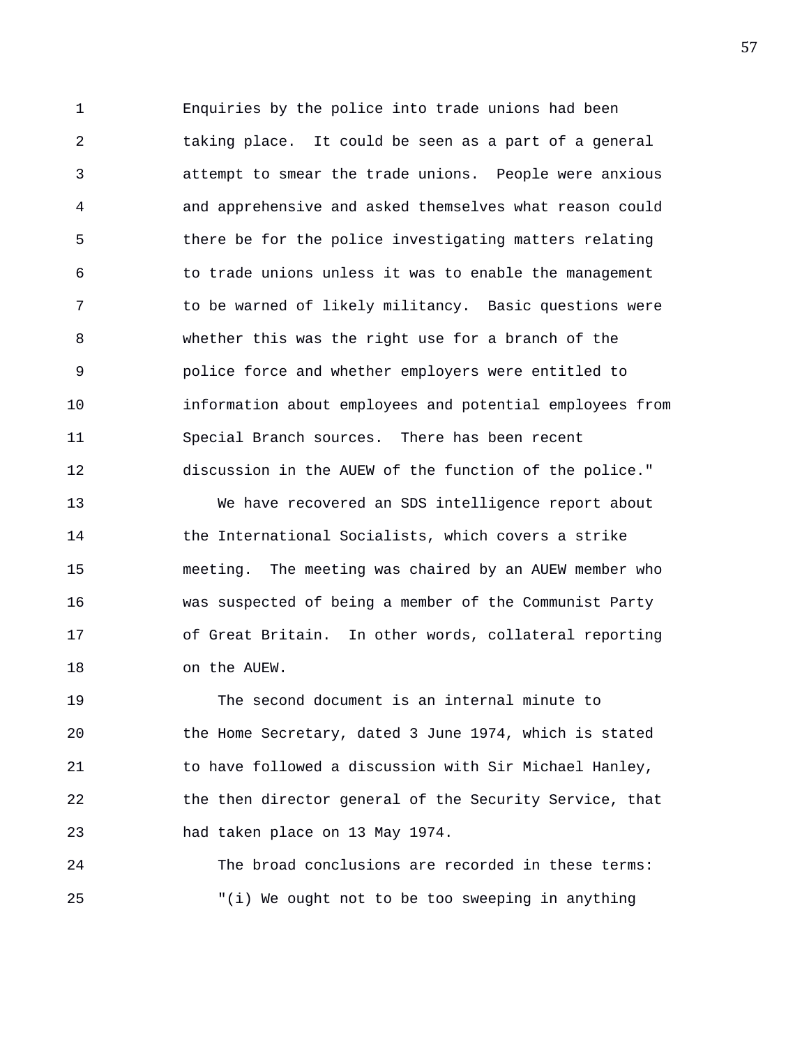Enquiries by the police into trade unions had been taking place. It could be seen as a part of a general attempt to smear the trade unions. People were anxious and apprehensive and asked themselves what reason could there be for the police investigating matters relating to trade unions unless it was to enable the management to be warned of likely militancy. Basic questions were whether this was the right use for a branch of the police force and whether employers were entitled to information about employees and potential employees from Special Branch sources. There has been recent discussion in the AUEW of the function of the police."

We have recovered an SDS intelligence report about the International Socialists, which covers a strike meeting. The meeting was chaired by an AUEW member who was suspected of being a member of the Communist Party of Great Britain. In other words, collateral reporting on the AUEW.

The second document is an internal minute to the Home Secretary, dated 3 June 1974, which is stated to have followed a discussion with Sir Michael Hanley, the then director general of the Security Service, that had taken place on 13 May 1974.

The broad conclusions are recorded in these terms:

"(i) We ought not to be too sweeping in anything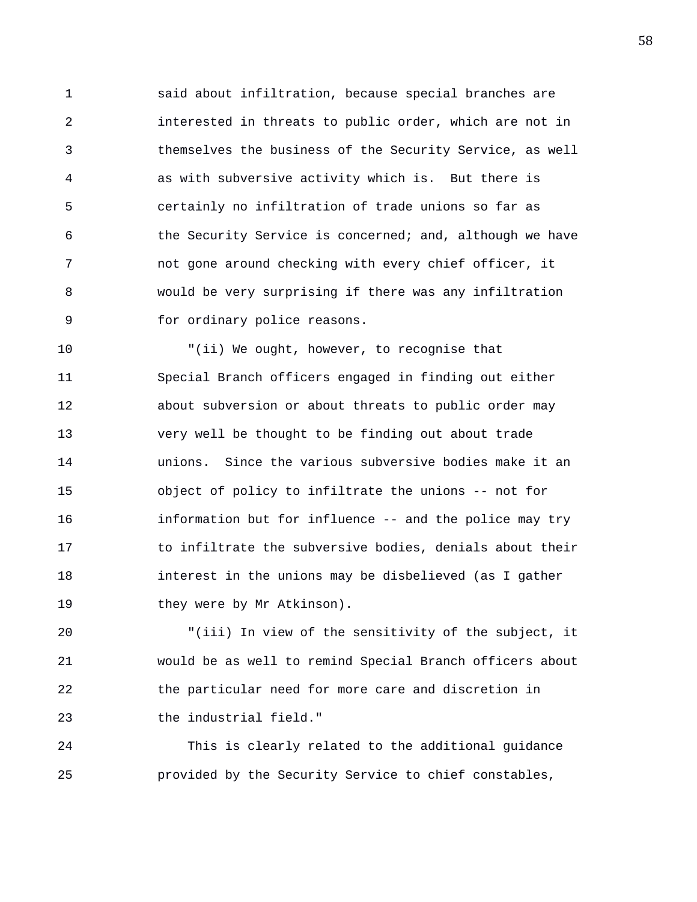said about infiltration, because special branches are interested in threats to public order, which are not in themselves the business of the Security Service, as well as with subversive activity which is. But there is certainly no infiltration of trade unions so far as the Security Service is concerned; and, although we have not gone around checking with every chief officer, it would be very surprising if there was any infiltration for ordinary police reasons.

"(ii) We ought, however, to recognise that Special Branch officers engaged in finding out either about subversion or about threats to public order may very well be thought to be finding out about trade unions. Since the various subversive bodies make it an object of policy to infiltrate the unions -- not for information but for influence -- and the police may try to infiltrate the subversive bodies, denials about their interest in the unions may be disbelieved (as I gather they were by Mr Atkinson).

"(iii) In view of the sensitivity of the subject, it would be as well to remind Special Branch officers about the particular need for more care and discretion in the industrial field."

This is clearly related to the additional guidance provided by the Security Service to chief constables,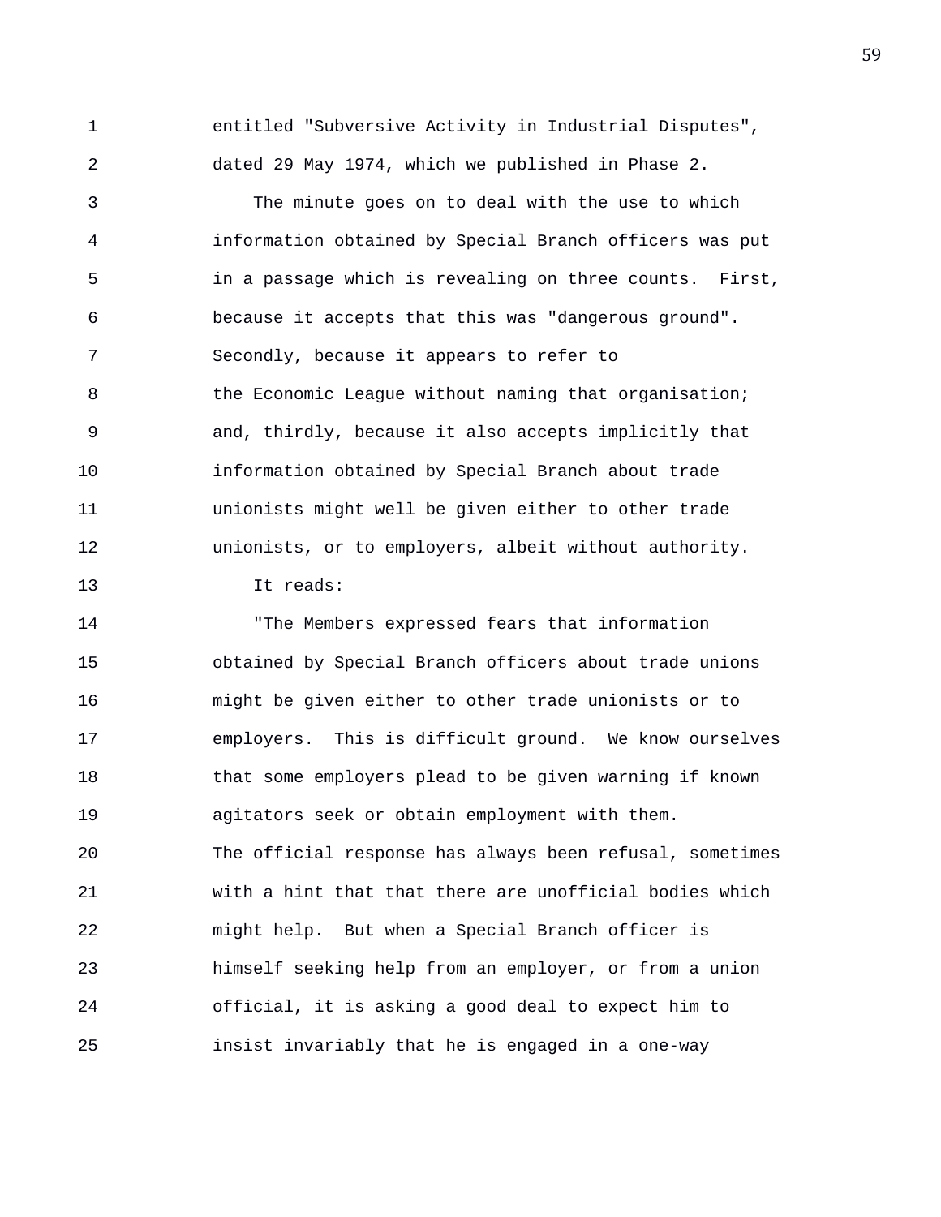entitled "Subversive Activity in Industrial Disputes", dated 29 May 1974, which we published in Phase 2.

The minute goes on to deal with the use to which information obtained by Special Branch officers was put in a passage which is revealing on three counts. First, because it accepts that this was "dangerous ground". Secondly, because it appears to refer to the Economic League without naming that organisation; and, thirdly, because it also accepts implicitly that information obtained by Special Branch about trade unionists might well be given either to other trade unionists, or to employers, albeit without authority.

It reads:

"The Members expressed fears that information obtained by Special Branch officers about trade unions might be given either to other trade unionists or to employers. This is difficult ground. We know ourselves that some employers plead to be given warning if known agitators seek or obtain employment with them. The official response has always been refusal, sometimes with a hint that that there are unofficial bodies which might help. But when a Special Branch officer is himself seeking help from an employer, or from a union official, it is asking a good deal to expect him to insist invariably that he is engaged in a one-way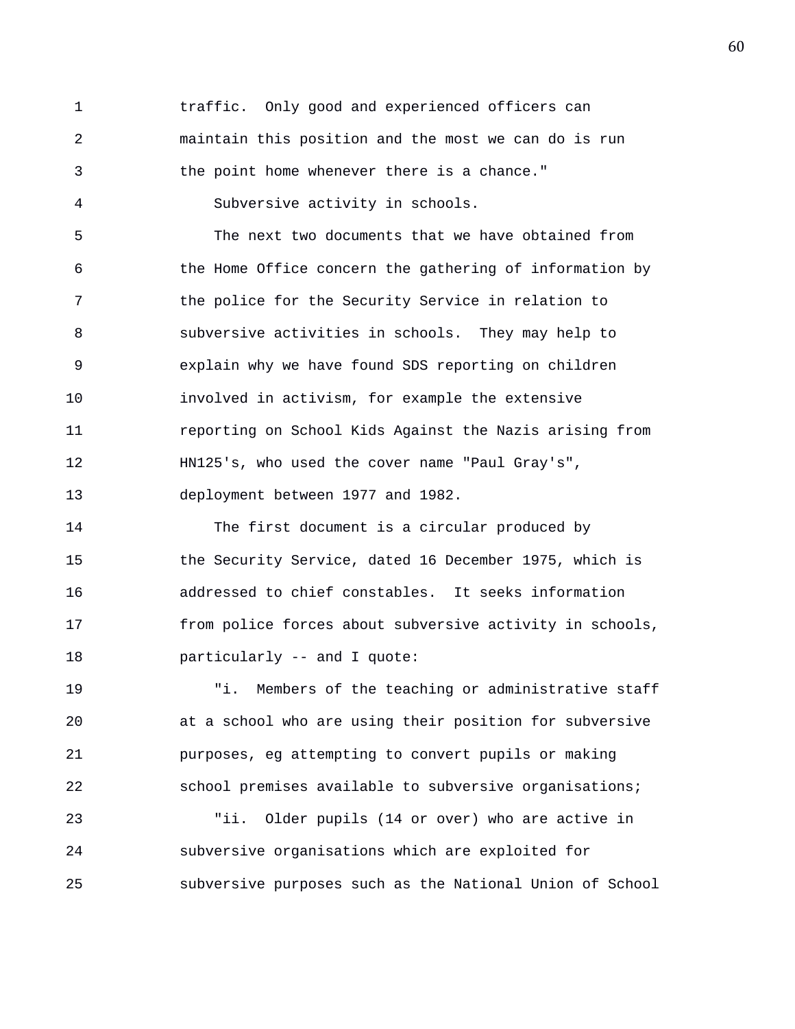traffic. Only good and experienced officers can maintain this position and the most we can do is run the point home whenever there is a chance."

Subversive activity in schools.

The next two documents that we have obtained from the Home Office concern the gathering of information by the police for the Security Service in relation to subversive activities in schools. They may help to explain why we have found SDS reporting on children involved in activism, for example the extensive reporting on School Kids Against the Nazis arising from HN125's, who used the cover name "Paul Gray's", deployment between 1977 and 1982.

The first document is a circular produced by the Security Service, dated 16 December 1975, which is addressed to chief constables. It seeks information from police forces about subversive activity in schools, particularly -- and I quote:

"i. Members of the teaching or administrative staff at a school who are using their position for subversive purposes, eg attempting to convert pupils or making school premises available to subversive organisations;

"ii. Older pupils (14 or over) who are active in subversive organisations which are exploited for subversive purposes such as the National Union of School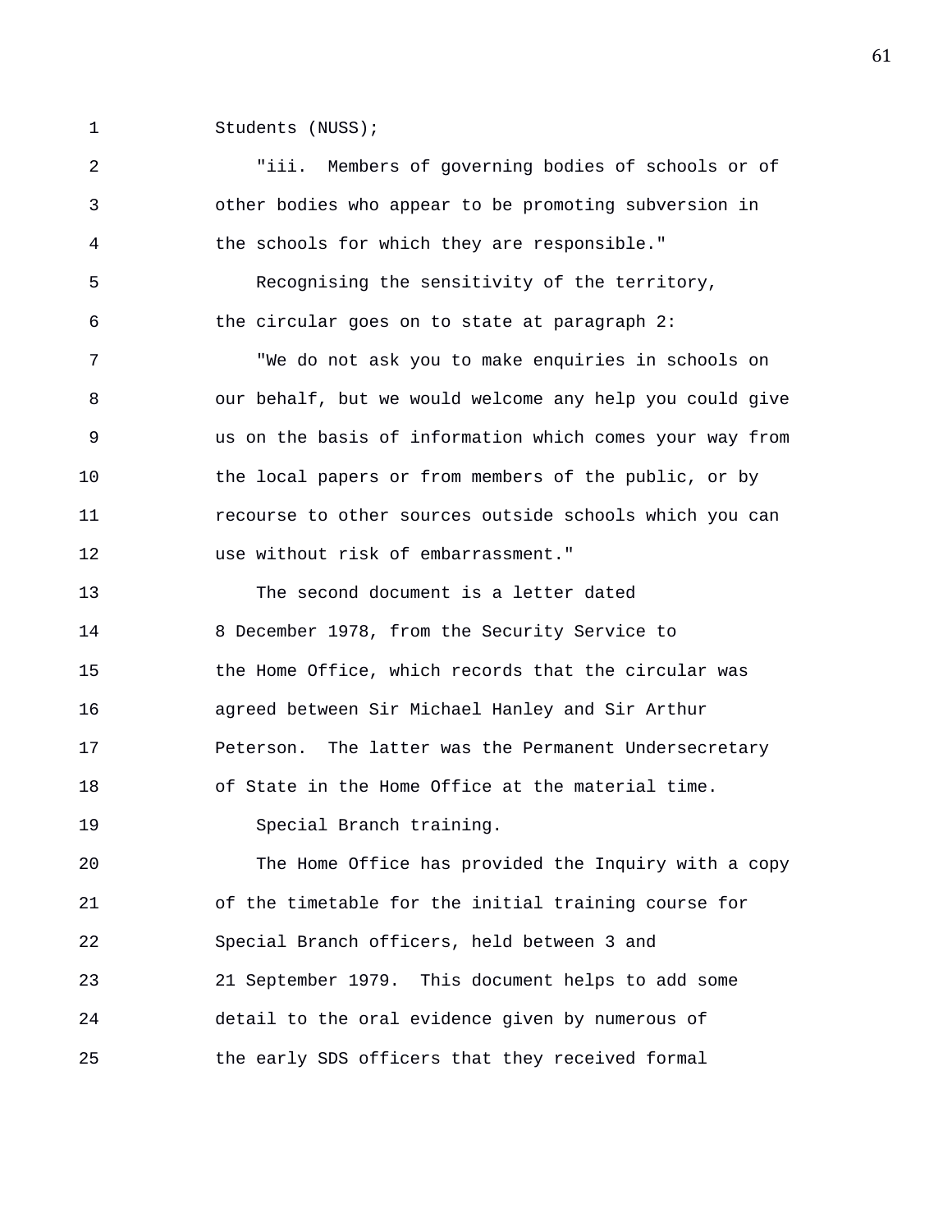Students (NUSS);

"iii. Members of governing bodies of schools or of other bodies who appear to be promoting subversion in the schools for which they are responsible."

Recognising the sensitivity of the territory, the circular goes on to state at paragraph 2:

"We do not ask you to make enquiries in schools on our behalf, but we would welcome any help you could give us on the basis of information which comes your way from the local papers or from members of the public, or by recourse to other sources outside schools which you can use without risk of embarrassment."

The second document is a letter dated 8 December 1978, from the Security Service to the Home Office, which records that the circular was agreed between Sir Michael Hanley and Sir Arthur Peterson. The latter was the Permanent Undersecretary of State in the Home Office at the material time.

Special Branch training.

The Home Office has provided the Inquiry with a copy of the timetable for the initial training course for Special Branch officers, held between 3 and 21 September 1979. This document helps to add some detail to the oral evidence given by numerous of the early SDS officers that they received formal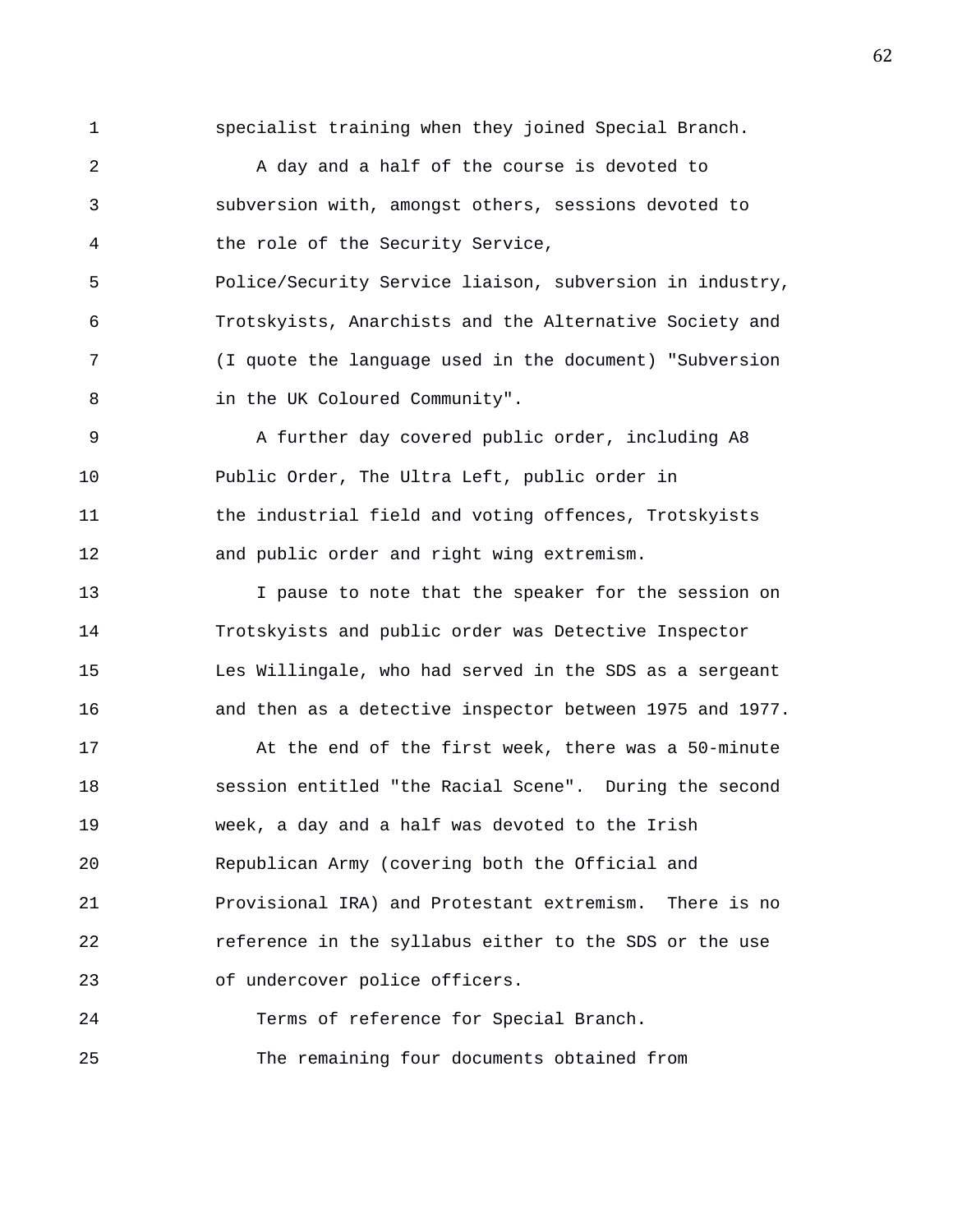specialist training when they joined Special Branch.

A day and a half of the course is devoted to subversion with, amongst others, sessions devoted to the role of the Security Service, Police/Security Service liaison, subversion in industry, Trotskyists, Anarchists and the Alternative Society and (I quote the language used in the document) "Subversion in the UK Coloured Community".

A further day covered public order, including A8 Public Order, The Ultra Left, public order in the industrial field and voting offences, Trotskyists and public order and right wing extremism.

I pause to note that the speaker for the session on Trotskyists and public order was Detective Inspector Les Willingale, who had served in the SDS as a sergeant and then as a detective inspector between 1975 and 1977.

At the end of the first week, there was a 50-minute session entitled "the Racial Scene". During the second week, a day and a half was devoted to the Irish Republican Army (covering both the Official and Provisional IRA) and Protestant extremism. There is no reference in the syllabus either to the SDS or the use of undercover police officers.

Terms of reference for Special Branch.

The remaining four documents obtained from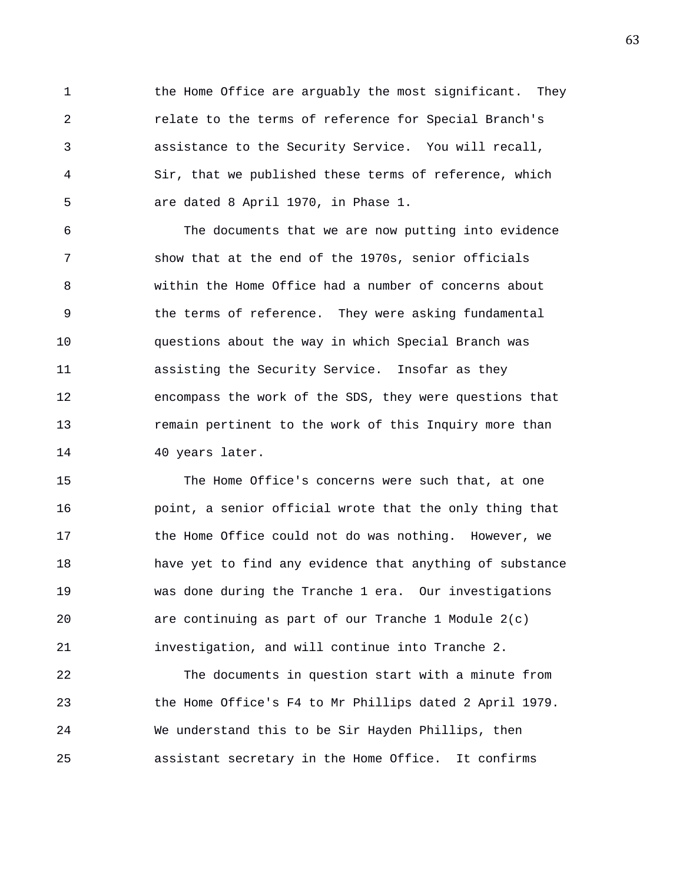the Home Office are arguably the most significant. They relate to the terms of reference for Special Branch's assistance to the Security Service. You will recall, Sir, that we published these terms of reference, which are dated 8 April 1970, in Phase 1.

The documents that we are now putting into evidence show that at the end of the 1970s, senior officials within the Home Office had a number of concerns about the terms of reference. They were asking fundamental questions about the way in which Special Branch was assisting the Security Service. Insofar as they encompass the work of the SDS, they were questions that remain pertinent to the work of this Inquiry more than 40 years later.

The Home Office's concerns were such that, at one point, a senior official wrote that the only thing that the Home Office could not do was nothing. However, we have yet to find any evidence that anything of substance was done during the Tranche 1 era. Our investigations are continuing as part of our Tranche 1 Module 2(c) investigation, and will continue into Tranche 2.

The documents in question start with a minute from the Home Office's F4 to Mr Phillips dated 2 April 1979. We understand this to be Sir Hayden Phillips, then assistant secretary in the Home Office. It confirms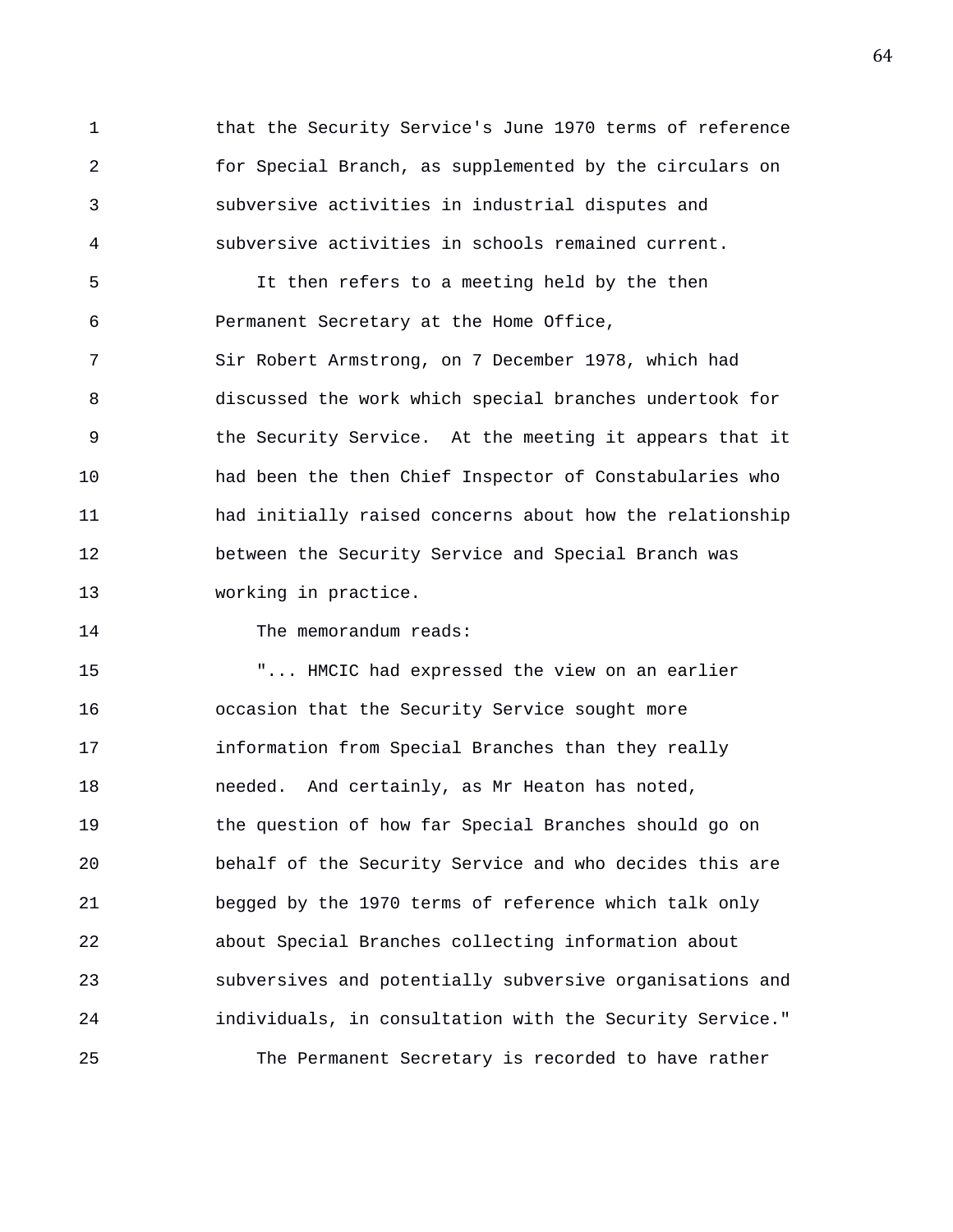that the Security Service's June 1970 terms of reference for Special Branch, as supplemented by the circulars on subversive activities in industrial disputes and subversive activities in schools remained current.

It then refers to a meeting held by the then Permanent Secretary at the Home Office, Sir Robert Armstrong, on 7 December 1978, which had discussed the work which special branches undertook for the Security Service. At the meeting it appears that it had been the then Chief Inspector of Constabularies who had initially raised concerns about how the relationship between the Security Service and Special Branch was working in practice.

The memorandum reads:

"... HMCIC had expressed the view on an earlier occasion that the Security Service sought more information from Special Branches than they really needed. And certainly, as Mr Heaton has noted, the question of how far Special Branches should go on behalf of the Security Service and who decides this are begged by the 1970 terms of reference which talk only about Special Branches collecting information about subversives and potentially subversive organisations and individuals, in consultation with the Security Service."

The Permanent Secretary is recorded to have rather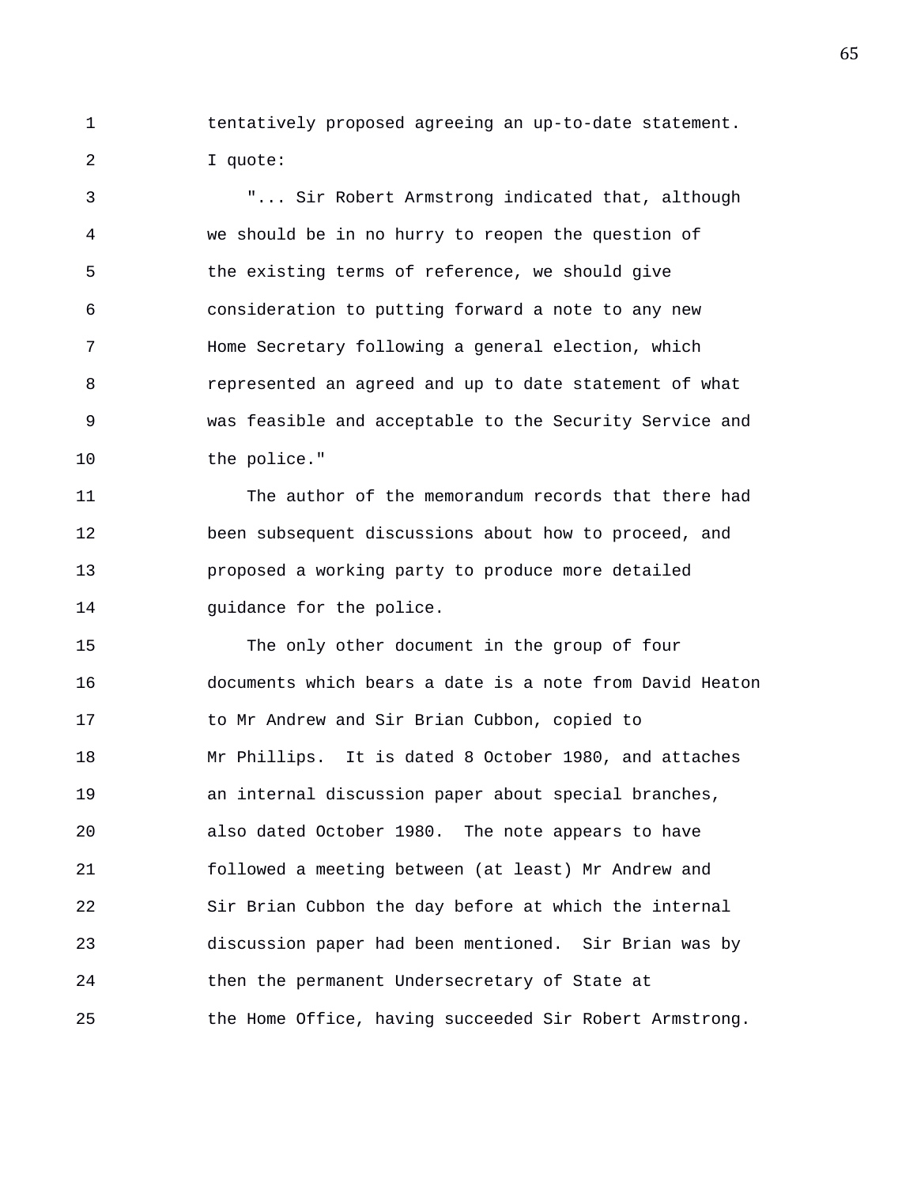tentatively proposed agreeing an up-to-date statement. I quote:

"... Sir Robert Armstrong indicated that, although we should be in no hurry to reopen the question of the existing terms of reference, we should give consideration to putting forward a note to any new Home Secretary following a general election, which represented an agreed and up to date statement of what was feasible and acceptable to the Security Service and the police."

The author of the memorandum records that there had been subsequent discussions about how to proceed, and proposed a working party to produce more detailed guidance for the police.

The only other document in the group of four documents which bears a date is a note from David Heaton to Mr Andrew and Sir Brian Cubbon, copied to Mr Phillips. It is dated 8 October 1980, and attaches an internal discussion paper about special branches, also dated October 1980. The note appears to have followed a meeting between (at least) Mr Andrew and Sir Brian Cubbon the day before at which the internal discussion paper had been mentioned. Sir Brian was by then the permanent Undersecretary of State at the Home Office, having succeeded Sir Robert Armstrong.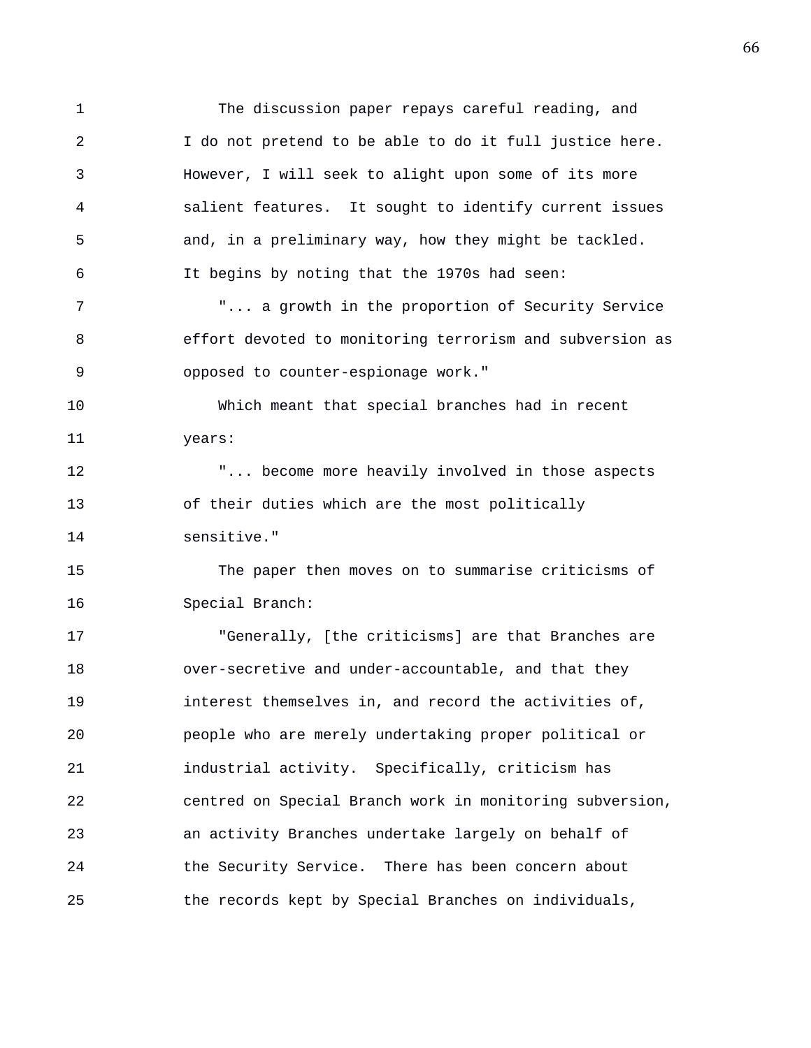The discussion paper repays careful reading, and I do not pretend to be able to do it full justice here. However, I will seek to alight upon some of its more salient features. It sought to identify current issues and, in a preliminary way, how they might be tackled. It begins by noting that the 1970s had seen:

"... a growth in the proportion of Security Service effort devoted to monitoring terrorism and subversion as opposed to counter-espionage work."

Which meant that special branches had in recent years:

"... become more heavily involved in those aspects of their duties which are the most politically sensitive."

The paper then moves on to summarise criticisms of Special Branch:

"Generally, [the criticisms] are that Branches are over-secretive and under-accountable, and that they interest themselves in, and record the activities of, people who are merely undertaking proper political or industrial activity. Specifically, criticism has centred on Special Branch work in monitoring subversion, an activity Branches undertake largely on behalf of the Security Service. There has been concern about the records kept by Special Branches on individuals,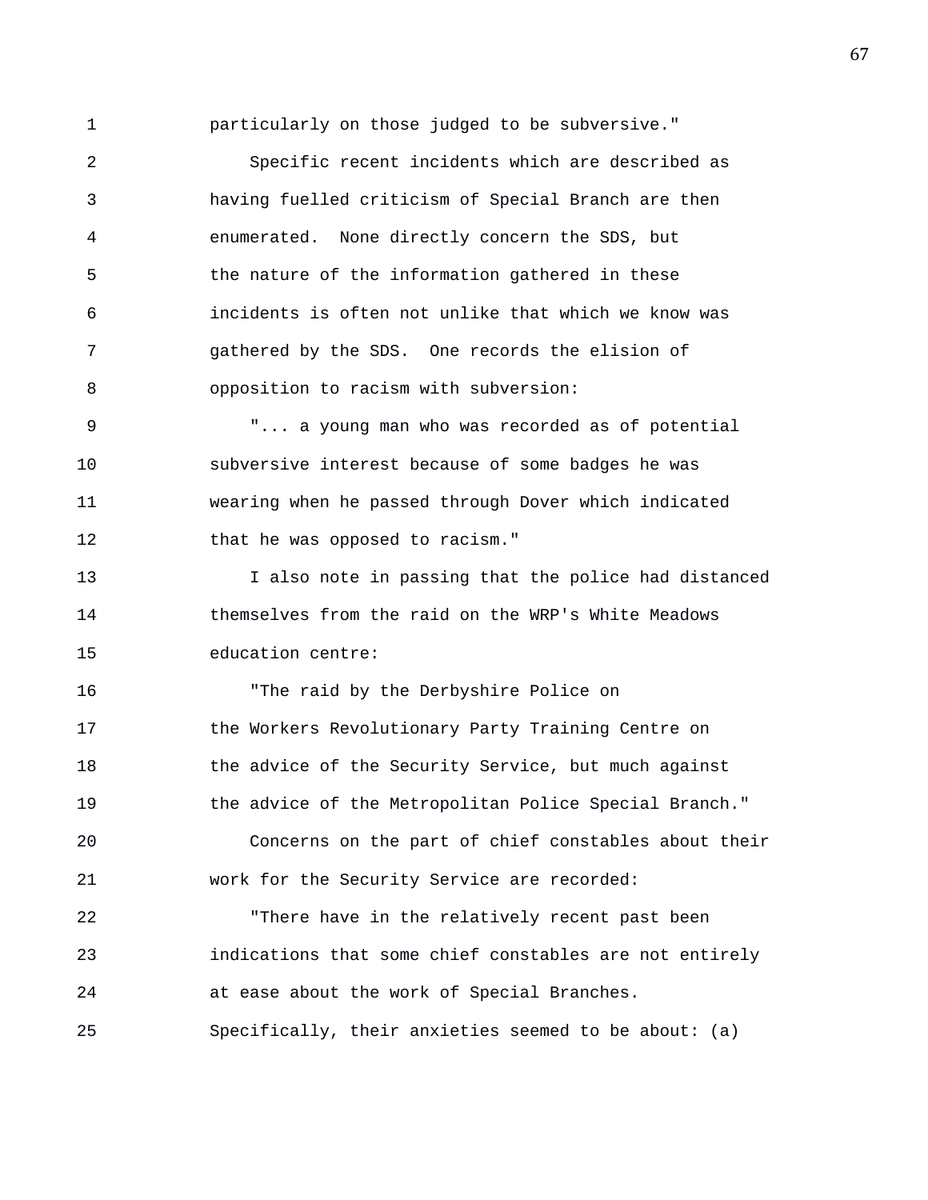particularly on those judged to be subversive."

Specific recent incidents which are described as having fuelled criticism of Special Branch are then enumerated. None directly concern the SDS, but the nature of the information gathered in these incidents is often not unlike that which we know was gathered by the SDS. One records the elision of opposition to racism with subversion:

"... a young man who was recorded as of potential subversive interest because of some badges he was wearing when he passed through Dover which indicated that he was opposed to racism."

I also note in passing that the police had distanced themselves from the raid on the WRP's White Meadows education centre:

"The raid by the Derbyshire Police on the Workers Revolutionary Party Training Centre on the advice of the Security Service, but much against the advice of the Metropolitan Police Special Branch."

Concerns on the part of chief constables about their work for the Security Service are recorded:

"There have in the relatively recent past been indications that some chief constables are not entirely at ease about the work of Special Branches. Specifically, their anxieties seemed to be about: (a)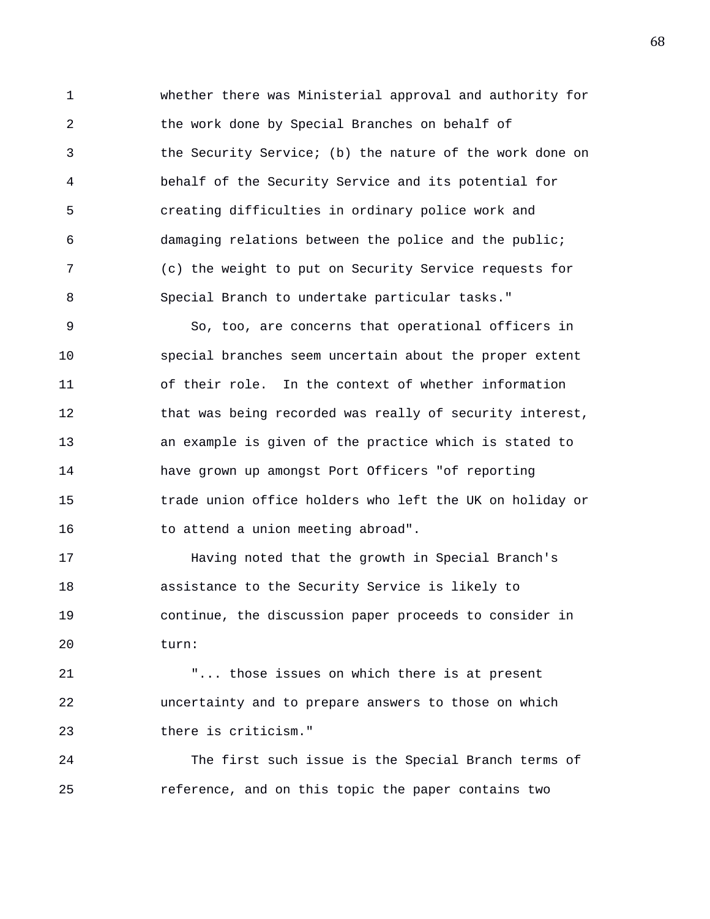whether there was Ministerial approval and authority for the work done by Special Branches on behalf of the Security Service; (b) the nature of the work done on behalf of the Security Service and its potential for creating difficulties in ordinary police work and damaging relations between the police and the public; (c) the weight to put on Security Service requests for Special Branch to undertake particular tasks."

So, too, are concerns that operational officers in special branches seem uncertain about the proper extent of their role. In the context of whether information that was being recorded was really of security interest, an example is given of the practice which is stated to have grown up amongst Port Officers "of reporting trade union office holders who left the UK on holiday or to attend a union meeting abroad".

Having noted that the growth in Special Branch's assistance to the Security Service is likely to continue, the discussion paper proceeds to consider in turn:

"... those issues on which there is at present uncertainty and to prepare answers to those on which there is criticism."

The first such issue is the Special Branch terms of reference, and on this topic the paper contains two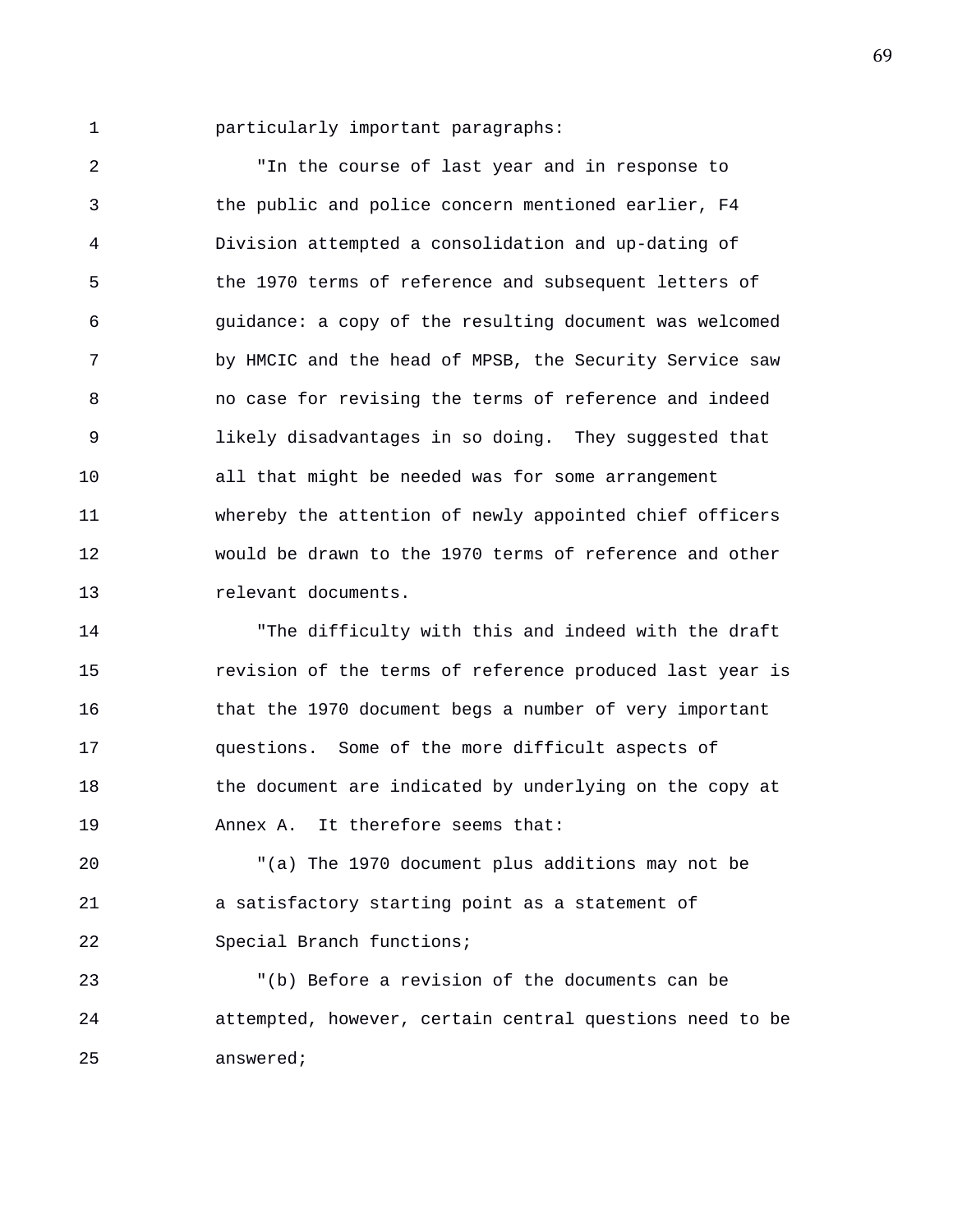particularly important paragraphs:

"In the course of last year and in response to the public and police concern mentioned earlier, F4 Division attempted a consolidation and up-dating of the 1970 terms of reference and subsequent letters of guidance: a copy of the resulting document was welcomed by HMCIC and the head of MPSB, the Security Service saw no case for revising the terms of reference and indeed likely disadvantages in so doing. They suggested that all that might be needed was for some arrangement whereby the attention of newly appointed chief officers would be drawn to the 1970 terms of reference and other relevant documents.

"The difficulty with this and indeed with the draft revision of the terms of reference produced last year is that the 1970 document begs a number of very important questions. Some of the more difficult aspects of the document are indicated by underlying on the copy at Annex A. It therefore seems that:

"(a) The 1970 document plus additions may not be a satisfactory starting point as a statement of Special Branch functions;

"(b) Before a revision of the documents can be attempted, however, certain central questions need to be answered;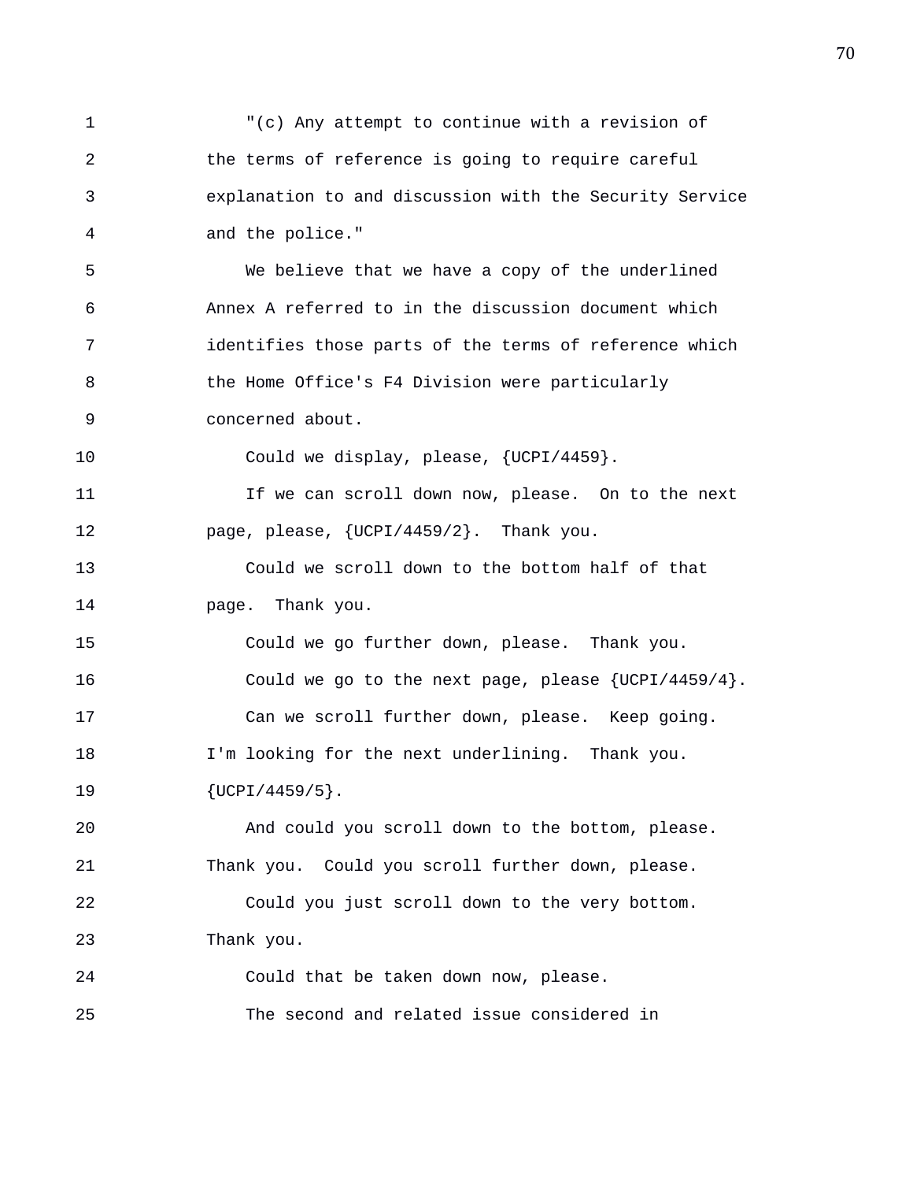"(c) Any attempt to continue with a revision of the terms of reference is going to require careful explanation to and discussion with the Security Service and the police."

We believe that we have a copy of the underlined Annex A referred to in the discussion document which identifies those parts of the terms of reference which the Home Office's F4 Division were particularly concerned about.

Could we display, please, {UCPI/4459}.

If we can scroll down now, please. On to the next page, please, {UCPI/4459/2}. Thank you.

Could we scroll down to the bottom half of that page. Thank you.

Could we go further down, please. Thank you.

Could we go to the next page, please {UCPI/4459/4}.

Can we scroll further down, please. Keep going. I'm looking for the next underlining. Thank you. {UCPI/4459/5}.

And could you scroll down to the bottom, please. Thank you. Could you scroll further down, please.

Could you just scroll down to the very bottom. Thank you.

Could that be taken down now, please.

The second and related issue considered in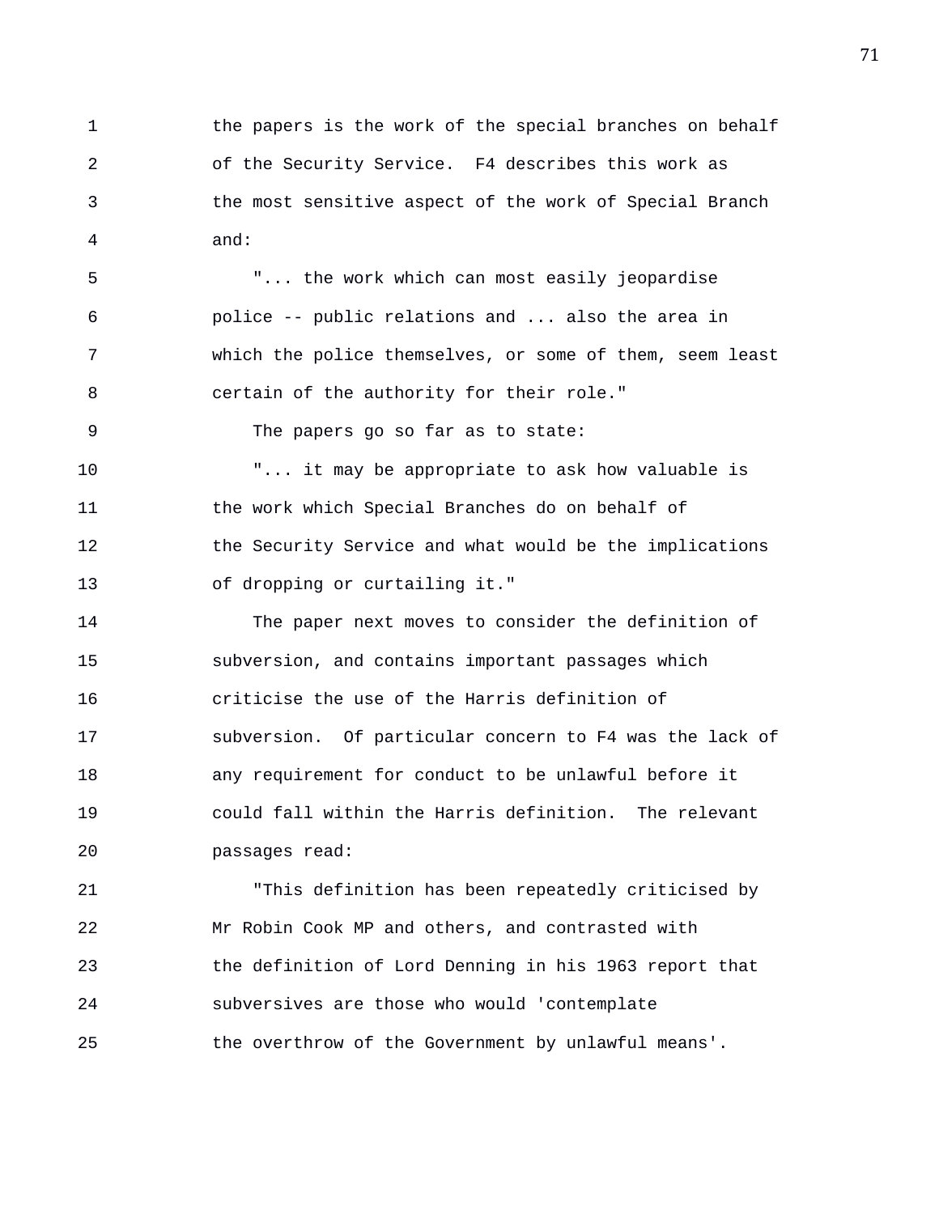the papers is the work of the special branches on behalf of the Security Service. F4 describes this work as the most sensitive aspect of the work of Special Branch and:

"... the work which can most easily jeopardise police -- public relations and ... also the area in which the police themselves, or some of them, seem least certain of the authority for their role."

The papers go so far as to state:

"... it may be appropriate to ask how valuable is the work which Special Branches do on behalf of the Security Service and what would be the implications of dropping or curtailing it."

The paper next moves to consider the definition of subversion, and contains important passages which criticise the use of the Harris definition of subversion. Of particular concern to F4 was the lack of any requirement for conduct to be unlawful before it could fall within the Harris definition. The relevant passages read:

"This definition has been repeatedly criticised by Mr Robin Cook MP and others, and contrasted with the definition of Lord Denning in his 1963 report that subversives are those who would 'contemplate the overthrow of the Government by unlawful means'.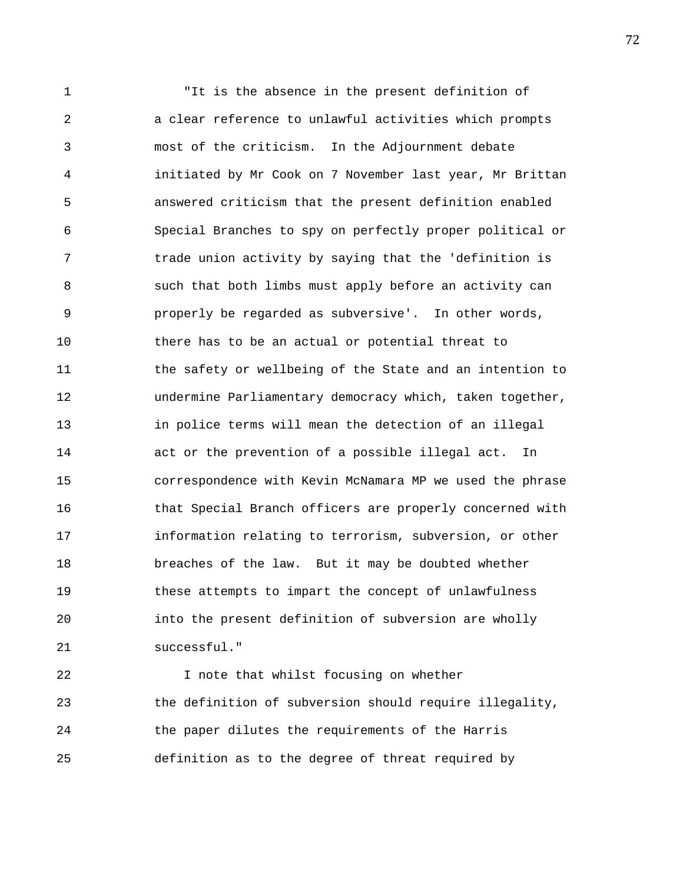"It is the absence in the present definition of a clear reference to unlawful activities which prompts most of the criticism. In the Adjournment debate initiated by Mr Cook on 7 November last year, Mr Brittan answered criticism that the present definition enabled Special Branches to spy on perfectly proper political or trade union activity by saying that the 'definition is such that both limbs must apply before an activity can properly be regarded as subversive'. In other words, there has to be an actual or potential threat to the safety or wellbeing of the State and an intention to undermine Parliamentary democracy which, taken together, in police terms will mean the detection of an illegal act or the prevention of a possible illegal act. In correspondence with Kevin McNamara MP we used the phrase that Special Branch officers are properly concerned with information relating to terrorism, subversion, or other breaches of the law. But it may be doubted whether these attempts to impart the concept of unlawfulness into the present definition of subversion are wholly successful."

I note that whilst focusing on whether the definition of subversion should require illegality, the paper dilutes the requirements of the Harris definition as to the degree of threat required by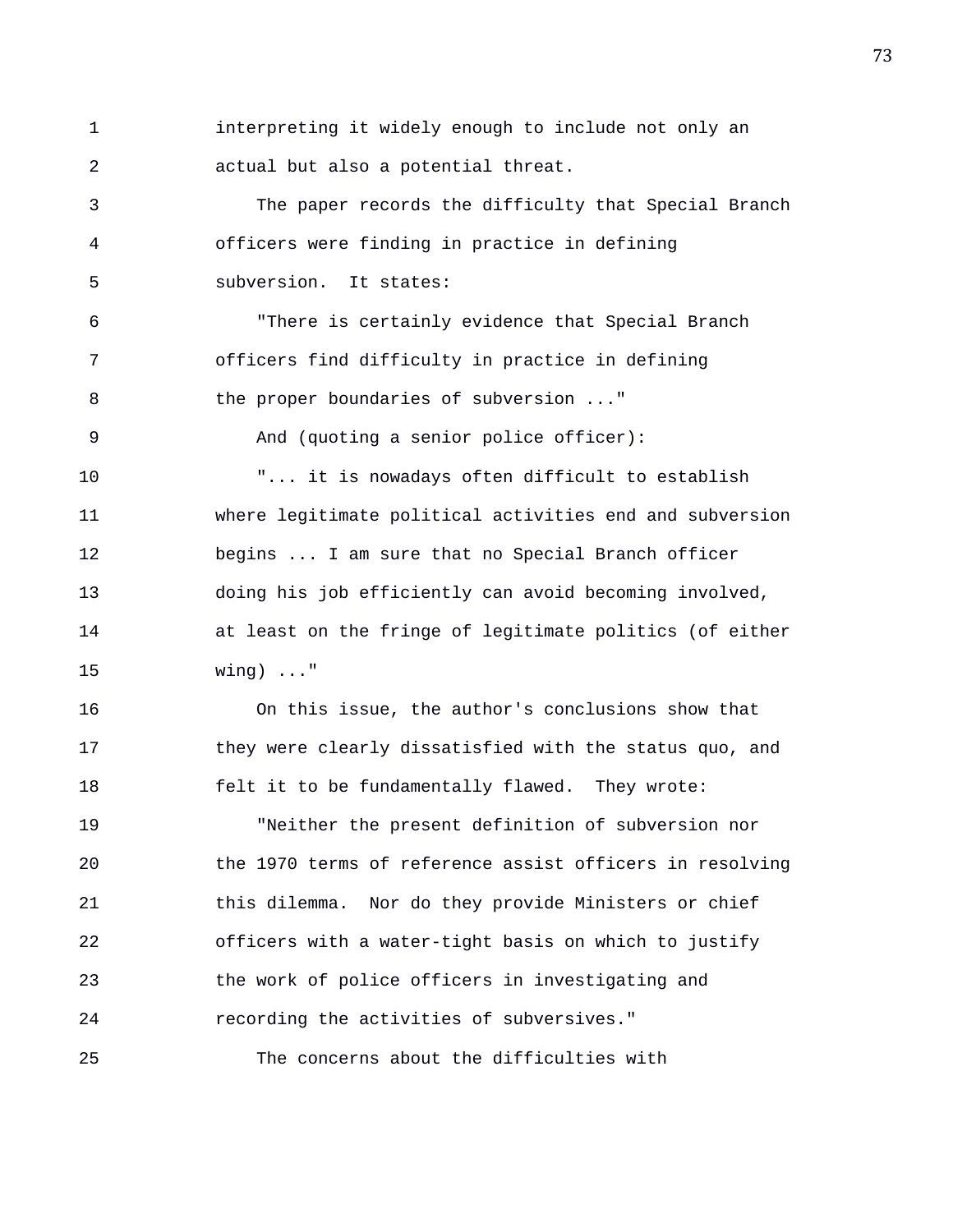interpreting it widely enough to include not only an actual but also a potential threat.

The paper records the difficulty that Special Branch officers were finding in practice in defining subversion. It states:

"There is certainly evidence that Special Branch officers find difficulty in practice in defining the proper boundaries of subversion ..."

And (quoting a senior police officer):

"... it is nowadays often difficult to establish where legitimate political activities end and subversion begins ... I am sure that no Special Branch officer doing his job efficiently can avoid becoming involved, at least on the fringe of legitimate politics (of either wing) ..."

On this issue, the author's conclusions show that they were clearly dissatisfied with the status quo, and felt it to be fundamentally flawed. They wrote:

"Neither the present definition of subversion nor the 1970 terms of reference assist officers in resolving this dilemma. Nor do they provide Ministers or chief officers with a water-tight basis on which to justify the work of police officers in investigating and recording the activities of subversives."

The concerns about the difficulties with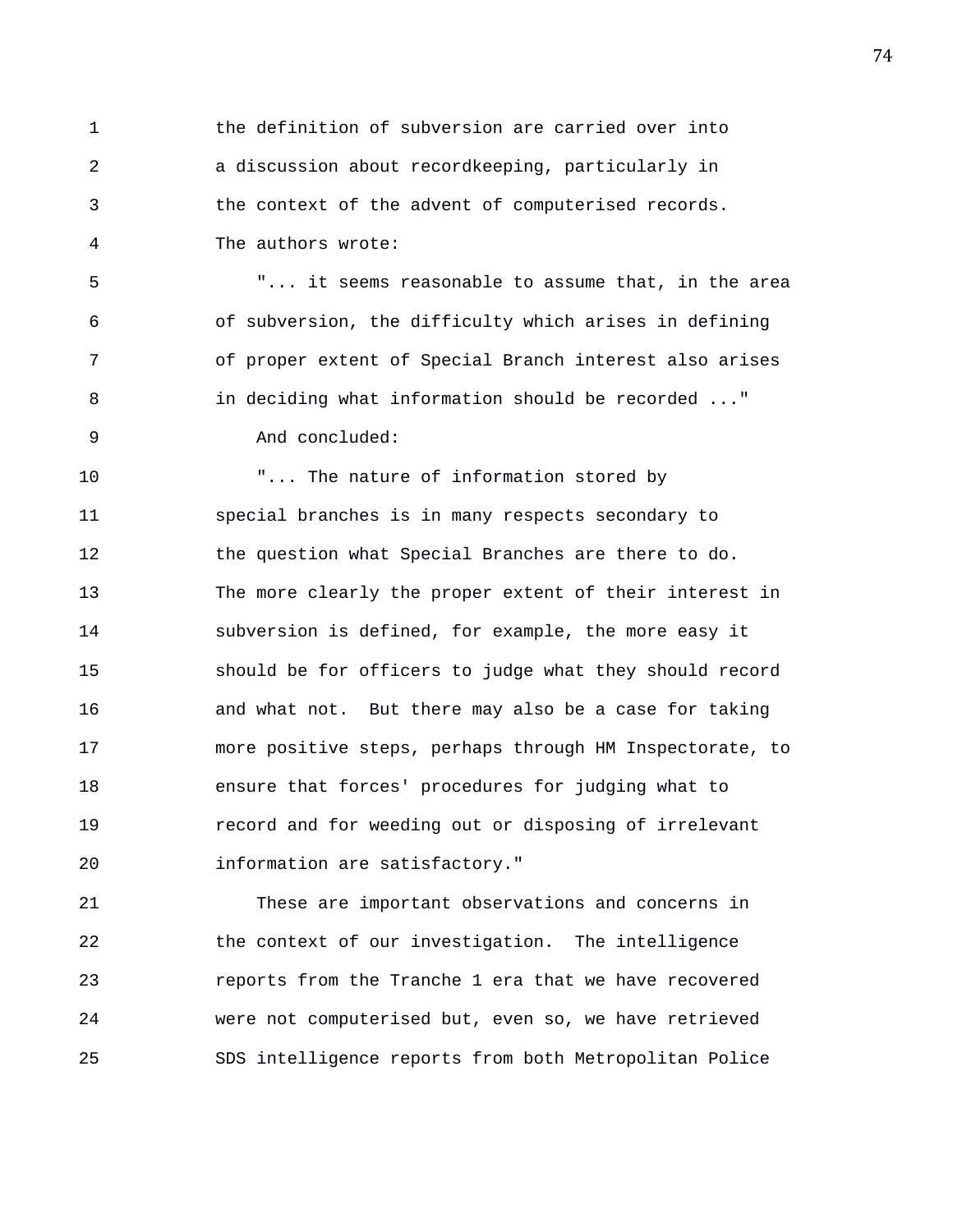the definition of subversion are carried over into a discussion about recordkeeping, particularly in the context of the advent of computerised records. The authors wrote:

"... it seems reasonable to assume that, in the area of subversion, the difficulty which arises in defining of proper extent of Special Branch interest also arises in deciding what information should be recorded ..."

And concluded:

"... The nature of information stored by special branches is in many respects secondary to the question what Special Branches are there to do. The more clearly the proper extent of their interest in subversion is defined, for example, the more easy it should be for officers to judge what they should record and what not. But there may also be a case for taking more positive steps, perhaps through HM Inspectorate, to ensure that forces' procedures for judging what to record and for weeding out or disposing of irrelevant information are satisfactory."

These are important observations and concerns in the context of our investigation. The intelligence reports from the Tranche 1 era that we have recovered were not computerised but, even so, we have retrieved SDS intelligence reports from both Metropolitan Police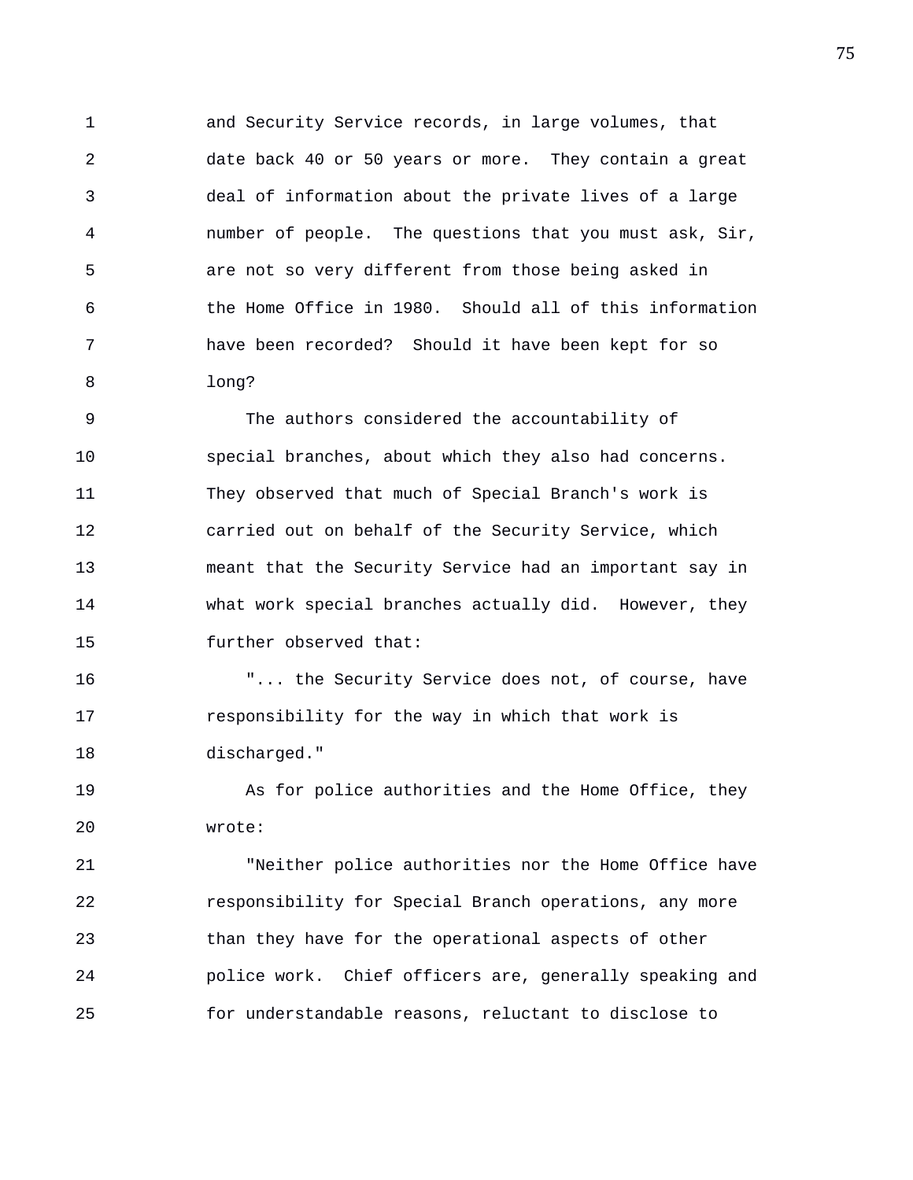and Security Service records, in large volumes, that date back 40 or 50 years or more. They contain a great deal of information about the private lives of a large number of people. The questions that you must ask, Sir, are not so very different from those being asked in the Home Office in 1980. Should all of this information have been recorded? Should it have been kept for so long?

The authors considered the accountability of special branches, about which they also had concerns. They observed that much of Special Branch's work is carried out on behalf of the Security Service, which meant that the Security Service had an important say in what work special branches actually did. However, they further observed that:

"... the Security Service does not, of course, have responsibility for the way in which that work is discharged."

As for police authorities and the Home Office, they wrote:

"Neither police authorities nor the Home Office have responsibility for Special Branch operations, any more than they have for the operational aspects of other police work. Chief officers are, generally speaking and for understandable reasons, reluctant to disclose to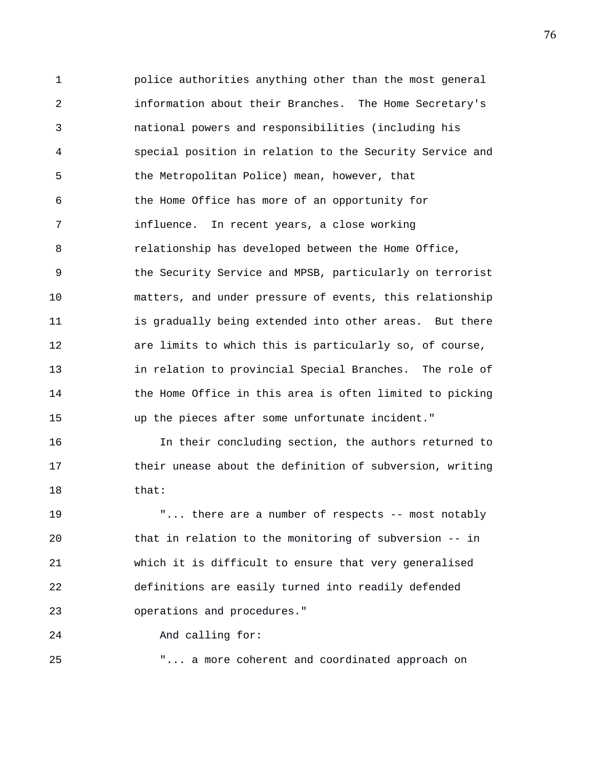police authorities anything other than the most general information about their Branches. The Home Secretary's national powers and responsibilities (including his special position in relation to the Security Service and the Metropolitan Police) mean, however, that the Home Office has more of an opportunity for influence. In recent years, a close working relationship has developed between the Home Office, the Security Service and MPSB, particularly on terrorist matters, and under pressure of events, this relationship is gradually being extended into other areas. But there are limits to which this is particularly so, of course, in relation to provincial Special Branches. The role of the Home Office in this area is often limited to picking up the pieces after some unfortunate incident."

In their concluding section, the authors returned to their unease about the definition of subversion, writing that:

"... there are a number of respects -- most notably that in relation to the monitoring of subversion -- in which it is difficult to ensure that very generalised definitions are easily turned into readily defended operations and procedures."

And calling for:

"... a more coherent and coordinated approach on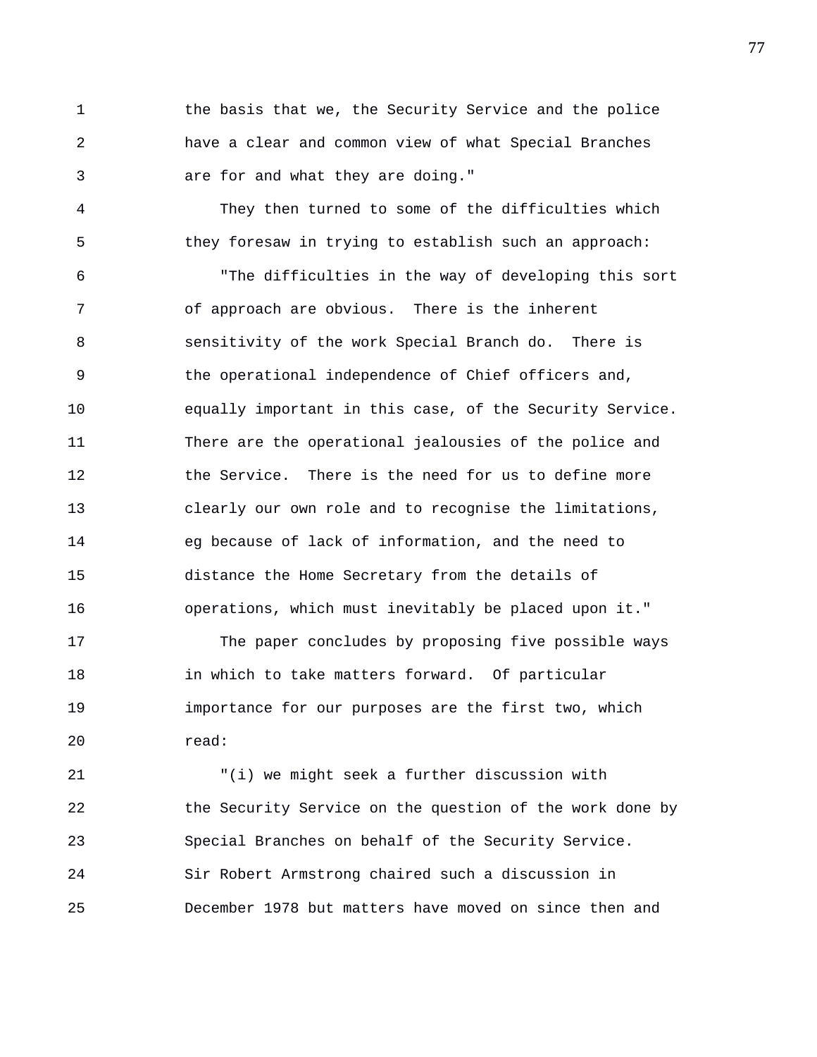the basis that we, the Security Service and the police have a clear and common view of what Special Branches are for and what they are doing."

They then turned to some of the difficulties which they foresaw in trying to establish such an approach:

"The difficulties in the way of developing this sort of approach are obvious. There is the inherent sensitivity of the work Special Branch do. There is the operational independence of Chief officers and, equally important in this case, of the Security Service. There are the operational jealousies of the police and the Service. There is the need for us to define more clearly our own role and to recognise the limitations, eg because of lack of information, and the need to distance the Home Secretary from the details of operations, which must inevitably be placed upon it."

The paper concludes by proposing five possible ways in which to take matters forward. Of particular importance for our purposes are the first two, which read:

"(i) we might seek a further discussion with the Security Service on the question of the work done by Special Branches on behalf of the Security Service. Sir Robert Armstrong chaired such a discussion in December 1978 but matters have moved on since then and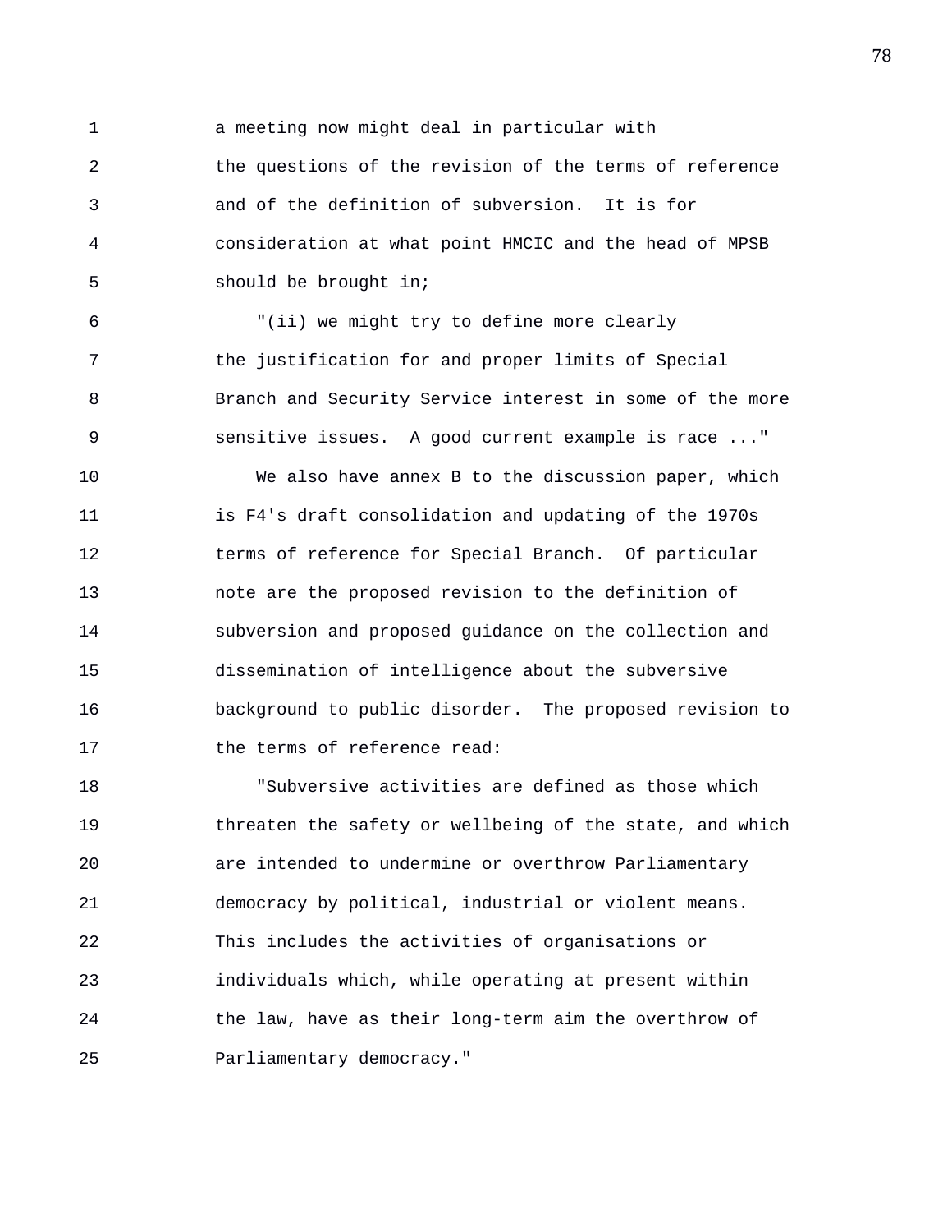a meeting now might deal in particular with the questions of the revision of the terms of reference and of the definition of subversion. It is for consideration at what point HMCIC and the head of MPSB should be brought in;

"(ii) we might try to define more clearly the justification for and proper limits of Special Branch and Security Service interest in some of the more sensitive issues. A good current example is race ..."

We also have annex B to the discussion paper, which is F4's draft consolidation and updating of the 1970s terms of reference for Special Branch. Of particular note are the proposed revision to the definition of subversion and proposed guidance on the collection and dissemination of intelligence about the subversive background to public disorder. The proposed revision to the terms of reference read:

"Subversive activities are defined as those which threaten the safety or wellbeing of the state, and which are intended to undermine or overthrow Parliamentary democracy by political, industrial or violent means. This includes the activities of organisations or individuals which, while operating at present within the law, have as their long-term aim the overthrow of Parliamentary democracy."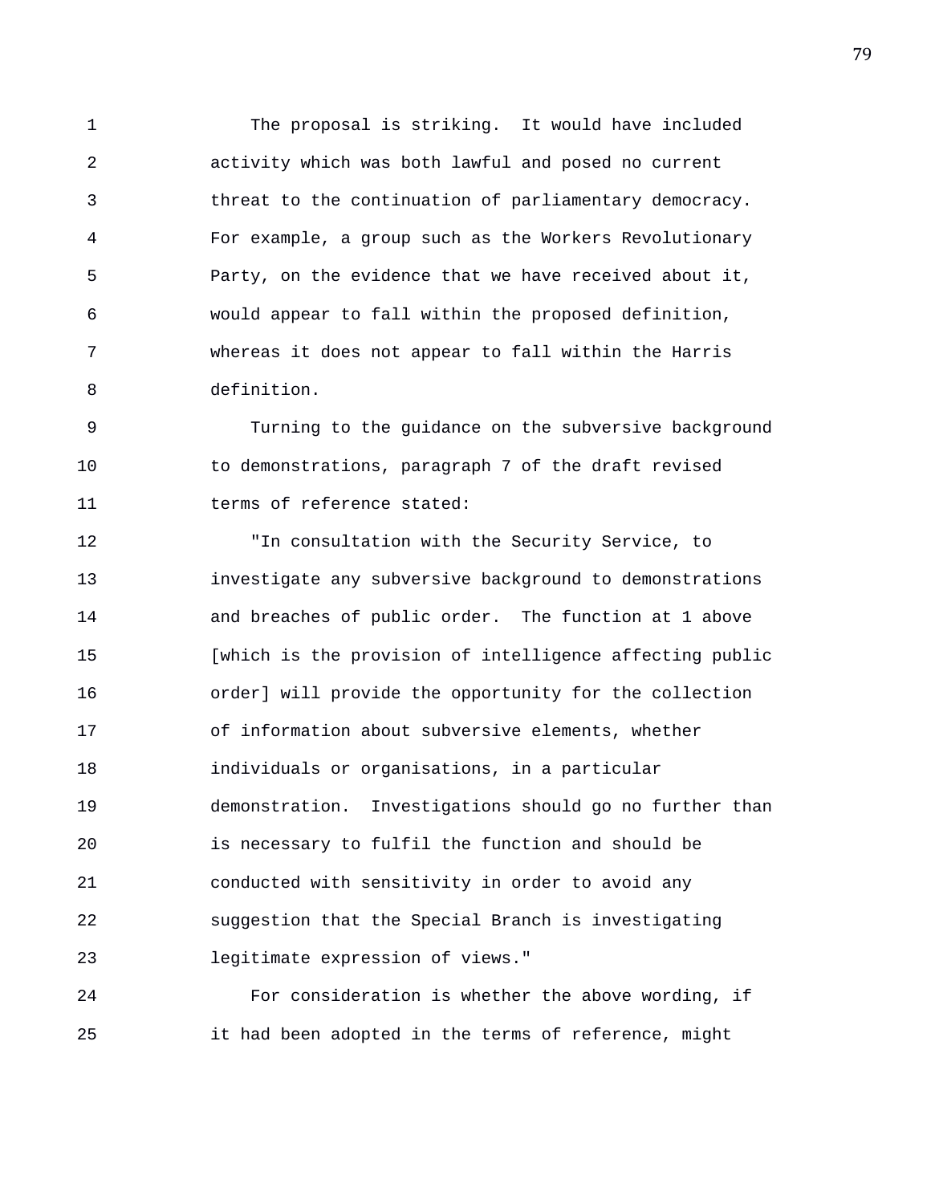The proposal is striking. It would have included activity which was both lawful and posed no current threat to the continuation of parliamentary democracy. For example, a group such as the Workers Revolutionary Party, on the evidence that we have received about it, would appear to fall within the proposed definition, whereas it does not appear to fall within the Harris definition.

Turning to the guidance on the subversive background to demonstrations, paragraph 7 of the draft revised terms of reference stated:

"In consultation with the Security Service, to investigate any subversive background to demonstrations and breaches of public order. The function at 1 above [which is the provision of intelligence affecting public order] will provide the opportunity for the collection of information about subversive elements, whether individuals or organisations, in a particular demonstration. Investigations should go no further than is necessary to fulfil the function and should be conducted with sensitivity in order to avoid any suggestion that the Special Branch is investigating legitimate expression of views."

For consideration is whether the above wording, if it had been adopted in the terms of reference, might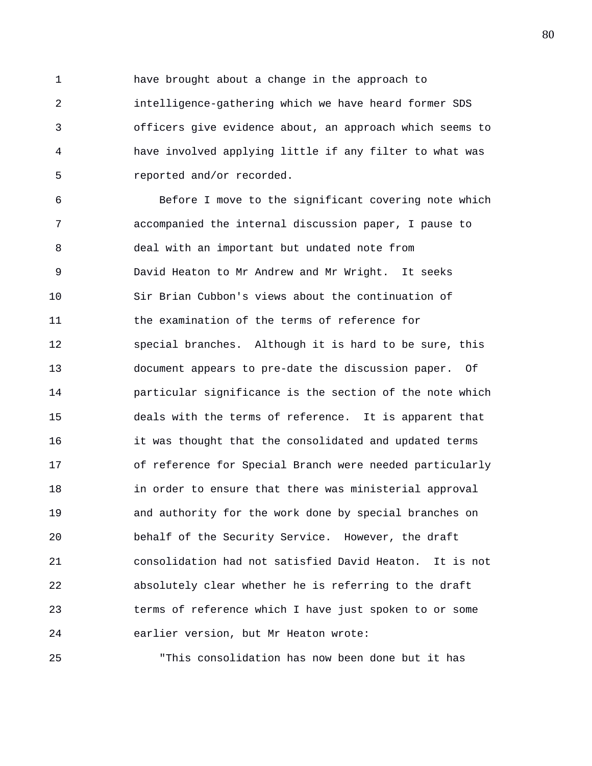have brought about a change in the approach to intelligence-gathering which we have heard former SDS officers give evidence about, an approach which seems to have involved applying little if any filter to what was reported and/or recorded.

Before I move to the significant covering note which accompanied the internal discussion paper, I pause to deal with an important but undated note from David Heaton to Mr Andrew and Mr Wright. It seeks Sir Brian Cubbon's views about the continuation of the examination of the terms of reference for special branches. Although it is hard to be sure, this document appears to pre-date the discussion paper. Of particular significance is the section of the note which deals with the terms of reference. It is apparent that it was thought that the consolidated and updated terms of reference for Special Branch were needed particularly in order to ensure that there was ministerial approval and authority for the work done by special branches on behalf of the Security Service. However, the draft consolidation had not satisfied David Heaton. It is not absolutely clear whether he is referring to the draft terms of reference which I have just spoken to or some earlier version, but Mr Heaton wrote:

"This consolidation has now been done but it has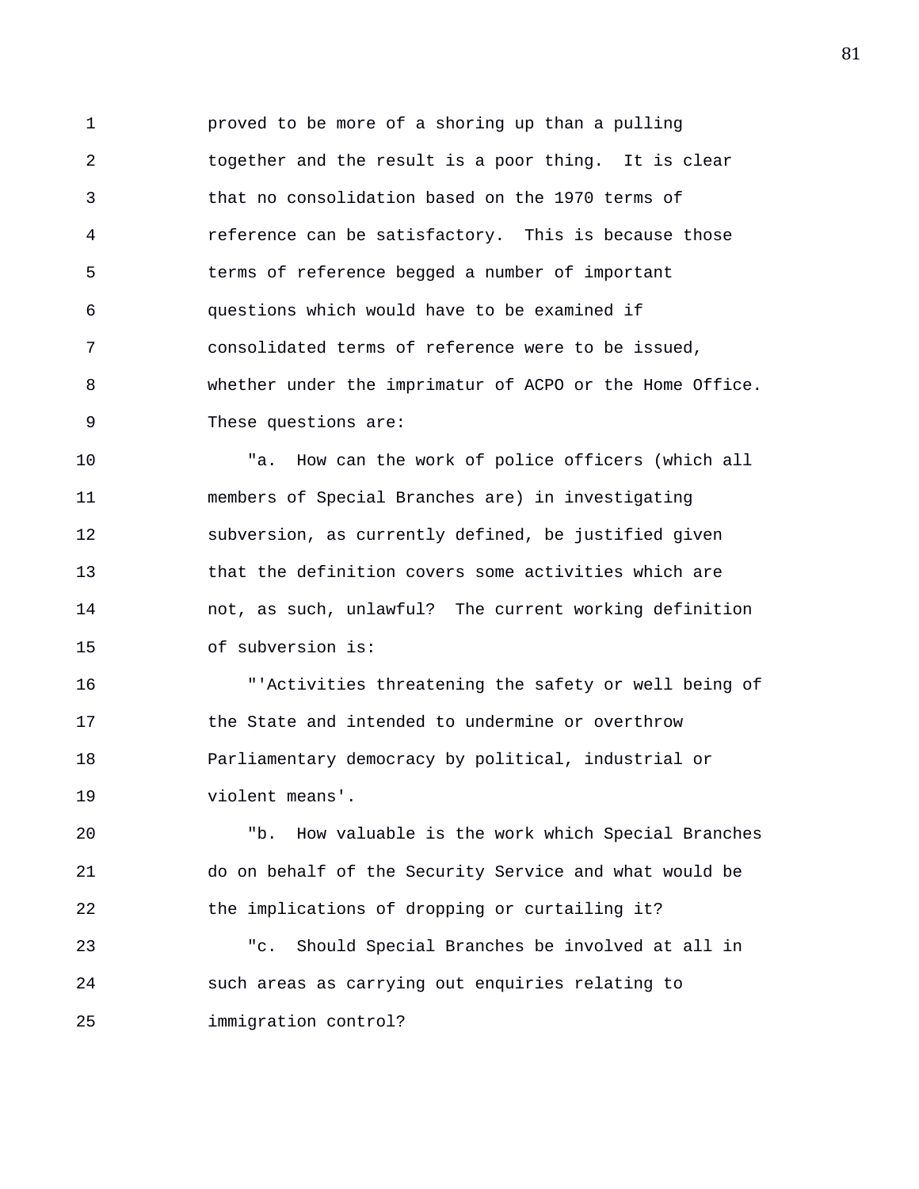proved to be more of a shoring up than a pulling together and the result is a poor thing. It is clear that no consolidation based on the 1970 terms of reference can be satisfactory. This is because those terms of reference begged a number of important questions which would have to be examined if consolidated terms of reference were to be issued, whether under the imprimatur of ACPO or the Home Office. These questions are:

"a. How can the work of police officers (which all members of Special Branches are) in investigating subversion, as currently defined, be justified given that the definition covers some activities which are not, as such, unlawful? The current working definition of subversion is:

"'Activities threatening the safety or well being of the State and intended to undermine or overthrow Parliamentary democracy by political, industrial or violent means'.

"b. How valuable is the work which Special Branches do on behalf of the Security Service and what would be the implications of dropping or curtailing it?

"c. Should Special Branches be involved at all in such areas as carrying out enquiries relating to immigration control?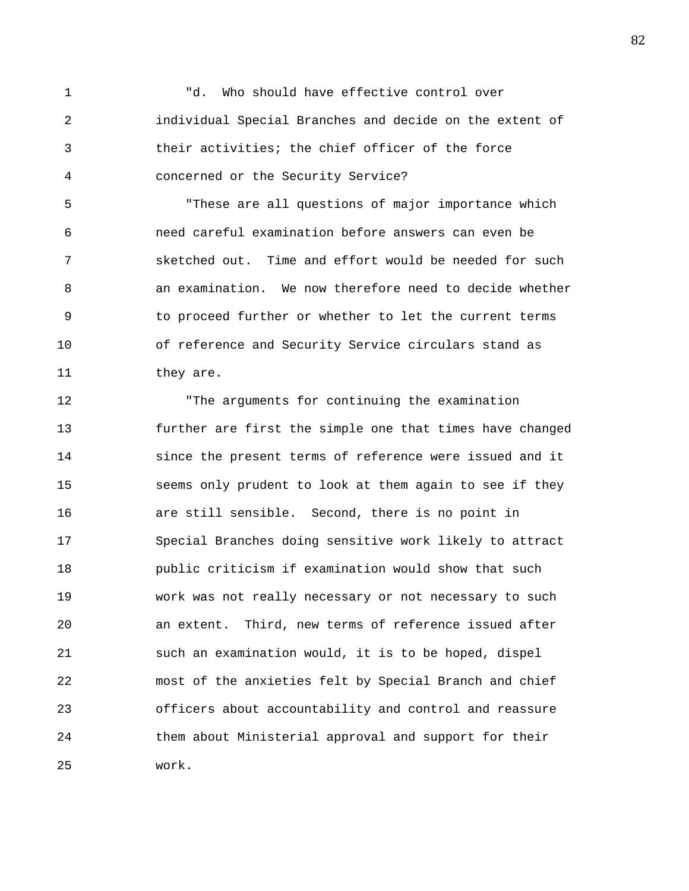"d. Who should have effective control over individual Special Branches and decide on the extent of their activities; the chief officer of the force concerned or the Security Service?

"These are all questions of major importance which need careful examination before answers can even be sketched out. Time and effort would be needed for such an examination. We now therefore need to decide whether to proceed further or whether to let the current terms of reference and Security Service circulars stand as they are.

"The arguments for continuing the examination further are first the simple one that times have changed since the present terms of reference were issued and it seems only prudent to look at them again to see if they are still sensible. Second, there is no point in Special Branches doing sensitive work likely to attract public criticism if examination would show that such work was not really necessary or not necessary to such an extent. Third, new terms of reference issued after such an examination would, it is to be hoped, dispel most of the anxieties felt by Special Branch and chief officers about accountability and control and reassure them about Ministerial approval and support for their work.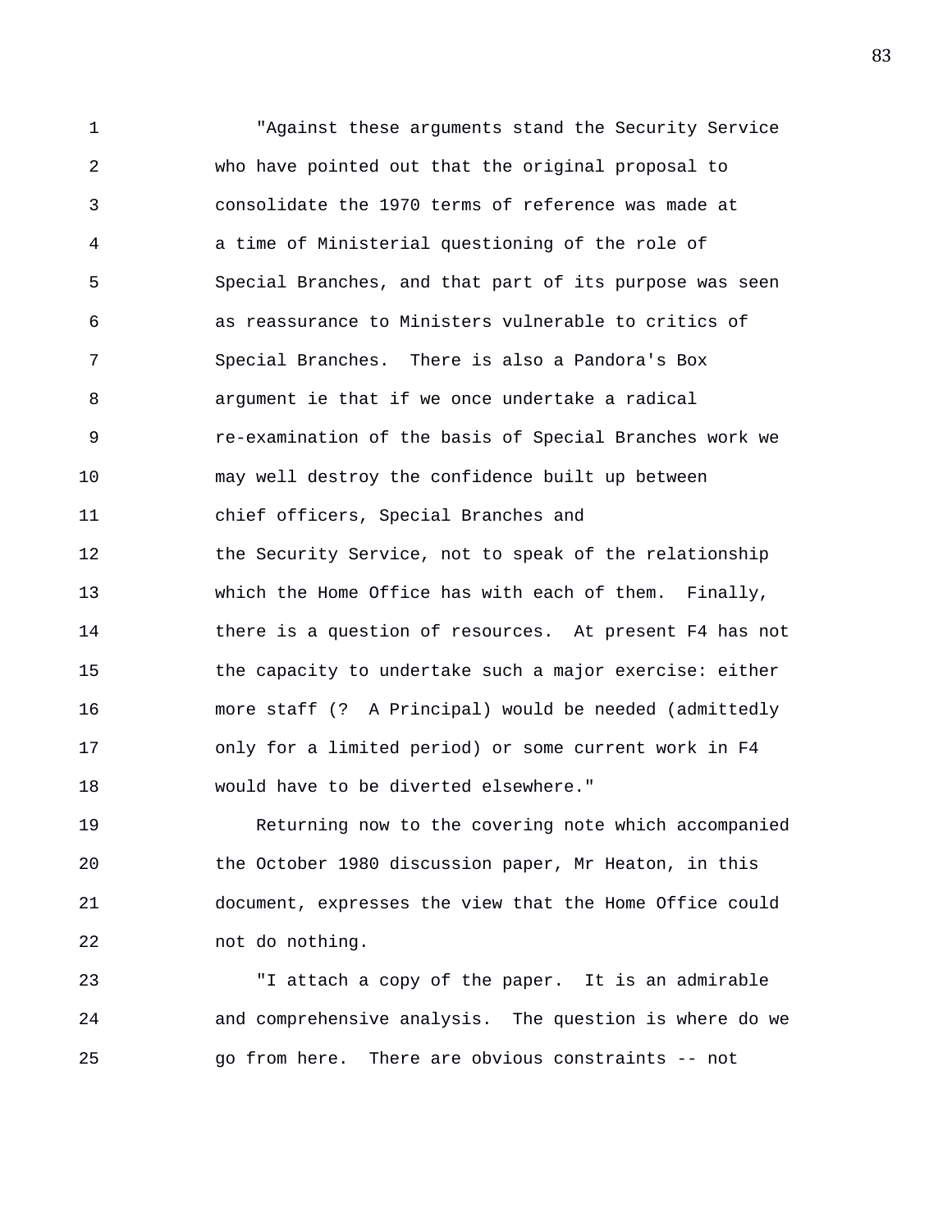"Against these arguments stand the Security Service who have pointed out that the original proposal to consolidate the 1970 terms of reference was made at a time of Ministerial questioning of the role of Special Branches, and that part of its purpose was seen as reassurance to Ministers vulnerable to critics of Special Branches. There is also a Pandora's Box argument ie that if we once undertake a radical re-examination of the basis of Special Branches work we may well destroy the confidence built up between chief officers, Special Branches and the Security Service, not to speak of the relationship which the Home Office has with each of them. Finally, there is a question of resources. At present F4 has not the capacity to undertake such a major exercise: either more staff (? A Principal) would be needed (admittedly only for a limited period) or some current work in F4 would have to be diverted elsewhere."

Returning now to the covering note which accompanied the October 1980 discussion paper, Mr Heaton, in this document, expresses the view that the Home Office could not do nothing.

"I attach a copy of the paper. It is an admirable and comprehensive analysis. The question is where do we go from here. There are obvious constraints -- not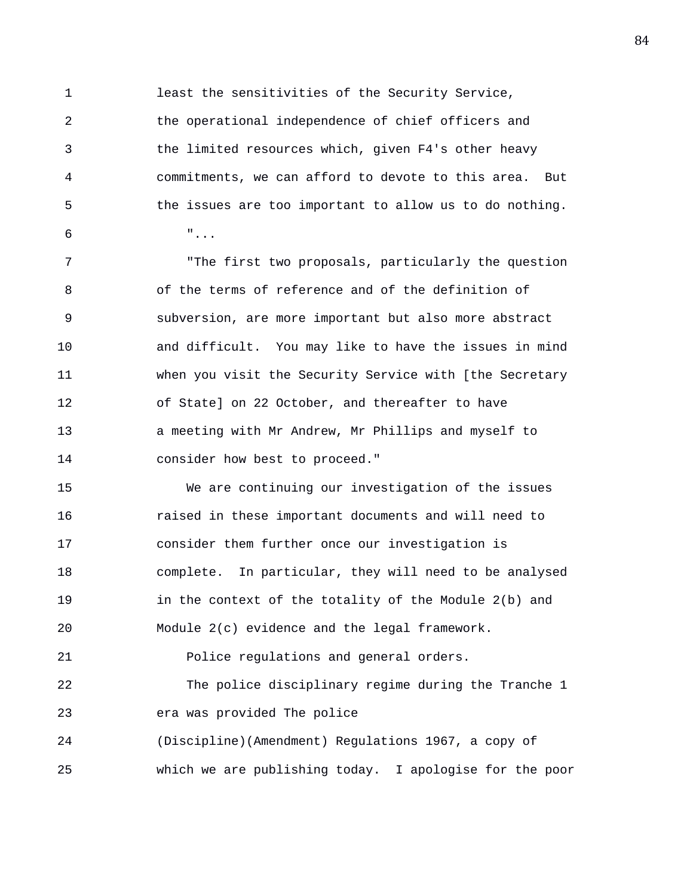least the sensitivities of the Security Service, the operational independence of chief officers and the limited resources which, given F4's other heavy commitments, we can afford to devote to this area. But the issues are too important to allow us to do nothing.

"...

"The first two proposals, particularly the question of the terms of reference and of the definition of subversion, are more important but also more abstract and difficult. You may like to have the issues in mind when you visit the Security Service with [the Secretary of State] on 22 October, and thereafter to have a meeting with Mr Andrew, Mr Phillips and myself to consider how best to proceed."

We are continuing our investigation of the issues raised in these important documents and will need to consider them further once our investigation is complete. In particular, they will need to be analysed in the context of the totality of the Module 2(b) and Module 2(c) evidence and the legal framework.

Police regulations and general orders.

The police disciplinary regime during the Tranche 1 era was provided The police (Discipline)(Amendment) Regulations 1967, a copy of which we are publishing today. I apologise for the poor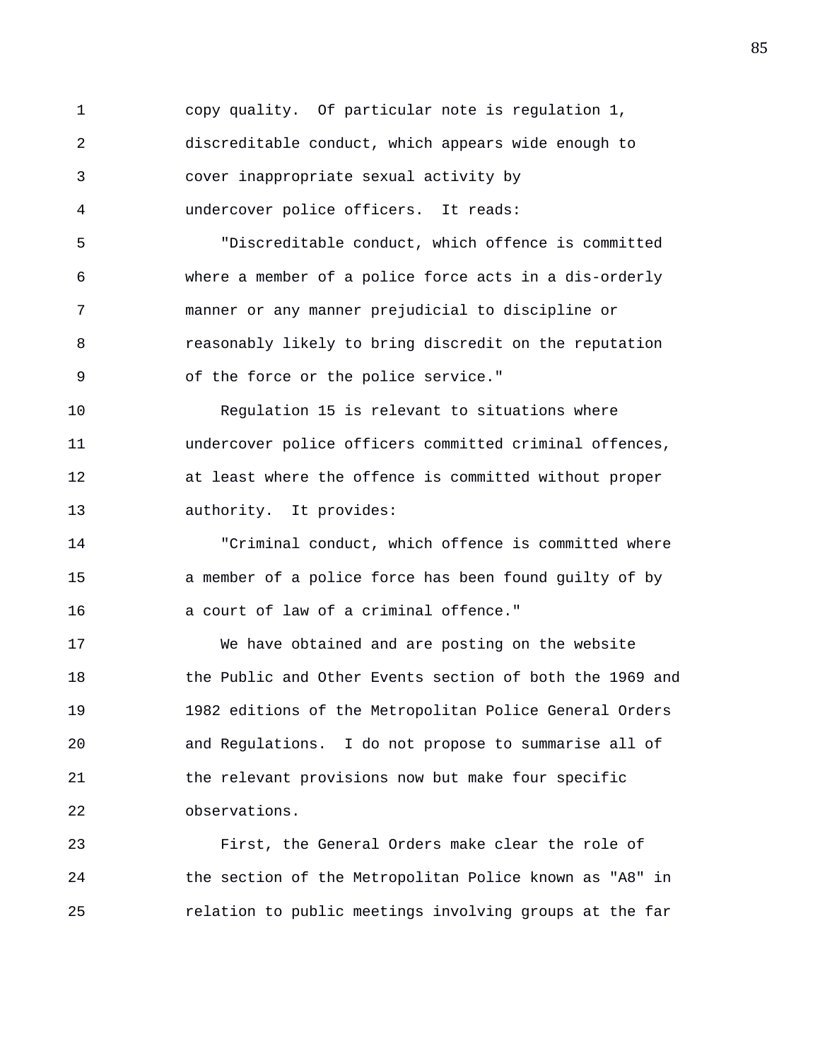copy quality. Of particular note is regulation 1, discreditable conduct, which appears wide enough to cover inappropriate sexual activity by undercover police officers. It reads:

"Discreditable conduct, which offence is committed where a member of a police force acts in a dis-orderly manner or any manner prejudicial to discipline or reasonably likely to bring discredit on the reputation of the force or the police service."

Regulation 15 is relevant to situations where undercover police officers committed criminal offences, at least where the offence is committed without proper authority. It provides:

"Criminal conduct, which offence is committed where a member of a police force has been found guilty of by a court of law of a criminal offence."

We have obtained and are posting on the website the Public and Other Events section of both the 1969 and 1982 editions of the Metropolitan Police General Orders and Regulations. I do not propose to summarise all of the relevant provisions now but make four specific observations.

First, the General Orders make clear the role of the section of the Metropolitan Police known as "A8" in relation to public meetings involving groups at the far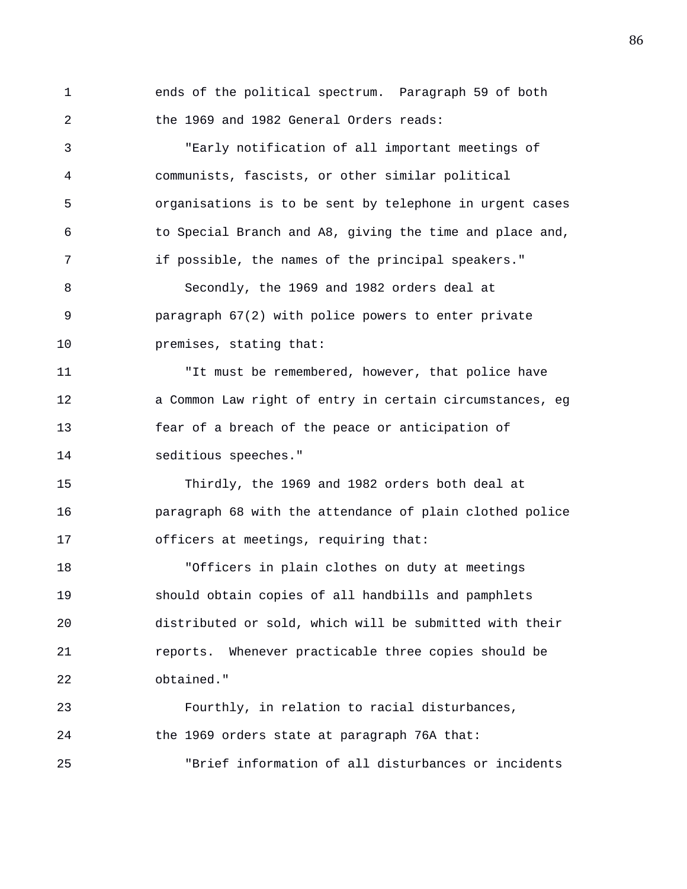ends of the political spectrum. Paragraph 59 of both the 1969 and 1982 General Orders reads:

"Early notification of all important meetings of communists, fascists, or other similar political organisations is to be sent by telephone in urgent cases to Special Branch and A8, giving the time and place and, if possible, the names of the principal speakers."

Secondly, the 1969 and 1982 orders deal at paragraph 67(2) with police powers to enter private premises, stating that:

"It must be remembered, however, that police have a Common Law right of entry in certain circumstances, eg fear of a breach of the peace or anticipation of seditious speeches."

Thirdly, the 1969 and 1982 orders both deal at paragraph 68 with the attendance of plain clothed police officers at meetings, requiring that:

"Officers in plain clothes on duty at meetings should obtain copies of all handbills and pamphlets distributed or sold, which will be submitted with their reports. Whenever practicable three copies should be obtained."

Fourthly, in relation to racial disturbances, the 1969 orders state at paragraph 76A that:

"Brief information of all disturbances or incidents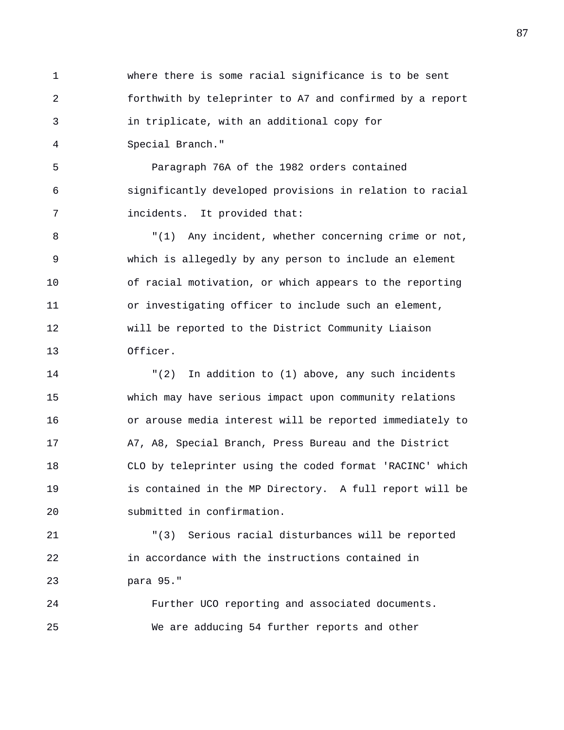where there is some racial significance is to be sent forthwith by teleprinter to A7 and confirmed by a report in triplicate, with an additional copy for Special Branch."

Paragraph 76A of the 1982 orders contained significantly developed provisions in relation to racial incidents. It provided that:

"(1) Any incident, whether concerning crime or not, which is allegedly by any person to include an element of racial motivation, or which appears to the reporting or investigating officer to include such an element, will be reported to the District Community Liaison Officer.

"(2) In addition to (1) above, any such incidents which may have serious impact upon community relations or arouse media interest will be reported immediately to A7, A8, Special Branch, Press Bureau and the District CLO by teleprinter using the coded format 'RACINC' which is contained in the MP Directory. A full report will be submitted in confirmation.

"(3) Serious racial disturbances will be reported in accordance with the instructions contained in para 95."

Further UCO reporting and associated documents.

We are adducing 54 further reports and other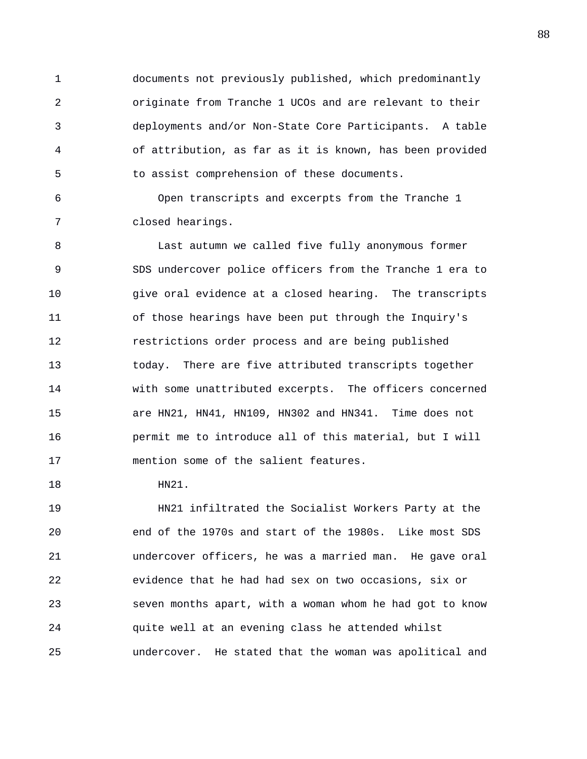documents not previously published, which predominantly originate from Tranche 1 UCOs and are relevant to their deployments and/or Non-State Core Participants. A table of attribution, as far as it is known, has been provided to assist comprehension of these documents.

Open transcripts and excerpts from the Tranche 1 closed hearings.

Last autumn we called five fully anonymous former SDS undercover police officers from the Tranche 1 era to give oral evidence at a closed hearing. The transcripts of those hearings have been put through the Inquiry's restrictions order process and are being published today. There are five attributed transcripts together with some unattributed excerpts. The officers concerned are HN21, HN41, HN109, HN302 and HN341. Time does not permit me to introduce all of this material, but I will mention some of the salient features.

HN21.

HN21 infiltrated the Socialist Workers Party at the end of the 1970s and start of the 1980s. Like most SDS undercover officers, he was a married man. He gave oral evidence that he had had sex on two occasions, six or seven months apart, with a woman whom he had got to know quite well at an evening class he attended whilst undercover. He stated that the woman was apolitical and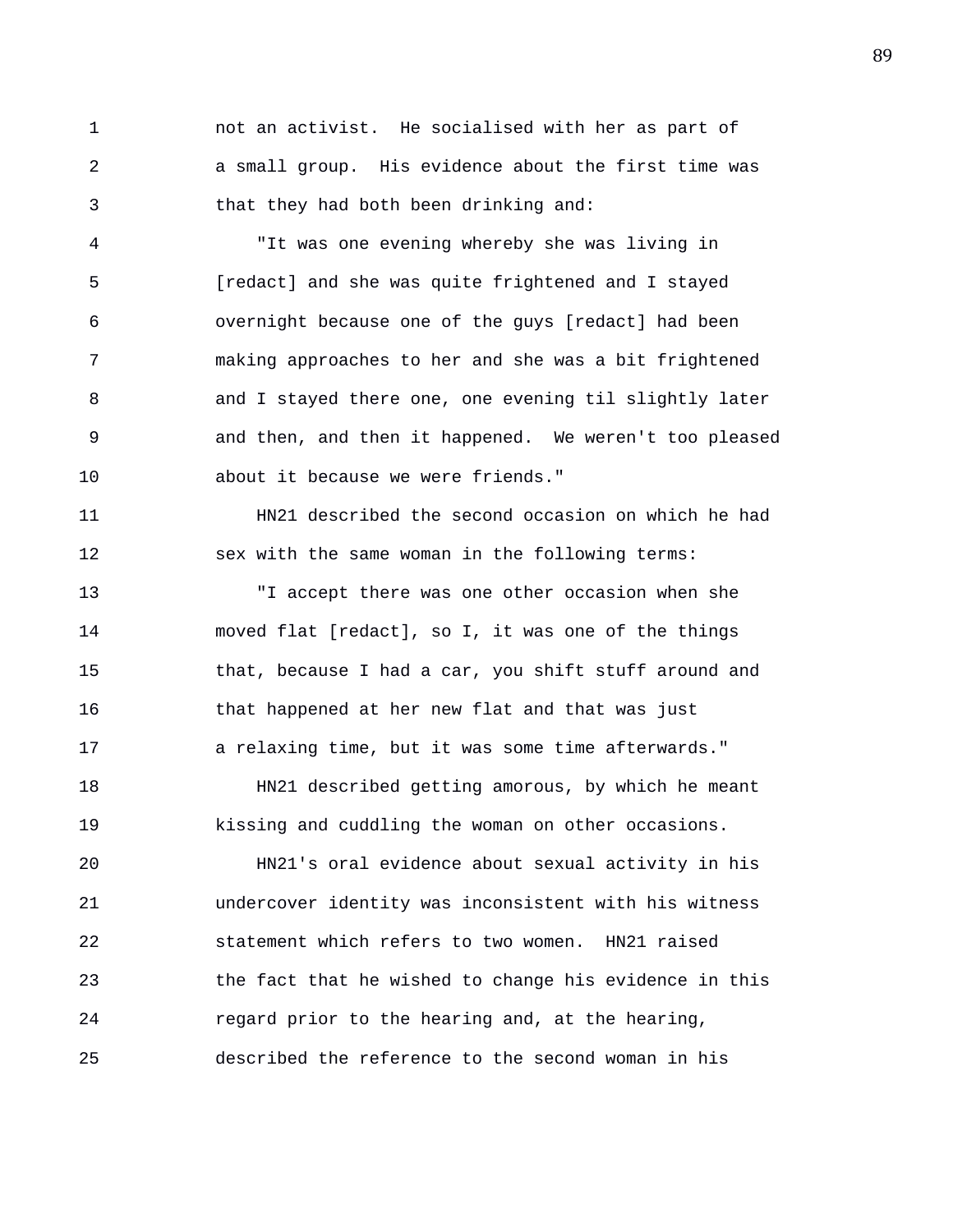not an activist. He socialised with her as part of a small group. His evidence about the first time was that they had both been drinking and:

"It was one evening whereby she was living in [redact] and she was quite frightened and I stayed overnight because one of the guys [redact] had been making approaches to her and she was a bit frightened and I stayed there one, one evening til slightly later and then, and then it happened. We weren't too pleased about it because we were friends."

HN21 described the second occasion on which he had sex with the same woman in the following terms:

"I accept there was one other occasion when she moved flat [redact], so I, it was one of the things that, because I had a car, you shift stuff around and that happened at her new flat and that was just a relaxing time, but it was some time afterwards."

HN21 described getting amorous, by which he meant kissing and cuddling the woman on other occasions.

HN21's oral evidence about sexual activity in his undercover identity was inconsistent with his witness statement which refers to two women. HN21 raised the fact that he wished to change his evidence in this regard prior to the hearing and, at the hearing, described the reference to the second woman in his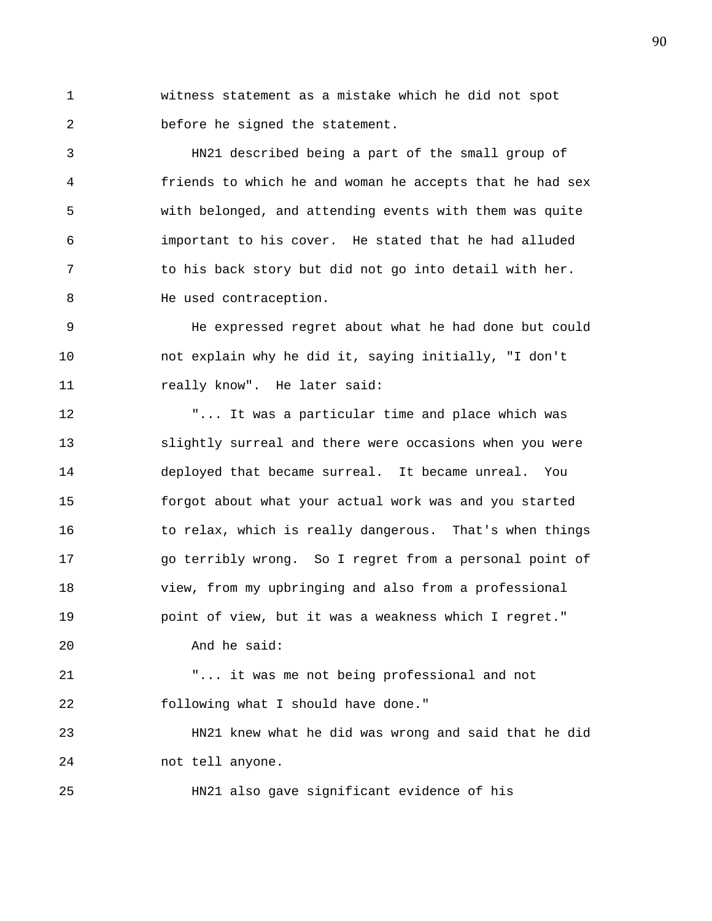witness statement as a mistake which he did not spot before he signed the statement.

HN21 described being a part of the small group of friends to which he and woman he accepts that he had sex with belonged, and attending events with them was quite important to his cover. He stated that he had alluded to his back story but did not go into detail with her. He used contraception.

He expressed regret about what he had done but could not explain why he did it, saying initially, "I don't really know". He later said:

"... It was a particular time and place which was slightly surreal and there were occasions when you were deployed that became surreal. It became unreal. You forgot about what your actual work was and you started to relax, which is really dangerous. That's when things go terribly wrong. So I regret from a personal point of view, from my upbringing and also from a professional point of view, but it was a weakness which I regret."

And he said:

"... it was me not being professional and not following what I should have done."

HN21 knew what he did was wrong and said that he did not tell anyone.

HN21 also gave significant evidence of his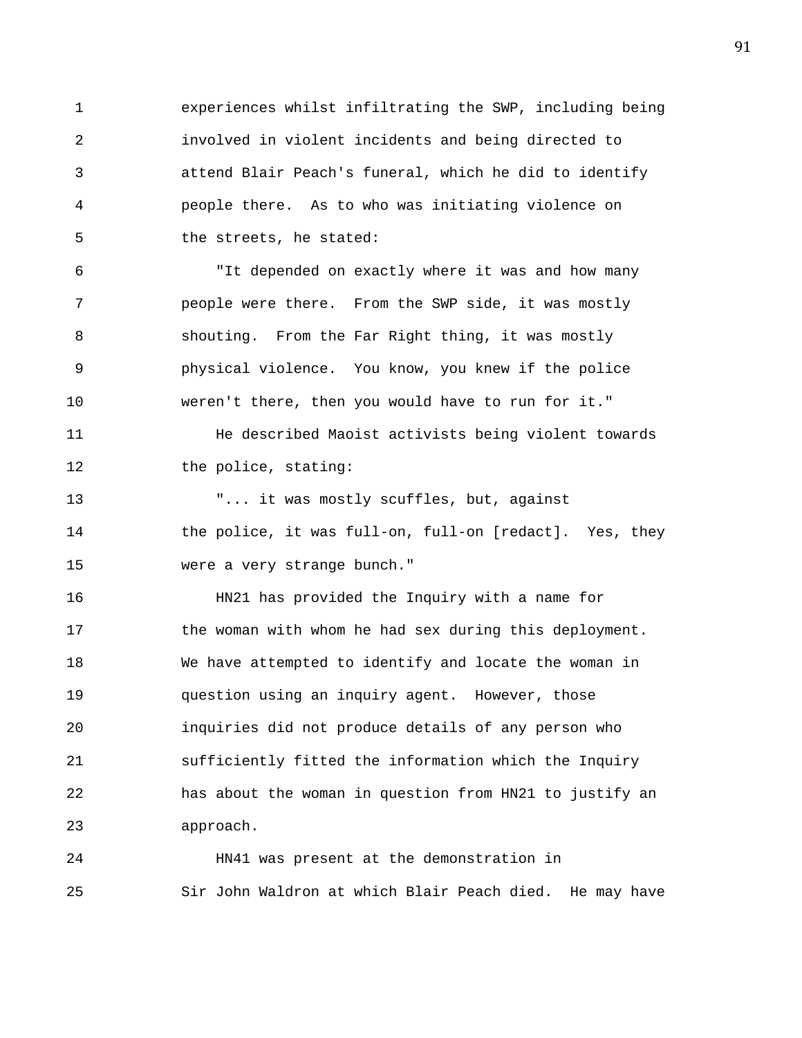experiences whilst infiltrating the SWP, including being involved in violent incidents and being directed to attend Blair Peach's funeral, which he did to identify people there. As to who was initiating violence on the streets, he stated:

"It depended on exactly where it was and how many people were there. From the SWP side, it was mostly shouting. From the Far Right thing, it was mostly physical violence. You know, you knew if the police weren't there, then you would have to run for it."

He described Maoist activists being violent towards the police, stating:

"... it was mostly scuffles, but, against the police, it was full-on, full-on [redact]. Yes, they were a very strange bunch."

HN21 has provided the Inquiry with a name for the woman with whom he had sex during this deployment. We have attempted to identify and locate the woman in question using an inquiry agent. However, those inquiries did not produce details of any person who sufficiently fitted the information which the Inquiry has about the woman in question from HN21 to justify an approach.

HN41 was present at the demonstration in Sir John Waldron at which Blair Peach died. He may have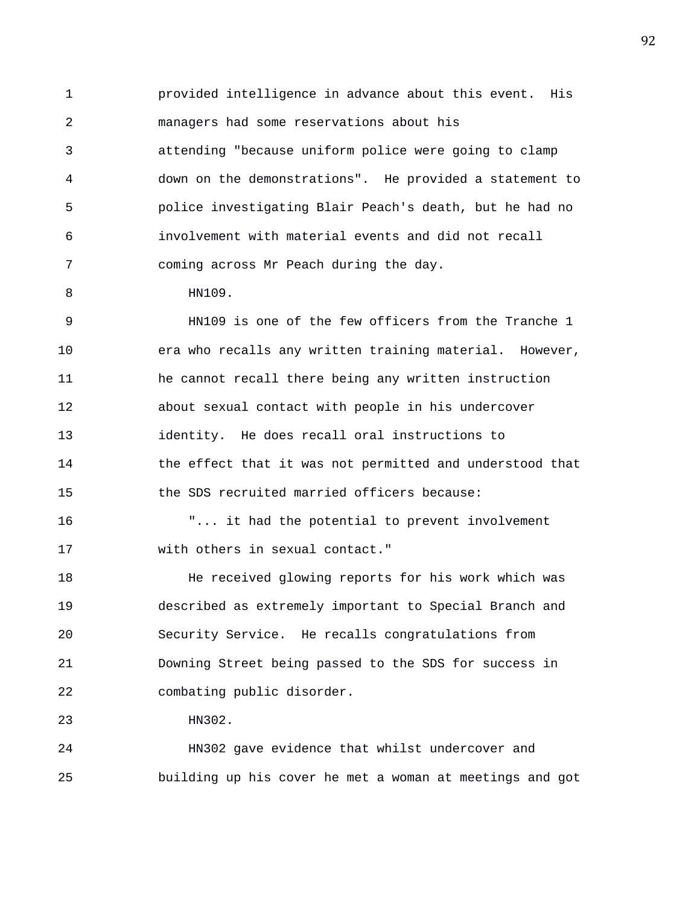provided intelligence in advance about this event. His managers had some reservations about his attending "because uniform police were going to clamp down on the demonstrations". He provided a statement to police investigating Blair Peach's death, but he had no involvement with material events and did not recall coming across Mr Peach during the day.

HN109.

HN109 is one of the few officers from the Tranche 1 era who recalls any written training material. However, he cannot recall there being any written instruction about sexual contact with people in his undercover identity. He does recall oral instructions to the effect that it was not permitted and understood that the SDS recruited married officers because:

"... it had the potential to prevent involvement with others in sexual contact."

He received glowing reports for his work which was described as extremely important to Special Branch and Security Service. He recalls congratulations from Downing Street being passed to the SDS for success in combating public disorder.

HN302.

HN302 gave evidence that whilst undercover and building up his cover he met a woman at meetings and got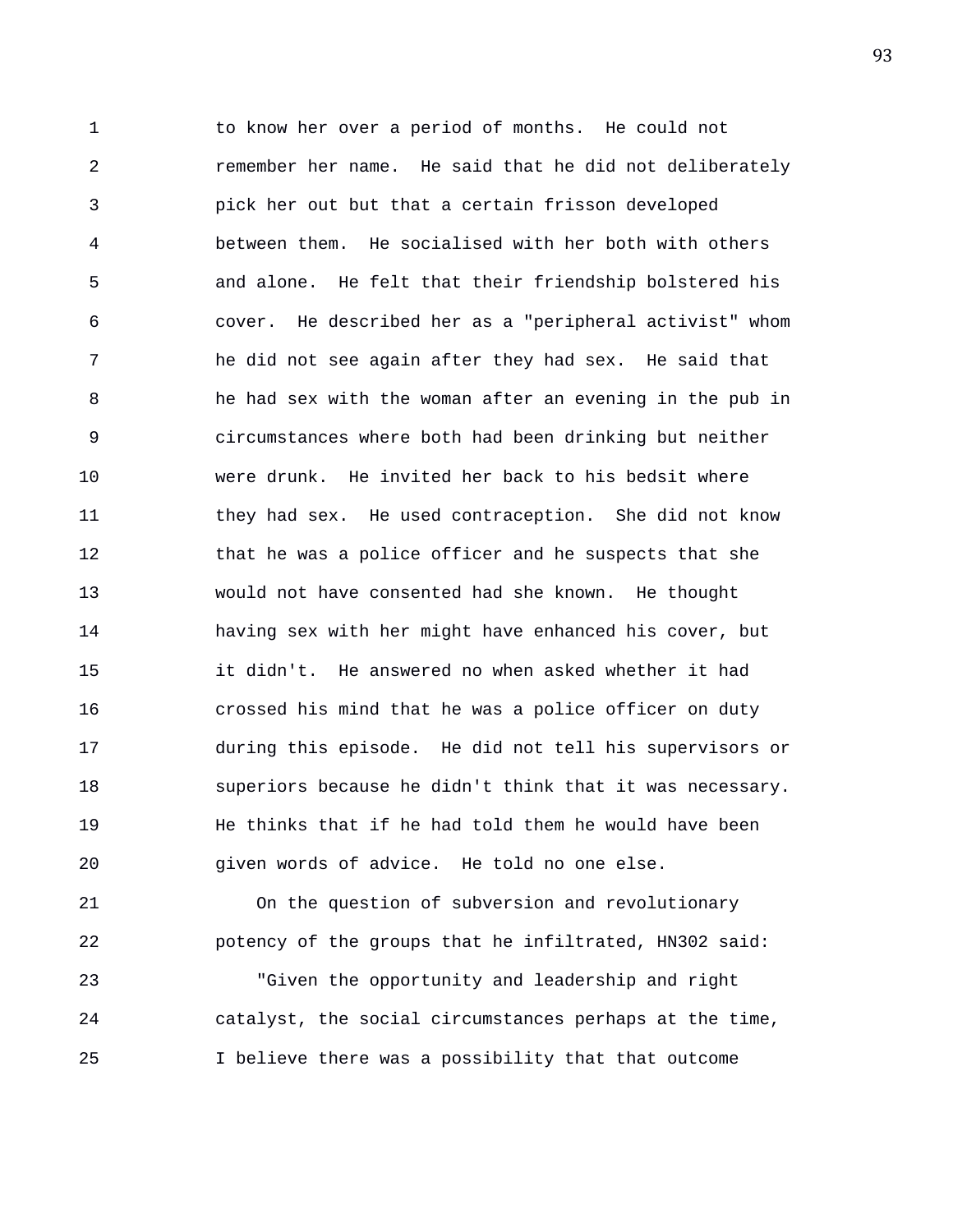to know her over a period of months. He could not remember her name. He said that he did not deliberately pick her out but that a certain frisson developed between them. He socialised with her both with others and alone. He felt that their friendship bolstered his cover. He described her as a "peripheral activist" whom he did not see again after they had sex. He said that he had sex with the woman after an evening in the pub in circumstances where both had been drinking but neither were drunk. He invited her back to his bedsit where they had sex. He used contraception. She did not know that he was a police officer and he suspects that she would not have consented had she known. He thought having sex with her might have enhanced his cover, but it didn't. He answered no when asked whether it had crossed his mind that he was a police officer on duty during this episode. He did not tell his supervisors or superiors because he didn't think that it was necessary. He thinks that if he had told them he would have been given words of advice. He told no one else.

On the question of subversion and revolutionary potency of the groups that he infiltrated, HN302 said:

"Given the opportunity and leadership and right catalyst, the social circumstances perhaps at the time, I believe there was a possibility that that outcome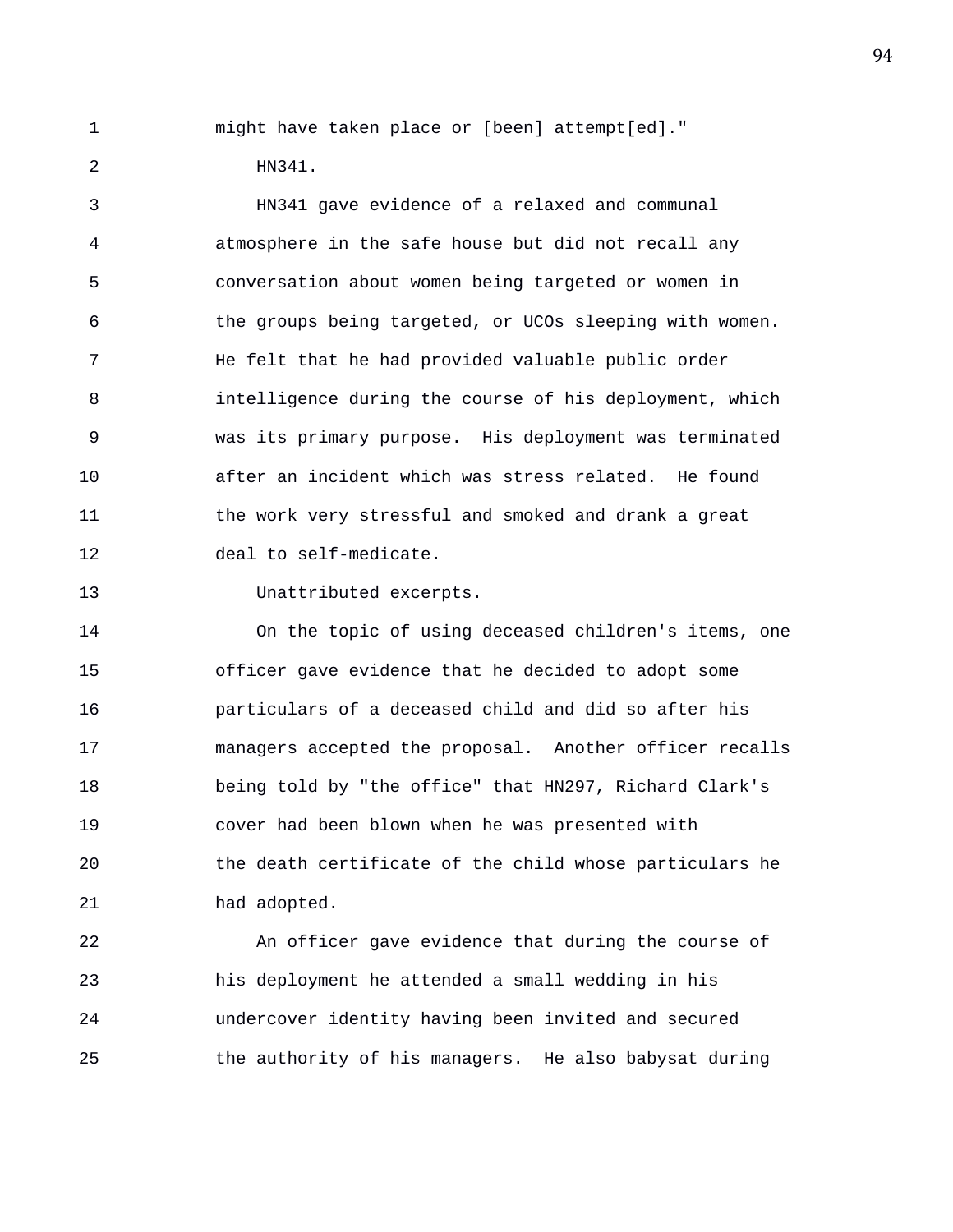might have taken place or [been] attempt[ed]."

HN341.

HN341 gave evidence of a relaxed and communal atmosphere in the safe house but did not recall any conversation about women being targeted or women in the groups being targeted, or UCOs sleeping with women. He felt that he had provided valuable public order intelligence during the course of his deployment, which was its primary purpose. His deployment was terminated after an incident which was stress related. He found the work very stressful and smoked and drank a great deal to self-medicate.

Unattributed excerpts.

On the topic of using deceased children's items, one officer gave evidence that he decided to adopt some particulars of a deceased child and did so after his managers accepted the proposal. Another officer recalls being told by "the office" that HN297, Richard Clark's cover had been blown when he was presented with the death certificate of the child whose particulars he had adopted.

An officer gave evidence that during the course of his deployment he attended a small wedding in his undercover identity having been invited and secured the authority of his managers. He also babysat during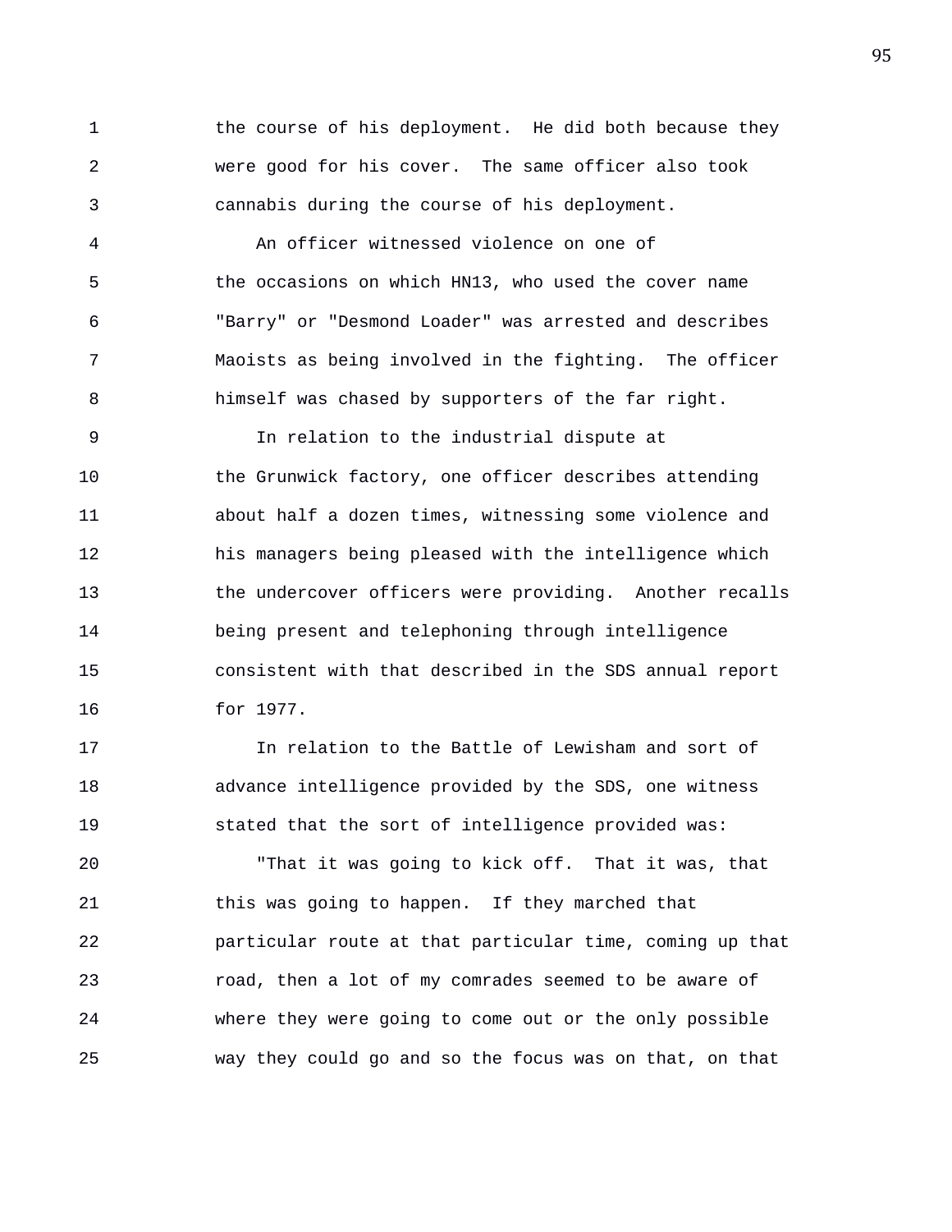the course of his deployment. He did both because they were good for his cover. The same officer also took cannabis during the course of his deployment.

An officer witnessed violence on one of the occasions on which HN13, who used the cover name "Barry" or "Desmond Loader" was arrested and describes Maoists as being involved in the fighting. The officer himself was chased by supporters of the far right.

In relation to the industrial dispute at the Grunwick factory, one officer describes attending about half a dozen times, witnessing some violence and his managers being pleased with the intelligence which the undercover officers were providing. Another recalls being present and telephoning through intelligence consistent with that described in the SDS annual report for 1977.

In relation to the Battle of Lewisham and sort of advance intelligence provided by the SDS, one witness stated that the sort of intelligence provided was:

"That it was going to kick off. That it was, that this was going to happen. If they marched that particular route at that particular time, coming up that road, then a lot of my comrades seemed to be aware of where they were going to come out or the only possible way they could go and so the focus was on that, on that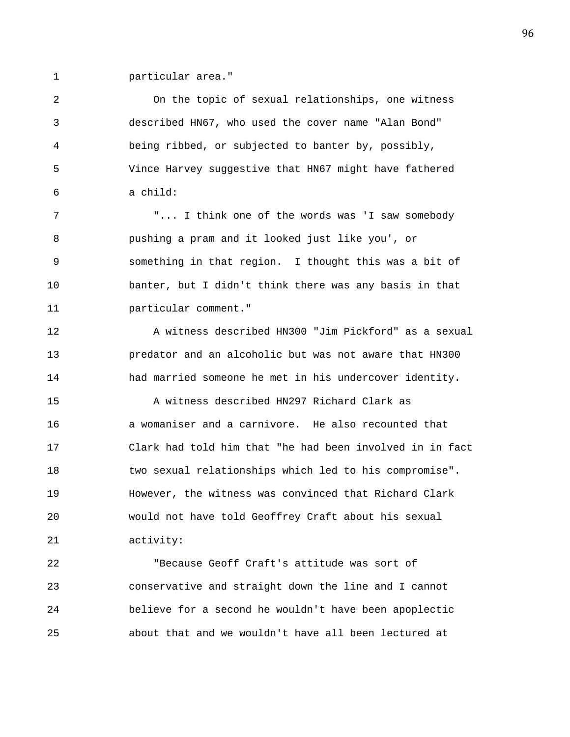particular area."

On the topic of sexual relationships, one witness described HN67, who used the cover name "Alan Bond" being ribbed, or subjected to banter by, possibly, Vince Harvey suggestive that HN67 might have fathered a child:

"... I think one of the words was 'I saw somebody pushing a pram and it looked just like you', or something in that region. I thought this was a bit of banter, but I didn't think there was any basis in that particular comment."

A witness described HN300 "Jim Pickford" as a sexual predator and an alcoholic but was not aware that HN300 had married someone he met in his undercover identity.

A witness described HN297 Richard Clark as a womaniser and a carnivore. He also recounted that Clark had told him that "he had been involved in in fact two sexual relationships which led to his compromise". However, the witness was convinced that Richard Clark would not have told Geoffrey Craft about his sexual activity:

"Because Geoff Craft's attitude was sort of conservative and straight down the line and I cannot believe for a second he wouldn't have been apoplectic about that and we wouldn't have all been lectured at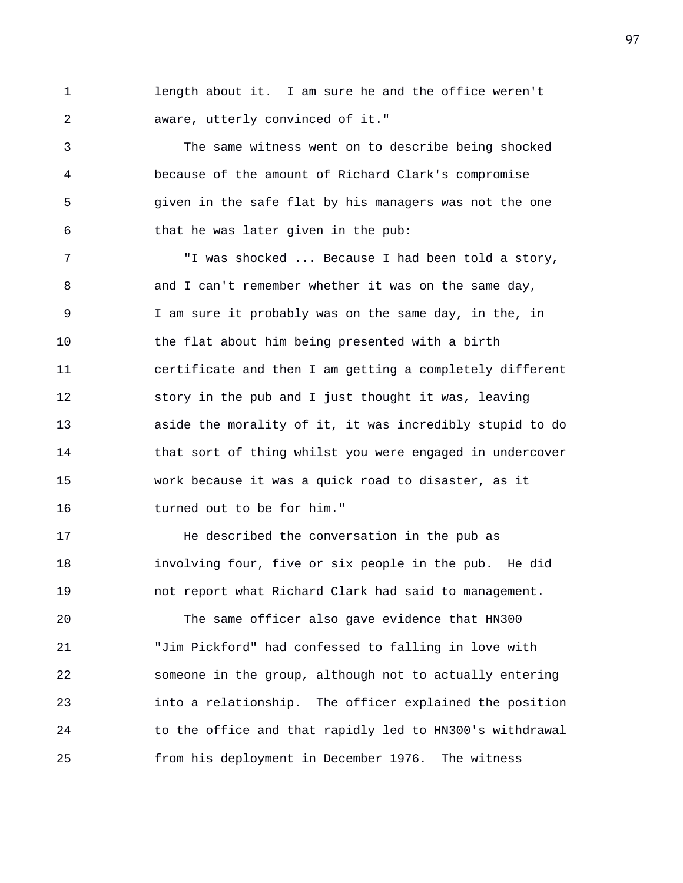length about it. I am sure he and the office weren't aware, utterly convinced of it."

The same witness went on to describe being shocked because of the amount of Richard Clark's compromise given in the safe flat by his managers was not the one that he was later given in the pub:

"I was shocked ... Because I had been told a story, and I can't remember whether it was on the same day, I am sure it probably was on the same day, in the, in the flat about him being presented with a birth certificate and then I am getting a completely different story in the pub and I just thought it was, leaving aside the morality of it, it was incredibly stupid to do that sort of thing whilst you were engaged in undercover work because it was a quick road to disaster, as it turned out to be for him."

He described the conversation in the pub as involving four, five or six people in the pub. He did not report what Richard Clark had said to management.

The same officer also gave evidence that HN300 "Jim Pickford" had confessed to falling in love with someone in the group, although not to actually entering into a relationship. The officer explained the position to the office and that rapidly led to HN300's withdrawal from his deployment in December 1976. The witness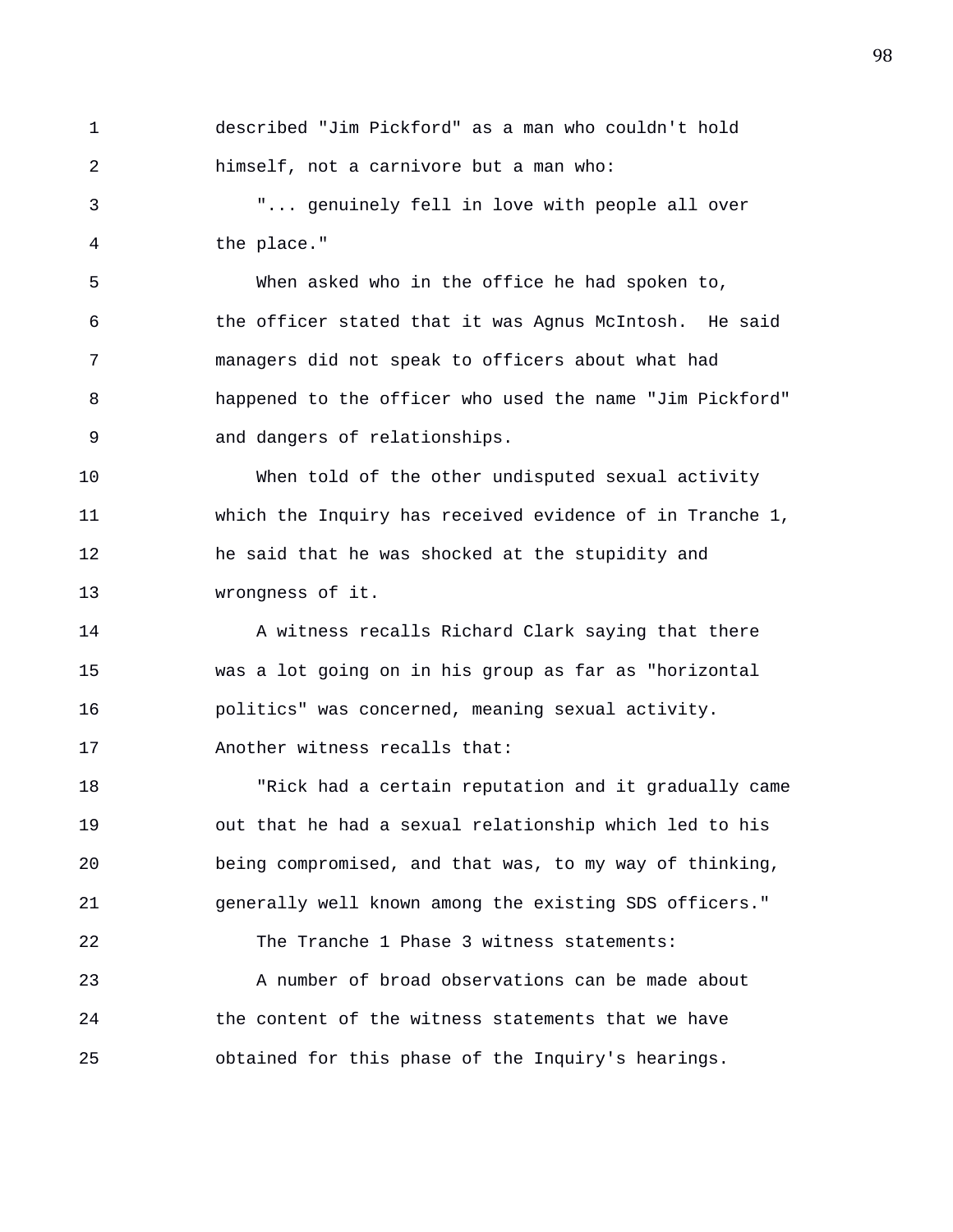described "Jim Pickford" as a man who couldn't hold himself, not a carnivore but a man who:

"... genuinely fell in love with people all over the place."

When asked who in the office he had spoken to, the officer stated that it was Agnus McIntosh. He said managers did not speak to officers about what had happened to the officer who used the name "Jim Pickford" and dangers of relationships.

When told of the other undisputed sexual activity which the Inquiry has received evidence of in Tranche 1, he said that he was shocked at the stupidity and wrongness of it.

A witness recalls Richard Clark saying that there was a lot going on in his group as far as "horizontal politics" was concerned, meaning sexual activity. Another witness recalls that:

"Rick had a certain reputation and it gradually came out that he had a sexual relationship which led to his being compromised, and that was, to my way of thinking, generally well known among the existing SDS officers."

The Tranche 1 Phase 3 witness statements:

A number of broad observations can be made about the content of the witness statements that we have obtained for this phase of the Inquiry's hearings.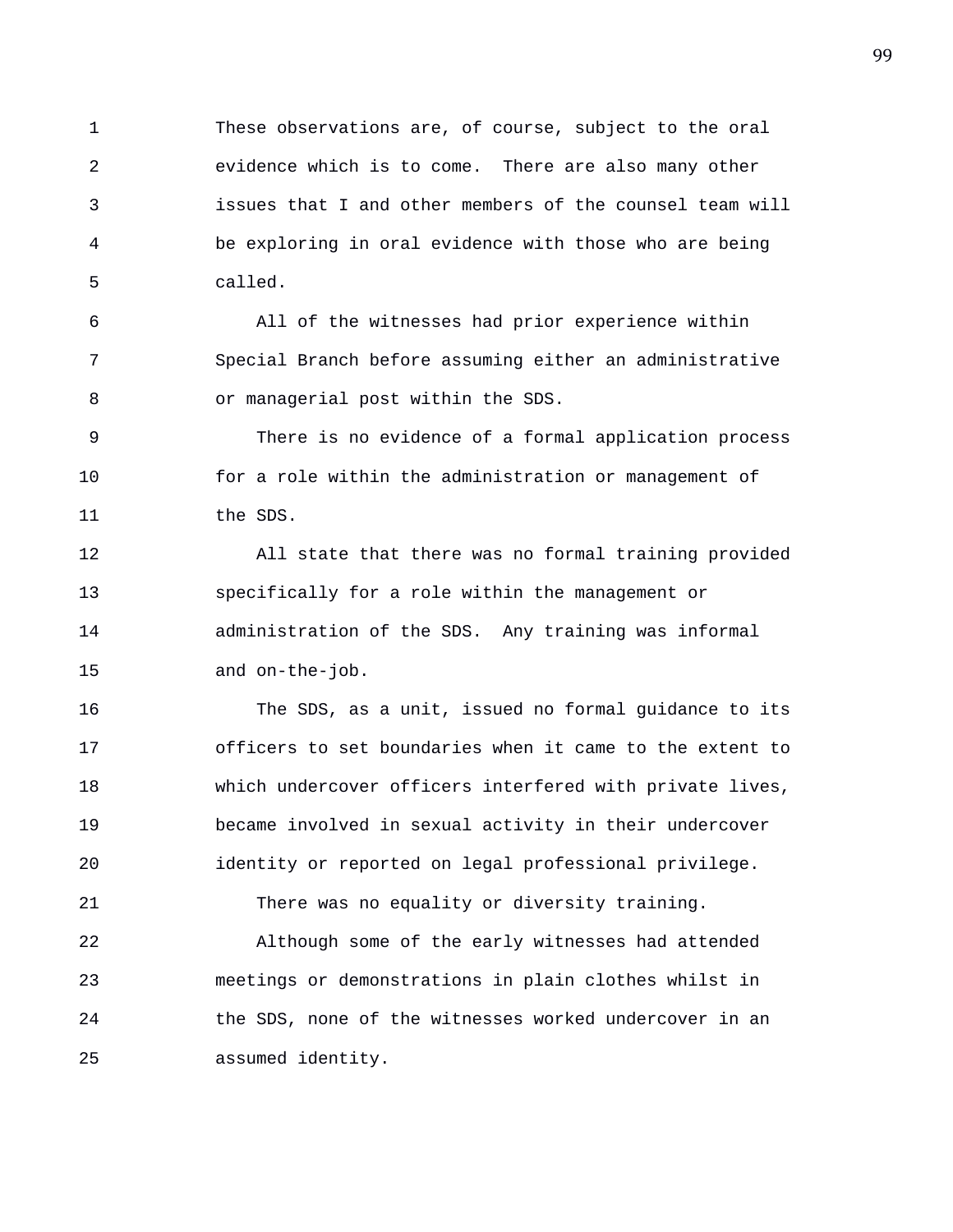These observations are, of course, subject to the oral evidence which is to come. There are also many other issues that I and other members of the counsel team will be exploring in oral evidence with those who are being called.

All of the witnesses had prior experience within Special Branch before assuming either an administrative or managerial post within the SDS.

There is no evidence of a formal application process for a role within the administration or management of the SDS.

All state that there was no formal training provided specifically for a role within the management or administration of the SDS. Any training was informal and on-the-job.

The SDS, as a unit, issued no formal guidance to its officers to set boundaries when it came to the extent to which undercover officers interfered with private lives, became involved in sexual activity in their undercover identity or reported on legal professional privilege.

There was no equality or diversity training.

Although some of the early witnesses had attended meetings or demonstrations in plain clothes whilst in the SDS, none of the witnesses worked undercover in an assumed identity.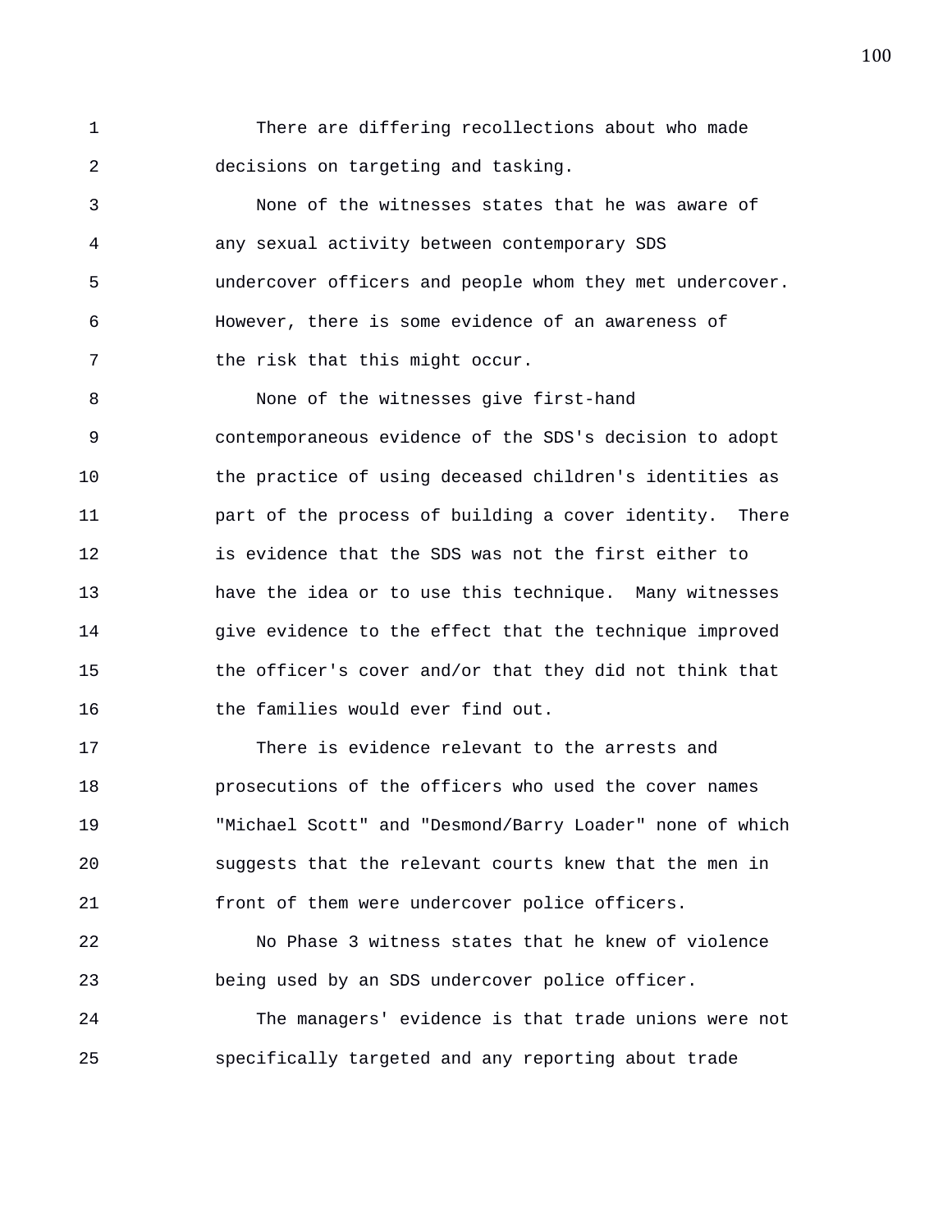There are differing recollections about who made decisions on targeting and tasking.

None of the witnesses states that he was aware of any sexual activity between contemporary SDS undercover officers and people whom they met undercover. However, there is some evidence of an awareness of the risk that this might occur.

None of the witnesses give first-hand contemporaneous evidence of the SDS's decision to adopt the practice of using deceased children's identities as part of the process of building a cover identity. There is evidence that the SDS was not the first either to have the idea or to use this technique. Many witnesses give evidence to the effect that the technique improved the officer's cover and/or that they did not think that the families would ever find out.

There is evidence relevant to the arrests and prosecutions of the officers who used the cover names "Michael Scott" and "Desmond/Barry Loader" none of which suggests that the relevant courts knew that the men in front of them were undercover police officers.

No Phase 3 witness states that he knew of violence being used by an SDS undercover police officer.

The managers' evidence is that trade unions were not specifically targeted and any reporting about trade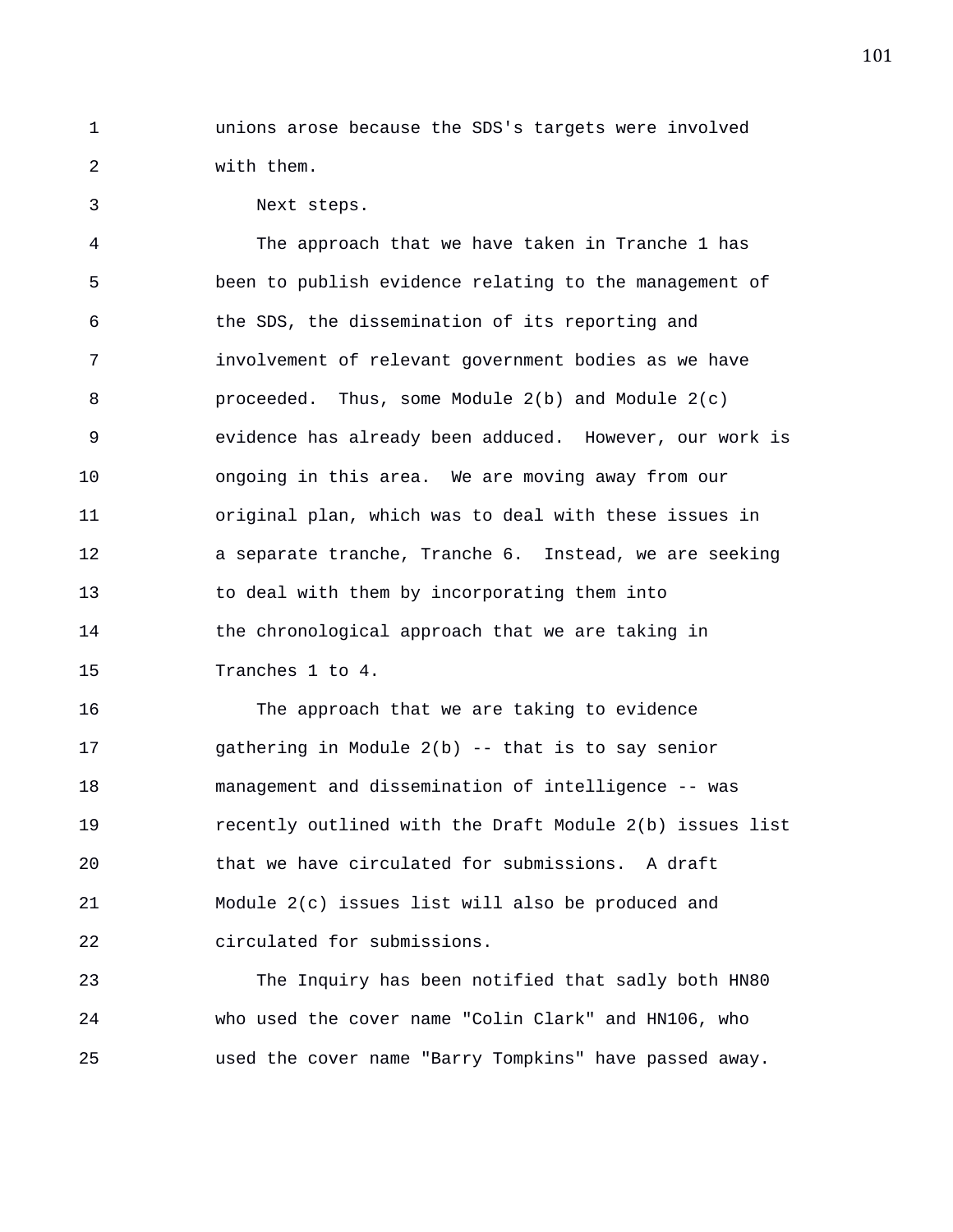unions arose because the SDS's targets were involved with them.

Next steps.

The approach that we have taken in Tranche 1 has been to publish evidence relating to the management of the SDS, the dissemination of its reporting and involvement of relevant government bodies as we have proceeded. Thus, some Module 2(b) and Module 2(c) evidence has already been adduced. However, our work is ongoing in this area. We are moving away from our original plan, which was to deal with these issues in a separate tranche, Tranche 6. Instead, we are seeking to deal with them by incorporating them into the chronological approach that we are taking in Tranches 1 to 4.

The approach that we are taking to evidence gathering in Module 2(b) -- that is to say senior management and dissemination of intelligence -- was recently outlined with the Draft Module 2(b) issues list that we have circulated for submissions. A draft Module 2(c) issues list will also be produced and circulated for submissions.

The Inquiry has been notified that sadly both HN80 who used the cover name "Colin Clark" and HN106, who used the cover name "Barry Tompkins" have passed away.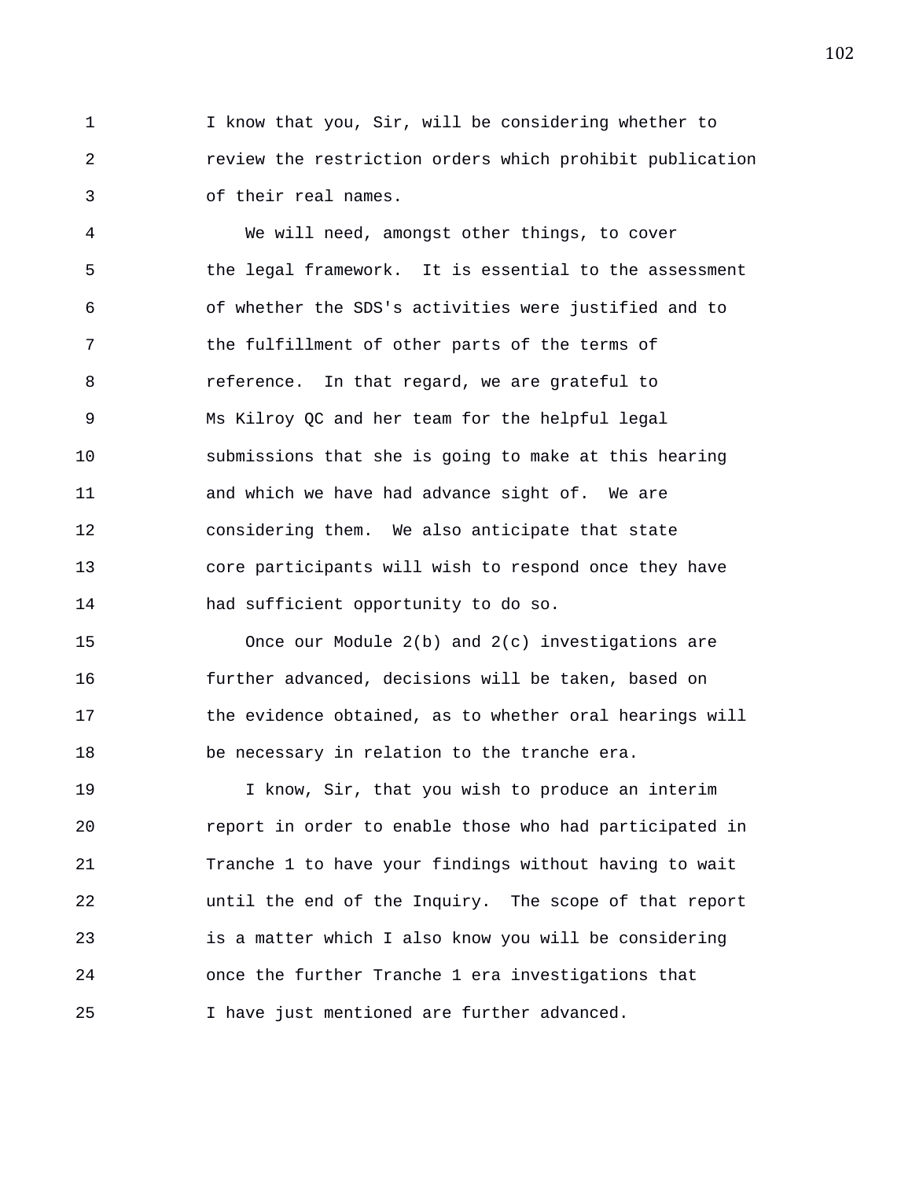I know that you, Sir, will be considering whether to review the restriction orders which prohibit publication of their real names.

We will need, amongst other things, to cover the legal framework. It is essential to the assessment of whether the SDS's activities were justified and to the fulfillment of other parts of the terms of reference. In that regard, we are grateful to Ms Kilroy QC and her team for the helpful legal submissions that she is going to make at this hearing and which we have had advance sight of. We are considering them. We also anticipate that state core participants will wish to respond once they have had sufficient opportunity to do so.

Once our Module 2(b) and 2(c) investigations are further advanced, decisions will be taken, based on the evidence obtained, as to whether oral hearings will be necessary in relation to the tranche era.

I know, Sir, that you wish to produce an interim report in order to enable those who had participated in Tranche 1 to have your findings without having to wait until the end of the Inquiry. The scope of that report is a matter which I also know you will be considering once the further Tranche 1 era investigations that I have just mentioned are further advanced.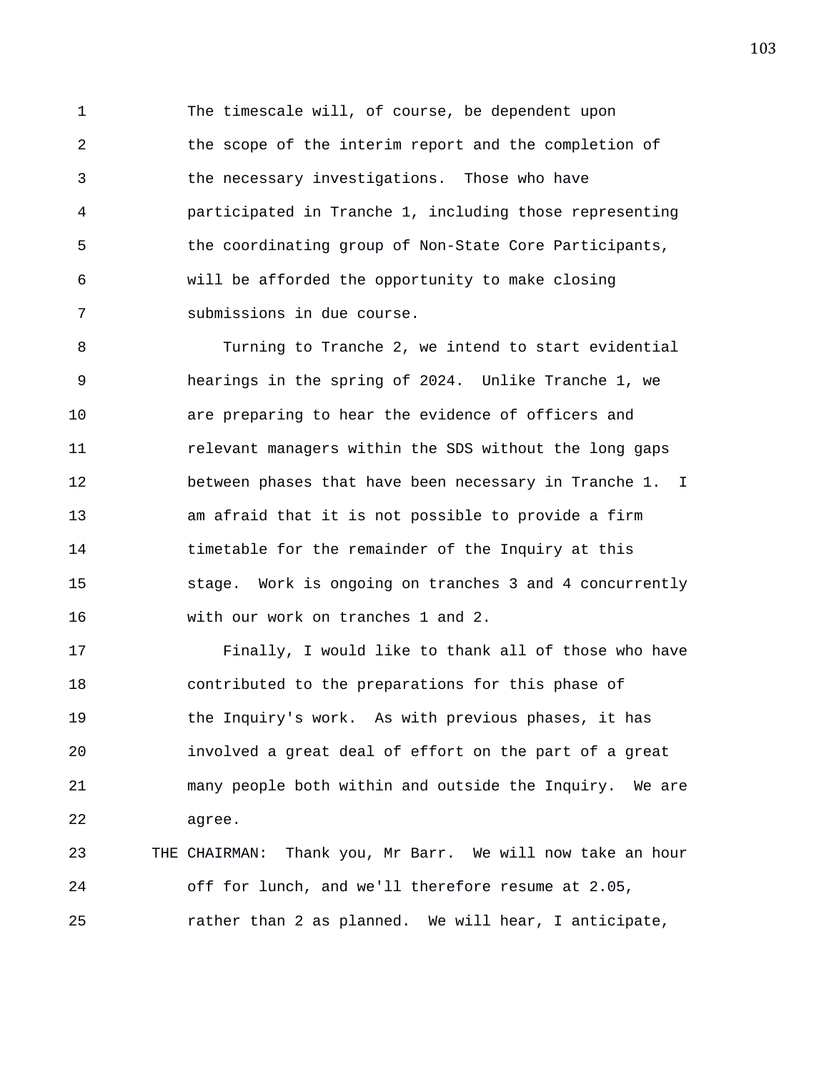1 The timescale will, of course, be dependent upon
2 the scope of the interim report and the completion of
3 the necessary investigations. Those who have
4 participated in Tranche 1, including those representing
5 the coordinating group of Non-State Core Participants,
6 will be afforded the opportunity to make closing
7 submissions in due course.

8 Turning to Tranche 2, we intend to start evidential
9 hearings in the spring of 2024. Unlike Tranche 1, we
10 are preparing to hear the evidence of officers and
11 relevant managers within the SDS without the long gaps
12 between phases that have been necessary in Tranche 1. I
13 am afraid that it is not possible to provide a firm
14 timetable for the remainder of the Inquiry at this
15 stage. Work is ongoing on tranches 3 and 4 concurrently
16 with our work on tranches 1 and 2.

17 Finally, I would like to thank all of those who have
18 contributed to the preparations for this phase of
19 the Inquiry's work. As with previous phases, it has
20 involved a great deal of effort on the part of a great
21 many people both within and outside the Inquiry. We are
22 agree.

23 THE CHAIRMAN: Thank you, Mr Barr. We will now take an hour
24 off for lunch, and we'll therefore resume at 2.05,
25 rather than 2 as planned. We will hear, I anticipate,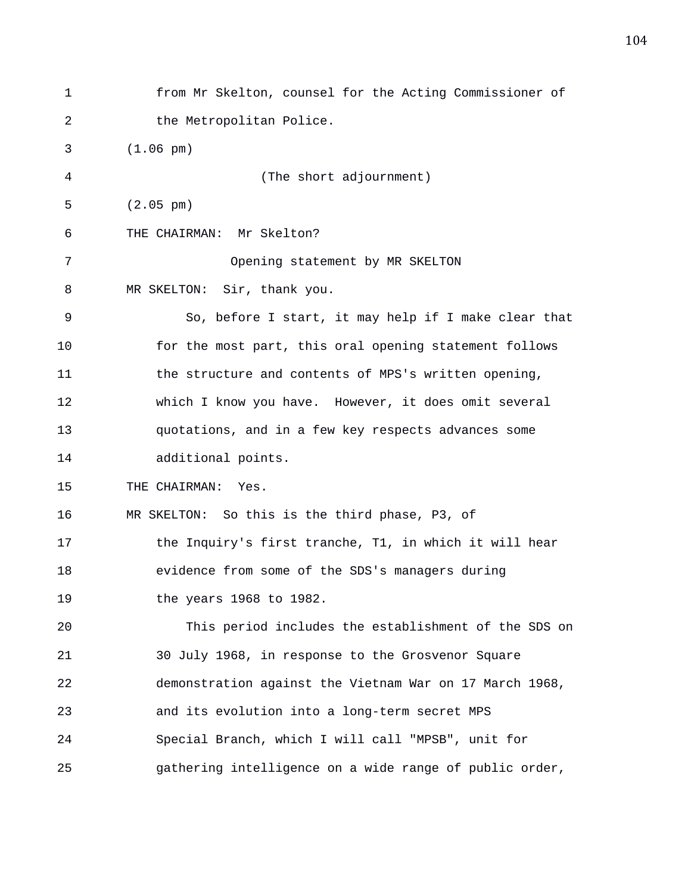from Mr Skelton, counsel for the Acting Commissioner of the Metropolitan Police.

(1.06 pm)

(The short adjournment)

(2.05 pm)

THE CHAIRMAN: Mr Skelton?

Opening statement by MR SKELTON

MR SKELTON: Sir, thank you.

So, before I start, it may help if I make clear that for the most part, this oral opening statement follows the structure and contents of MPS's written opening, which I know you have. However, it does omit several quotations, and in a few key respects advances some additional points.

THE CHAIRMAN: Yes.

MR SKELTON: So this is the third phase, P3, of the Inquiry's first tranche, T1, in which it will hear evidence from some of the SDS's managers during the years 1968 to 1982.

This period includes the establishment of the SDS on 30 July 1968, in response to the Grosvenor Square demonstration against the Vietnam War on 17 March 1968, and its evolution into a long-term secret MPS Special Branch, which I will call "MPSB", unit for gathering intelligence on a wide range of public order,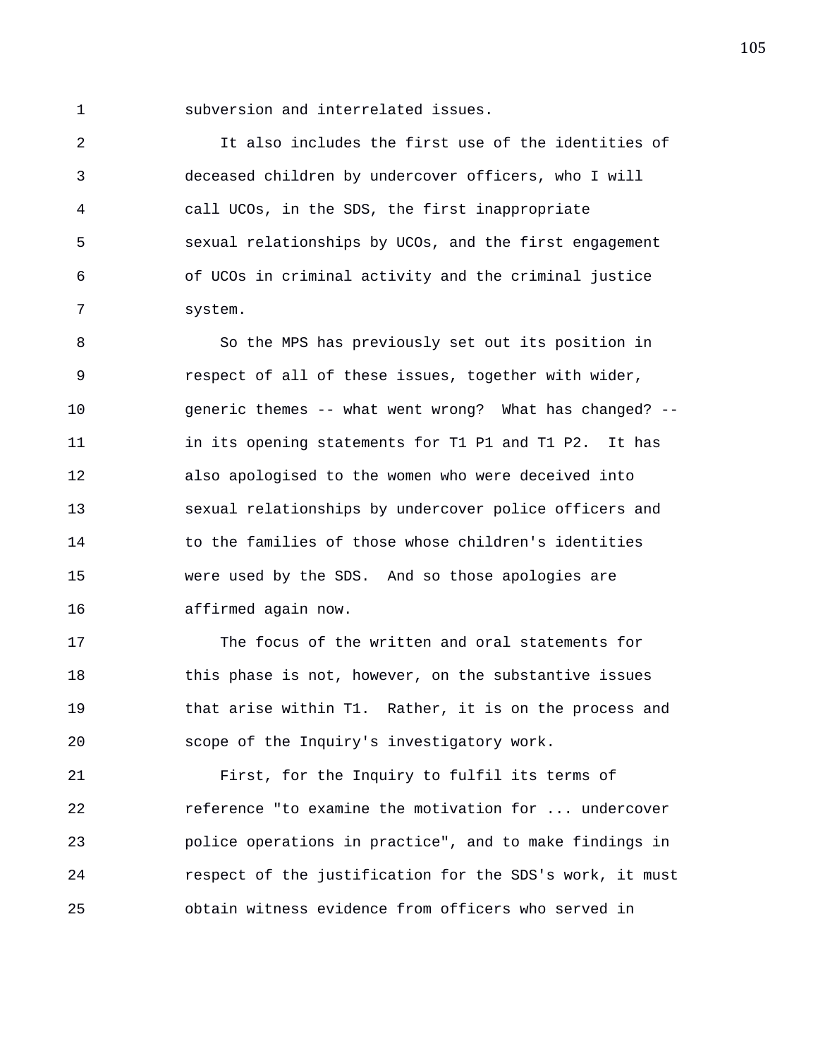subversion and interrelated issues.

It also includes the first use of the identities of deceased children by undercover officers, who I will call UCOs, in the SDS, the first inappropriate sexual relationships by UCOs, and the first engagement of UCOs in criminal activity and the criminal justice system.

So the MPS has previously set out its position in respect of all of these issues, together with wider, generic themes -- what went wrong? What has changed? -- in its opening statements for T1 P1 and T1 P2. It has also apologised to the women who were deceived into sexual relationships by undercover police officers and to the families of those whose children's identities were used by the SDS. And so those apologies are affirmed again now.

The focus of the written and oral statements for this phase is not, however, on the substantive issues that arise within T1. Rather, it is on the process and scope of the Inquiry's investigatory work.

First, for the Inquiry to fulfil its terms of reference "to examine the motivation for ... undercover police operations in practice", and to make findings in respect of the justification for the SDS's work, it must obtain witness evidence from officers who served in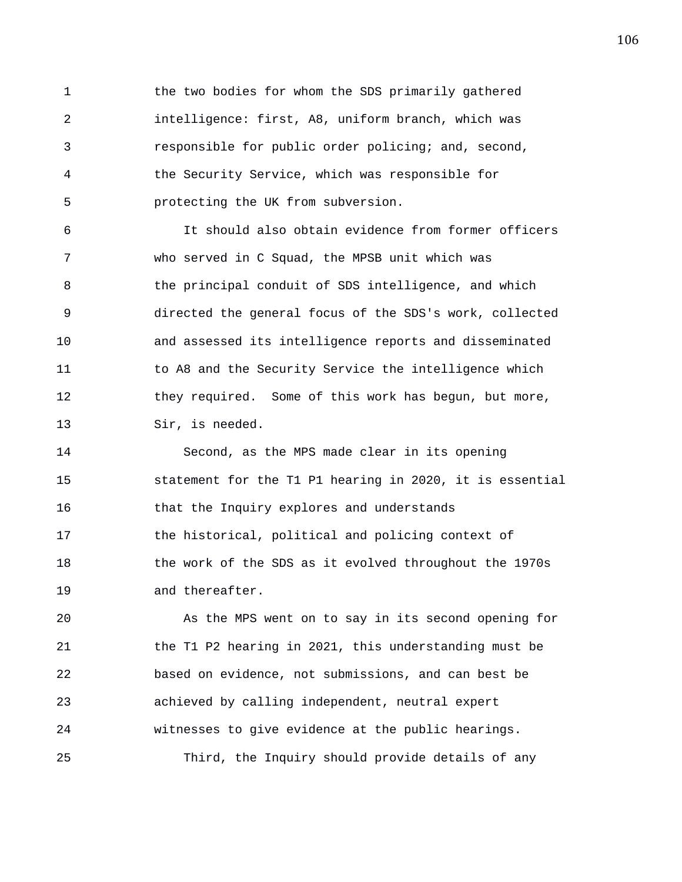the two bodies for whom the SDS primarily gathered intelligence: first, A8, uniform branch, which was responsible for public order policing; and, second, the Security Service, which was responsible for protecting the UK from subversion.

It should also obtain evidence from former officers who served in C Squad, the MPSB unit which was the principal conduit of SDS intelligence, and which directed the general focus of the SDS's work, collected and assessed its intelligence reports and disseminated to A8 and the Security Service the intelligence which they required. Some of this work has begun, but more, Sir, is needed.

Second, as the MPS made clear in its opening statement for the T1 P1 hearing in 2020, it is essential that the Inquiry explores and understands the historical, political and policing context of the work of the SDS as it evolved throughout the 1970s and thereafter.

As the MPS went on to say in its second opening for the T1 P2 hearing in 2021, this understanding must be based on evidence, not submissions, and can best be achieved by calling independent, neutral expert witnesses to give evidence at the public hearings.

Third, the Inquiry should provide details of any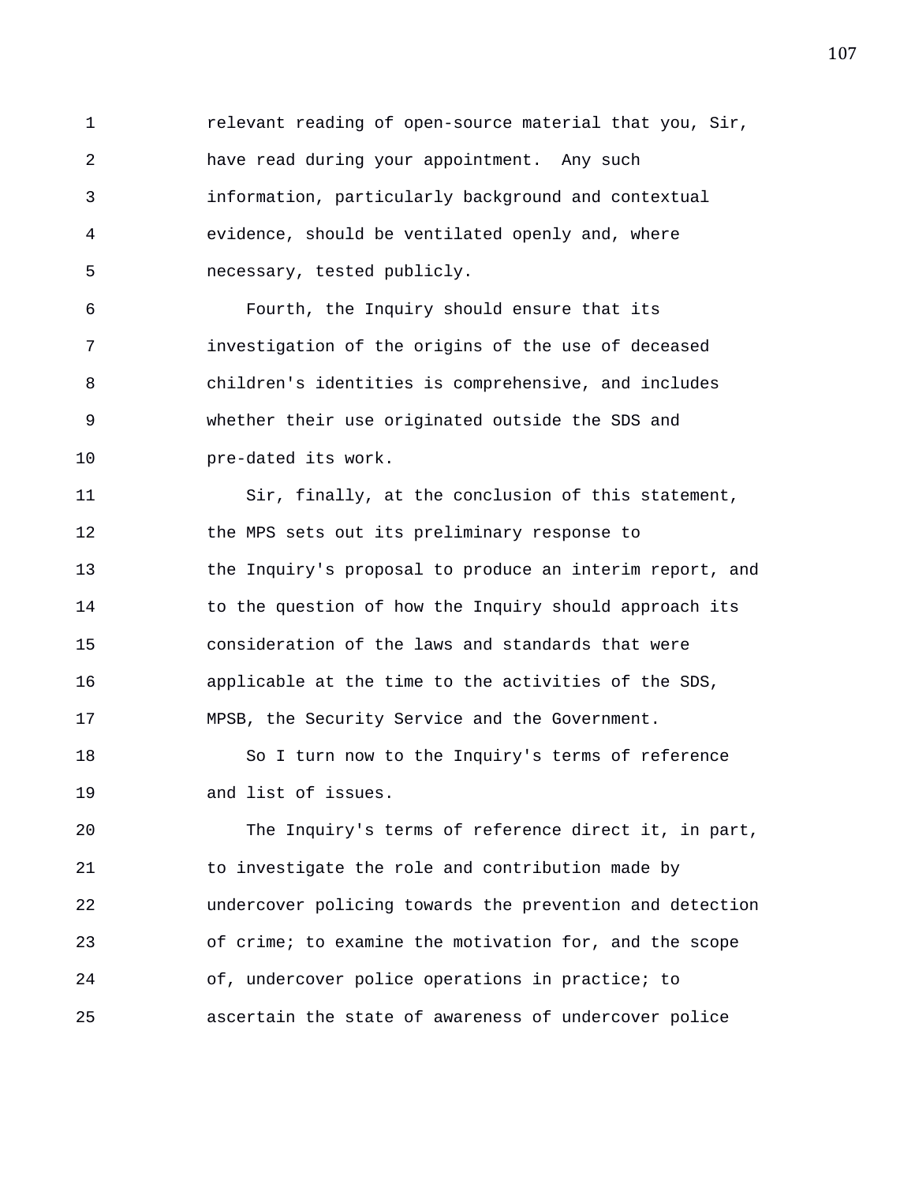relevant reading of open-source material that you, Sir, have read during your appointment. Any such information, particularly background and contextual evidence, should be ventilated openly and, where necessary, tested publicly.

Fourth, the Inquiry should ensure that its investigation of the origins of the use of deceased children's identities is comprehensive, and includes whether their use originated outside the SDS and pre-dated its work.

Sir, finally, at the conclusion of this statement, the MPS sets out its preliminary response to the Inquiry's proposal to produce an interim report, and to the question of how the Inquiry should approach its consideration of the laws and standards that were applicable at the time to the activities of the SDS, MPSB, the Security Service and the Government.

So I turn now to the Inquiry's terms of reference and list of issues.

The Inquiry's terms of reference direct it, in part, to investigate the role and contribution made by undercover policing towards the prevention and detection of crime; to examine the motivation for, and the scope of, undercover police operations in practice; to ascertain the state of awareness of undercover police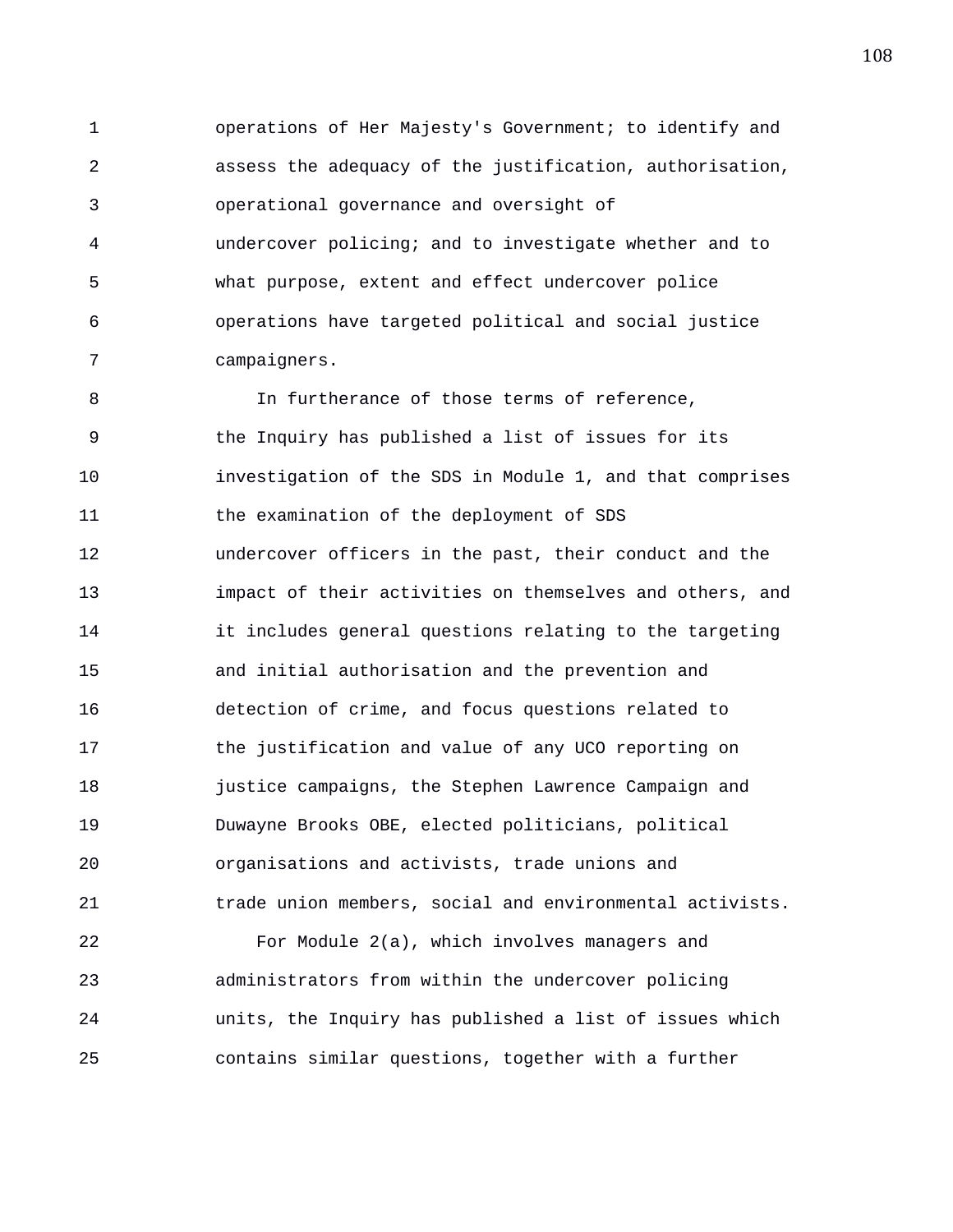operations of Her Majesty's Government; to identify and assess the adequacy of the justification, authorisation, operational governance and oversight of undercover policing; and to investigate whether and to what purpose, extent and effect undercover police operations have targeted political and social justice campaigners.

In furtherance of those terms of reference, the Inquiry has published a list of issues for its investigation of the SDS in Module 1, and that comprises the examination of the deployment of SDS undercover officers in the past, their conduct and the impact of their activities on themselves and others, and it includes general questions relating to the targeting and initial authorisation and the prevention and detection of crime, and focus questions related to the justification and value of any UCO reporting on justice campaigns, the Stephen Lawrence Campaign and Duwayne Brooks OBE, elected politicians, political organisations and activists, trade unions and trade union members, social and environmental activists.

For Module 2(a), which involves managers and administrators from within the undercover policing units, the Inquiry has published a list of issues which contains similar questions, together with a further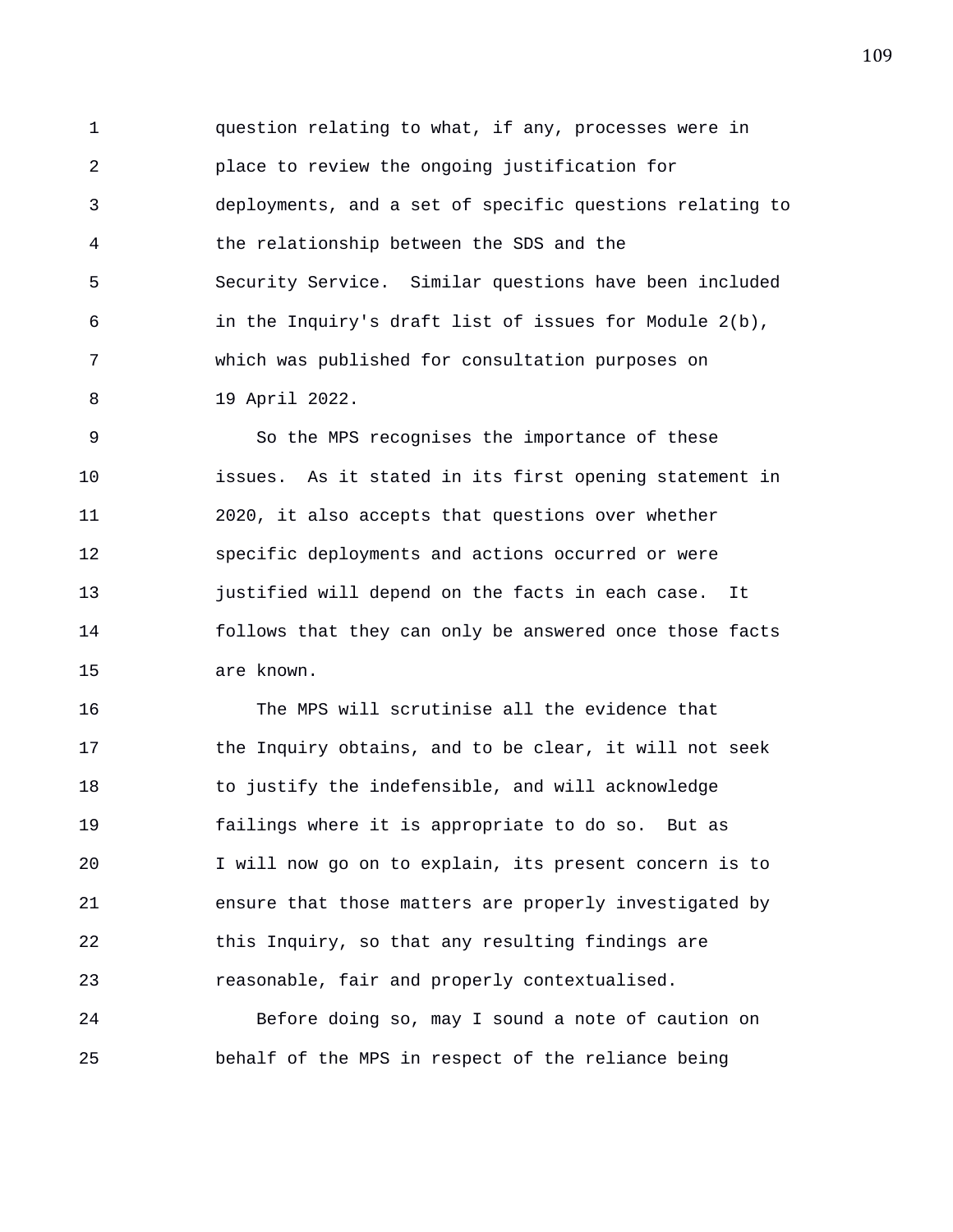question relating to what, if any, processes were in place to review the ongoing justification for deployments, and a set of specific questions relating to the relationship between the SDS and the Security Service. Similar questions have been included in the Inquiry's draft list of issues for Module 2(b), which was published for consultation purposes on 19 April 2022.

So the MPS recognises the importance of these issues. As it stated in its first opening statement in 2020, it also accepts that questions over whether specific deployments and actions occurred or were justified will depend on the facts in each case. It follows that they can only be answered once those facts are known.

The MPS will scrutinise all the evidence that the Inquiry obtains, and to be clear, it will not seek to justify the indefensible, and will acknowledge failings where it is appropriate to do so. But as I will now go on to explain, its present concern is to ensure that those matters are properly investigated by this Inquiry, so that any resulting findings are reasonable, fair and properly contextualised.

Before doing so, may I sound a note of caution on behalf of the MPS in respect of the reliance being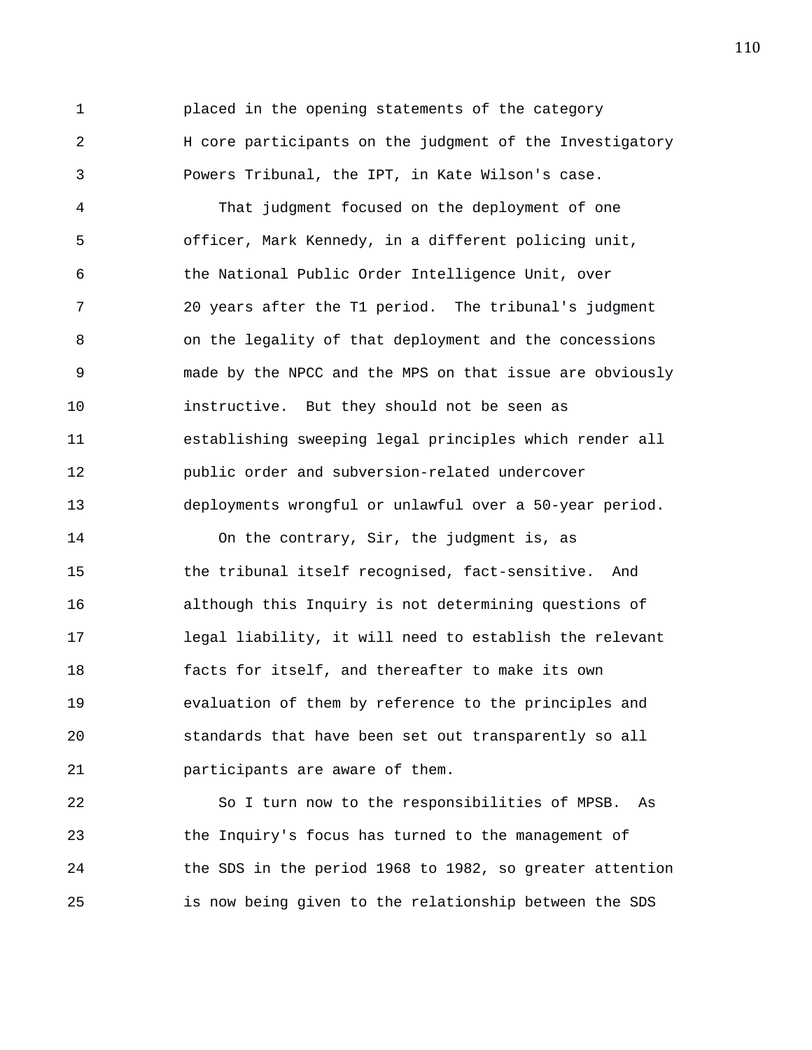placed in the opening statements of the category H core participants on the judgment of the Investigatory Powers Tribunal, the IPT, in Kate Wilson's case.

That judgment focused on the deployment of one officer, Mark Kennedy, in a different policing unit, the National Public Order Intelligence Unit, over 20 years after the T1 period. The tribunal's judgment on the legality of that deployment and the concessions made by the NPCC and the MPS on that issue are obviously instructive. But they should not be seen as establishing sweeping legal principles which render all public order and subversion-related undercover deployments wrongful or unlawful over a 50-year period.

On the contrary, Sir, the judgment is, as the tribunal itself recognised, fact-sensitive. And although this Inquiry is not determining questions of legal liability, it will need to establish the relevant facts for itself, and thereafter to make its own evaluation of them by reference to the principles and standards that have been set out transparently so all participants are aware of them.

So I turn now to the responsibilities of MPSB. As the Inquiry's focus has turned to the management of the SDS in the period 1968 to 1982, so greater attention is now being given to the relationship between the SDS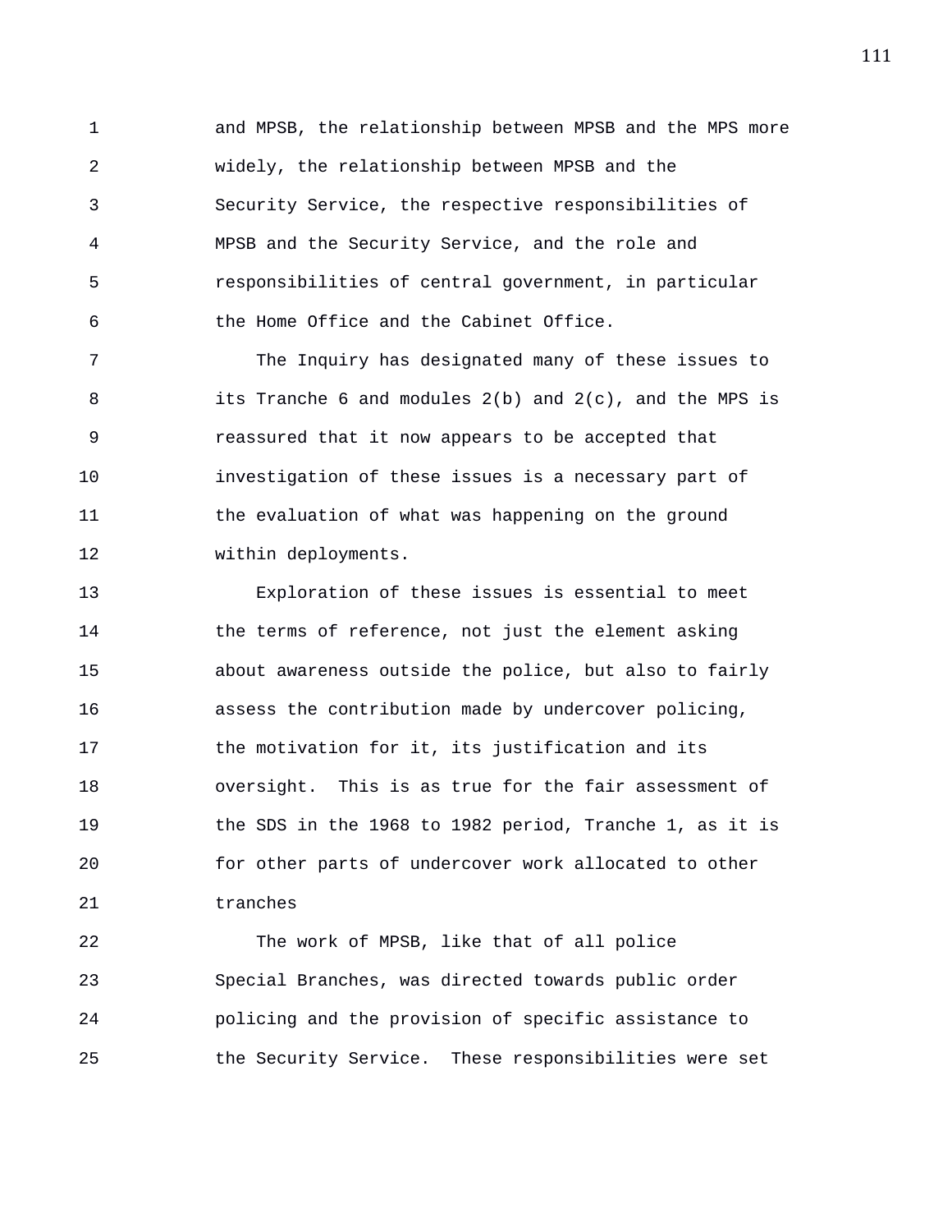and MPSB, the relationship between MPSB and the MPS more widely, the relationship between MPSB and the Security Service, the respective responsibilities of MPSB and the Security Service, and the role and responsibilities of central government, in particular the Home Office and the Cabinet Office.

The Inquiry has designated many of these issues to its Tranche 6 and modules 2(b) and 2(c), and the MPS is reassured that it now appears to be accepted that investigation of these issues is a necessary part of the evaluation of what was happening on the ground within deployments.

Exploration of these issues is essential to meet the terms of reference, not just the element asking about awareness outside the police, but also to fairly assess the contribution made by undercover policing, the motivation for it, its justification and its oversight. This is as true for the fair assessment of the SDS in the 1968 to 1982 period, Tranche 1, as it is for other parts of undercover work allocated to other tranches

The work of MPSB, like that of all police Special Branches, was directed towards public order policing and the provision of specific assistance to the Security Service. These responsibilities were set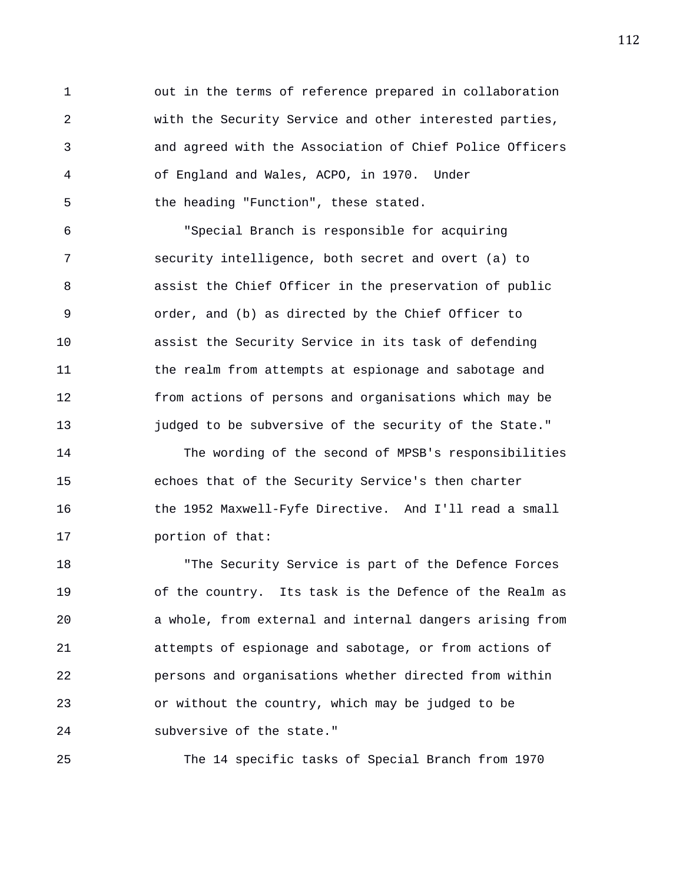out in the terms of reference prepared in collaboration with the Security Service and other interested parties, and agreed with the Association of Chief Police Officers of England and Wales, ACPO, in 1970. Under the heading "Function", these stated.

"Special Branch is responsible for acquiring security intelligence, both secret and overt (a) to assist the Chief Officer in the preservation of public order, and (b) as directed by the Chief Officer to assist the Security Service in its task of defending the realm from attempts at espionage and sabotage and from actions of persons and organisations which may be judged to be subversive of the security of the State."

The wording of the second of MPSB's responsibilities echoes that of the Security Service's then charter the 1952 Maxwell-Fyfe Directive. And I'll read a small portion of that:

"The Security Service is part of the Defence Forces of the country. Its task is the Defence of the Realm as a whole, from external and internal dangers arising from attempts of espionage and sabotage, or from actions of persons and organisations whether directed from within or without the country, which may be judged to be subversive of the state."

The 14 specific tasks of Special Branch from 1970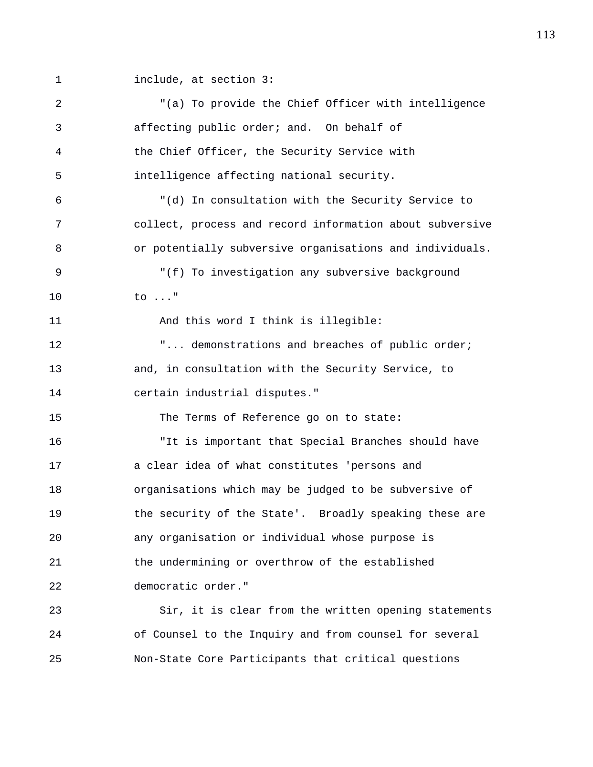include, at section 3:

"(a) To provide the Chief Officer with intelligence affecting public order; and. On behalf of the Chief Officer, the Security Service with intelligence affecting national security.

"(d) In consultation with the Security Service to collect, process and record information about subversive or potentially subversive organisations and individuals.

"(f) To investigation any subversive background to ..."

And this word I think is illegible:

"... demonstrations and breaches of public order; and, in consultation with the Security Service, to certain industrial disputes."

The Terms of Reference go on to state:

"It is important that Special Branches should have a clear idea of what constitutes 'persons and organisations which may be judged to be subversive of the security of the State'. Broadly speaking these are any organisation or individual whose purpose is the undermining or overthrow of the established democratic order."

Sir, it is clear from the written opening statements of Counsel to the Inquiry and from counsel for several Non-State Core Participants that critical questions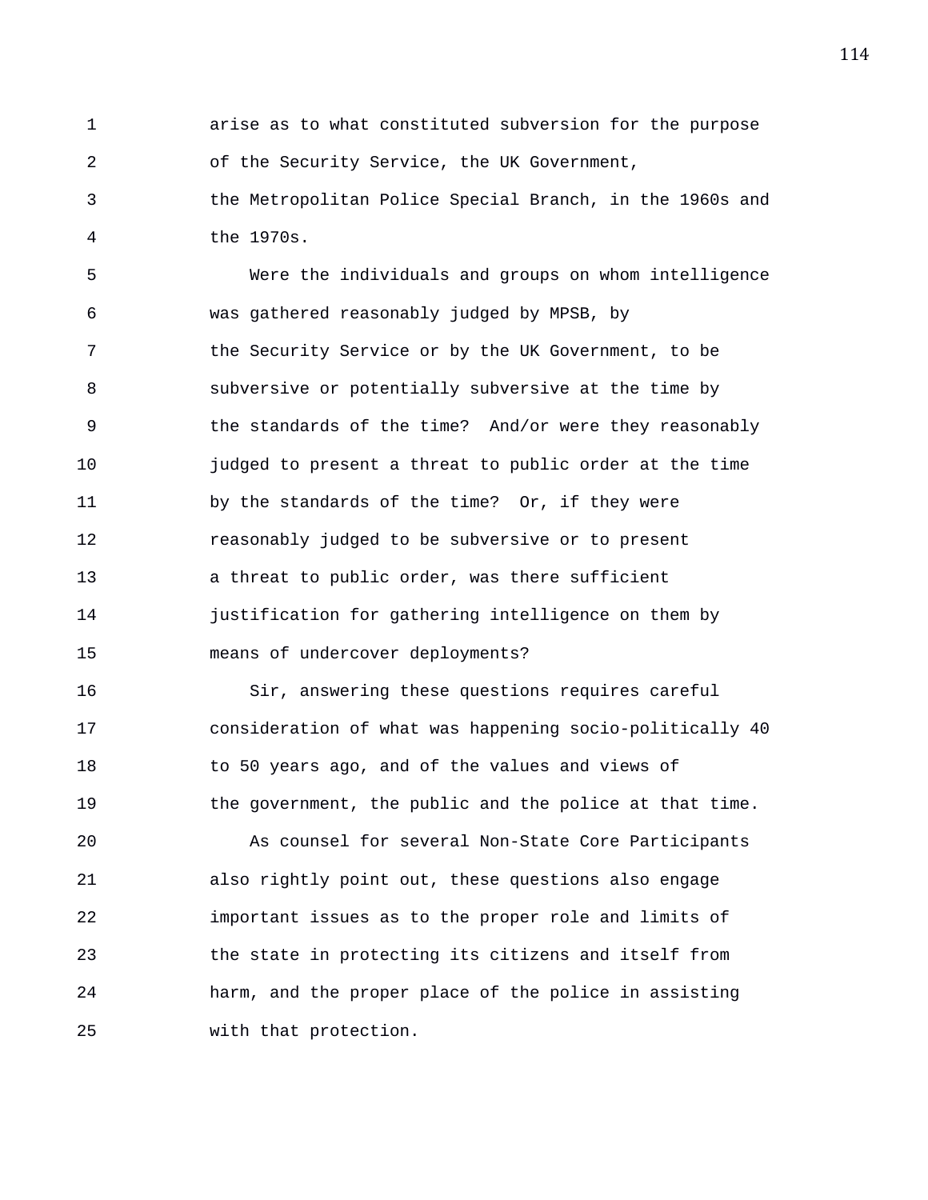arise as to what constituted subversion for the purpose of the Security Service, the UK Government, the Metropolitan Police Special Branch, in the 1960s and the 1970s.

Were the individuals and groups on whom intelligence was gathered reasonably judged by MPSB, by the Security Service or by the UK Government, to be subversive or potentially subversive at the time by the standards of the time? And/or were they reasonably judged to present a threat to public order at the time by the standards of the time? Or, if they were reasonably judged to be subversive or to present a threat to public order, was there sufficient justification for gathering intelligence on them by means of undercover deployments?

Sir, answering these questions requires careful consideration of what was happening socio-politically 40 to 50 years ago, and of the values and views of the government, the public and the police at that time.

As counsel for several Non-State Core Participants also rightly point out, these questions also engage important issues as to the proper role and limits of the state in protecting its citizens and itself from harm, and the proper place of the police in assisting with that protection.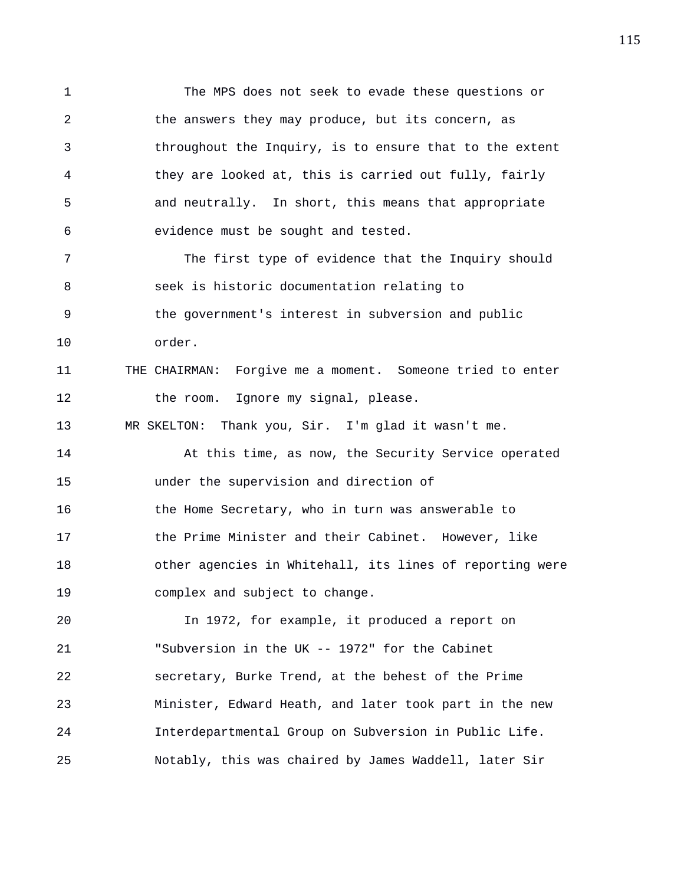The MPS does not seek to evade these questions or the answers they may produce, but its concern, as throughout the Inquiry, is to ensure that to the extent they are looked at, this is carried out fully, fairly and neutrally. In short, this means that appropriate evidence must be sought and tested.

The first type of evidence that the Inquiry should seek is historic documentation relating to the government's interest in subversion and public order.

THE CHAIRMAN: Forgive me a moment. Someone tried to enter the room. Ignore my signal, please.

MR SKELTON: Thank you, Sir. I'm glad it wasn't me.

At this time, as now, the Security Service operated under the supervision and direction of the Home Secretary, who in turn was answerable to the Prime Minister and their Cabinet. However, like other agencies in Whitehall, its lines of reporting were complex and subject to change.

In 1972, for example, it produced a report on "Subversion in the UK -- 1972" for the Cabinet secretary, Burke Trend, at the behest of the Prime Minister, Edward Heath, and later took part in the new Interdepartmental Group on Subversion in Public Life. Notably, this was chaired by James Waddell, later Sir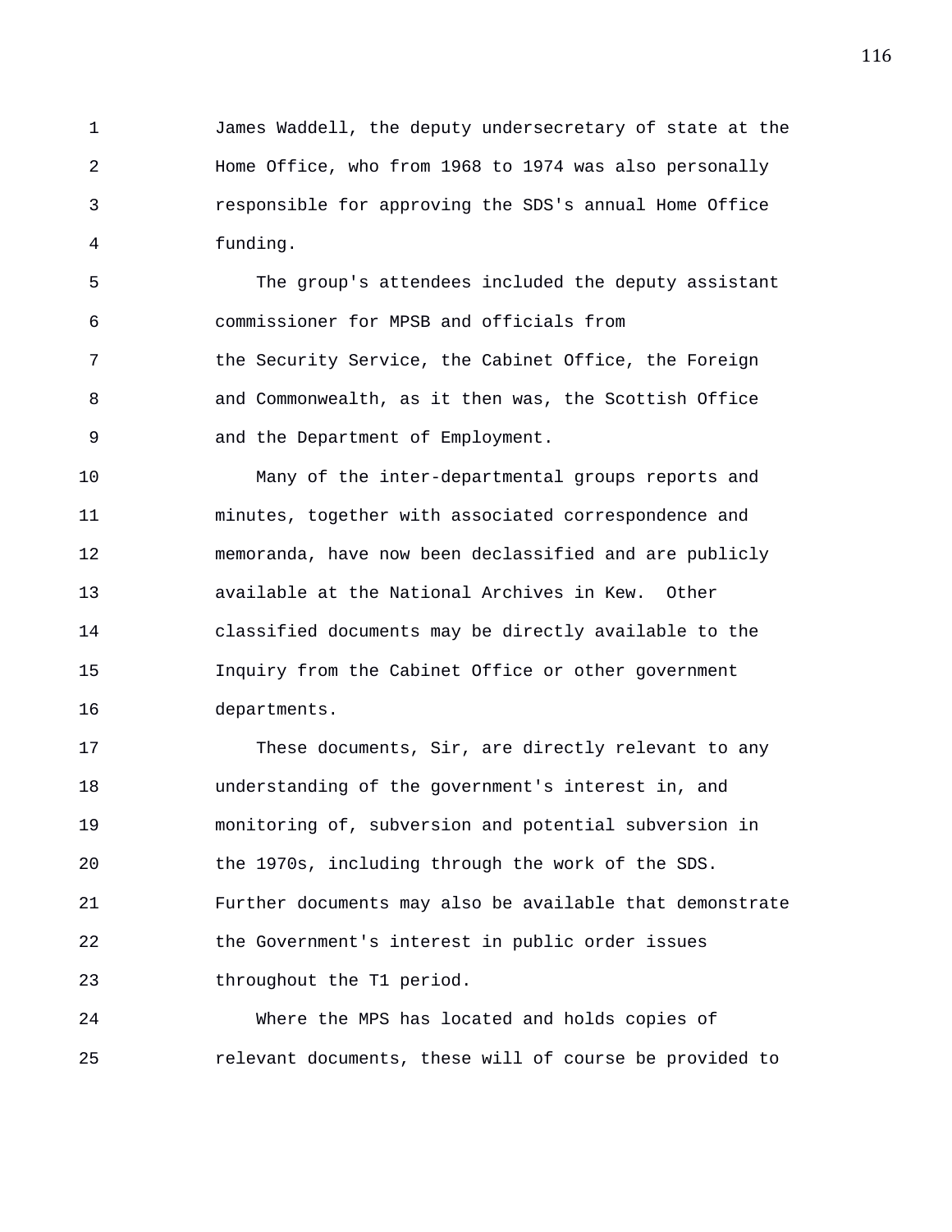James Waddell, the deputy undersecretary of state at the Home Office, who from 1968 to 1974 was also personally responsible for approving the SDS's annual Home Office funding.

The group's attendees included the deputy assistant commissioner for MPSB and officials from the Security Service, the Cabinet Office, the Foreign and Commonwealth, as it then was, the Scottish Office and the Department of Employment.

Many of the inter-departmental groups reports and minutes, together with associated correspondence and memoranda, have now been declassified and are publicly available at the National Archives in Kew. Other classified documents may be directly available to the Inquiry from the Cabinet Office or other government departments.

These documents, Sir, are directly relevant to any understanding of the government's interest in, and monitoring of, subversion and potential subversion in the 1970s, including through the work of the SDS. Further documents may also be available that demonstrate the Government's interest in public order issues throughout the T1 period.

Where the MPS has located and holds copies of relevant documents, these will of course be provided to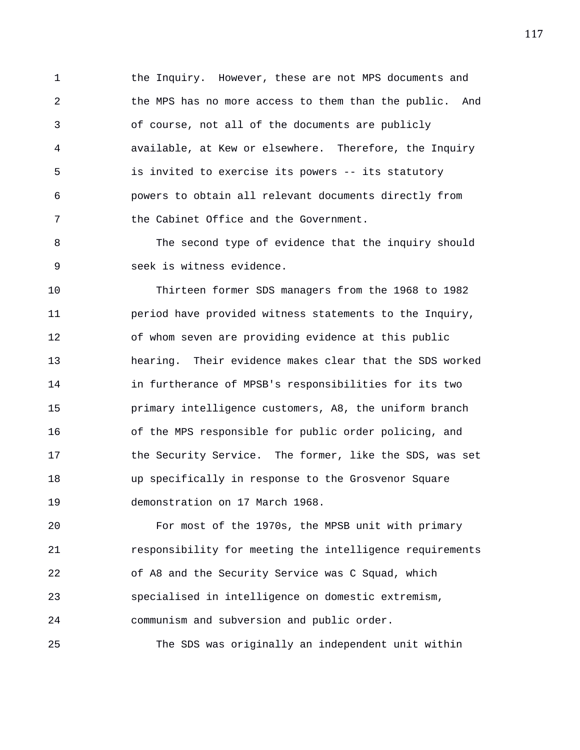the Inquiry. However, these are not MPS documents and the MPS has no more access to them than the public. And of course, not all of the documents are publicly available, at Kew or elsewhere. Therefore, the Inquiry is invited to exercise its powers -- its statutory powers to obtain all relevant documents directly from the Cabinet Office and the Government.

The second type of evidence that the inquiry should seek is witness evidence.

Thirteen former SDS managers from the 1968 to 1982 period have provided witness statements to the Inquiry, of whom seven are providing evidence at this public hearing. Their evidence makes clear that the SDS worked in furtherance of MPSB's responsibilities for its two primary intelligence customers, A8, the uniform branch of the MPS responsible for public order policing, and the Security Service. The former, like the SDS, was set up specifically in response to the Grosvenor Square demonstration on 17 March 1968.

For most of the 1970s, the MPSB unit with primary responsibility for meeting the intelligence requirements of A8 and the Security Service was C Squad, which specialised in intelligence on domestic extremism, communism and subversion and public order.

The SDS was originally an independent unit within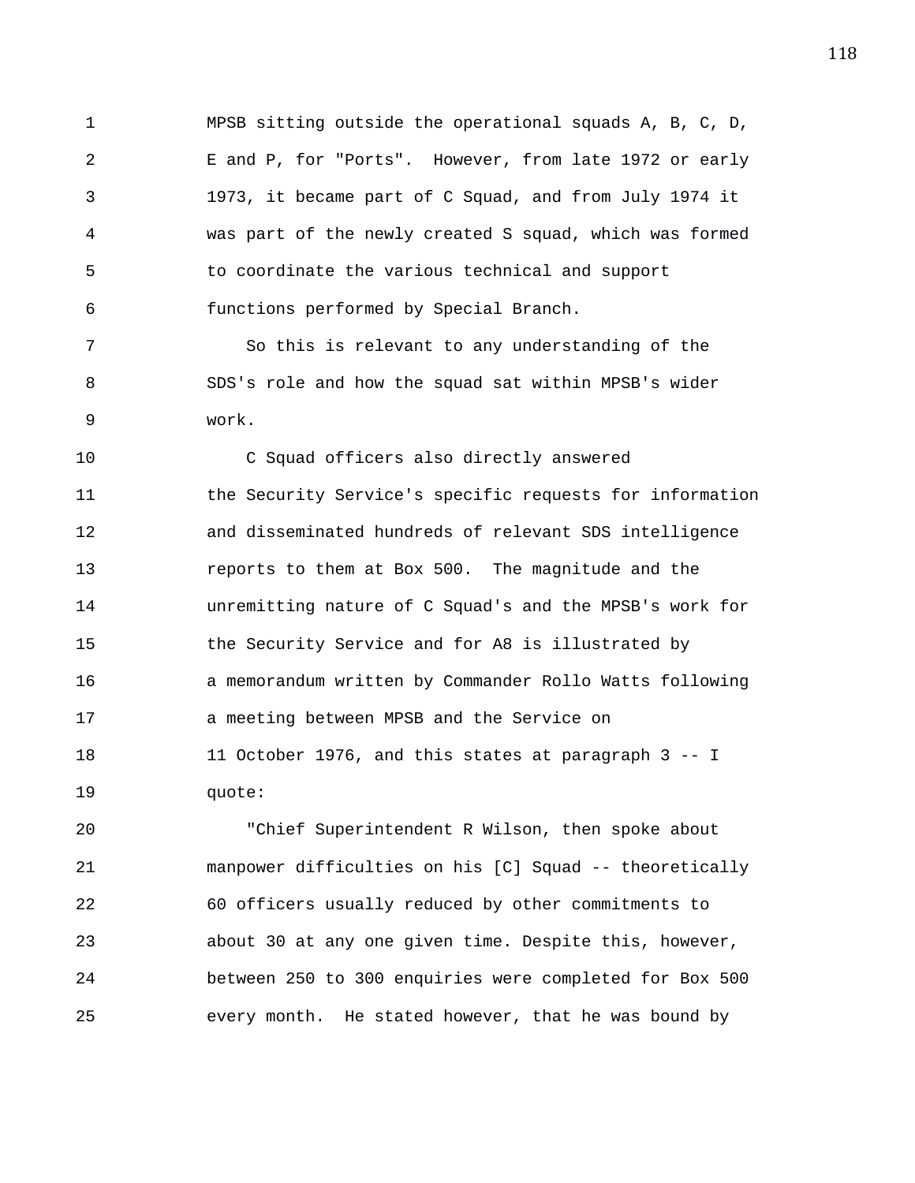MPSB sitting outside the operational squads A, B, C, D, E and P, for "Ports". However, from late 1972 or early 1973, it became part of C Squad, and from July 1974 it was part of the newly created S squad, which was formed to coordinate the various technical and support functions performed by Special Branch.

So this is relevant to any understanding of the SDS's role and how the squad sat within MPSB's wider work.

C Squad officers also directly answered the Security Service's specific requests for information and disseminated hundreds of relevant SDS intelligence reports to them at Box 500. The magnitude and the unremitting nature of C Squad's and the MPSB's work for the Security Service and for A8 is illustrated by a memorandum written by Commander Rollo Watts following a meeting between MPSB and the Service on 11 October 1976, and this states at paragraph 3 -- I quote:

"Chief Superintendent R Wilson, then spoke about manpower difficulties on his [C] Squad -- theoretically 60 officers usually reduced by other commitments to about 30 at any one given time. Despite this, however, between 250 to 300 enquiries were completed for Box 500 every month. He stated however, that he was bound by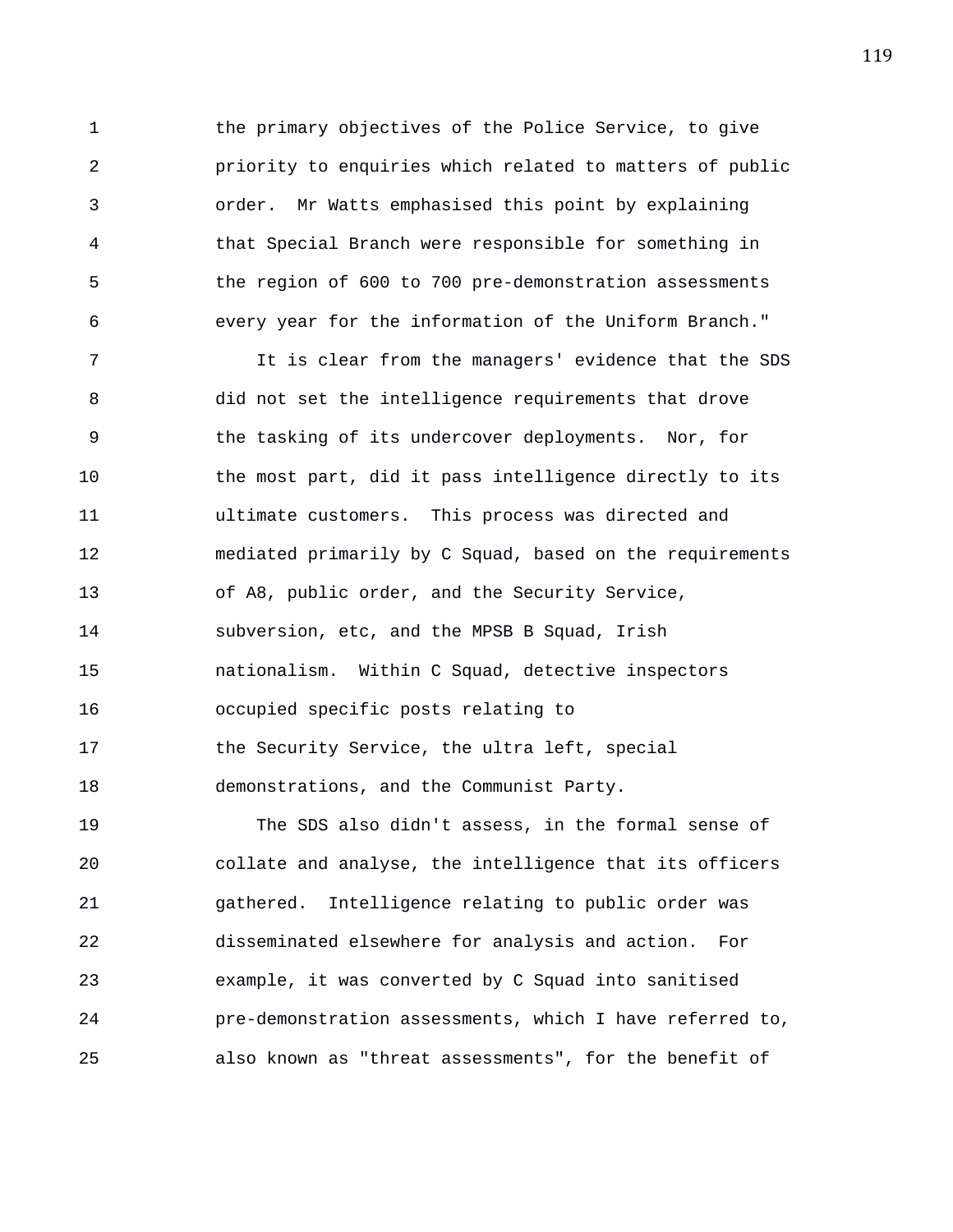the primary objectives of the Police Service, to give priority to enquiries which related to matters of public order. Mr Watts emphasised this point by explaining that Special Branch were responsible for something in the region of 600 to 700 pre-demonstration assessments every year for the information of the Uniform Branch."

It is clear from the managers' evidence that the SDS did not set the intelligence requirements that drove the tasking of its undercover deployments. Nor, for the most part, did it pass intelligence directly to its ultimate customers. This process was directed and mediated primarily by C Squad, based on the requirements of A8, public order, and the Security Service, subversion, etc, and the MPSB B Squad, Irish nationalism. Within C Squad, detective inspectors occupied specific posts relating to the Security Service, the ultra left, special demonstrations, and the Communist Party.

The SDS also didn't assess, in the formal sense of collate and analyse, the intelligence that its officers gathered. Intelligence relating to public order was disseminated elsewhere for analysis and action. For example, it was converted by C Squad into sanitised pre-demonstration assessments, which I have referred to, also known as "threat assessments", for the benefit of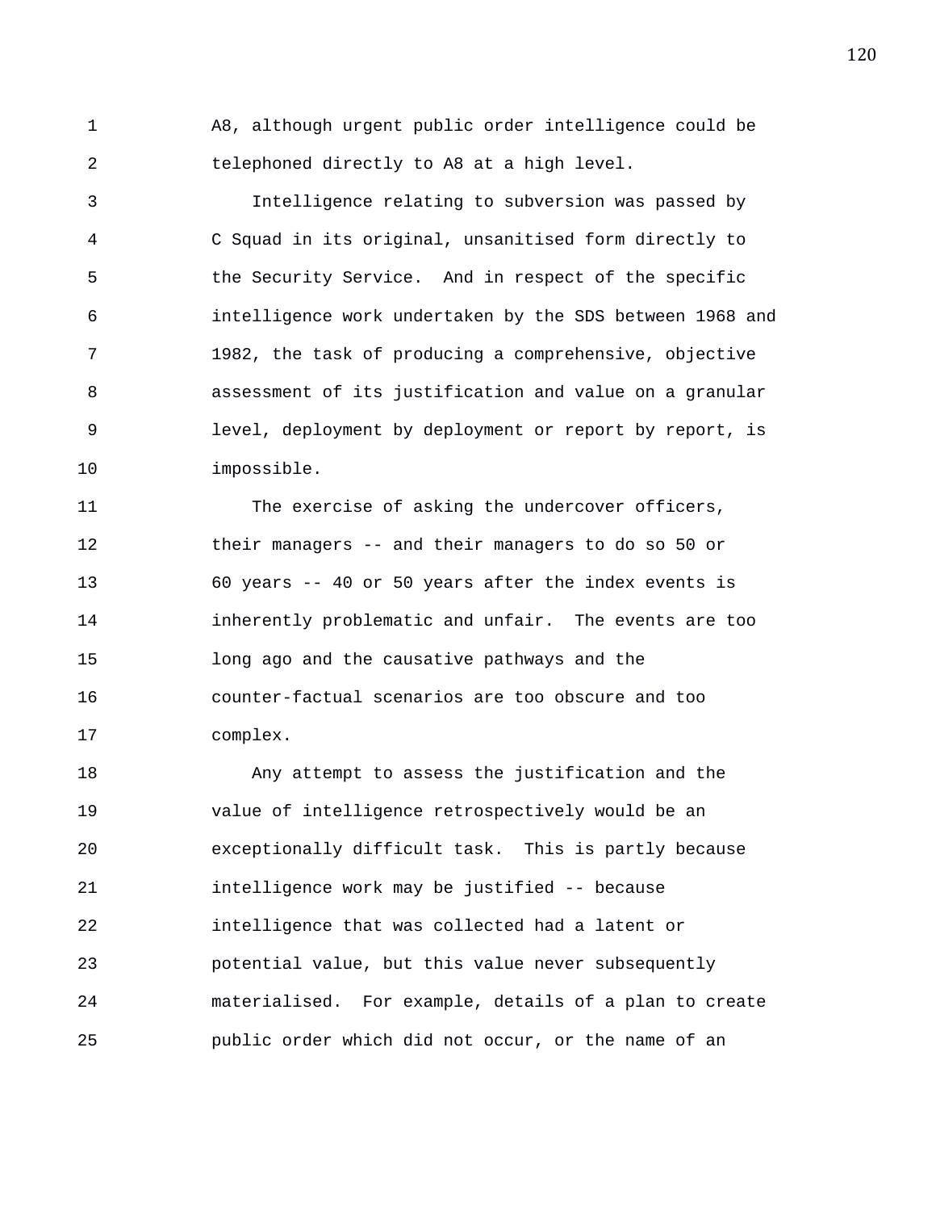A8, although urgent public order intelligence could be telephoned directly to A8 at a high level.

Intelligence relating to subversion was passed by C Squad in its original, unsanitised form directly to the Security Service. And in respect of the specific intelligence work undertaken by the SDS between 1968 and 1982, the task of producing a comprehensive, objective assessment of its justification and value on a granular level, deployment by deployment or report by report, is impossible.

The exercise of asking the undercover officers, their managers -- and their managers to do so 50 or 60 years -- 40 or 50 years after the index events is inherently problematic and unfair. The events are too long ago and the causative pathways and the counter-factual scenarios are too obscure and too complex.

Any attempt to assess the justification and the value of intelligence retrospectively would be an exceptionally difficult task. This is partly because intelligence work may be justified -- because intelligence that was collected had a latent or potential value, but this value never subsequently materialised. For example, details of a plan to create public order which did not occur, or the name of an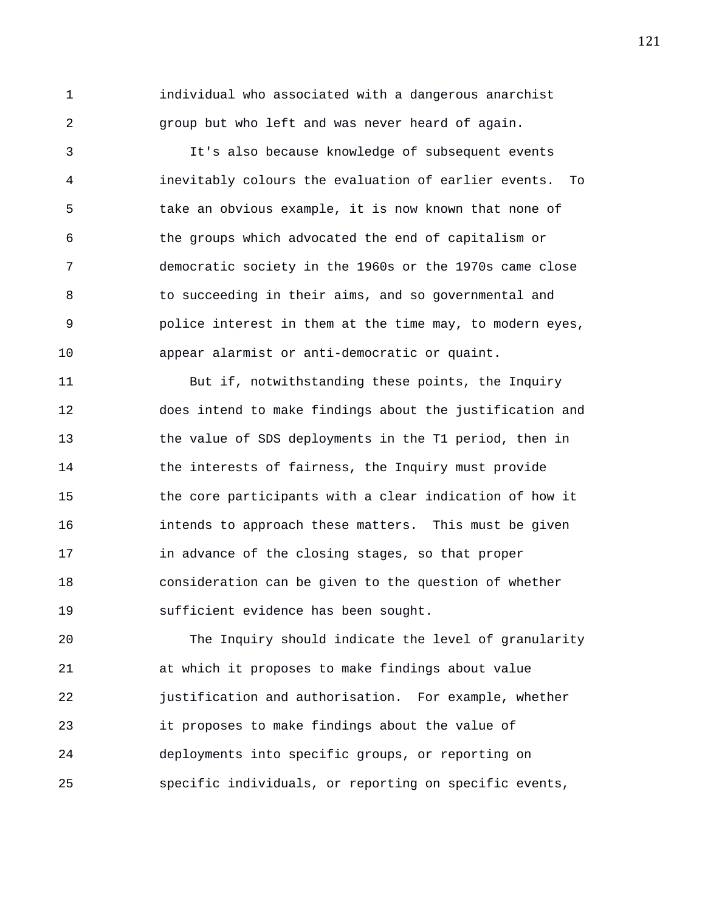individual who associated with a dangerous anarchist group but who left and was never heard of again.

It's also because knowledge of subsequent events inevitably colours the evaluation of earlier events. To take an obvious example, it is now known that none of the groups which advocated the end of capitalism or democratic society in the 1960s or the 1970s came close to succeeding in their aims, and so governmental and police interest in them at the time may, to modern eyes, appear alarmist or anti-democratic or quaint.

But if, notwithstanding these points, the Inquiry does intend to make findings about the justification and the value of SDS deployments in the T1 period, then in the interests of fairness, the Inquiry must provide the core participants with a clear indication of how it intends to approach these matters. This must be given in advance of the closing stages, so that proper consideration can be given to the question of whether sufficient evidence has been sought.

The Inquiry should indicate the level of granularity at which it proposes to make findings about value justification and authorisation. For example, whether it proposes to make findings about the value of deployments into specific groups, or reporting on specific individuals, or reporting on specific events,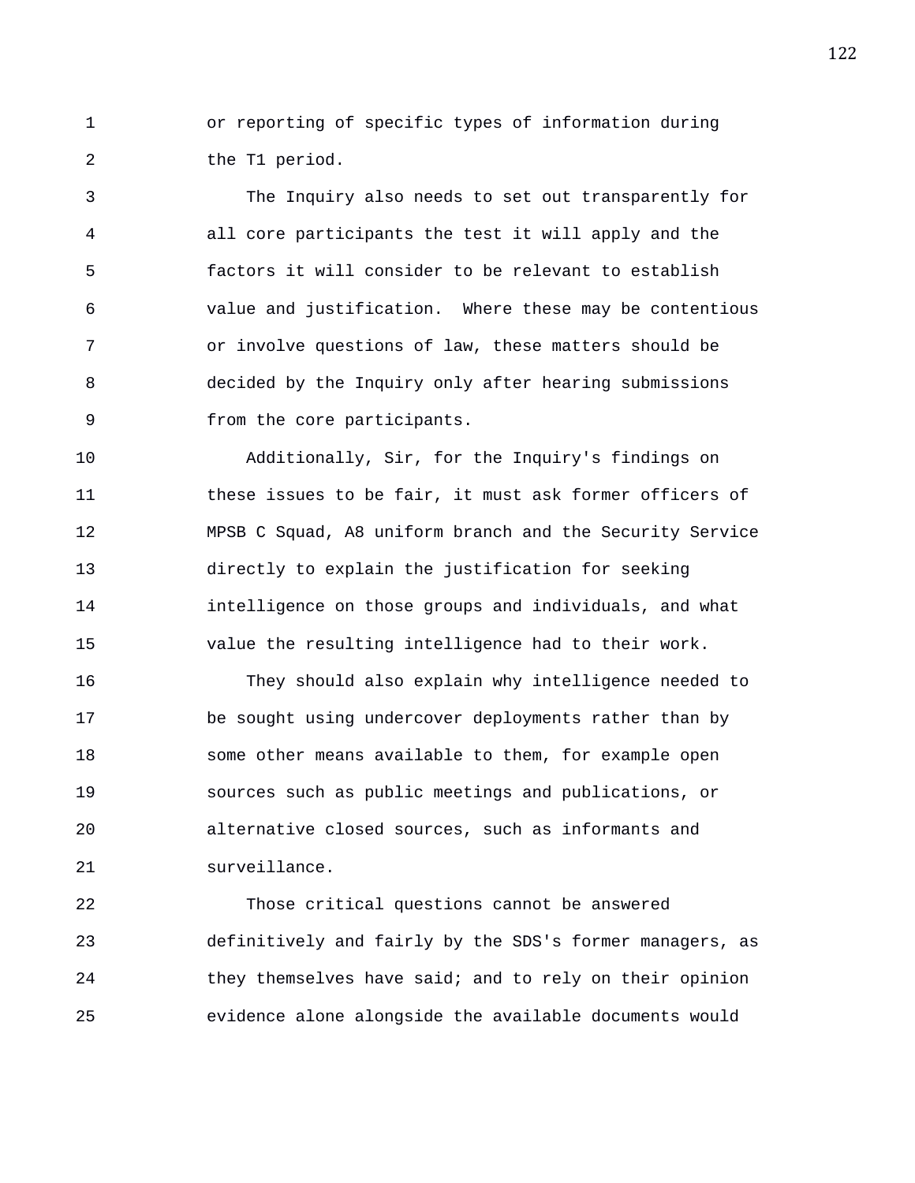or reporting of specific types of information during the T1 period.

The Inquiry also needs to set out transparently for all core participants the test it will apply and the factors it will consider to be relevant to establish value and justification. Where these may be contentious or involve questions of law, these matters should be decided by the Inquiry only after hearing submissions from the core participants.

Additionally, Sir, for the Inquiry's findings on these issues to be fair, it must ask former officers of MPSB C Squad, A8 uniform branch and the Security Service directly to explain the justification for seeking intelligence on those groups and individuals, and what value the resulting intelligence had to their work.

They should also explain why intelligence needed to be sought using undercover deployments rather than by some other means available to them, for example open sources such as public meetings and publications, or alternative closed sources, such as informants and surveillance.

Those critical questions cannot be answered definitively and fairly by the SDS's former managers, as they themselves have said; and to rely on their opinion evidence alone alongside the available documents would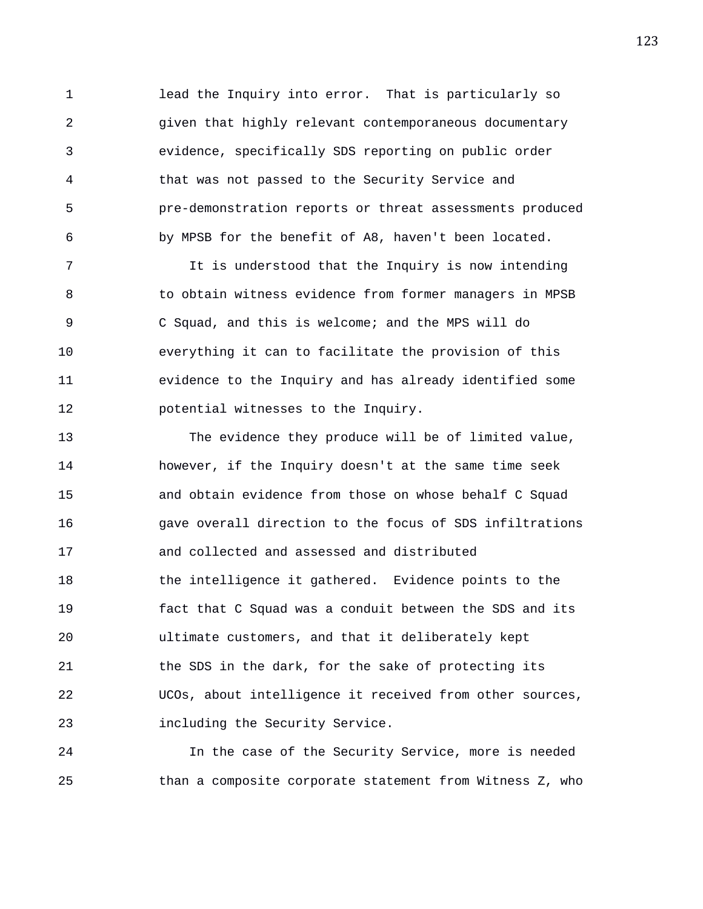lead the Inquiry into error. That is particularly so given that highly relevant contemporaneous documentary evidence, specifically SDS reporting on public order that was not passed to the Security Service and pre-demonstration reports or threat assessments produced by MPSB for the benefit of A8, haven't been located.

It is understood that the Inquiry is now intending to obtain witness evidence from former managers in MPSB C Squad, and this is welcome; and the MPS will do everything it can to facilitate the provision of this evidence to the Inquiry and has already identified some potential witnesses to the Inquiry.

The evidence they produce will be of limited value, however, if the Inquiry doesn't at the same time seek and obtain evidence from those on whose behalf C Squad gave overall direction to the focus of SDS infiltrations and collected and assessed and distributed the intelligence it gathered. Evidence points to the fact that C Squad was a conduit between the SDS and its ultimate customers, and that it deliberately kept the SDS in the dark, for the sake of protecting its UCOs, about intelligence it received from other sources, including the Security Service.

In the case of the Security Service, more is needed than a composite corporate statement from Witness Z, who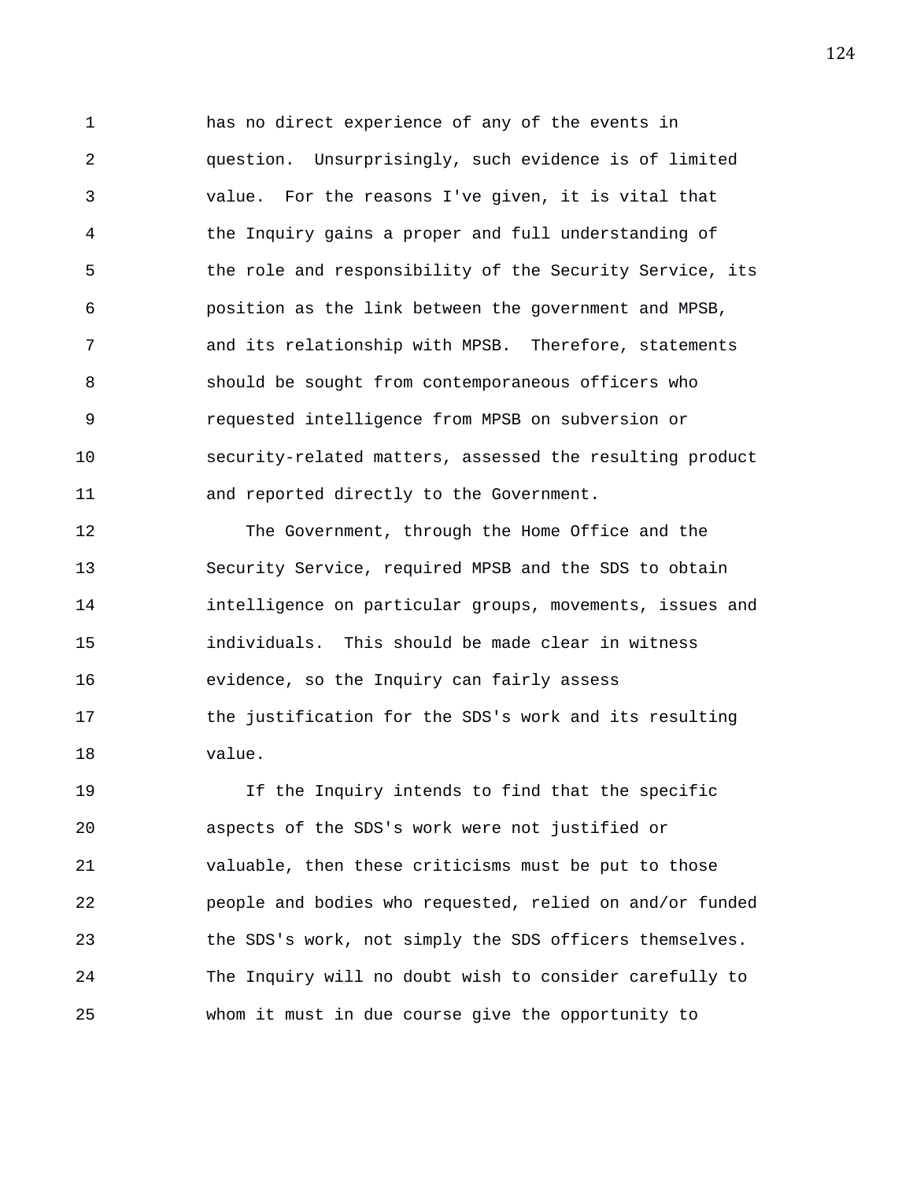has no direct experience of any of the events in question. Unsurprisingly, such evidence is of limited value. For the reasons I've given, it is vital that the Inquiry gains a proper and full understanding of the role and responsibility of the Security Service, its position as the link between the government and MPSB, and its relationship with MPSB. Therefore, statements should be sought from contemporaneous officers who requested intelligence from MPSB on subversion or security-related matters, assessed the resulting product and reported directly to the Government.

The Government, through the Home Office and the Security Service, required MPSB and the SDS to obtain intelligence on particular groups, movements, issues and individuals. This should be made clear in witness evidence, so the Inquiry can fairly assess the justification for the SDS's work and its resulting value.

If the Inquiry intends to find that the specific aspects of the SDS's work were not justified or valuable, then these criticisms must be put to those people and bodies who requested, relied on and/or funded the SDS's work, not simply the SDS officers themselves. The Inquiry will no doubt wish to consider carefully to whom it must in due course give the opportunity to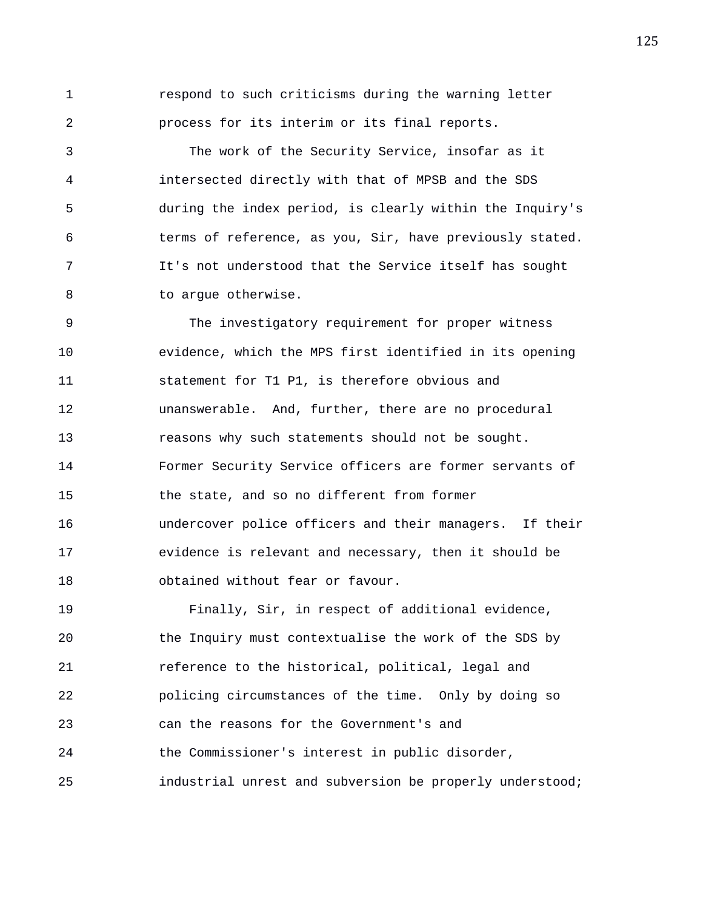respond to such criticisms during the warning letter process for its interim or its final reports.

The work of the Security Service, insofar as it intersected directly with that of MPSB and the SDS during the index period, is clearly within the Inquiry's terms of reference, as you, Sir, have previously stated. It's not understood that the Service itself has sought to argue otherwise.

The investigatory requirement for proper witness evidence, which the MPS first identified in its opening statement for T1 P1, is therefore obvious and unanswerable. And, further, there are no procedural reasons why such statements should not be sought. Former Security Service officers are former servants of the state, and so no different from former undercover police officers and their managers. If their evidence is relevant and necessary, then it should be obtained without fear or favour.

Finally, Sir, in respect of additional evidence, the Inquiry must contextualise the work of the SDS by reference to the historical, political, legal and policing circumstances of the time. Only by doing so can the reasons for the Government's and the Commissioner's interest in public disorder, industrial unrest and subversion be properly understood;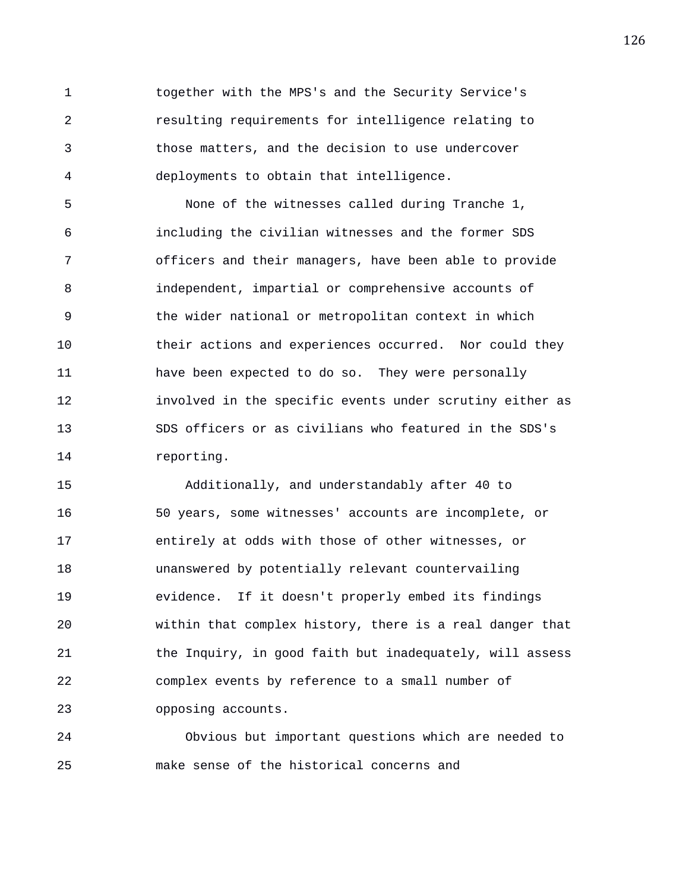together with the MPS's and the Security Service's resulting requirements for intelligence relating to those matters, and the decision to use undercover deployments to obtain that intelligence.

None of the witnesses called during Tranche 1, including the civilian witnesses and the former SDS officers and their managers, have been able to provide independent, impartial or comprehensive accounts of the wider national or metropolitan context in which their actions and experiences occurred. Nor could they have been expected to do so. They were personally involved in the specific events under scrutiny either as SDS officers or as civilians who featured in the SDS's reporting.

Additionally, and understandably after 40 to 50 years, some witnesses' accounts are incomplete, or entirely at odds with those of other witnesses, or unanswered by potentially relevant countervailing evidence. If it doesn't properly embed its findings within that complex history, there is a real danger that the Inquiry, in good faith but inadequately, will assess complex events by reference to a small number of opposing accounts.

Obvious but important questions which are needed to make sense of the historical concerns and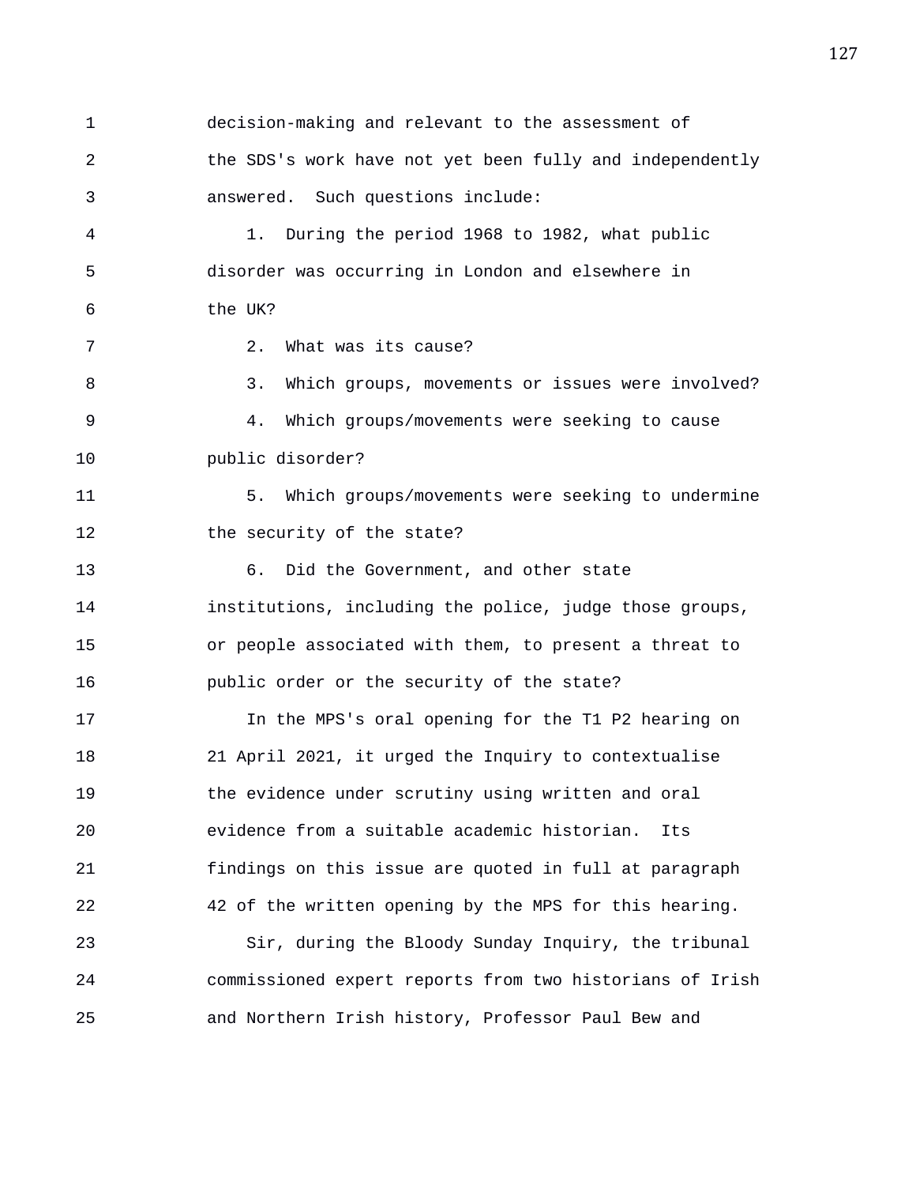decision-making and relevant to the assessment of the SDS's work have not yet been fully and independently answered. Such questions include:

1. During the period 1968 to 1982, what public disorder was occurring in London and elsewhere in the UK?

2. What was its cause?

3. Which groups, movements or issues were involved?

4. Which groups/movements were seeking to cause public disorder?

5. Which groups/movements were seeking to undermine the security of the state?

6. Did the Government, and other state institutions, including the police, judge those groups, or people associated with them, to present a threat to public order or the security of the state?

In the MPS's oral opening for the T1 P2 hearing on 21 April 2021, it urged the Inquiry to contextualise the evidence under scrutiny using written and oral evidence from a suitable academic historian. Its findings on this issue are quoted in full at paragraph 42 of the written opening by the MPS for this hearing.

Sir, during the Bloody Sunday Inquiry, the tribunal commissioned expert reports from two historians of Irish and Northern Irish history, Professor Paul Bew and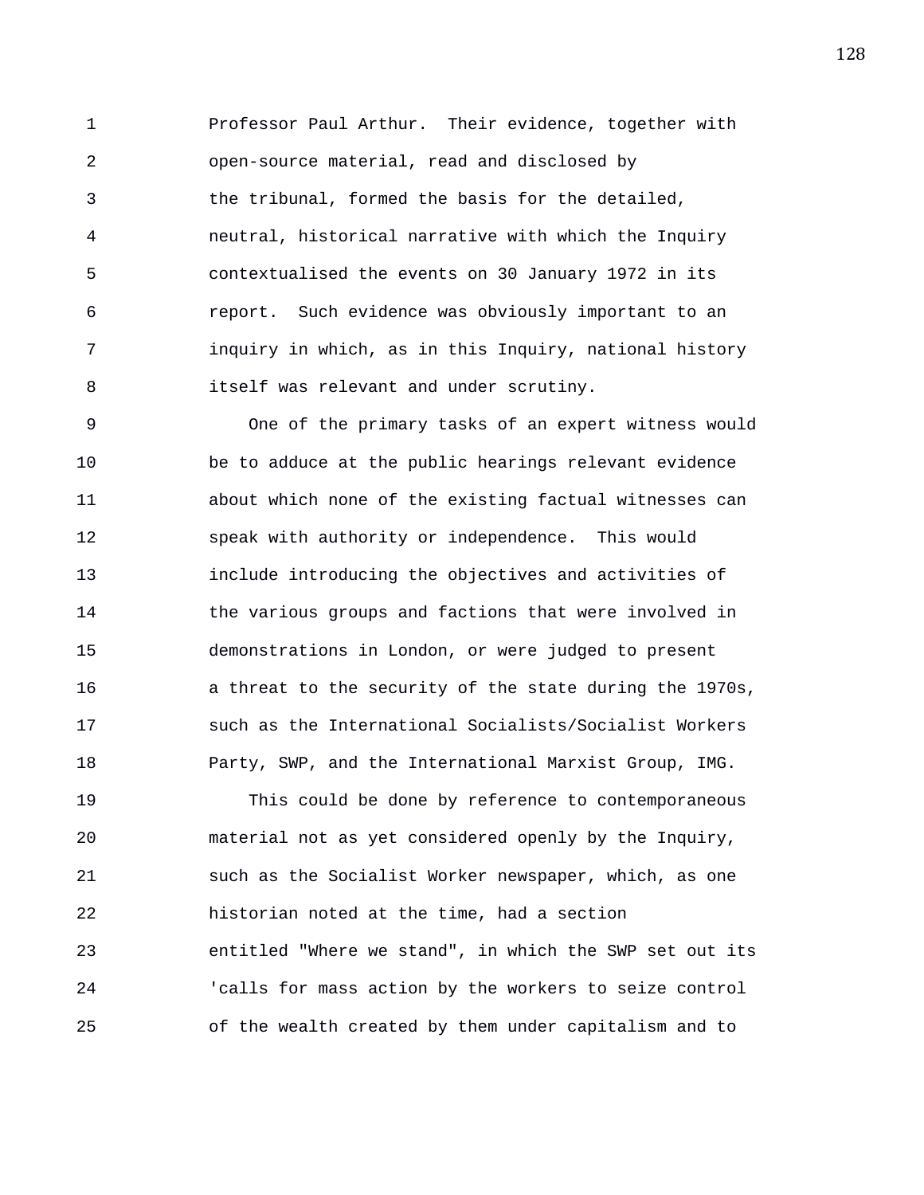Professor Paul Arthur. Their evidence, together with open-source material, read and disclosed by the tribunal, formed the basis for the detailed, neutral, historical narrative with which the Inquiry contextualised the events on 30 January 1972 in its report. Such evidence was obviously important to an inquiry in which, as in this Inquiry, national history itself was relevant and under scrutiny.

One of the primary tasks of an expert witness would be to adduce at the public hearings relevant evidence about which none of the existing factual witnesses can speak with authority or independence. This would include introducing the objectives and activities of the various groups and factions that were involved in demonstrations in London, or were judged to present a threat to the security of the state during the 1970s, such as the International Socialists/Socialist Workers Party, SWP, and the International Marxist Group, IMG.

This could be done by reference to contemporaneous material not as yet considered openly by the Inquiry, such as the Socialist Worker newspaper, which, as one historian noted at the time, had a section entitled "Where we stand", in which the SWP set out its 'calls for mass action by the workers to seize control of the wealth created by them under capitalism and to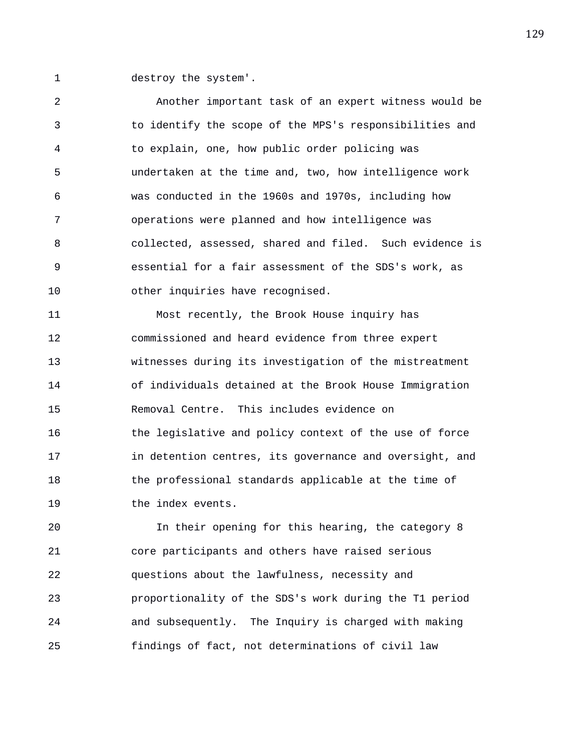destroy the system'.

Another important task of an expert witness would be to identify the scope of the MPS's responsibilities and to explain, one, how public order policing was undertaken at the time and, two, how intelligence work was conducted in the 1960s and 1970s, including how operations were planned and how intelligence was collected, assessed, shared and filed. Such evidence is essential for a fair assessment of the SDS's work, as other inquiries have recognised.

Most recently, the Brook House inquiry has commissioned and heard evidence from three expert witnesses during its investigation of the mistreatment of individuals detained at the Brook House Immigration Removal Centre. This includes evidence on the legislative and policy context of the use of force in detention centres, its governance and oversight, and the professional standards applicable at the time of the index events.

In their opening for this hearing, the category 8 core participants and others have raised serious questions about the lawfulness, necessity and proportionality of the SDS's work during the T1 period and subsequently. The Inquiry is charged with making findings of fact, not determinations of civil law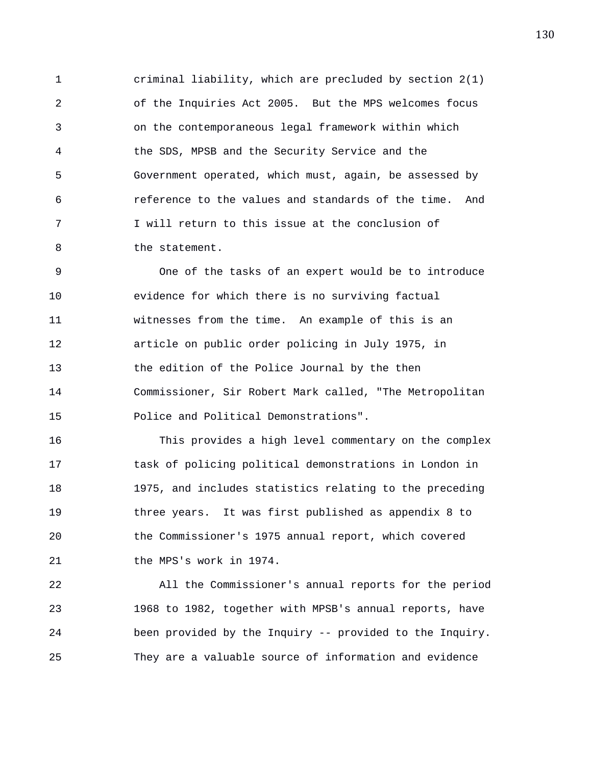criminal liability, which are precluded by section 2(1) of the Inquiries Act 2005. But the MPS welcomes focus on the contemporaneous legal framework within which the SDS, MPSB and the Security Service and the Government operated, which must, again, be assessed by reference to the values and standards of the time. And I will return to this issue at the conclusion of the statement.

One of the tasks of an expert would be to introduce evidence for which there is no surviving factual witnesses from the time. An example of this is an article on public order policing in July 1975, in the edition of the Police Journal by the then Commissioner, Sir Robert Mark called, "The Metropolitan Police and Political Demonstrations".

This provides a high level commentary on the complex task of policing political demonstrations in London in 1975, and includes statistics relating to the preceding three years. It was first published as appendix 8 to the Commissioner's 1975 annual report, which covered the MPS's work in 1974.

All the Commissioner's annual reports for the period 1968 to 1982, together with MPSB's annual reports, have been provided by the Inquiry -- provided to the Inquiry. They are a valuable source of information and evidence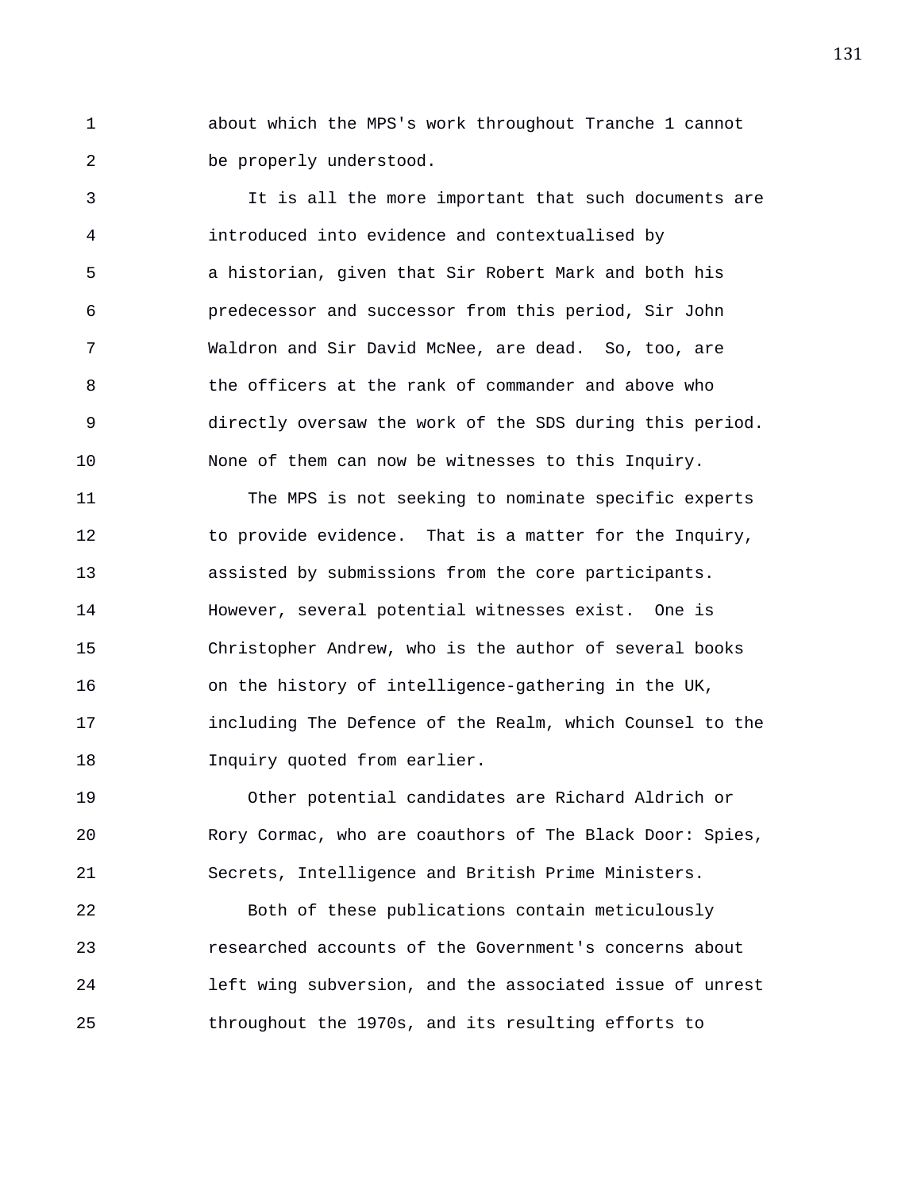about which the MPS's work throughout Tranche 1 cannot be properly understood.

It is all the more important that such documents are introduced into evidence and contextualised by a historian, given that Sir Robert Mark and both his predecessor and successor from this period, Sir John Waldron and Sir David McNee, are dead. So, too, are the officers at the rank of commander and above who directly oversaw the work of the SDS during this period. None of them can now be witnesses to this Inquiry.

The MPS is not seeking to nominate specific experts to provide evidence. That is a matter for the Inquiry, assisted by submissions from the core participants. However, several potential witnesses exist. One is Christopher Andrew, who is the author of several books on the history of intelligence-gathering in the UK, including The Defence of the Realm, which Counsel to the Inquiry quoted from earlier.

Other potential candidates are Richard Aldrich or Rory Cormac, who are coauthors of The Black Door: Spies, Secrets, Intelligence and British Prime Ministers.

Both of these publications contain meticulously researched accounts of the Government's concerns about left wing subversion, and the associated issue of unrest throughout the 1970s, and its resulting efforts to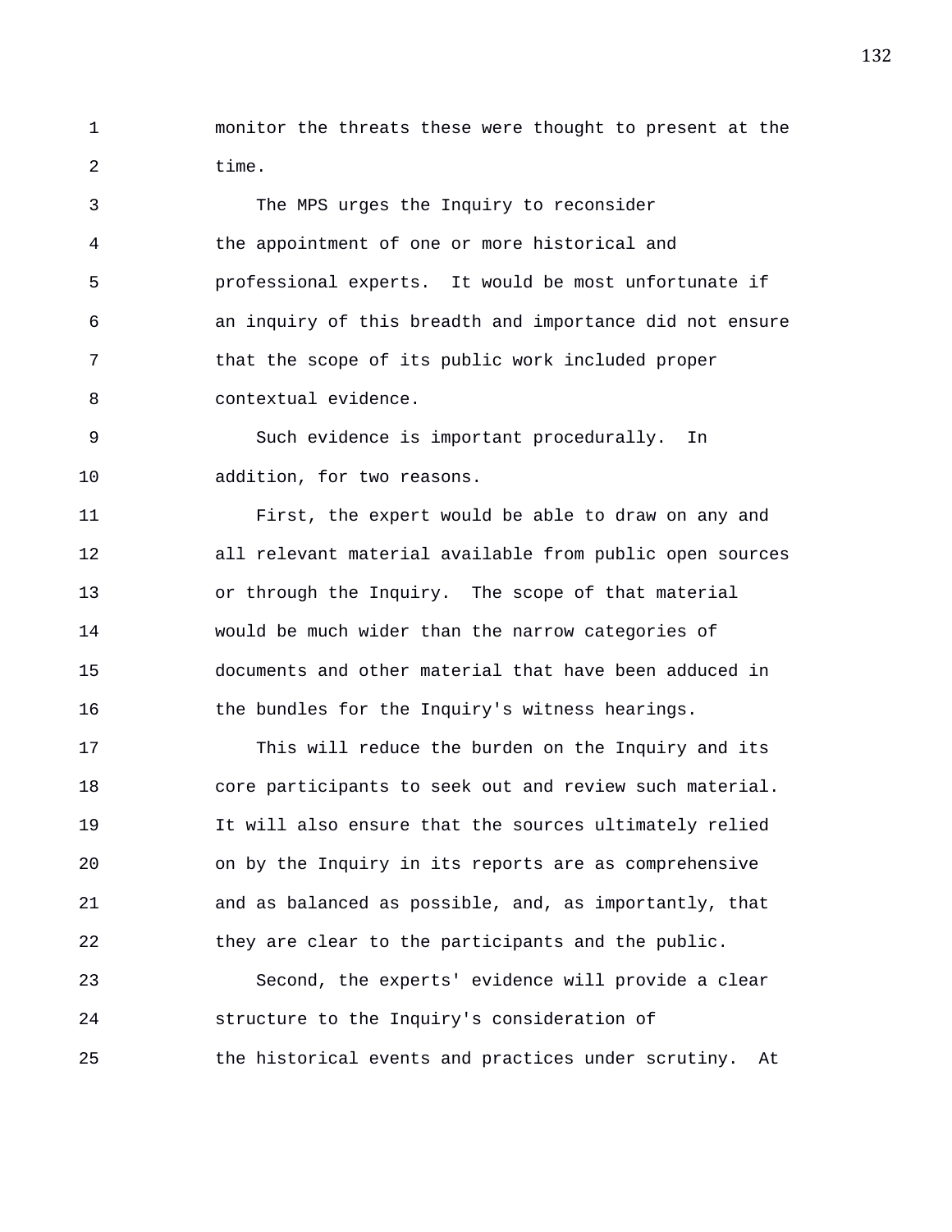monitor the threats these were thought to present at the time.

The MPS urges the Inquiry to reconsider the appointment of one or more historical and professional experts. It would be most unfortunate if an inquiry of this breadth and importance did not ensure that the scope of its public work included proper contextual evidence.

Such evidence is important procedurally. In addition, for two reasons.

First, the expert would be able to draw on any and all relevant material available from public open sources or through the Inquiry. The scope of that material would be much wider than the narrow categories of documents and other material that have been adduced in the bundles for the Inquiry's witness hearings.

This will reduce the burden on the Inquiry and its core participants to seek out and review such material. It will also ensure that the sources ultimately relied on by the Inquiry in its reports are as comprehensive and as balanced as possible, and, as importantly, that they are clear to the participants and the public.

Second, the experts' evidence will provide a clear structure to the Inquiry's consideration of the historical events and practices under scrutiny. At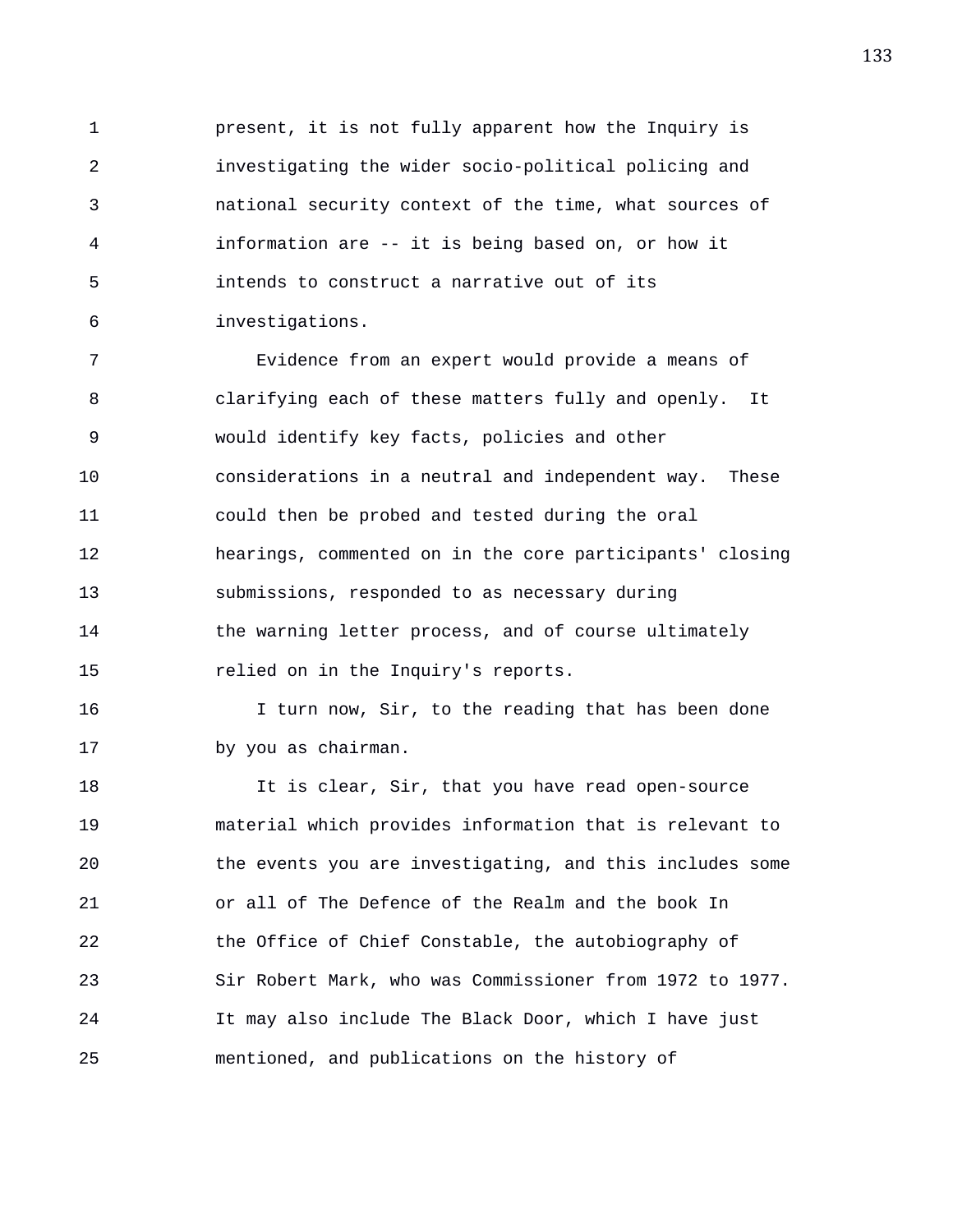present, it is not fully apparent how the Inquiry is investigating the wider socio-political policing and national security context of the time, what sources of information are -- it is being based on, or how it intends to construct a narrative out of its investigations.

Evidence from an expert would provide a means of clarifying each of these matters fully and openly. It would identify key facts, policies and other considerations in a neutral and independent way. These could then be probed and tested during the oral hearings, commented on in the core participants' closing submissions, responded to as necessary during the warning letter process, and of course ultimately relied on in the Inquiry's reports.

I turn now, Sir, to the reading that has been done by you as chairman.

It is clear, Sir, that you have read open-source material which provides information that is relevant to the events you are investigating, and this includes some or all of The Defence of the Realm and the book In the Office of Chief Constable, the autobiography of Sir Robert Mark, who was Commissioner from 1972 to 1977. It may also include The Black Door, which I have just mentioned, and publications on the history of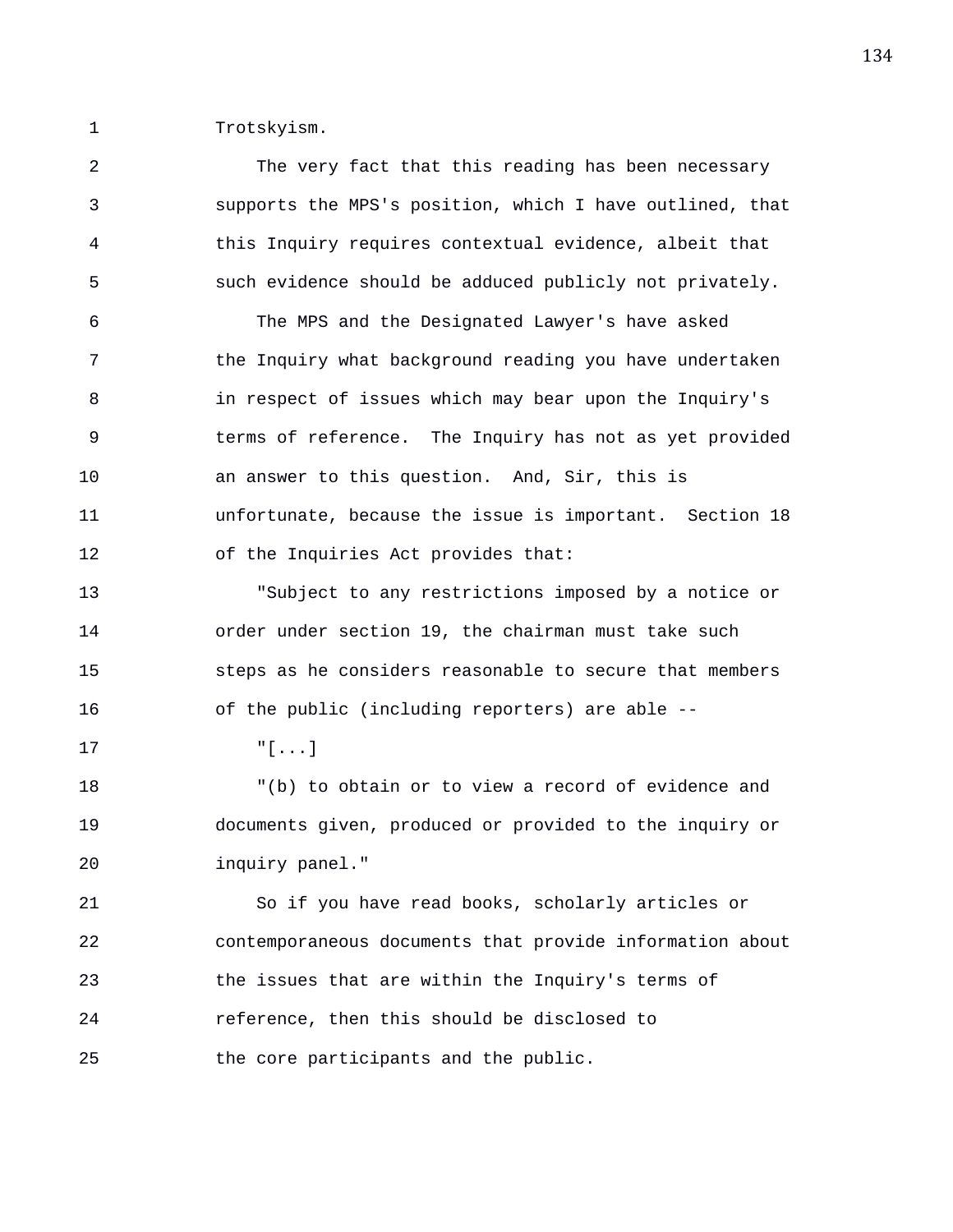Trotskyism.

The very fact that this reading has been necessary supports the MPS's position, which I have outlined, that this Inquiry requires contextual evidence, albeit that such evidence should be adduced publicly not privately.

The MPS and the Designated Lawyer's have asked the Inquiry what background reading you have undertaken in respect of issues which may bear upon the Inquiry's terms of reference. The Inquiry has not as yet provided an answer to this question. And, Sir, this is unfortunate, because the issue is important. Section 18 of the Inquiries Act provides that:

"Subject to any restrictions imposed by a notice or order under section 19, the chairman must take such steps as he considers reasonable to secure that members of the public (including reporters) are able --

"[...]

"(b) to obtain or to view a record of evidence and documents given, produced or provided to the inquiry or inquiry panel."

So if you have read books, scholarly articles or contemporaneous documents that provide information about the issues that are within the Inquiry's terms of reference, then this should be disclosed to the core participants and the public.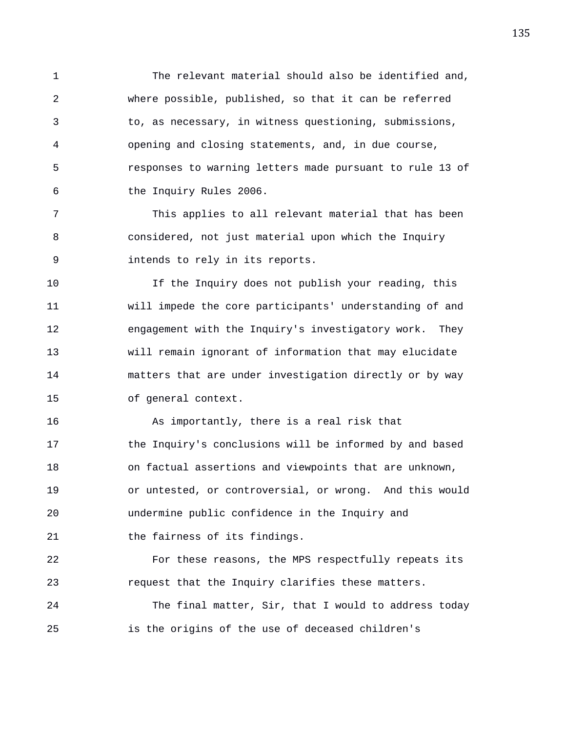The relevant material should also be identified and, where possible, published, so that it can be referred to, as necessary, in witness questioning, submissions, opening and closing statements, and, in due course, responses to warning letters made pursuant to rule 13 of the Inquiry Rules 2006.

This applies to all relevant material that has been considered, not just material upon which the Inquiry intends to rely in its reports.

If the Inquiry does not publish your reading, this will impede the core participants' understanding of and engagement with the Inquiry's investigatory work. They will remain ignorant of information that may elucidate matters that are under investigation directly or by way of general context.

As importantly, there is a real risk that the Inquiry's conclusions will be informed by and based on factual assertions and viewpoints that are unknown, or untested, or controversial, or wrong. And this would undermine public confidence in the Inquiry and the fairness of its findings.

For these reasons, the MPS respectfully repeats its request that the Inquiry clarifies these matters.

The final matter, Sir, that I would to address today is the origins of the use of deceased children's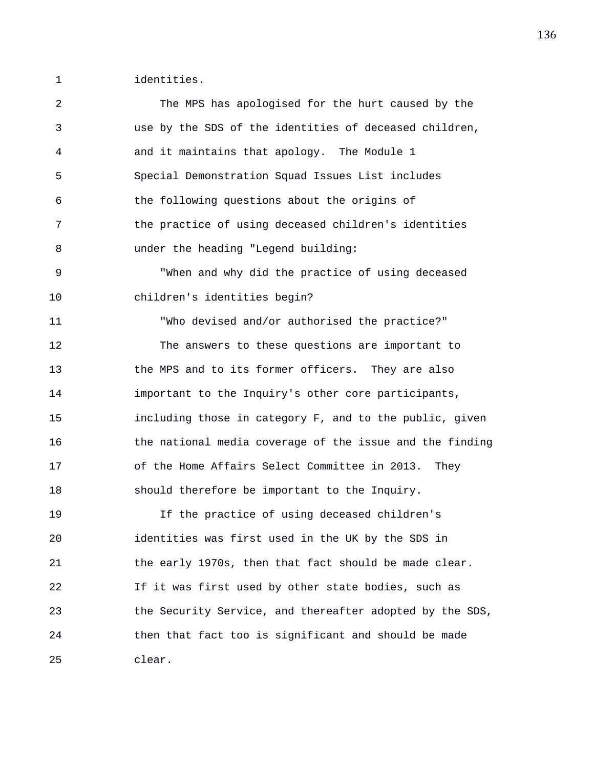identities.

The MPS has apologised for the hurt caused by the use by the SDS of the identities of deceased children, and it maintains that apology. The Module 1 Special Demonstration Squad Issues List includes the following questions about the origins of the practice of using deceased children's identities under the heading "Legend building:

"When and why did the practice of using deceased children's identities begin?

"Who devised and/or authorised the practice?"

The answers to these questions are important to the MPS and to its former officers. They are also important to the Inquiry's other core participants, including those in category F, and to the public, given the national media coverage of the issue and the finding of the Home Affairs Select Committee in 2013. They should therefore be important to the Inquiry.

If the practice of using deceased children's identities was first used in the UK by the SDS in the early 1970s, then that fact should be made clear. If it was first used by other state bodies, such as the Security Service, and thereafter adopted by the SDS, then that fact too is significant and should be made clear.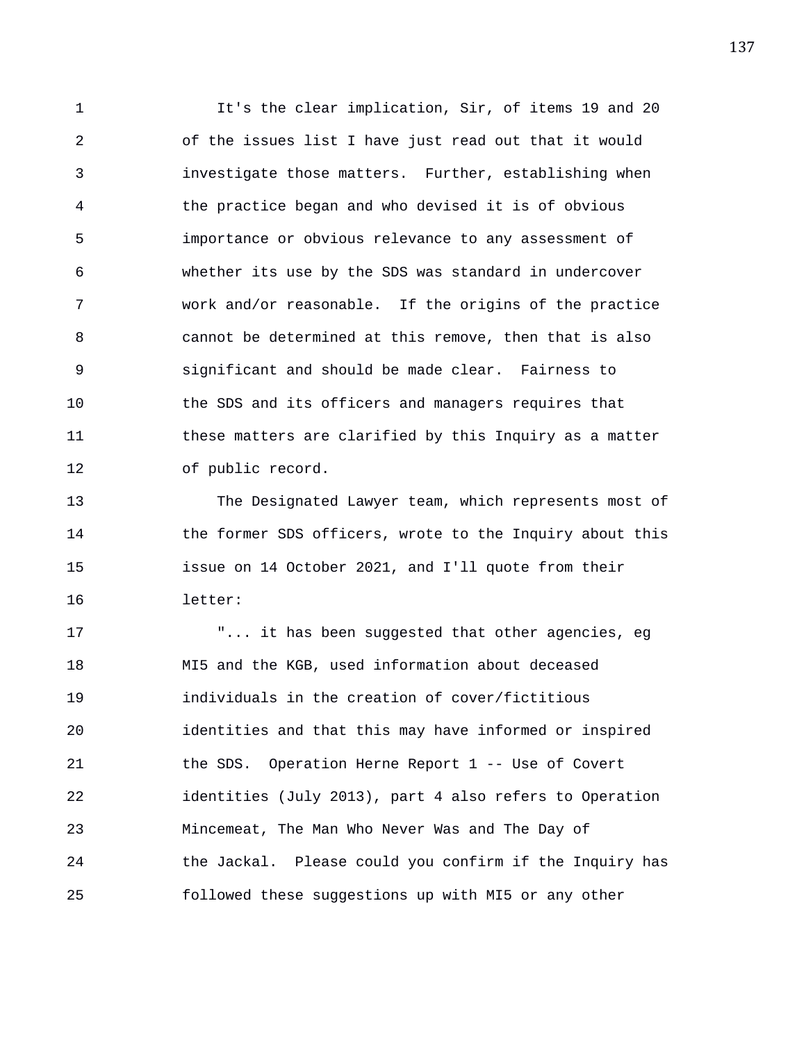It's the clear implication, Sir, of items 19 and 20 of the issues list I have just read out that it would investigate those matters. Further, establishing when the practice began and who devised it is of obvious importance or obvious relevance to any assessment of whether its use by the SDS was standard in undercover work and/or reasonable. If the origins of the practice cannot be determined at this remove, then that is also significant and should be made clear. Fairness to the SDS and its officers and managers requires that these matters are clarified by this Inquiry as a matter of public record.

The Designated Lawyer team, which represents most of the former SDS officers, wrote to the Inquiry about this issue on 14 October 2021, and I'll quote from their letter:

"... it has been suggested that other agencies, eg MI5 and the KGB, used information about deceased individuals in the creation of cover/fictitious identities and that this may have informed or inspired the SDS. Operation Herne Report 1 -- Use of Covert identities (July 2013), part 4 also refers to Operation Mincemeat, The Man Who Never Was and The Day of the Jackal. Please could you confirm if the Inquiry has followed these suggestions up with MI5 or any other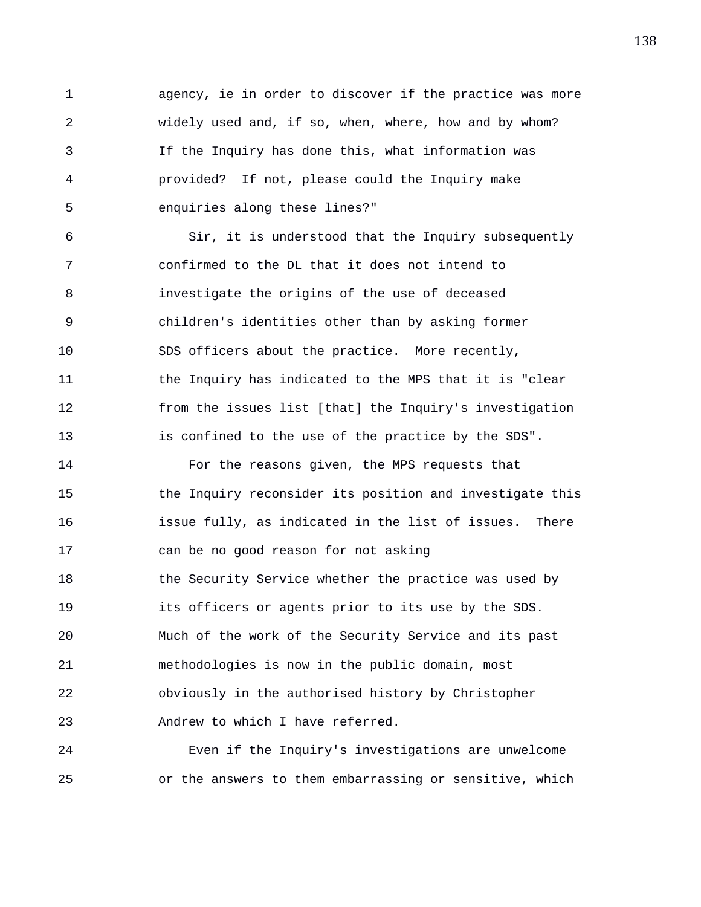agency, ie in order to discover if the practice was more widely used and, if so, when, where, how and by whom? If the Inquiry has done this, what information was provided? If not, please could the Inquiry make enquiries along these lines?"

Sir, it is understood that the Inquiry subsequently confirmed to the DL that it does not intend to investigate the origins of the use of deceased children's identities other than by asking former SDS officers about the practice. More recently, the Inquiry has indicated to the MPS that it is "clear from the issues list [that] the Inquiry's investigation is confined to the use of the practice by the SDS".

For the reasons given, the MPS requests that the Inquiry reconsider its position and investigate this issue fully, as indicated in the list of issues. There can be no good reason for not asking the Security Service whether the practice was used by its officers or agents prior to its use by the SDS. Much of the work of the Security Service and its past methodologies is now in the public domain, most obviously in the authorised history by Christopher Andrew to which I have referred.

Even if the Inquiry's investigations are unwelcome or the answers to them embarrassing or sensitive, which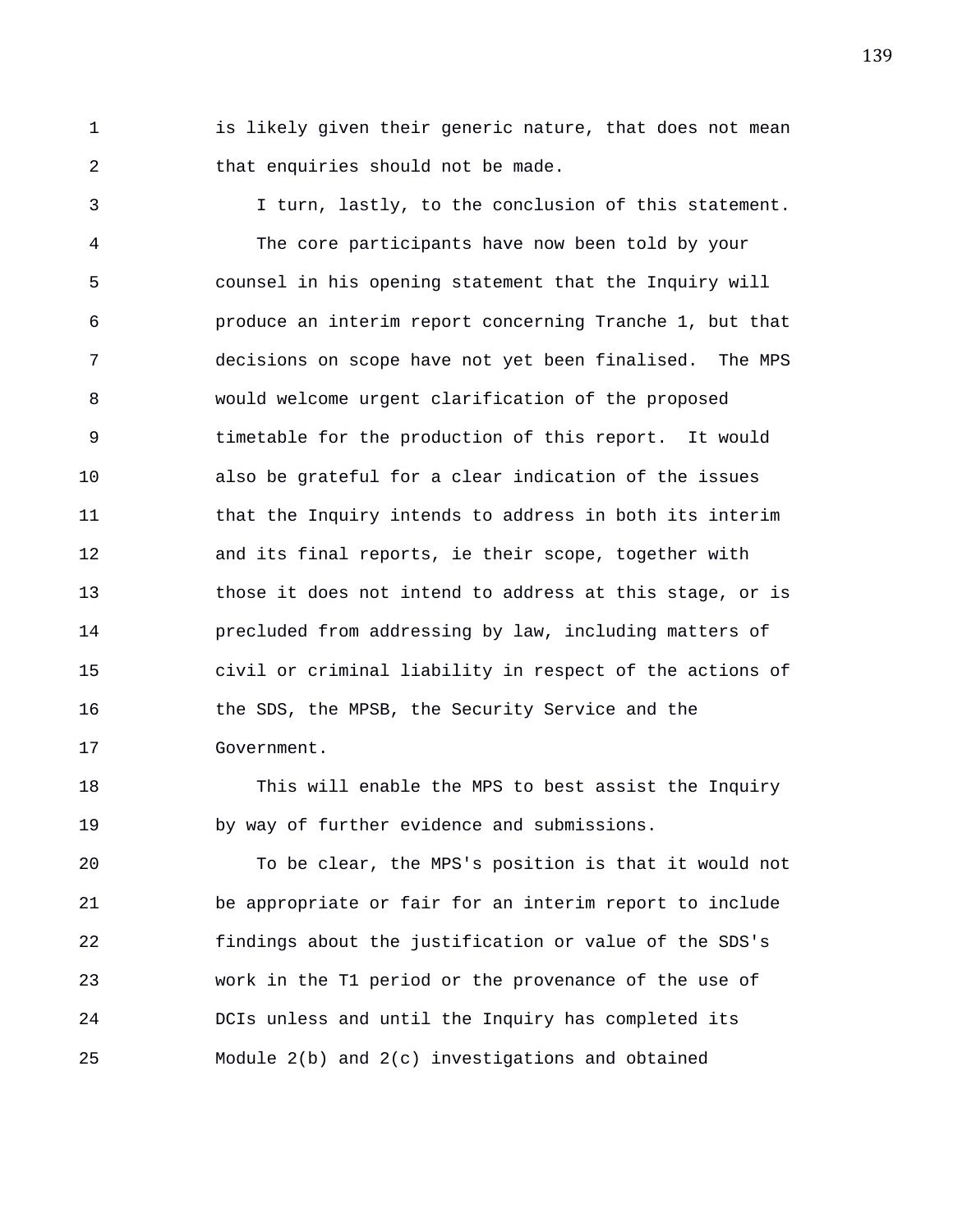is likely given their generic nature, that does not mean that enquiries should not be made.

I turn, lastly, to the conclusion of this statement.

The core participants have now been told by your counsel in his opening statement that the Inquiry will produce an interim report concerning Tranche 1, but that decisions on scope have not yet been finalised. The MPS would welcome urgent clarification of the proposed timetable for the production of this report. It would also be grateful for a clear indication of the issues that the Inquiry intends to address in both its interim and its final reports, ie their scope, together with those it does not intend to address at this stage, or is precluded from addressing by law, including matters of civil or criminal liability in respect of the actions of the SDS, the MPSB, the Security Service and the Government.

This will enable the MPS to best assist the Inquiry by way of further evidence and submissions.

To be clear, the MPS's position is that it would not be appropriate or fair for an interim report to include findings about the justification or value of the SDS's work in the T1 period or the provenance of the use of DCIs unless and until the Inquiry has completed its Module 2(b) and 2(c) investigations and obtained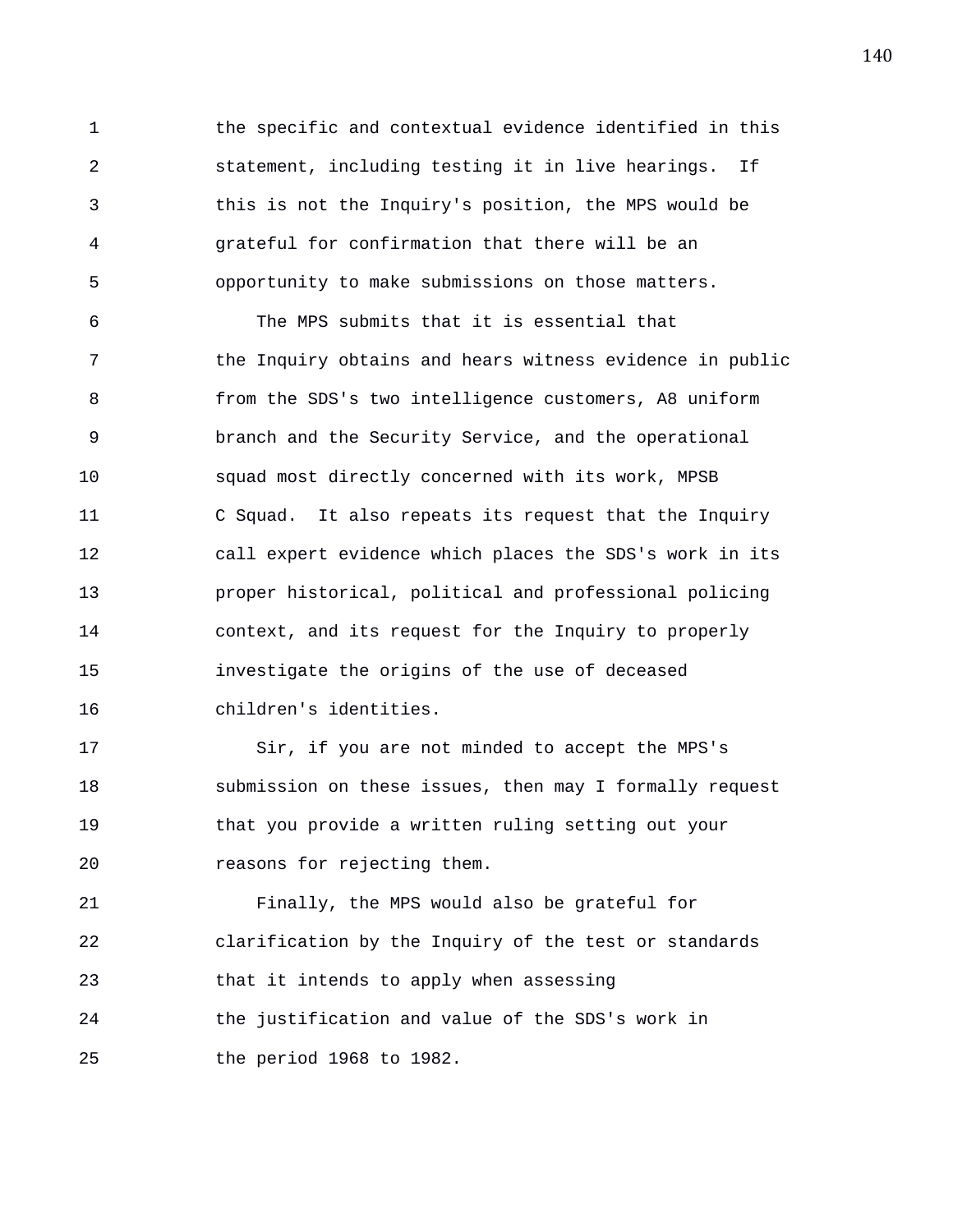the specific and contextual evidence identified in this statement, including testing it in live hearings. If this is not the Inquiry's position, the MPS would be grateful for confirmation that there will be an opportunity to make submissions on those matters.

The MPS submits that it is essential that the Inquiry obtains and hears witness evidence in public from the SDS's two intelligence customers, A8 uniform branch and the Security Service, and the operational squad most directly concerned with its work, MPSB C Squad. It also repeats its request that the Inquiry call expert evidence which places the SDS's work in its proper historical, political and professional policing context, and its request for the Inquiry to properly investigate the origins of the use of deceased children's identities.

Sir, if you are not minded to accept the MPS's submission on these issues, then may I formally request that you provide a written ruling setting out your reasons for rejecting them.

Finally, the MPS would also be grateful for clarification by the Inquiry of the test or standards that it intends to apply when assessing the justification and value of the SDS's work in the period 1968 to 1982.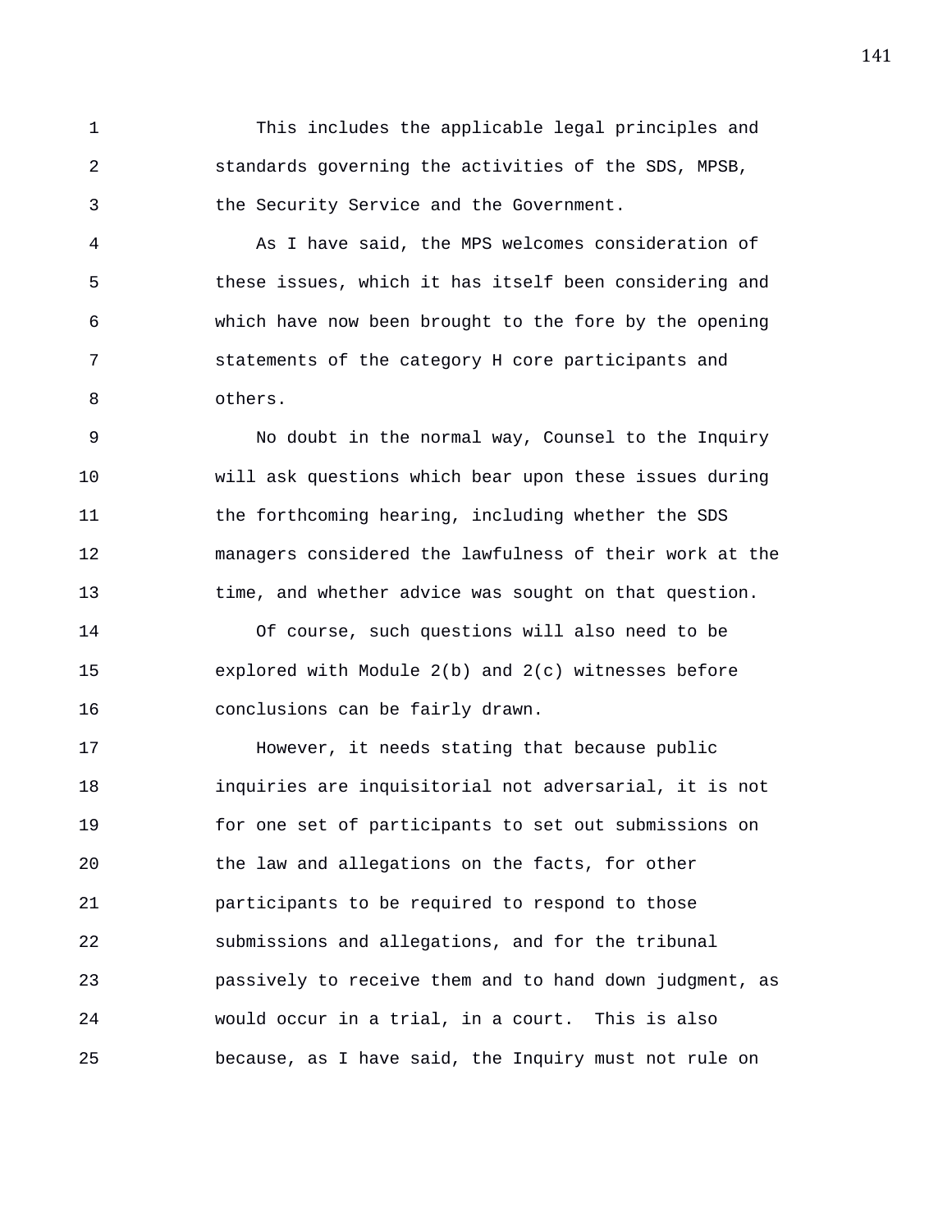This includes the applicable legal principles and standards governing the activities of the SDS, MPSB, the Security Service and the Government.

As I have said, the MPS welcomes consideration of these issues, which it has itself been considering and which have now been brought to the fore by the opening statements of the category H core participants and others.

No doubt in the normal way, Counsel to the Inquiry will ask questions which bear upon these issues during the forthcoming hearing, including whether the SDS managers considered the lawfulness of their work at the time, and whether advice was sought on that question.

Of course, such questions will also need to be explored with Module 2(b) and 2(c) witnesses before conclusions can be fairly drawn.

However, it needs stating that because public inquiries are inquisitorial not adversarial, it is not for one set of participants to set out submissions on the law and allegations on the facts, for other participants to be required to respond to those submissions and allegations, and for the tribunal passively to receive them and to hand down judgment, as would occur in a trial, in a court. This is also because, as I have said, the Inquiry must not rule on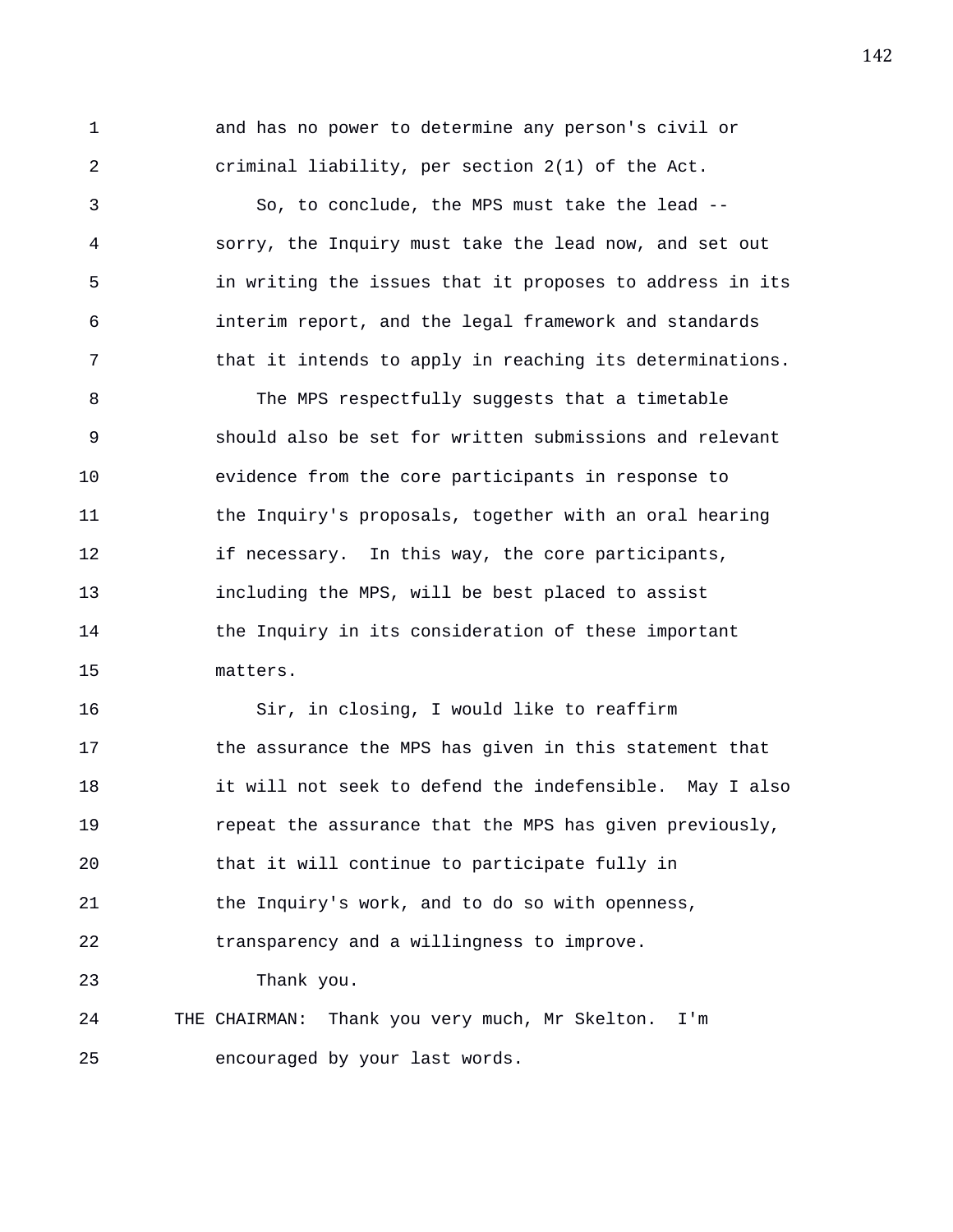and has no power to determine any person's civil or criminal liability, per section 2(1) of the Act.

So, to conclude, the MPS must take the lead -- sorry, the Inquiry must take the lead now, and set out in writing the issues that it proposes to address in its interim report, and the legal framework and standards that it intends to apply in reaching its determinations.

The MPS respectfully suggests that a timetable should also be set for written submissions and relevant evidence from the core participants in response to the Inquiry's proposals, together with an oral hearing if necessary. In this way, the core participants, including the MPS, will be best placed to assist the Inquiry in its consideration of these important matters.

Sir, in closing, I would like to reaffirm the assurance the MPS has given in this statement that it will not seek to defend the indefensible. May I also repeat the assurance that the MPS has given previously, that it will continue to participate fully in the Inquiry's work, and to do so with openness, transparency and a willingness to improve.

Thank you.

THE CHAIRMAN: Thank you very much, Mr Skelton. I'm encouraged by your last words.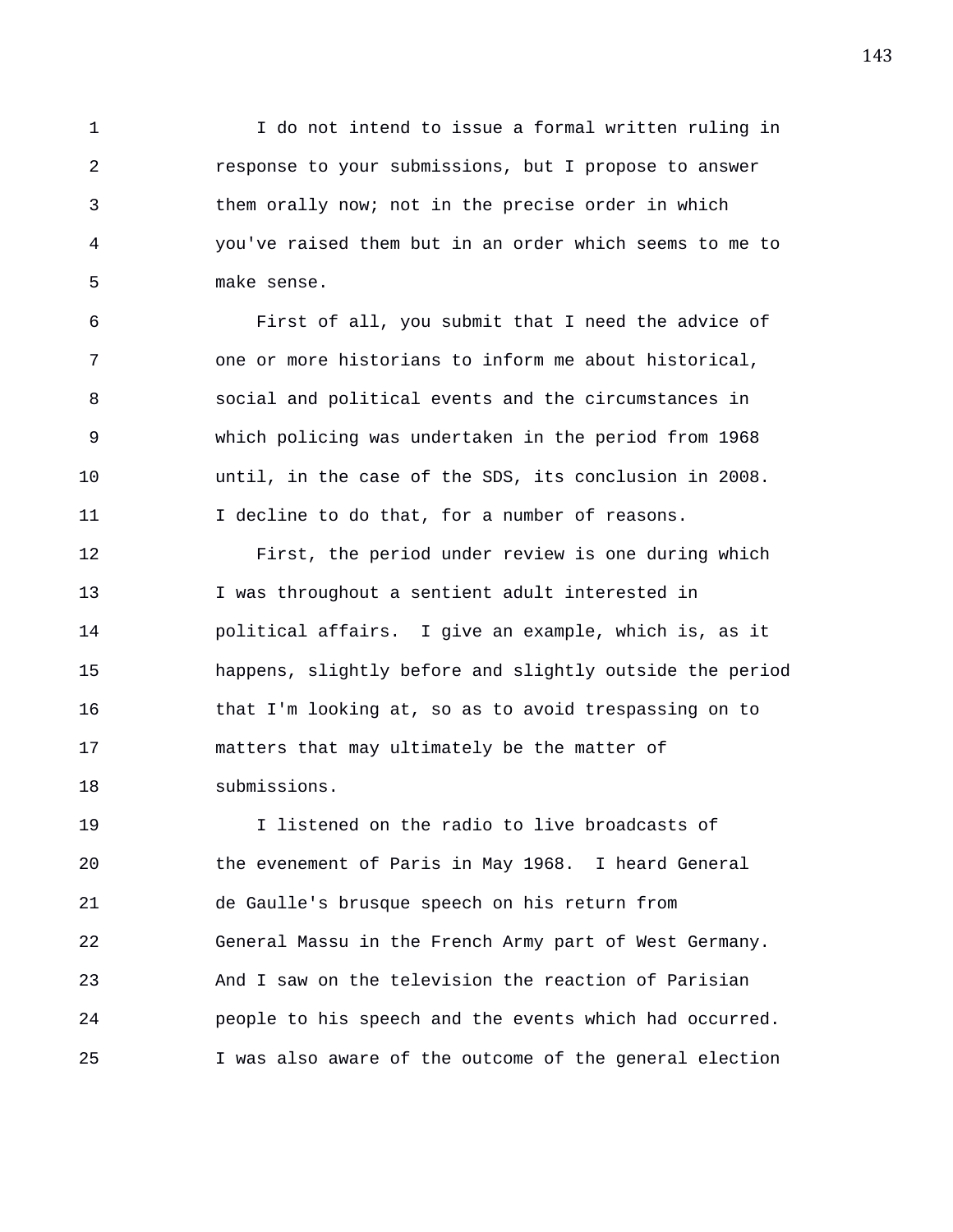I do not intend to issue a formal written ruling in response to your submissions, but I propose to answer them orally now; not in the precise order in which you've raised them but in an order which seems to me to make sense.

First of all, you submit that I need the advice of one or more historians to inform me about historical, social and political events and the circumstances in which policing was undertaken in the period from 1968 until, in the case of the SDS, its conclusion in 2008. I decline to do that, for a number of reasons.

First, the period under review is one during which I was throughout a sentient adult interested in political affairs. I give an example, which is, as it happens, slightly before and slightly outside the period that I'm looking at, so as to avoid trespassing on to matters that may ultimately be the matter of submissions.

I listened on the radio to live broadcasts of the evenement of Paris in May 1968. I heard General de Gaulle's brusque speech on his return from General Massu in the French Army part of West Germany. And I saw on the television the reaction of Parisian people to his speech and the events which had occurred. I was also aware of the outcome of the general election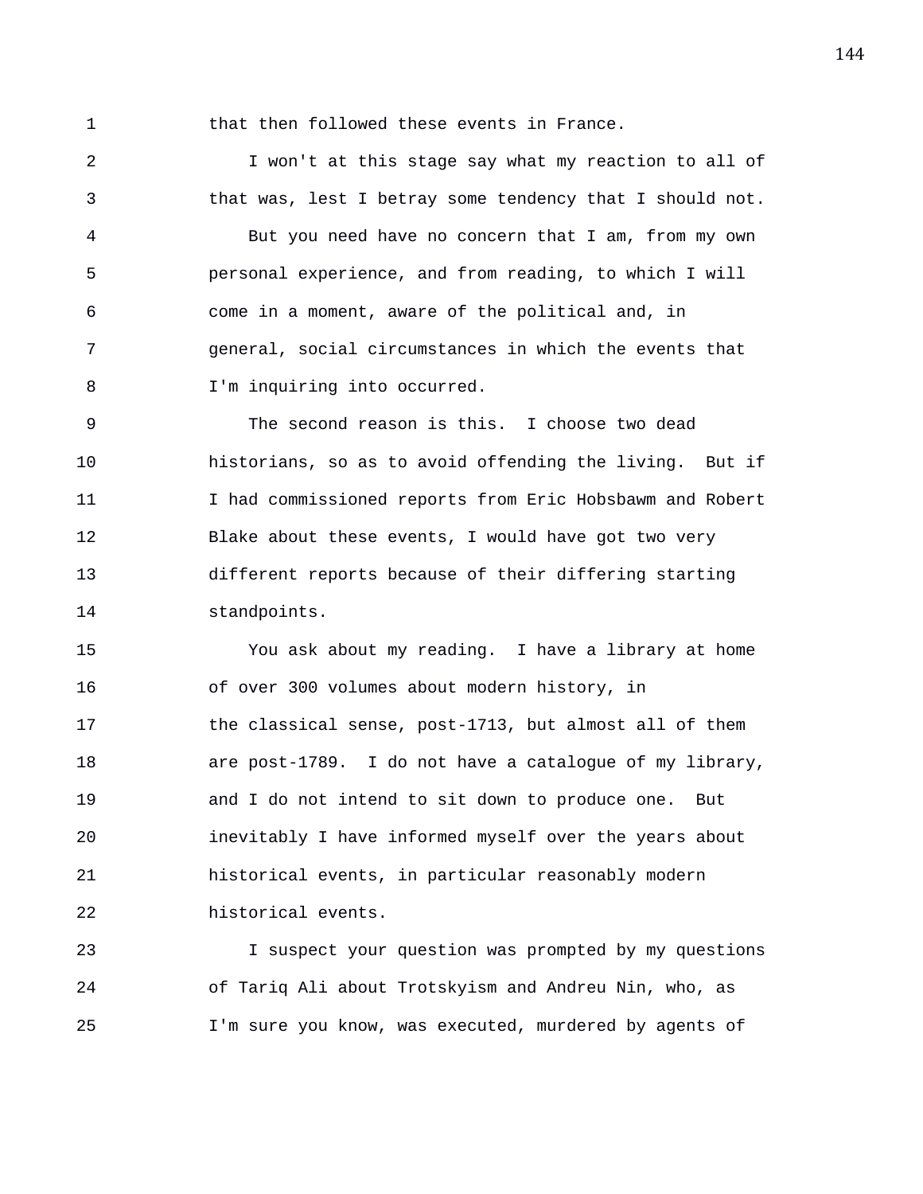that then followed these events in France.

I won't at this stage say what my reaction to all of that was, lest I betray some tendency that I should not.

But you need have no concern that I am, from my own personal experience, and from reading, to which I will come in a moment, aware of the political and, in general, social circumstances in which the events that I'm inquiring into occurred.

The second reason is this. I choose two dead historians, so as to avoid offending the living. But if I had commissioned reports from Eric Hobsbawm and Robert Blake about these events, I would have got two very different reports because of their differing starting standpoints.

You ask about my reading. I have a library at home of over 300 volumes about modern history, in the classical sense, post-1713, but almost all of them are post-1789. I do not have a catalogue of my library, and I do not intend to sit down to produce one. But inevitably I have informed myself over the years about historical events, in particular reasonably modern historical events.

I suspect your question was prompted by my questions of Tariq Ali about Trotskyism and Andreu Nin, who, as I'm sure you know, was executed, murdered by agents of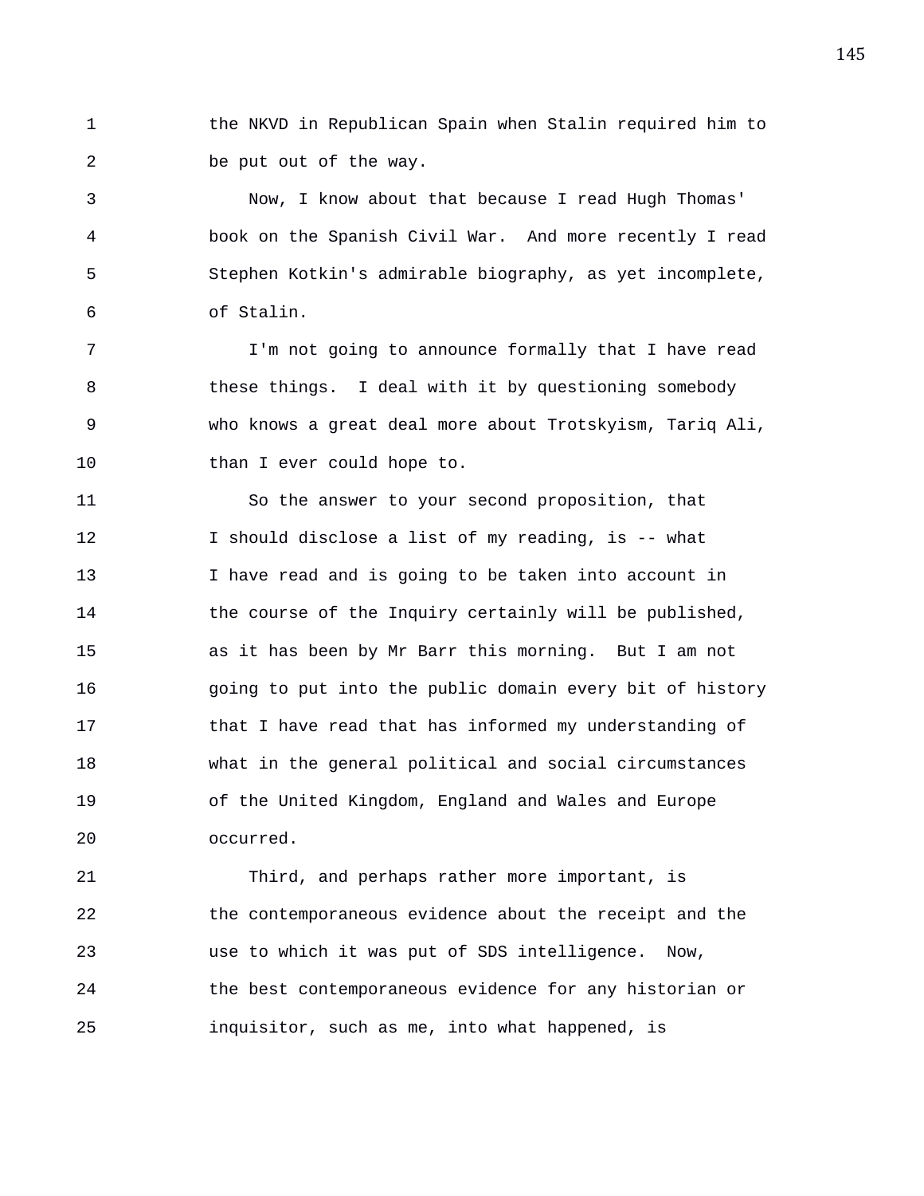the NKVD in Republican Spain when Stalin required him to be put out of the way.

Now, I know about that because I read Hugh Thomas' book on the Spanish Civil War. And more recently I read Stephen Kotkin's admirable biography, as yet incomplete, of Stalin.

I'm not going to announce formally that I have read these things. I deal with it by questioning somebody who knows a great deal more about Trotskyism, Tariq Ali, than I ever could hope to.

So the answer to your second proposition, that I should disclose a list of my reading, is -- what I have read and is going to be taken into account in the course of the Inquiry certainly will be published, as it has been by Mr Barr this morning. But I am not going to put into the public domain every bit of history that I have read that has informed my understanding of what in the general political and social circumstances of the United Kingdom, England and Wales and Europe occurred.

Third, and perhaps rather more important, is the contemporaneous evidence about the receipt and the use to which it was put of SDS intelligence. Now, the best contemporaneous evidence for any historian or inquisitor, such as me, into what happened, is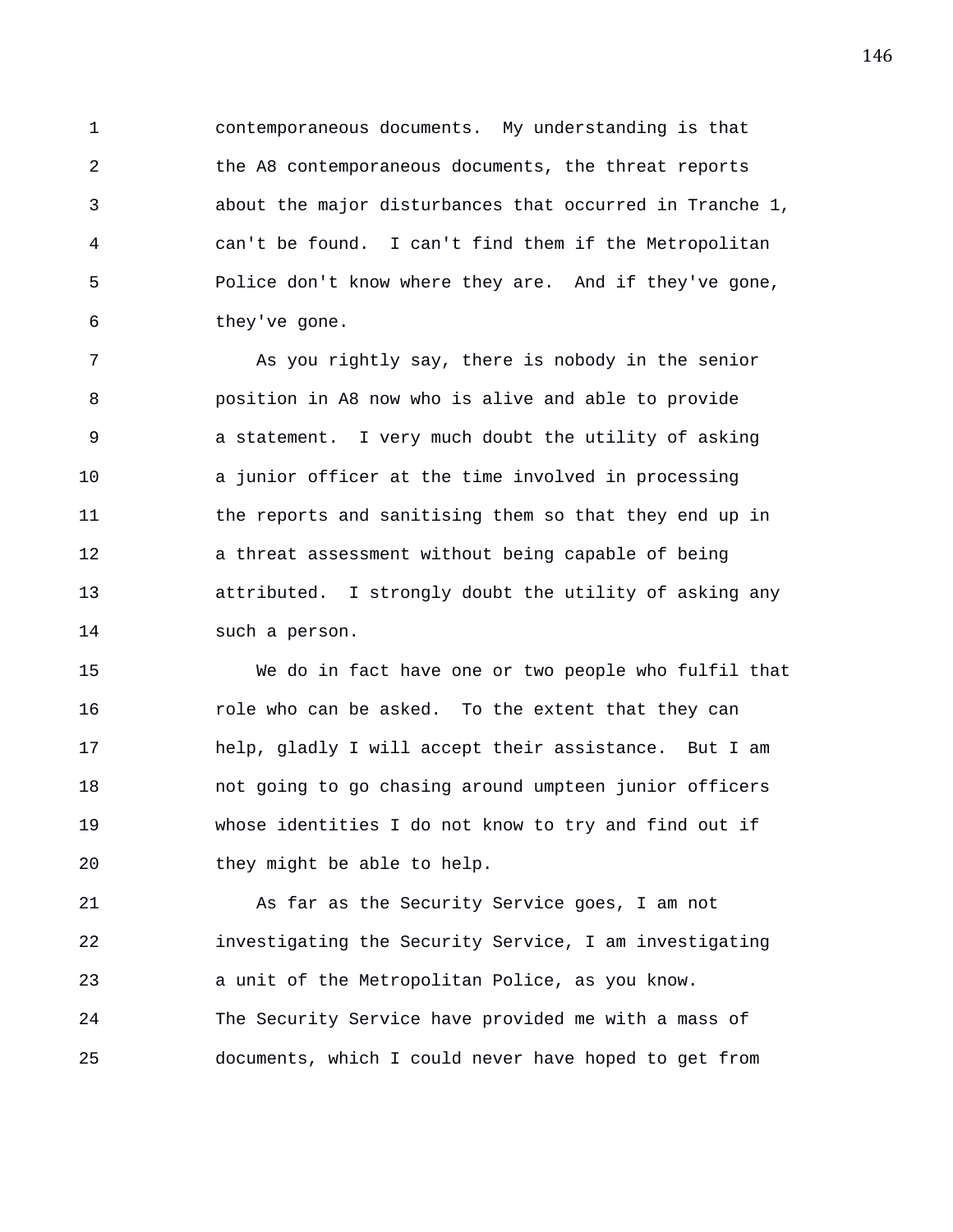contemporaneous documents. My understanding is that the A8 contemporaneous documents, the threat reports about the major disturbances that occurred in Tranche 1, can't be found. I can't find them if the Metropolitan Police don't know where they are. And if they've gone, they've gone.

As you rightly say, there is nobody in the senior position in A8 now who is alive and able to provide a statement. I very much doubt the utility of asking a junior officer at the time involved in processing the reports and sanitising them so that they end up in a threat assessment without being capable of being attributed. I strongly doubt the utility of asking any such a person.

We do in fact have one or two people who fulfil that role who can be asked. To the extent that they can help, gladly I will accept their assistance. But I am not going to go chasing around umpteen junior officers whose identities I do not know to try and find out if they might be able to help.

As far as the Security Service goes, I am not investigating the Security Service, I am investigating a unit of the Metropolitan Police, as you know. The Security Service have provided me with a mass of documents, which I could never have hoped to get from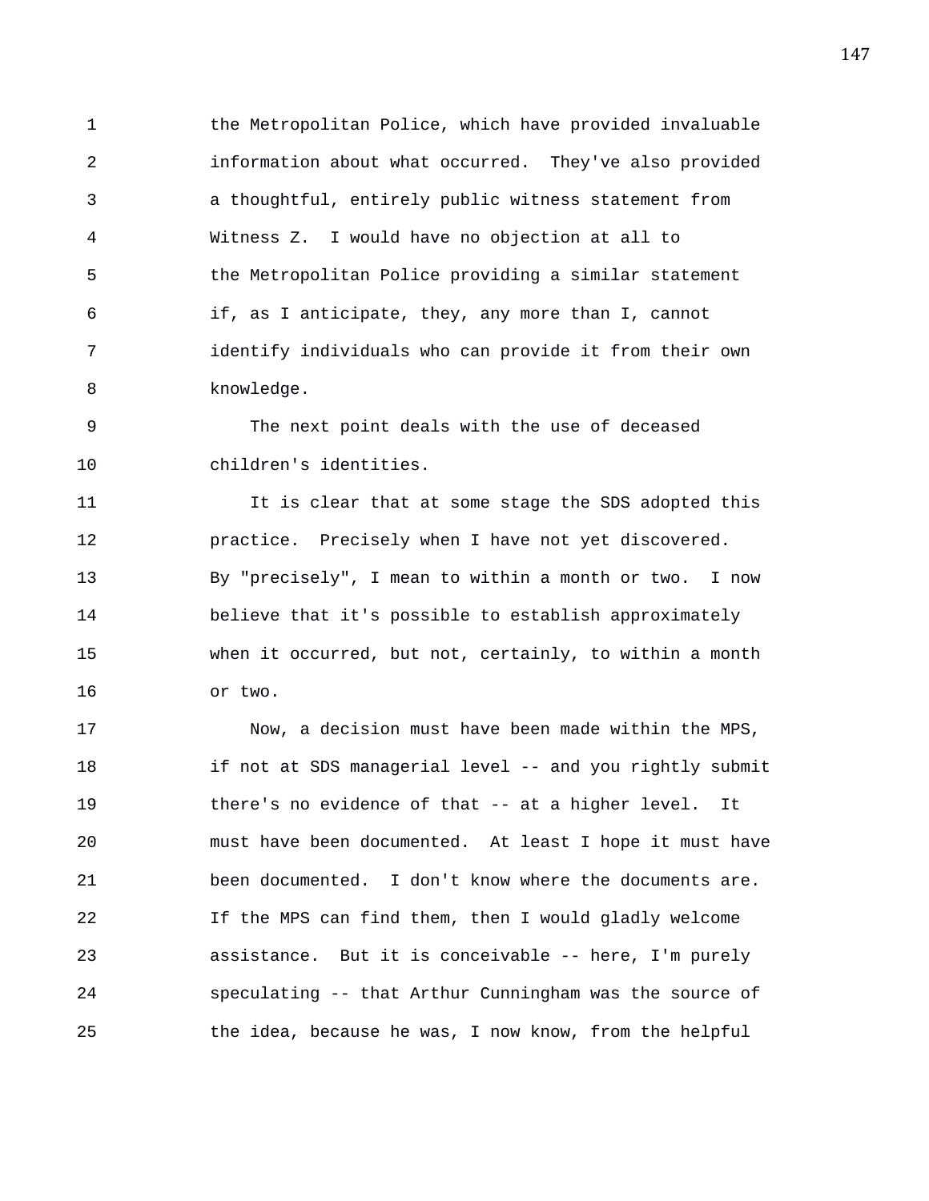the Metropolitan Police, which have provided invaluable information about what occurred. They've also provided a thoughtful, entirely public witness statement from Witness Z. I would have no objection at all to the Metropolitan Police providing a similar statement if, as I anticipate, they, any more than I, cannot identify individuals who can provide it from their own knowledge.

The next point deals with the use of deceased children's identities.

It is clear that at some stage the SDS adopted this practice. Precisely when I have not yet discovered. By "precisely", I mean to within a month or two. I now believe that it's possible to establish approximately when it occurred, but not, certainly, to within a month or two.

Now, a decision must have been made within the MPS, if not at SDS managerial level -- and you rightly submit there's no evidence of that -- at a higher level. It must have been documented. At least I hope it must have been documented. I don't know where the documents are. If the MPS can find them, then I would gladly welcome assistance. But it is conceivable -- here, I'm purely speculating -- that Arthur Cunningham was the source of the idea, because he was, I now know, from the helpful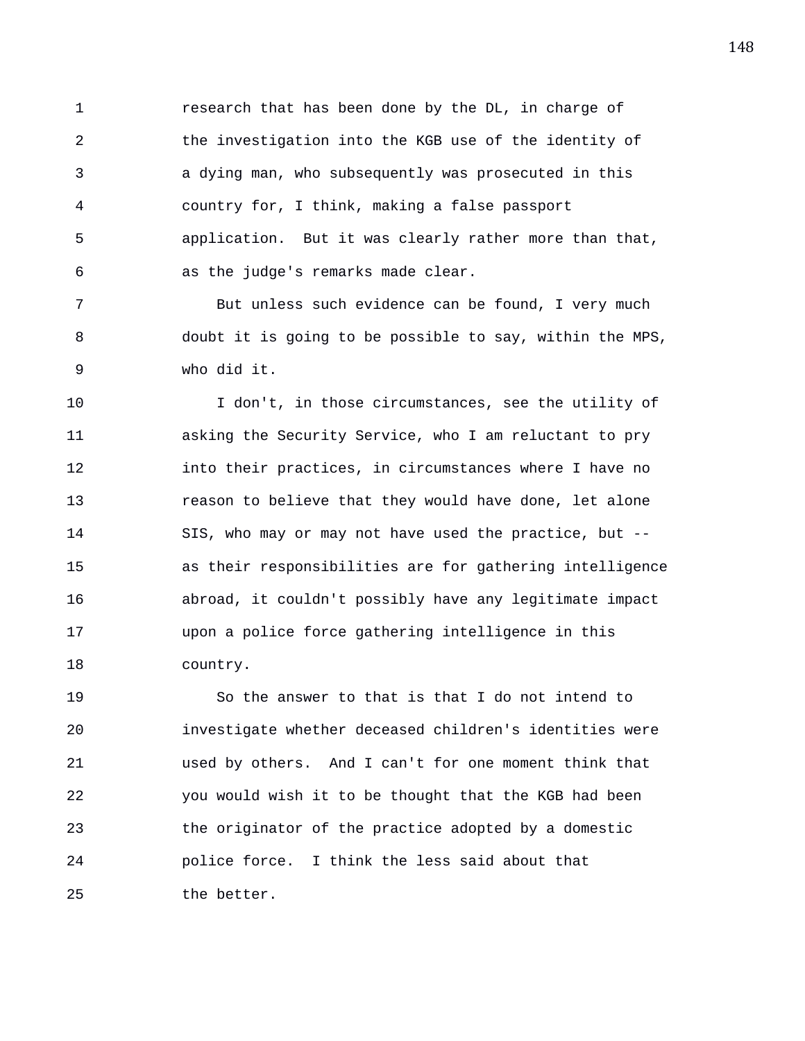research that has been done by the DL, in charge of the investigation into the KGB use of the identity of a dying man, who subsequently was prosecuted in this country for, I think, making a false passport application. But it was clearly rather more than that, as the judge's remarks made clear.

But unless such evidence can be found, I very much doubt it is going to be possible to say, within the MPS, who did it.

I don't, in those circumstances, see the utility of asking the Security Service, who I am reluctant to pry into their practices, in circumstances where I have no reason to believe that they would have done, let alone SIS, who may or may not have used the practice, but -- as their responsibilities are for gathering intelligence abroad, it couldn't possibly have any legitimate impact upon a police force gathering intelligence in this country.

So the answer to that is that I do not intend to investigate whether deceased children's identities were used by others. And I can't for one moment think that you would wish it to be thought that the KGB had been the originator of the practice adopted by a domestic police force. I think the less said about that the better.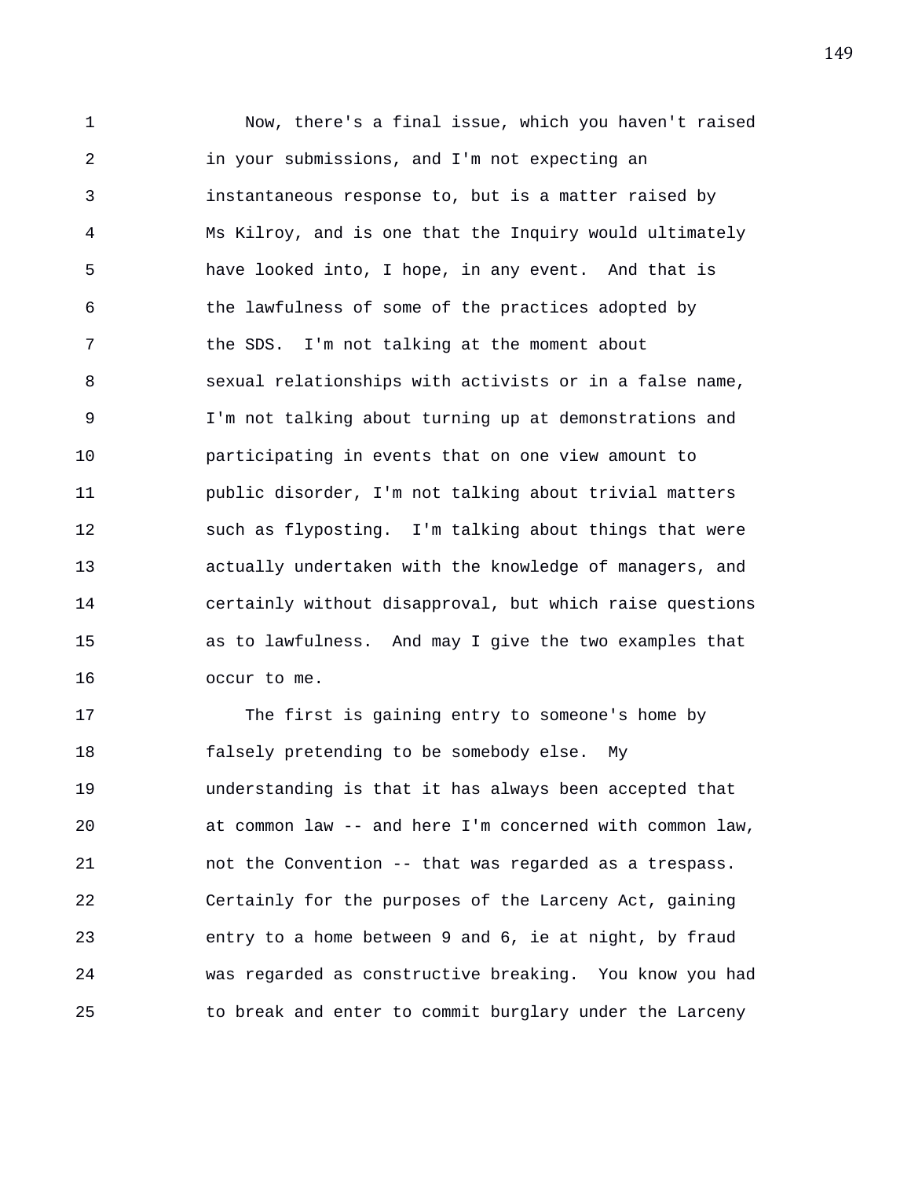Now, there's a final issue, which you haven't raised in your submissions, and I'm not expecting an instantaneous response to, but is a matter raised by Ms Kilroy, and is one that the Inquiry would ultimately have looked into, I hope, in any event. And that is the lawfulness of some of the practices adopted by the SDS. I'm not talking at the moment about sexual relationships with activists or in a false name, I'm not talking about turning up at demonstrations and participating in events that on one view amount to public disorder, I'm not talking about trivial matters such as flyposting. I'm talking about things that were actually undertaken with the knowledge of managers, and certainly without disapproval, but which raise questions as to lawfulness. And may I give the two examples that occur to me.

The first is gaining entry to someone's home by falsely pretending to be somebody else. My understanding is that it has always been accepted that at common law -- and here I'm concerned with common law, not the Convention -- that was regarded as a trespass. Certainly for the purposes of the Larceny Act, gaining entry to a home between 9 and 6, ie at night, by fraud was regarded as constructive breaking. You know you had to break and enter to commit burglary under the Larceny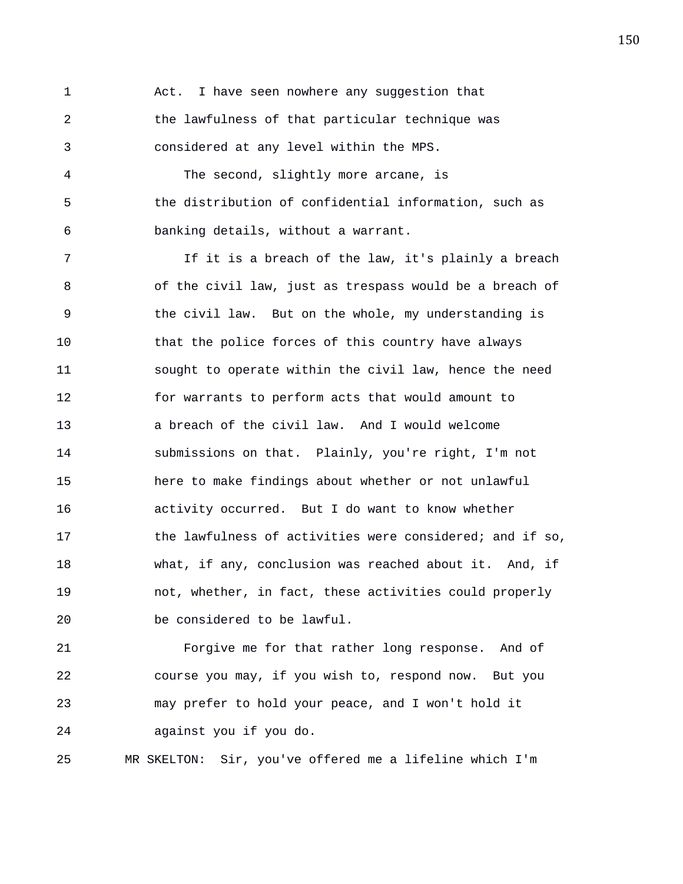Act. I have seen nowhere any suggestion that the lawfulness of that particular technique was considered at any level within the MPS.

The second, slightly more arcane, is the distribution of confidential information, such as banking details, without a warrant.

If it is a breach of the law, it's plainly a breach of the civil law, just as trespass would be a breach of the civil law. But on the whole, my understanding is that the police forces of this country have always sought to operate within the civil law, hence the need for warrants to perform acts that would amount to a breach of the civil law. And I would welcome submissions on that. Plainly, you're right, I'm not here to make findings about whether or not unlawful activity occurred. But I do want to know whether the lawfulness of activities were considered; and if so, what, if any, conclusion was reached about it. And, if not, whether, in fact, these activities could properly be considered to be lawful.

Forgive me for that rather long response. And of course you may, if you wish to, respond now. But you may prefer to hold your peace, and I won't hold it against you if you do.

MR SKELTON: Sir, you've offered me a lifeline which I'm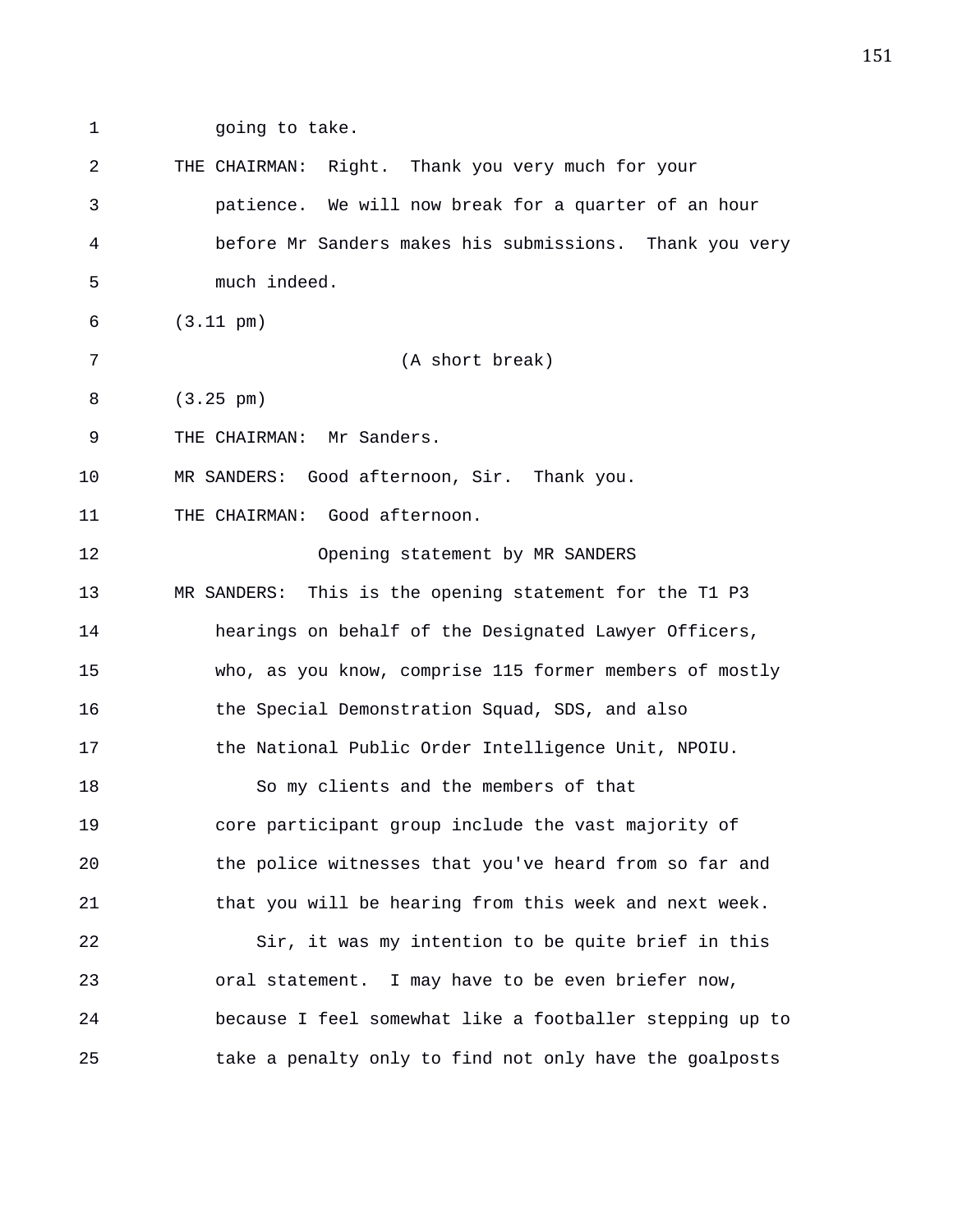going to take.

THE CHAIRMAN: Right. Thank you very much for your patience. We will now break for a quarter of an hour before Mr Sanders makes his submissions. Thank you very much indeed.

(3.11 pm)

(A short break)

(3.25 pm)

THE CHAIRMAN: Mr Sanders.

MR SANDERS: Good afternoon, Sir. Thank you.

THE CHAIRMAN: Good afternoon.

## Opening statement by MR SANDERS

MR SANDERS: This is the opening statement for the T1 P3 hearings on behalf of the Designated Lawyer Officers, who, as you know, comprise 115 former members of mostly the Special Demonstration Squad, SDS, and also the National Public Order Intelligence Unit, NPOIU.

So my clients and the members of that core participant group include the vast majority of the police witnesses that you've heard from so far and that you will be hearing from this week and next week.

Sir, it was my intention to be quite brief in this oral statement. I may have to be even briefer now, because I feel somewhat like a footballer stepping up to take a penalty only to find not only have the goalposts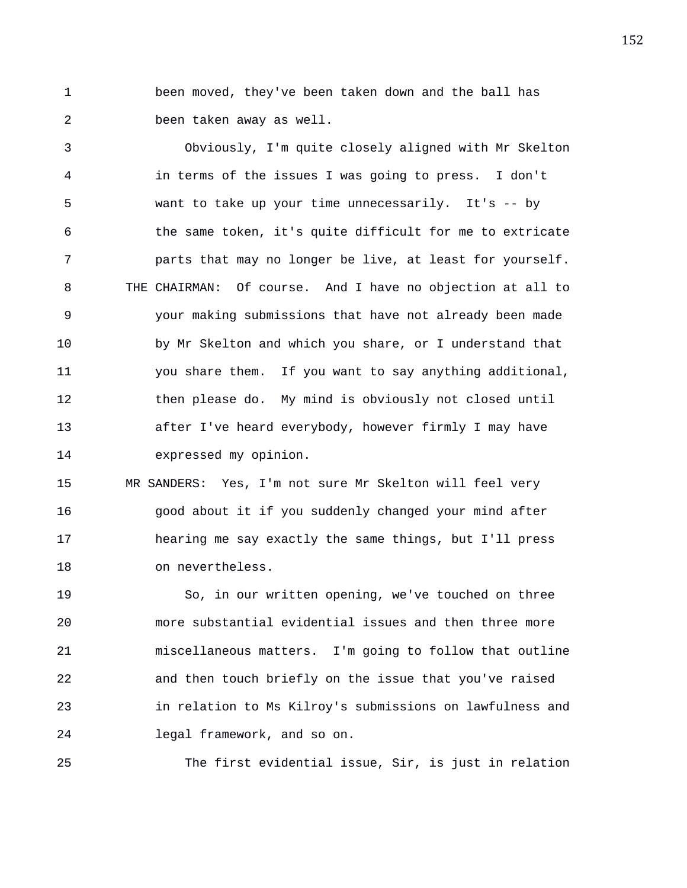been moved, they've been taken down and the ball has been taken away as well.

Obviously, I'm quite closely aligned with Mr Skelton in terms of the issues I was going to press. I don't want to take up your time unnecessarily. It's -- by the same token, it's quite difficult for me to extricate parts that may no longer be live, at least for yourself.

THE CHAIRMAN: Of course. And I have no objection at all to your making submissions that have not already been made by Mr Skelton and which you share, or I understand that you share them. If you want to say anything additional, then please do. My mind is obviously not closed until after I've heard everybody, however firmly I may have expressed my opinion.

MR SANDERS: Yes, I'm not sure Mr Skelton will feel very good about it if you suddenly changed your mind after hearing me say exactly the same things, but I'll press on nevertheless.

So, in our written opening, we've touched on three more substantial evidential issues and then three more miscellaneous matters. I'm going to follow that outline and then touch briefly on the issue that you've raised in relation to Ms Kilroy's submissions on lawfulness and legal framework, and so on.

The first evidential issue, Sir, is just in relation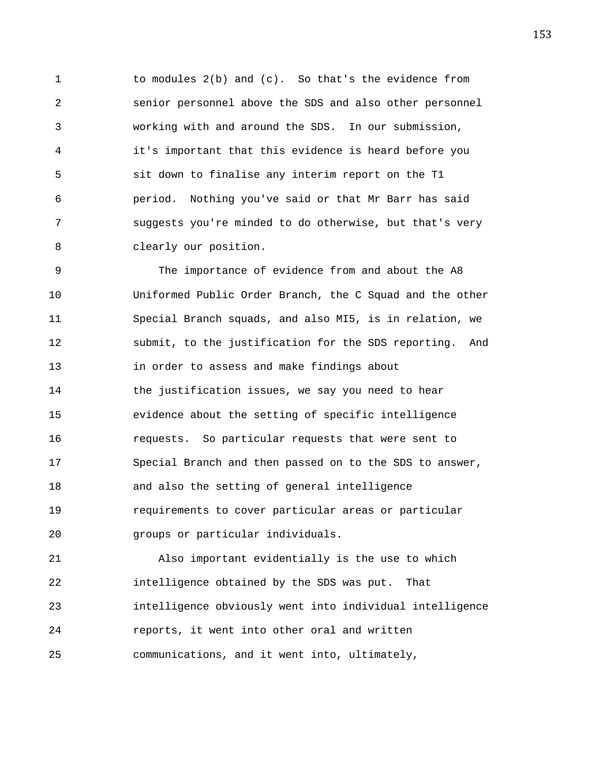to modules 2(b) and (c). So that's the evidence from senior personnel above the SDS and also other personnel working with and around the SDS. In our submission, it's important that this evidence is heard before you sit down to finalise any interim report on the T1 period. Nothing you've said or that Mr Barr has said suggests you're minded to do otherwise, but that's very clearly our position.

The importance of evidence from and about the A8 Uniformed Public Order Branch, the C Squad and the other Special Branch squads, and also MI5, is in relation, we submit, to the justification for the SDS reporting. And in order to assess and make findings about the justification issues, we say you need to hear evidence about the setting of specific intelligence requests. So particular requests that were sent to Special Branch and then passed on to the SDS to answer, and also the setting of general intelligence requirements to cover particular areas or particular groups or particular individuals.

Also important evidentially is the use to which intelligence obtained by the SDS was put. That intelligence obviously went into individual intelligence reports, it went into other oral and written communications, and it went into, ultimately,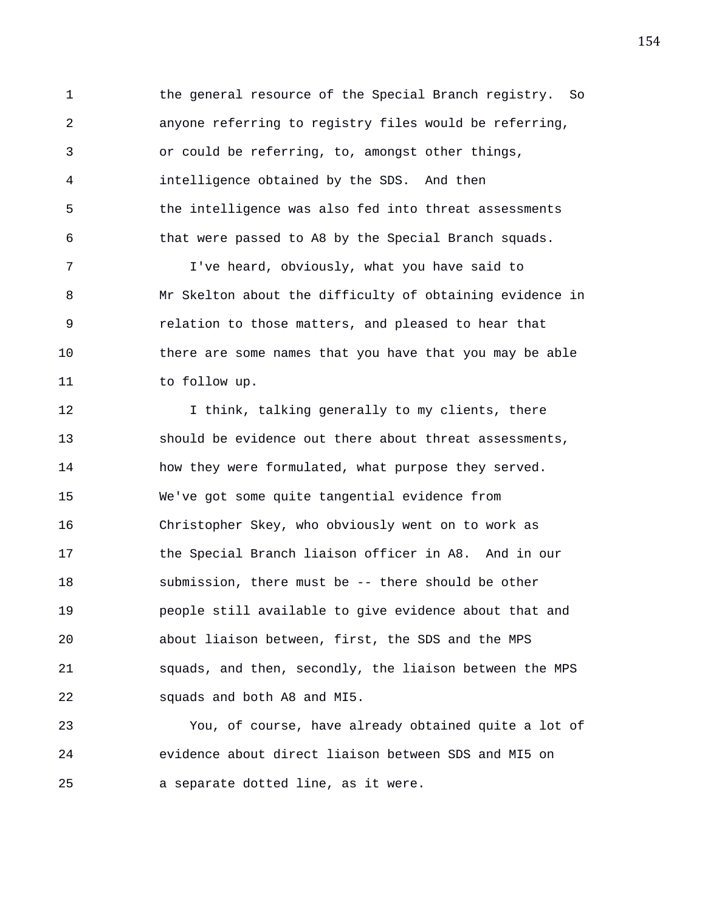the general resource of the Special Branch registry. So anyone referring to registry files would be referring, or could be referring, to, amongst other things, intelligence obtained by the SDS. And then the intelligence was also fed into threat assessments that were passed to A8 by the Special Branch squads.

I've heard, obviously, what you have said to Mr Skelton about the difficulty of obtaining evidence in relation to those matters, and pleased to hear that there are some names that you have that you may be able to follow up.

I think, talking generally to my clients, there should be evidence out there about threat assessments, how they were formulated, what purpose they served. We've got some quite tangential evidence from Christopher Skey, who obviously went on to work as the Special Branch liaison officer in A8. And in our submission, there must be -- there should be other people still available to give evidence about that and about liaison between, first, the SDS and the MPS squads, and then, secondly, the liaison between the MPS squads and both A8 and MI5.

You, of course, have already obtained quite a lot of evidence about direct liaison between SDS and MI5 on a separate dotted line, as it were.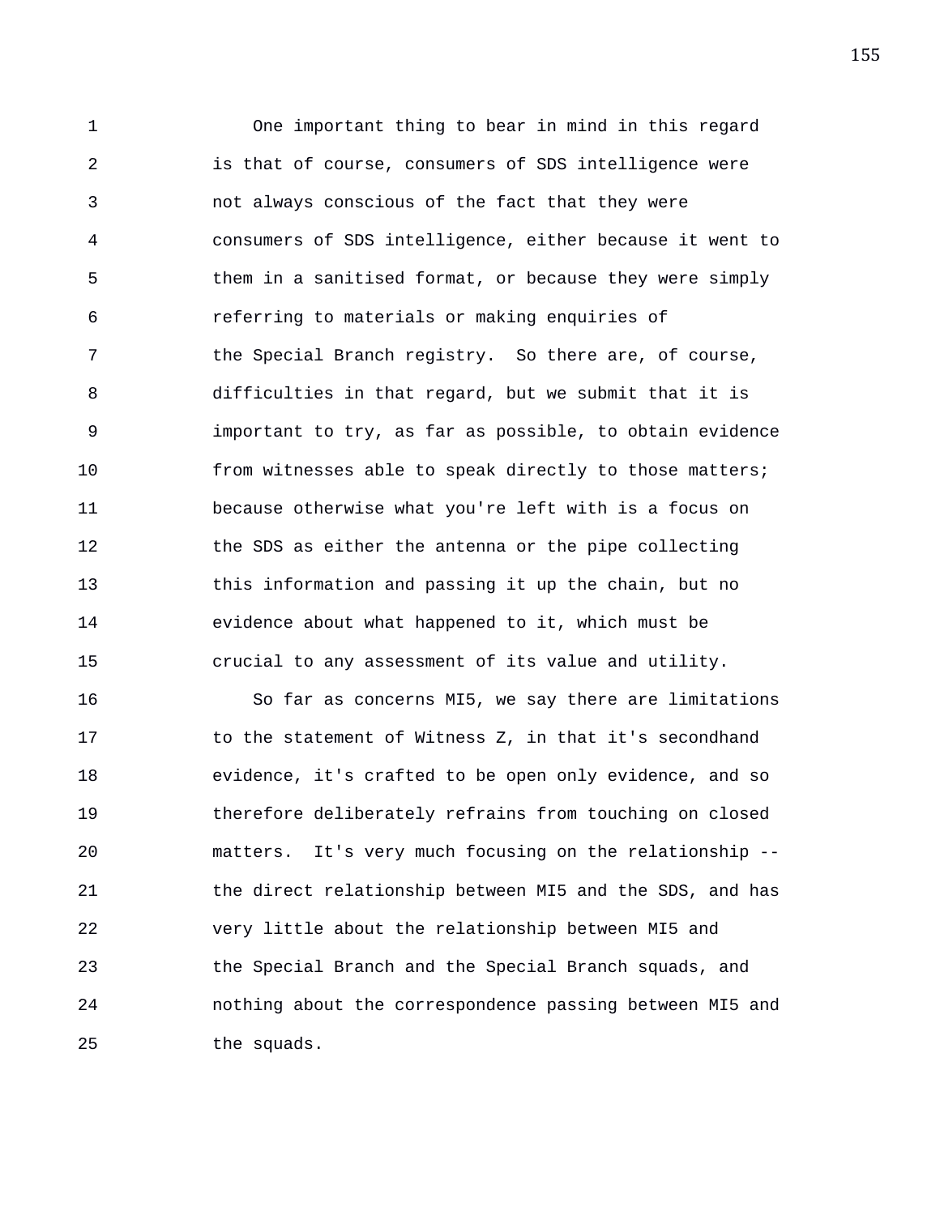One important thing to bear in mind in this regard is that of course, consumers of SDS intelligence were not always conscious of the fact that they were consumers of SDS intelligence, either because it went to them in a sanitised format, or because they were simply referring to materials or making enquiries of the Special Branch registry. So there are, of course, difficulties in that regard, but we submit that it is important to try, as far as possible, to obtain evidence from witnesses able to speak directly to those matters; because otherwise what you're left with is a focus on the SDS as either the antenna or the pipe collecting this information and passing it up the chain, but no evidence about what happened to it, which must be crucial to any assessment of its value and utility.

So far as concerns MI5, we say there are limitations to the statement of Witness Z, in that it's secondhand evidence, it's crafted to be open only evidence, and so therefore deliberately refrains from touching on closed matters. It's very much focusing on the relationship -- the direct relationship between MI5 and the SDS, and has very little about the relationship between MI5 and the Special Branch and the Special Branch squads, and nothing about the correspondence passing between MI5 and the squads.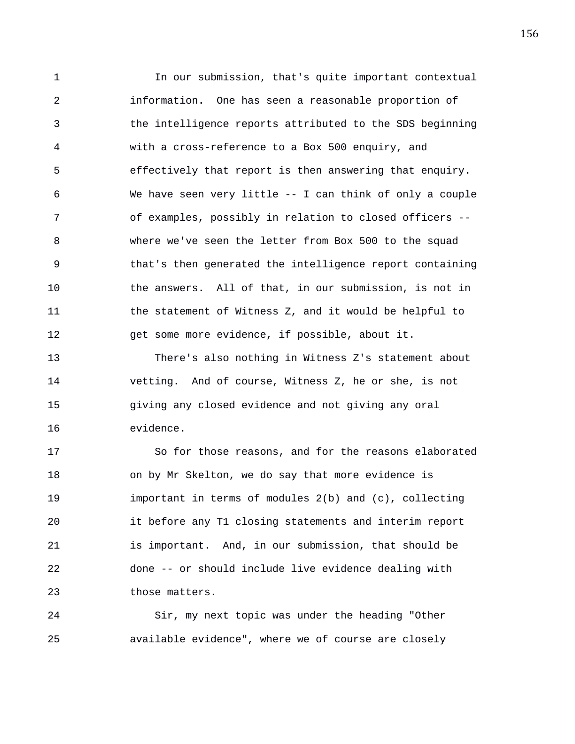In our submission, that's quite important contextual information. One has seen a reasonable proportion of the intelligence reports attributed to the SDS beginning with a cross-reference to a Box 500 enquiry, and effectively that report is then answering that enquiry. We have seen very little -- I can think of only a couple of examples, possibly in relation to closed officers -- where we've seen the letter from Box 500 to the squad that's then generated the intelligence report containing the answers. All of that, in our submission, is not in the statement of Witness Z, and it would be helpful to get some more evidence, if possible, about it.

There's also nothing in Witness Z's statement about vetting. And of course, Witness Z, he or she, is not giving any closed evidence and not giving any oral evidence.

So for those reasons, and for the reasons elaborated on by Mr Skelton, we do say that more evidence is important in terms of modules 2(b) and (c), collecting it before any T1 closing statements and interim report is important. And, in our submission, that should be done -- or should include live evidence dealing with those matters.

Sir, my next topic was under the heading "Other available evidence", where we of course are closely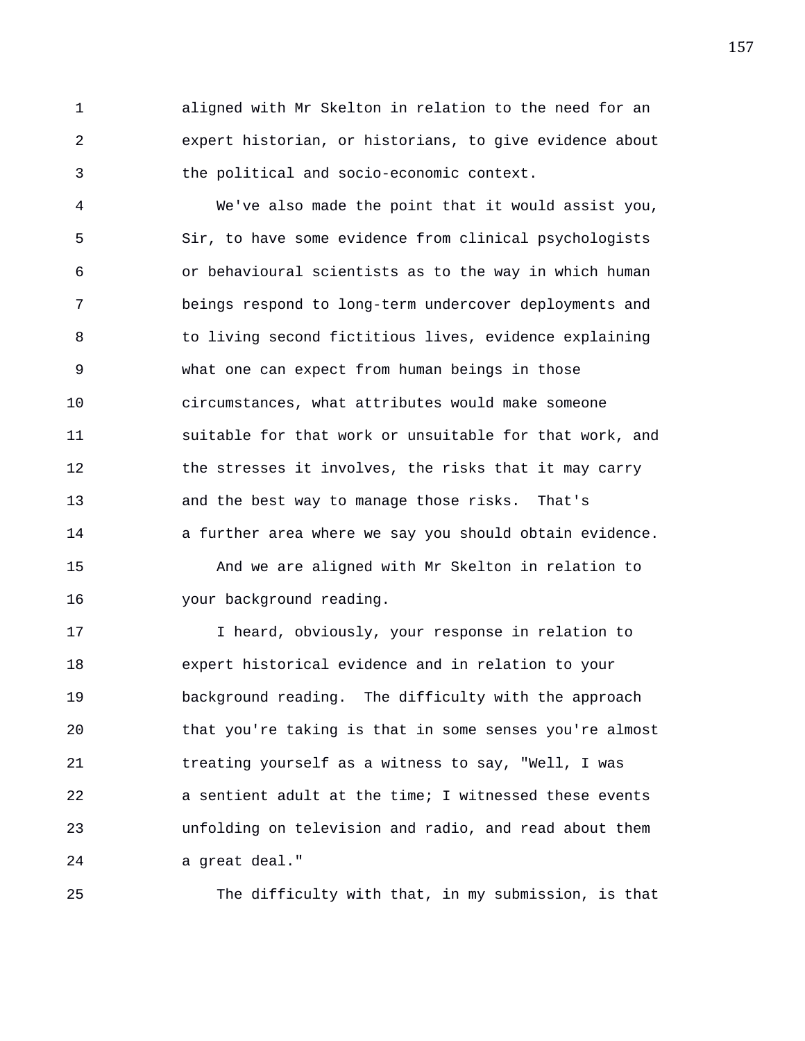aligned with Mr Skelton in relation to the need for an expert historian, or historians, to give evidence about the political and socio-economic context.

We've also made the point that it would assist you, Sir, to have some evidence from clinical psychologists or behavioural scientists as to the way in which human beings respond to long-term undercover deployments and to living second fictitious lives, evidence explaining what one can expect from human beings in those circumstances, what attributes would make someone suitable for that work or unsuitable for that work, and the stresses it involves, the risks that it may carry and the best way to manage those risks. That's a further area where we say you should obtain evidence.

And we are aligned with Mr Skelton in relation to your background reading.

I heard, obviously, your response in relation to expert historical evidence and in relation to your background reading. The difficulty with the approach that you're taking is that in some senses you're almost treating yourself as a witness to say, "Well, I was a sentient adult at the time; I witnessed these events unfolding on television and radio, and read about them a great deal."

The difficulty with that, in my submission, is that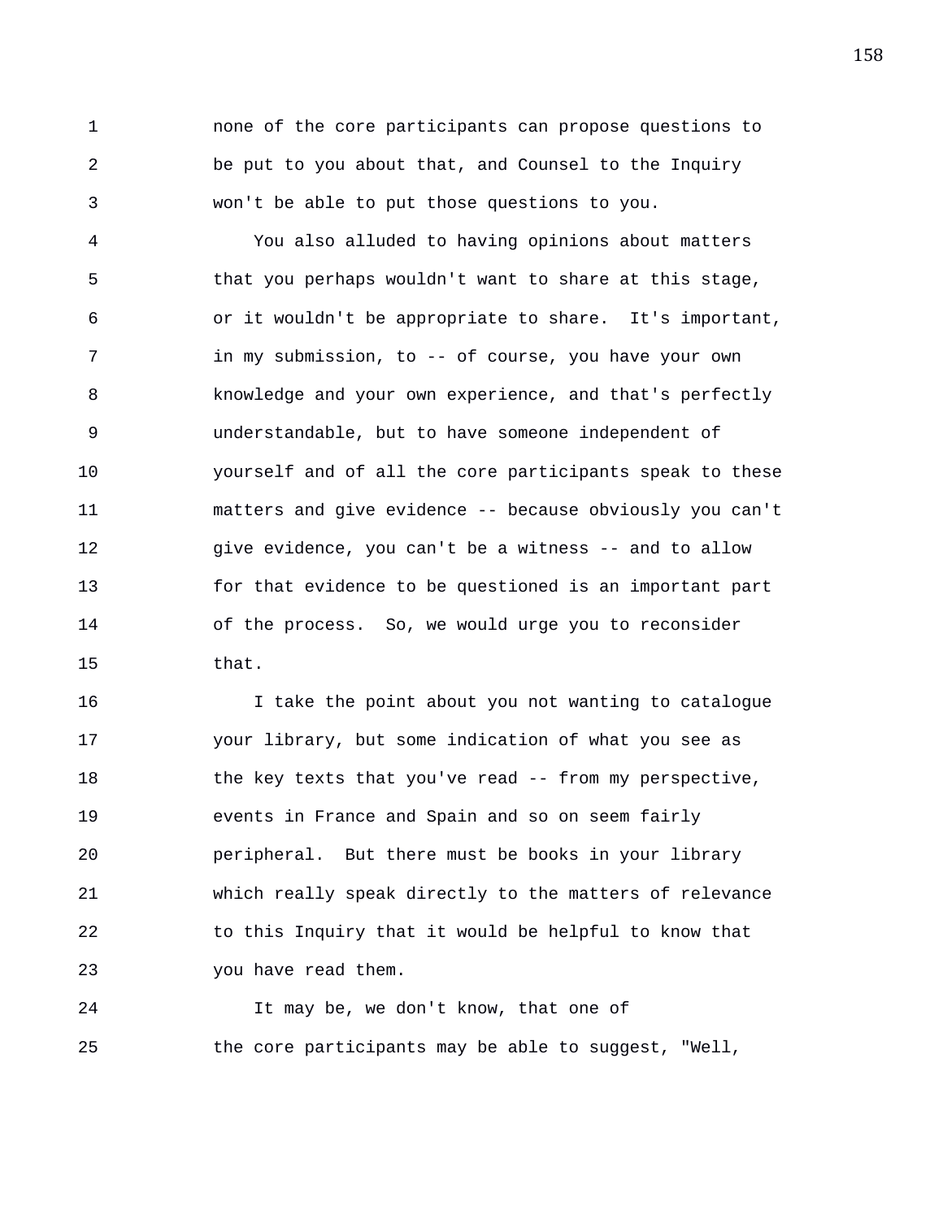none of the core participants can propose questions to be put to you about that, and Counsel to the Inquiry won't be able to put those questions to you.

You also alluded to having opinions about matters that you perhaps wouldn't want to share at this stage, or it wouldn't be appropriate to share. It's important, in my submission, to -- of course, you have your own knowledge and your own experience, and that's perfectly understandable, but to have someone independent of yourself and of all the core participants speak to these matters and give evidence -- because obviously you can't give evidence, you can't be a witness -- and to allow for that evidence to be questioned is an important part of the process. So, we would urge you to reconsider that.

I take the point about you not wanting to catalogue your library, but some indication of what you see as the key texts that you've read -- from my perspective, events in France and Spain and so on seem fairly peripheral. But there must be books in your library which really speak directly to the matters of relevance to this Inquiry that it would be helpful to know that you have read them.

It may be, we don't know, that one of the core participants may be able to suggest, "Well,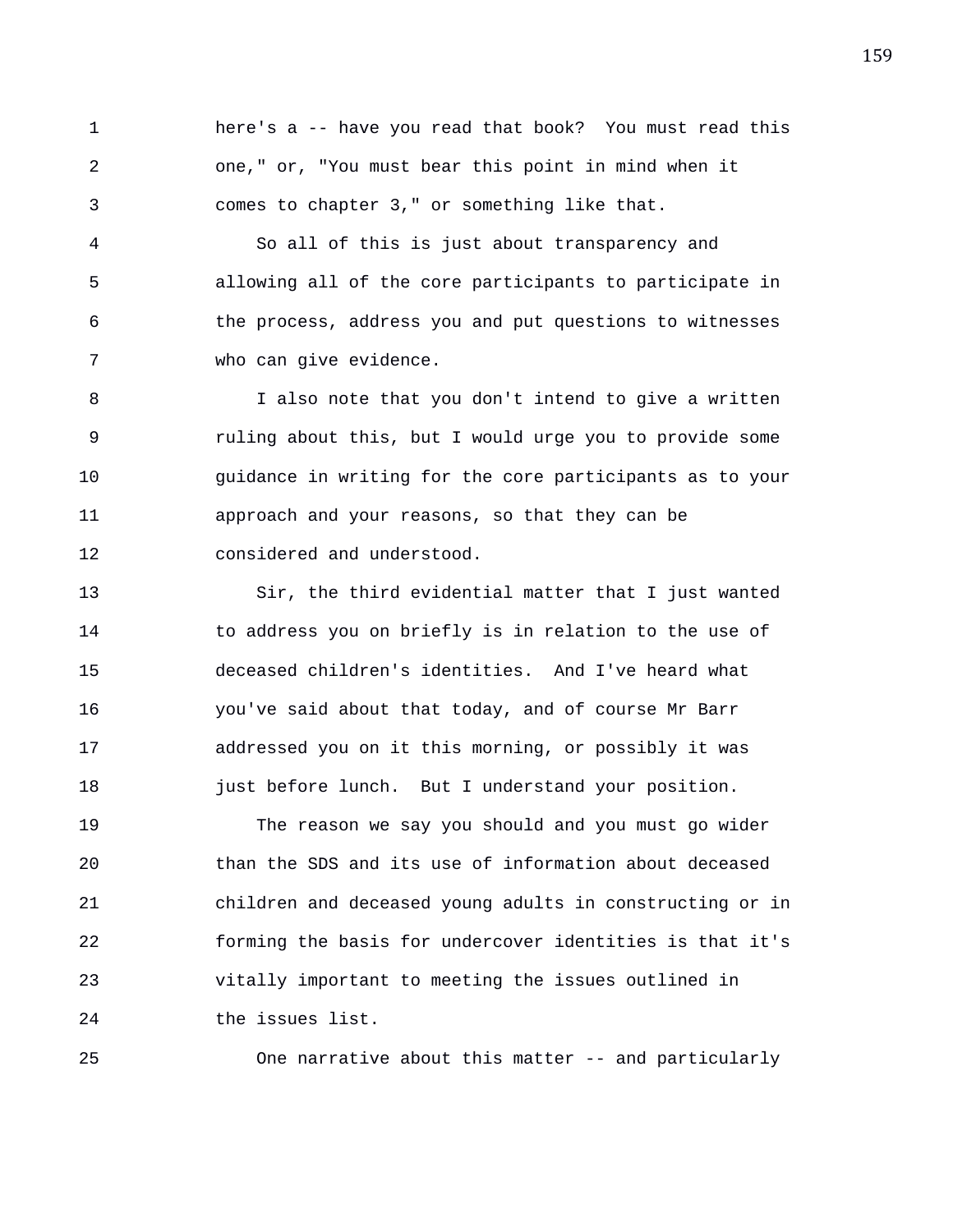here's a -- have you read that book? You must read this one," or, "You must bear this point in mind when it comes to chapter 3," or something like that.

So all of this is just about transparency and allowing all of the core participants to participate in the process, address you and put questions to witnesses who can give evidence.

I also note that you don't intend to give a written ruling about this, but I would urge you to provide some guidance in writing for the core participants as to your approach and your reasons, so that they can be considered and understood.

Sir, the third evidential matter that I just wanted to address you on briefly is in relation to the use of deceased children's identities. And I've heard what you've said about that today, and of course Mr Barr addressed you on it this morning, or possibly it was just before lunch. But I understand your position.

The reason we say you should and you must go wider than the SDS and its use of information about deceased children and deceased young adults in constructing or in forming the basis for undercover identities is that it's vitally important to meeting the issues outlined in the issues list.

One narrative about this matter -- and particularly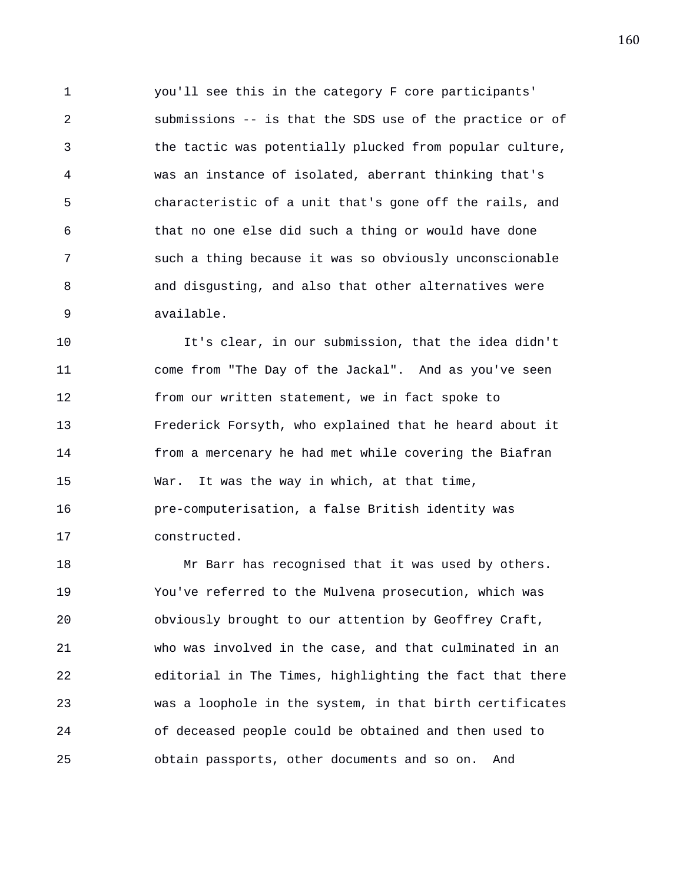you'll see this in the category F core participants' submissions -- is that the SDS use of the practice or of the tactic was potentially plucked from popular culture, was an instance of isolated, aberrant thinking that's characteristic of a unit that's gone off the rails, and that no one else did such a thing or would have done such a thing because it was so obviously unconscionable and disgusting, and also that other alternatives were available.

It's clear, in our submission, that the idea didn't come from "The Day of the Jackal". And as you've seen from our written statement, we in fact spoke to Frederick Forsyth, who explained that he heard about it from a mercenary he had met while covering the Biafran War. It was the way in which, at that time, pre-computerisation, a false British identity was constructed.

Mr Barr has recognised that it was used by others. You've referred to the Mulvena prosecution, which was obviously brought to our attention by Geoffrey Craft, who was involved in the case, and that culminated in an editorial in The Times, highlighting the fact that there was a loophole in the system, in that birth certificates of deceased people could be obtained and then used to obtain passports, other documents and so on. And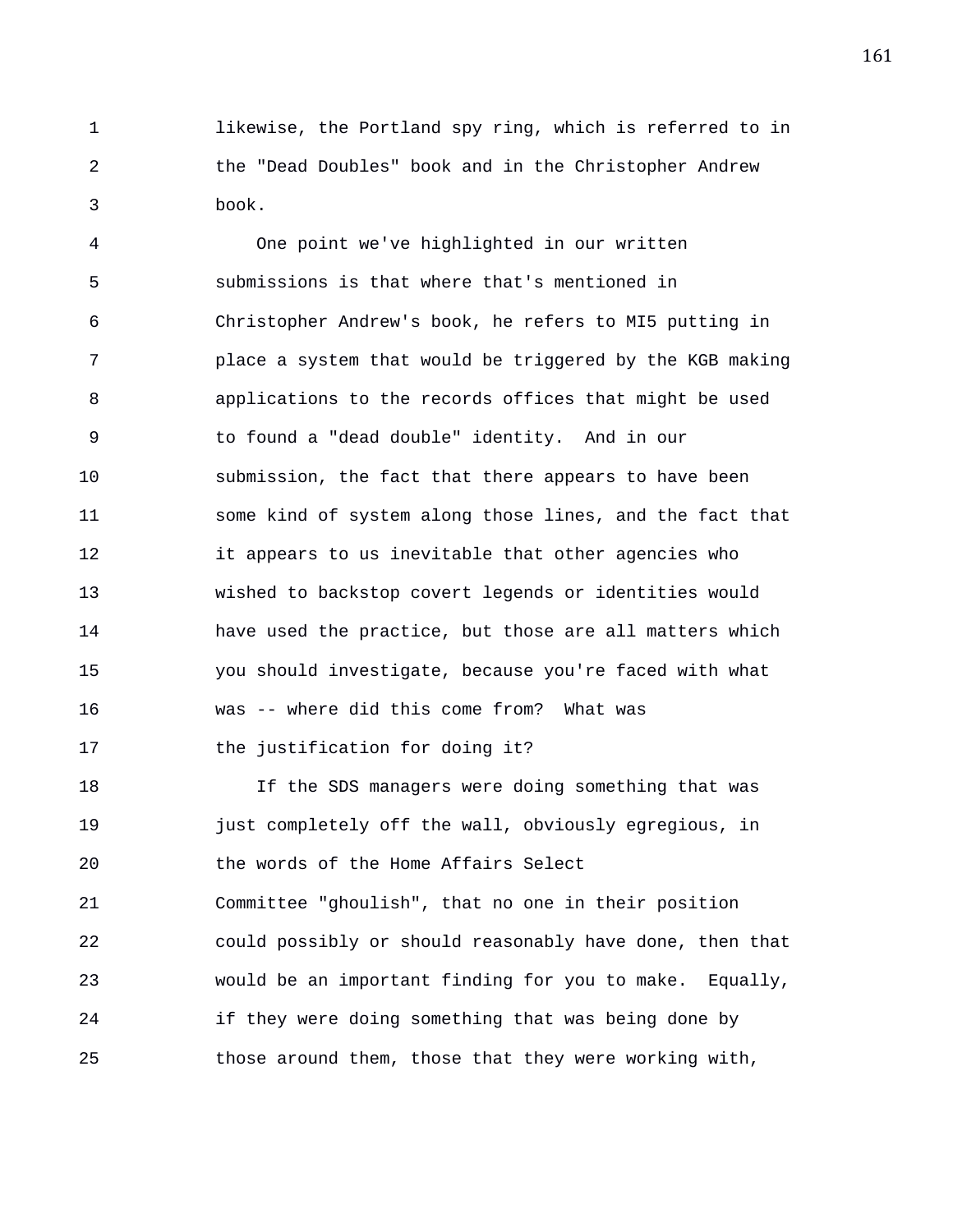likewise, the Portland spy ring, which is referred to in the "Dead Doubles" book and in the Christopher Andrew book.

One point we've highlighted in our written submissions is that where that's mentioned in Christopher Andrew's book, he refers to MI5 putting in place a system that would be triggered by the KGB making applications to the records offices that might be used to found a "dead double" identity. And in our submission, the fact that there appears to have been some kind of system along those lines, and the fact that it appears to us inevitable that other agencies who wished to backstop covert legends or identities would have used the practice, but those are all matters which you should investigate, because you're faced with what was -- where did this come from? What was the justification for doing it?

If the SDS managers were doing something that was just completely off the wall, obviously egregious, in the words of the Home Affairs Select Committee "ghoulish", that no one in their position could possibly or should reasonably have done, then that would be an important finding for you to make. Equally, if they were doing something that was being done by those around them, those that they were working with,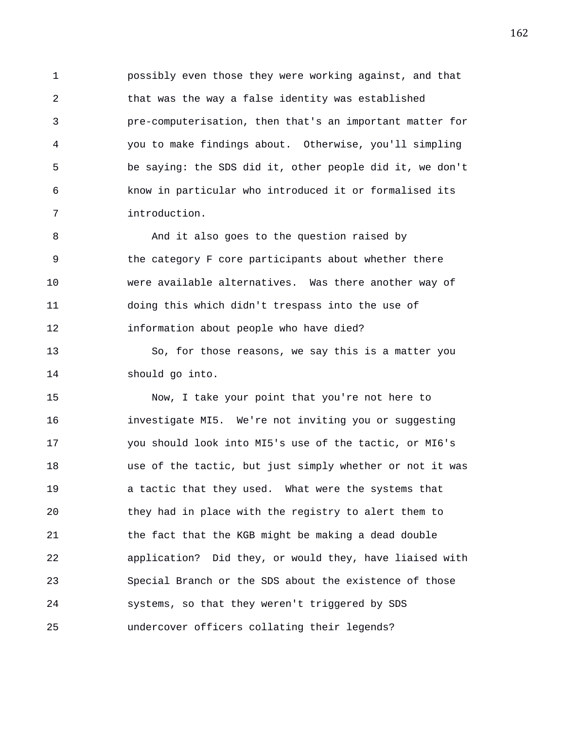possibly even those they were working against, and that that was the way a false identity was established pre-computerisation, then that's an important matter for you to make findings about. Otherwise, you'll simpling be saying: the SDS did it, other people did it, we don't know in particular who introduced it or formalised its introduction.

And it also goes to the question raised by the category F core participants about whether there were available alternatives. Was there another way of doing this which didn't trespass into the use of information about people who have died?

So, for those reasons, we say this is a matter you should go into.

Now, I take your point that you're not here to investigate MI5. We're not inviting you or suggesting you should look into MI5's use of the tactic, or MI6's use of the tactic, but just simply whether or not it was a tactic that they used. What were the systems that they had in place with the registry to alert them to the fact that the KGB might be making a dead double application? Did they, or would they, have liaised with Special Branch or the SDS about the existence of those systems, so that they weren't triggered by SDS undercover officers collating their legends?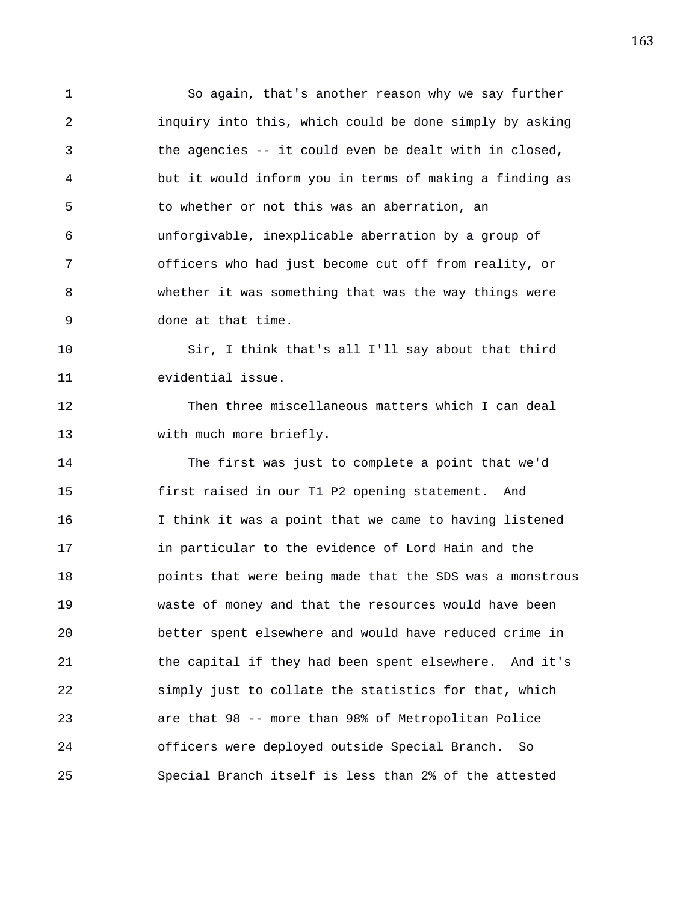So again, that's another reason why we say further inquiry into this, which could be done simply by asking the agencies -- it could even be dealt with in closed, but it would inform you in terms of making a finding as to whether or not this was an aberration, an unforgivable, inexplicable aberration by a group of officers who had just become cut off from reality, or whether it was something that was the way things were done at that time.

Sir, I think that's all I'll say about that third evidential issue.

Then three miscellaneous matters which I can deal with much more briefly.

The first was just to complete a point that we'd first raised in our T1 P2 opening statement. And I think it was a point that we came to having listened in particular to the evidence of Lord Hain and the points that were being made that the SDS was a monstrous waste of money and that the resources would have been better spent elsewhere and would have reduced crime in the capital if they had been spent elsewhere. And it's simply just to collate the statistics for that, which are that 98 -- more than 98% of Metropolitan Police officers were deployed outside Special Branch. So Special Branch itself is less than 2% of the attested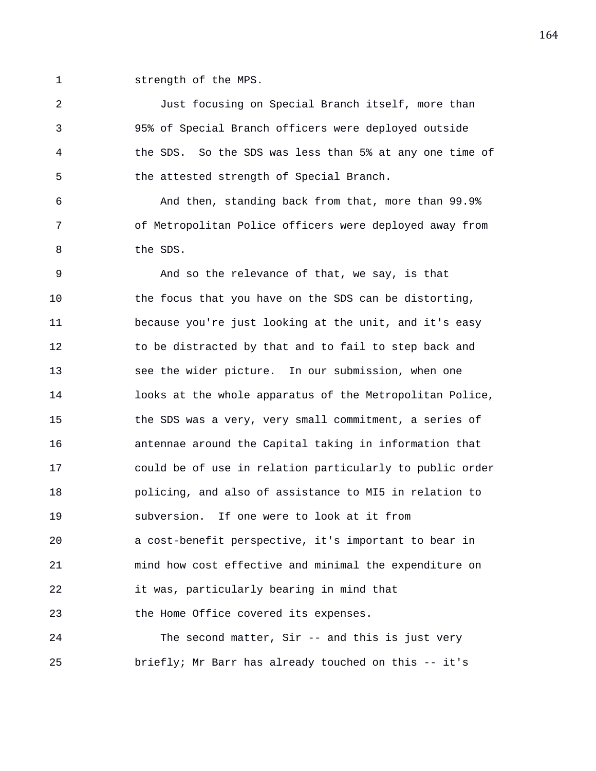strength of the MPS.

Just focusing on Special Branch itself, more than 95% of Special Branch officers were deployed outside the SDS. So the SDS was less than 5% at any one time of the attested strength of Special Branch.

And then, standing back from that, more than 99.9% of Metropolitan Police officers were deployed away from the SDS.

And so the relevance of that, we say, is that the focus that you have on the SDS can be distorting, because you're just looking at the unit, and it's easy to be distracted by that and to fail to step back and see the wider picture. In our submission, when one looks at the whole apparatus of the Metropolitan Police, the SDS was a very, very small commitment, a series of antennae around the Capital taking in information that could be of use in relation particularly to public order policing, and also of assistance to MI5 in relation to subversion. If one were to look at it from a cost-benefit perspective, it's important to bear in mind how cost effective and minimal the expenditure on it was, particularly bearing in mind that the Home Office covered its expenses.

The second matter, Sir -- and this is just very briefly; Mr Barr has already touched on this -- it's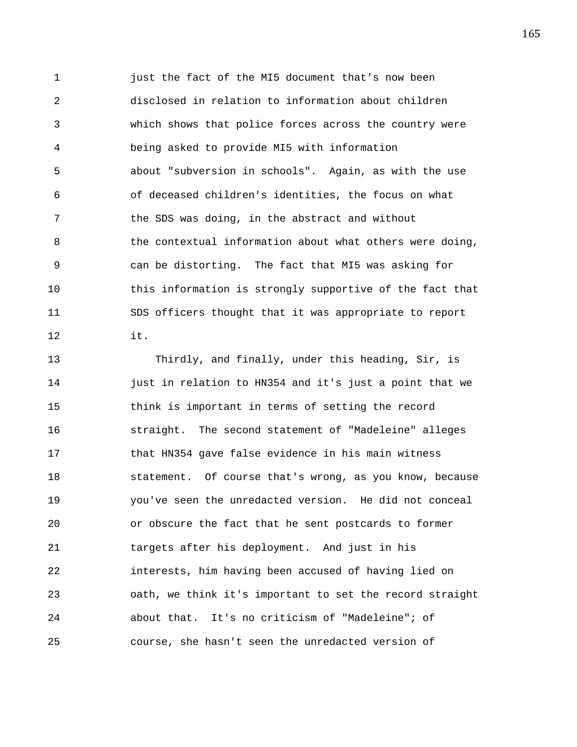just the fact of the MI5 document that's now been disclosed in relation to information about children which shows that police forces across the country were being asked to provide MI5 with information about "subversion in schools". Again, as with the use of deceased children's identities, the focus on what the SDS was doing, in the abstract and without the contextual information about what others were doing, can be distorting. The fact that MI5 was asking for this information is strongly supportive of the fact that SDS officers thought that it was appropriate to report it.

Thirdly, and finally, under this heading, Sir, is just in relation to HN354 and it's just a point that we think is important in terms of setting the record straight. The second statement of "Madeleine" alleges that HN354 gave false evidence in his main witness statement. Of course that's wrong, as you know, because you've seen the unredacted version. He did not conceal or obscure the fact that he sent postcards to former targets after his deployment. And just in his interests, him having been accused of having lied on oath, we think it's important to set the record straight about that. It's no criticism of "Madeleine"; of course, she hasn't seen the unredacted version of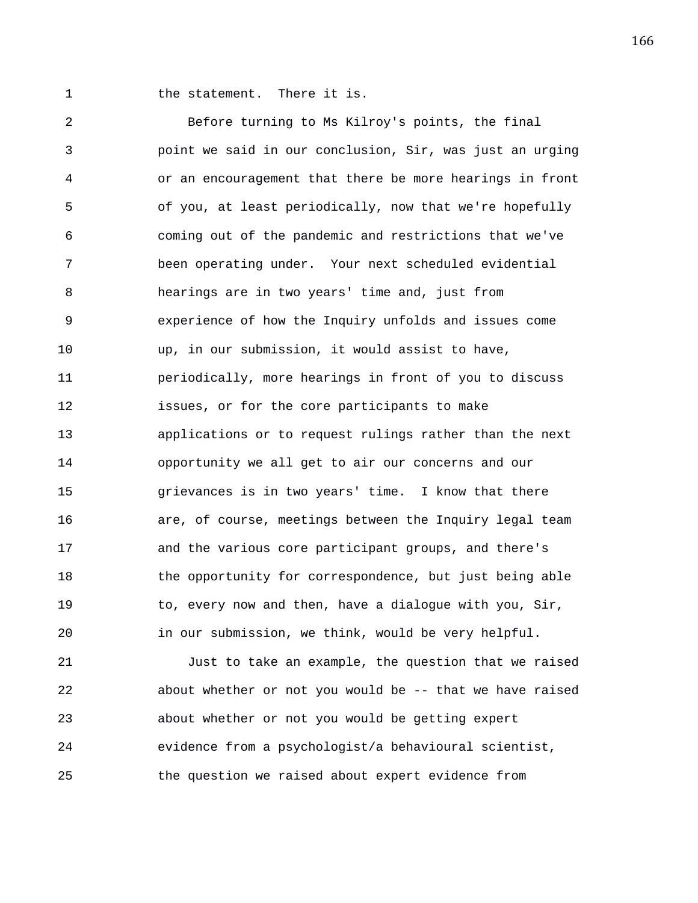the statement. There it is.

Before turning to Ms Kilroy's points, the final point we said in our conclusion, Sir, was just an urging or an encouragement that there be more hearings in front of you, at least periodically, now that we're hopefully coming out of the pandemic and restrictions that we've been operating under. Your next scheduled evidential hearings are in two years' time and, just from experience of how the Inquiry unfolds and issues come up, in our submission, it would assist to have, periodically, more hearings in front of you to discuss issues, or for the core participants to make applications or to request rulings rather than the next opportunity we all get to air our concerns and our grievances is in two years' time. I know that there are, of course, meetings between the Inquiry legal team and the various core participant groups, and there's the opportunity for correspondence, but just being able to, every now and then, have a dialogue with you, Sir, in our submission, we think, would be very helpful.

Just to take an example, the question that we raised about whether or not you would be -- that we have raised about whether or not you would be getting expert evidence from a psychologist/a behavioural scientist, the question we raised about expert evidence from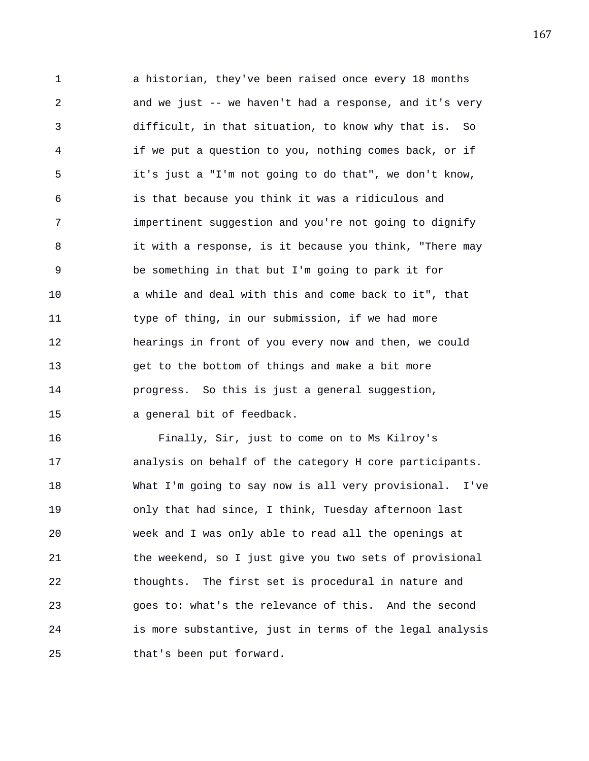a historian, they've been raised once every 18 months and we just -- we haven't had a response, and it's very difficult, in that situation, to know why that is. So if we put a question to you, nothing comes back, or if it's just a "I'm not going to do that", we don't know, is that because you think it was a ridiculous and impertinent suggestion and you're not going to dignify it with a response, is it because you think, "There may be something in that but I'm going to park it for a while and deal with this and come back to it", that type of thing, in our submission, if we had more hearings in front of you every now and then, we could get to the bottom of things and make a bit more progress. So this is just a general suggestion, a general bit of feedback.

Finally, Sir, just to come on to Ms Kilroy's analysis on behalf of the category H core participants. What I'm going to say now is all very provisional. I've only that had since, I think, Tuesday afternoon last week and I was only able to read all the openings at the weekend, so I just give you two sets of provisional thoughts. The first set is procedural in nature and goes to: what's the relevance of this. And the second is more substantive, just in terms of the legal analysis that's been put forward.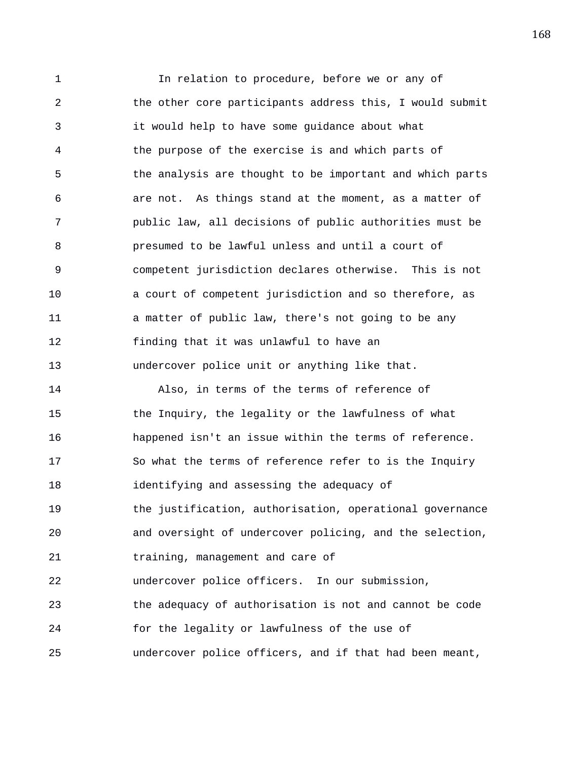In relation to procedure, before we or any of the other core participants address this, I would submit it would help to have some guidance about what the purpose of the exercise is and which parts of the analysis are thought to be important and which parts are not. As things stand at the moment, as a matter of public law, all decisions of public authorities must be presumed to be lawful unless and until a court of competent jurisdiction declares otherwise. This is not a court of competent jurisdiction and so therefore, as a matter of public law, there's not going to be any finding that it was unlawful to have an undercover police unit or anything like that.

Also, in terms of the terms of reference of the Inquiry, the legality or the lawfulness of what happened isn't an issue within the terms of reference. So what the terms of reference refer to is the Inquiry identifying and assessing the adequacy of the justification, authorisation, operational governance and oversight of undercover policing, and the selection, training, management and care of undercover police officers. In our submission, the adequacy of authorisation is not and cannot be code for the legality or lawfulness of the use of undercover police officers, and if that had been meant,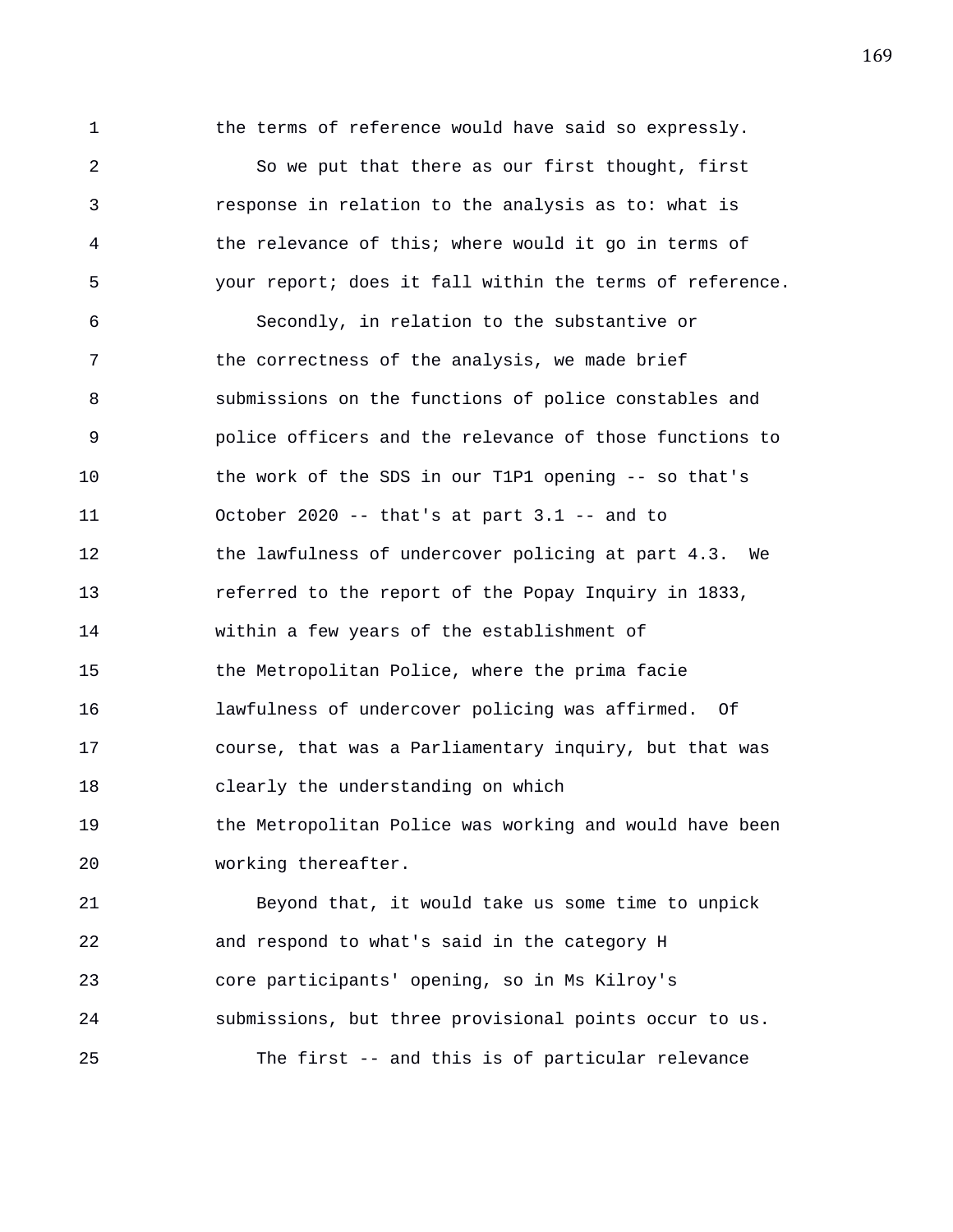the terms of reference would have said so expressly.

So we put that there as our first thought, first response in relation to the analysis as to: what is the relevance of this; where would it go in terms of your report; does it fall within the terms of reference.

Secondly, in relation to the substantive or the correctness of the analysis, we made brief submissions on the functions of police constables and police officers and the relevance of those functions to the work of the SDS in our T1P1 opening -- so that's October 2020 -- that's at part 3.1 -- and to the lawfulness of undercover policing at part 4.3. We referred to the report of the Popay Inquiry in 1833, within a few years of the establishment of the Metropolitan Police, where the prima facie lawfulness of undercover policing was affirmed. Of course, that was a Parliamentary inquiry, but that was clearly the understanding on which the Metropolitan Police was working and would have been working thereafter.

Beyond that, it would take us some time to unpick and respond to what's said in the category H core participants' opening, so in Ms Kilroy's submissions, but three provisional points occur to us.

The first -- and this is of particular relevance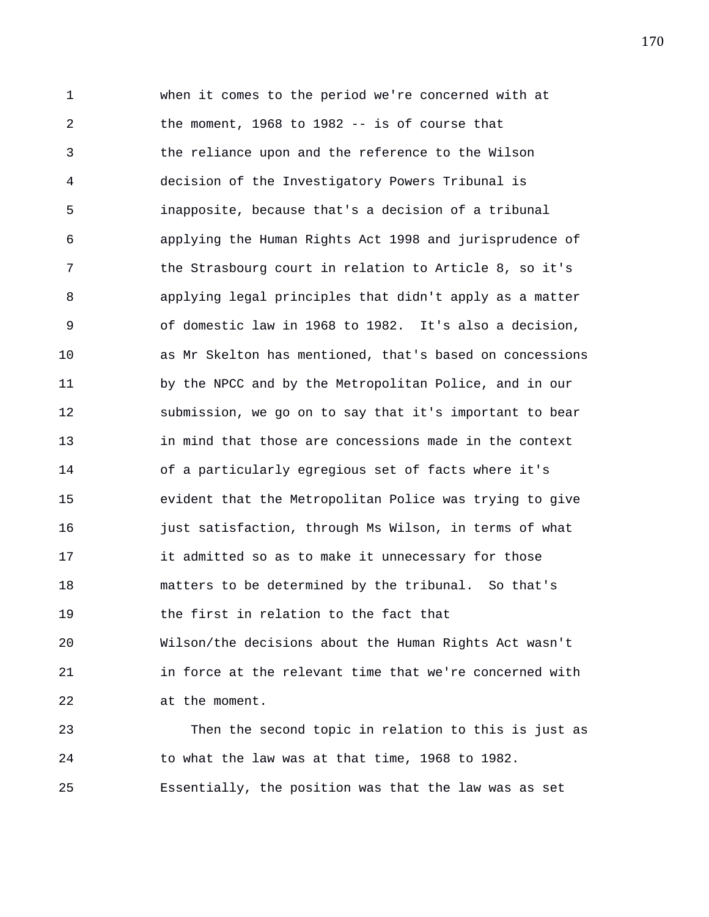when it comes to the period we're concerned with at the moment, 1968 to 1982 -- is of course that the reliance upon and the reference to the Wilson decision of the Investigatory Powers Tribunal is inapposite, because that's a decision of a tribunal applying the Human Rights Act 1998 and jurisprudence of the Strasbourg court in relation to Article 8, so it's applying legal principles that didn't apply as a matter of domestic law in 1968 to 1982. It's also a decision, as Mr Skelton has mentioned, that's based on concessions by the NPCC and by the Metropolitan Police, and in our submission, we go on to say that it's important to bear in mind that those are concessions made in the context of a particularly egregious set of facts where it's evident that the Metropolitan Police was trying to give just satisfaction, through Ms Wilson, in terms of what it admitted so as to make it unnecessary for those matters to be determined by the tribunal. So that's the first in relation to the fact that Wilson/the decisions about the Human Rights Act wasn't in force at the relevant time that we're concerned with at the moment.

Then the second topic in relation to this is just as to what the law was at that time, 1968 to 1982. Essentially, the position was that the law was as set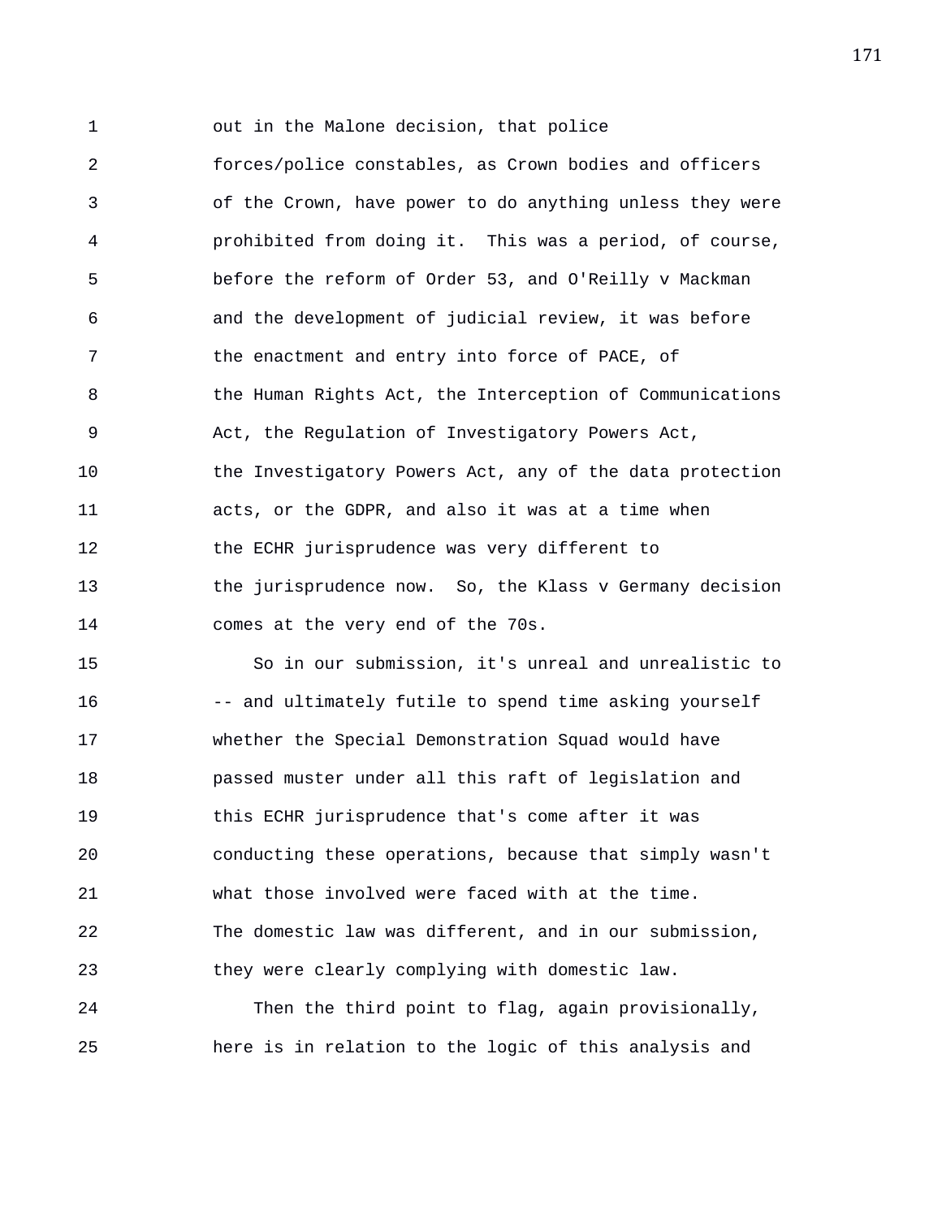out in the Malone decision, that police forces/police constables, as Crown bodies and officers of the Crown, have power to do anything unless they were prohibited from doing it. This was a period, of course, before the reform of Order 53, and O'Reilly v Mackman and the development of judicial review, it was before the enactment and entry into force of PACE, of the Human Rights Act, the Interception of Communications Act, the Regulation of Investigatory Powers Act, the Investigatory Powers Act, any of the data protection acts, or the GDPR, and also it was at a time when the ECHR jurisprudence was very different to the jurisprudence now. So, the Klass v Germany decision comes at the very end of the 70s.

So in our submission, it's unreal and unrealistic to -- and ultimately futile to spend time asking yourself whether the Special Demonstration Squad would have passed muster under all this raft of legislation and this ECHR jurisprudence that's come after it was conducting these operations, because that simply wasn't what those involved were faced with at the time. The domestic law was different, and in our submission, they were clearly complying with domestic law.

Then the third point to flag, again provisionally, here is in relation to the logic of this analysis and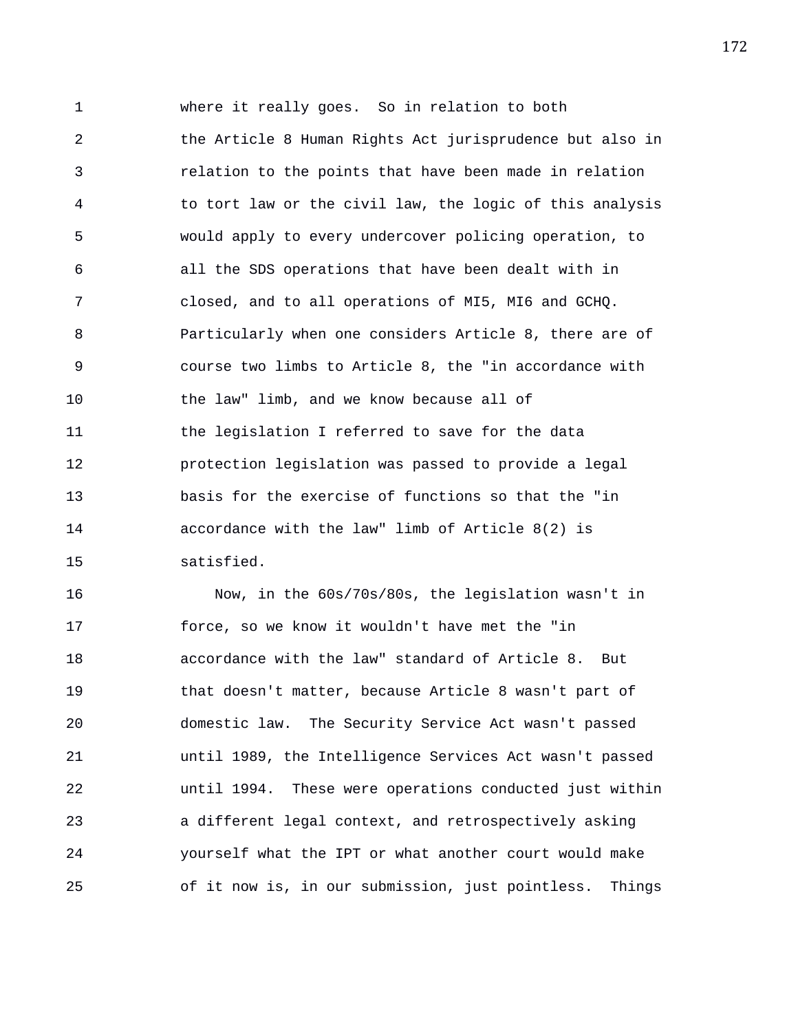where it really goes. So in relation to both the Article 8 Human Rights Act jurisprudence but also in relation to the points that have been made in relation to tort law or the civil law, the logic of this analysis would apply to every undercover policing operation, to all the SDS operations that have been dealt with in closed, and to all operations of MI5, MI6 and GCHQ. Particularly when one considers Article 8, there are of course two limbs to Article 8, the "in accordance with the law" limb, and we know because all of the legislation I referred to save for the data protection legislation was passed to provide a legal basis for the exercise of functions so that the "in accordance with the law" limb of Article 8(2) is satisfied.

Now, in the 60s/70s/80s, the legislation wasn't in force, so we know it wouldn't have met the "in accordance with the law" standard of Article 8. But that doesn't matter, because Article 8 wasn't part of domestic law. The Security Service Act wasn't passed until 1989, the Intelligence Services Act wasn't passed until 1994. These were operations conducted just within a different legal context, and retrospectively asking yourself what the IPT or what another court would make of it now is, in our submission, just pointless. Things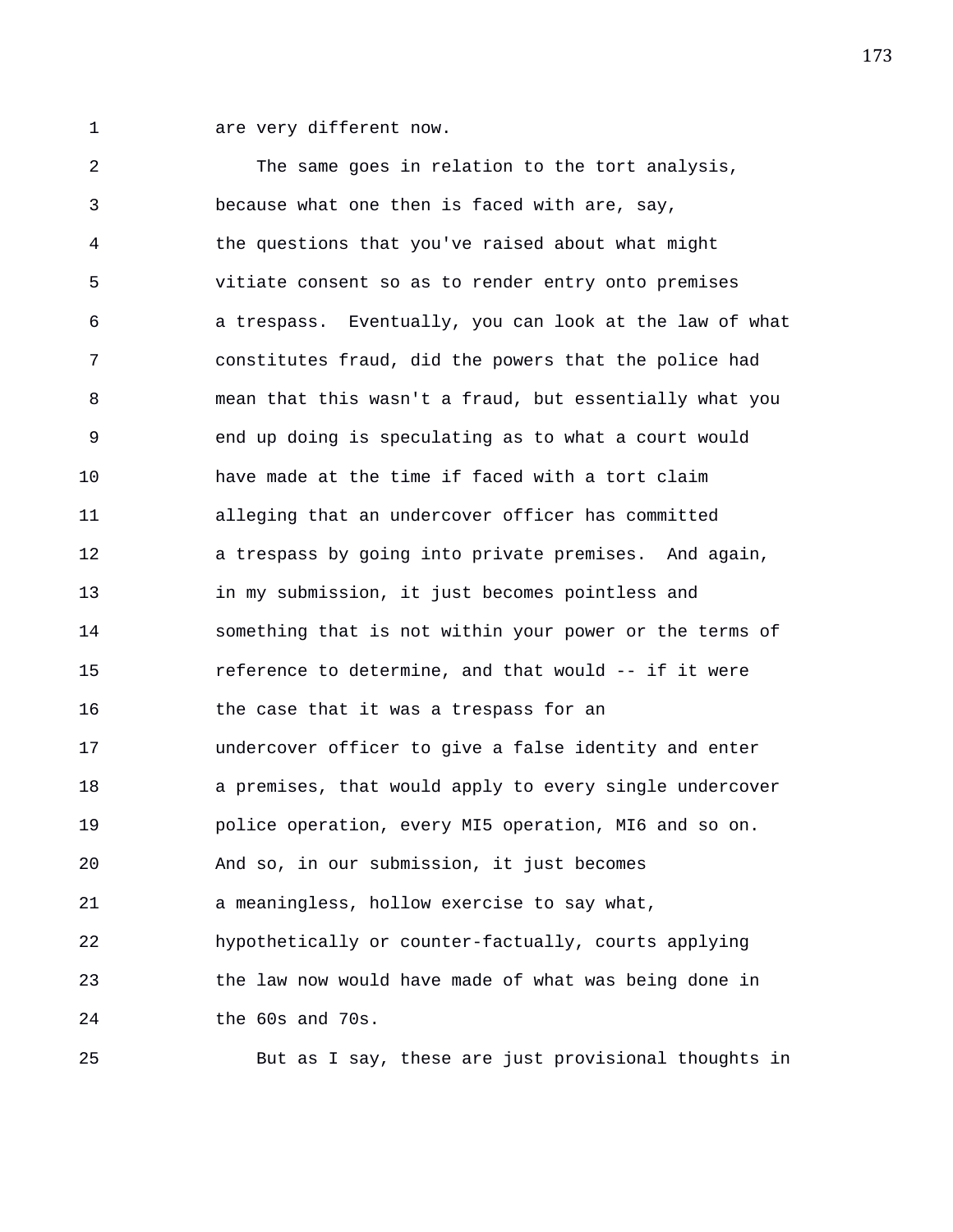are very different now.

The same goes in relation to the tort analysis, because what one then is faced with are, say, the questions that you've raised about what might vitiate consent so as to render entry onto premises a trespass. Eventually, you can look at the law of what constitutes fraud, did the powers that the police had mean that this wasn't a fraud, but essentially what you end up doing is speculating as to what a court would have made at the time if faced with a tort claim alleging that an undercover officer has committed a trespass by going into private premises. And again, in my submission, it just becomes pointless and something that is not within your power or the terms of reference to determine, and that would -- if it were the case that it was a trespass for an undercover officer to give a false identity and enter a premises, that would apply to every single undercover police operation, every MI5 operation, MI6 and so on. And so, in our submission, it just becomes a meaningless, hollow exercise to say what, hypothetically or counter-factually, courts applying the law now would have made of what was being done in the 60s and 70s.

But as I say, these are just provisional thoughts in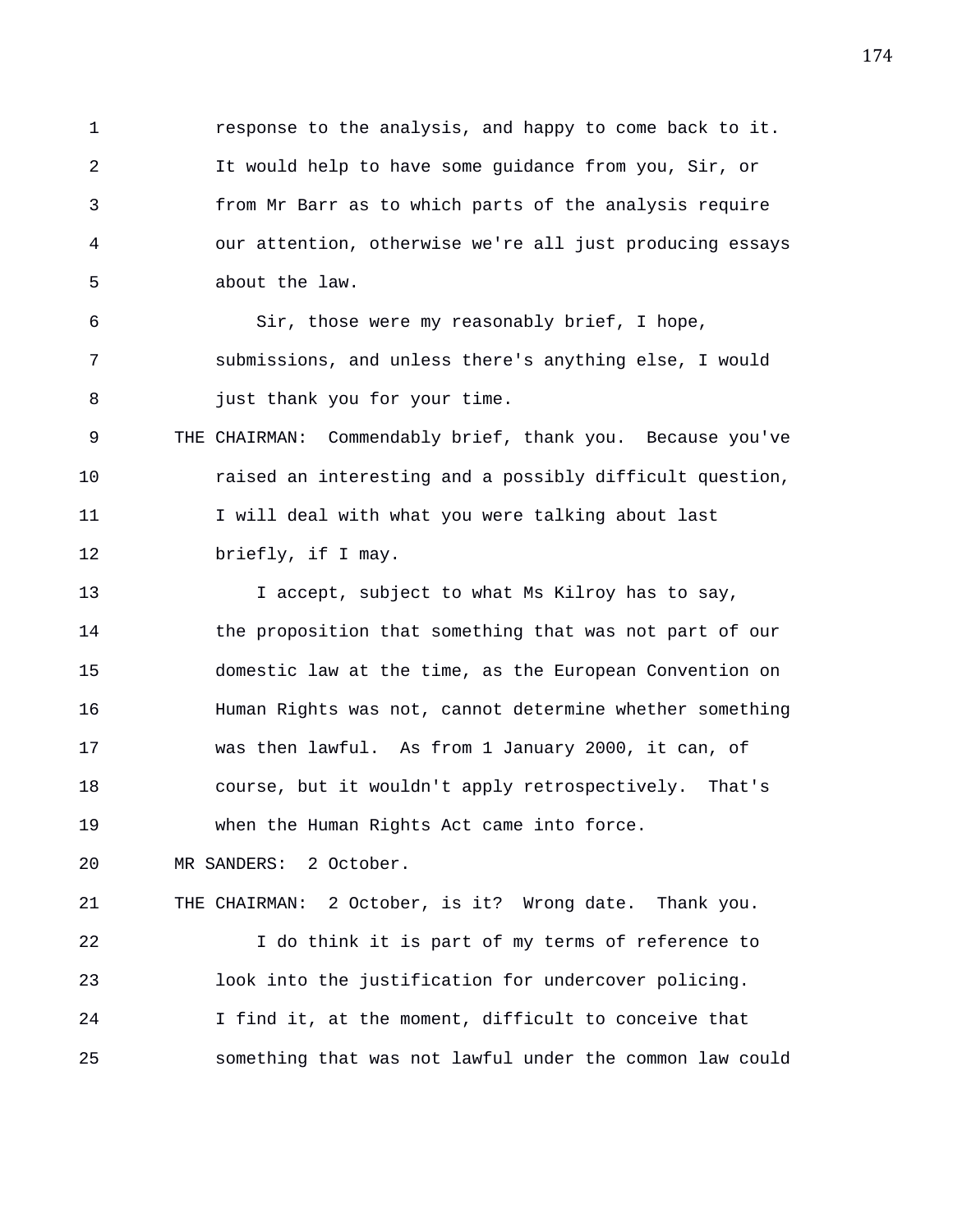response to the analysis, and happy to come back to it. It would help to have some guidance from you, Sir, or from Mr Barr as to which parts of the analysis require our attention, otherwise we're all just producing essays about the law.

Sir, those were my reasonably brief, I hope, submissions, and unless there's anything else, I would just thank you for your time.

THE CHAIRMAN: Commendably brief, thank you. Because you've raised an interesting and a possibly difficult question, I will deal with what you were talking about last briefly, if I may.

I accept, subject to what Ms Kilroy has to say, the proposition that something that was not part of our domestic law at the time, as the European Convention on Human Rights was not, cannot determine whether something was then lawful. As from 1 January 2000, it can, of course, but it wouldn't apply retrospectively. That's when the Human Rights Act came into force.

MR SANDERS: 2 October.

THE CHAIRMAN: 2 October, is it? Wrong date. Thank you.

I do think it is part of my terms of reference to look into the justification for undercover policing. I find it, at the moment, difficult to conceive that something that was not lawful under the common law could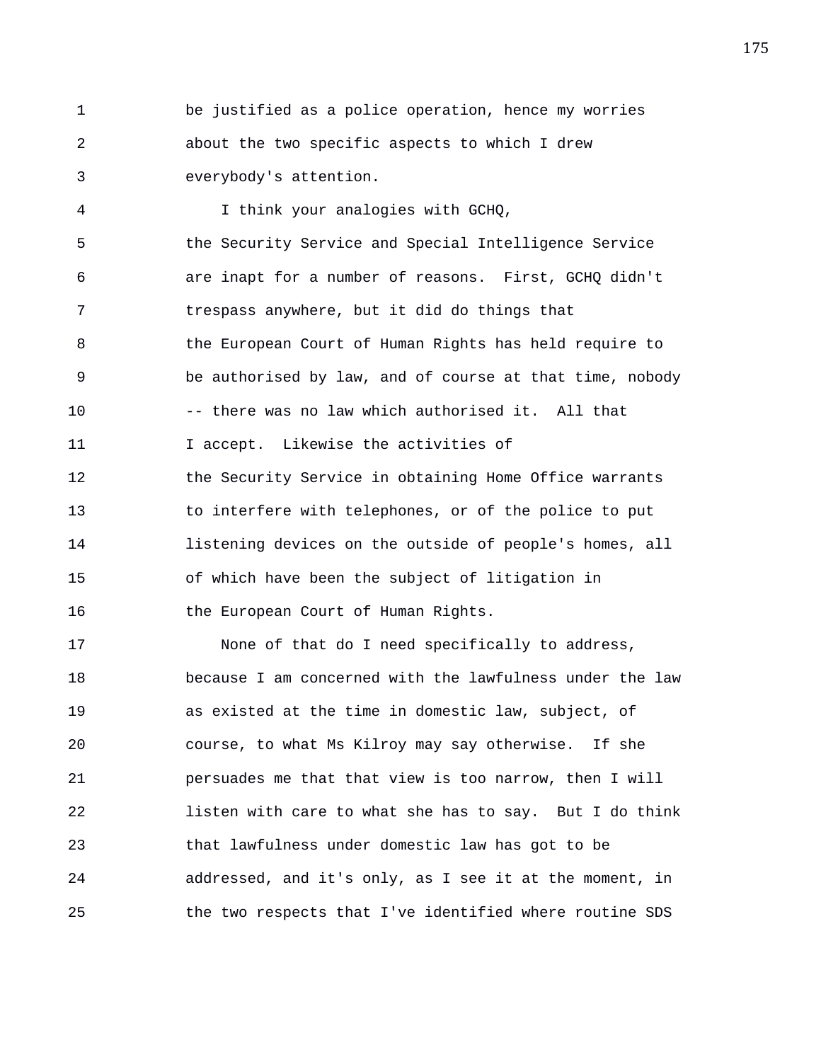be justified as a police operation, hence my worries about the two specific aspects to which I drew everybody's attention.

I think your analogies with GCHQ, the Security Service and Special Intelligence Service are inapt for a number of reasons. First, GCHQ didn't trespass anywhere, but it did do things that the European Court of Human Rights has held require to be authorised by law, and of course at that time, nobody -- there was no law which authorised it. All that I accept. Likewise the activities of the Security Service in obtaining Home Office warrants to interfere with telephones, or of the police to put listening devices on the outside of people's homes, all of which have been the subject of litigation in the European Court of Human Rights.

None of that do I need specifically to address, because I am concerned with the lawfulness under the law as existed at the time in domestic law, subject, of course, to what Ms Kilroy may say otherwise. If she persuades me that that view is too narrow, then I will listen with care to what she has to say. But I do think that lawfulness under domestic law has got to be addressed, and it's only, as I see it at the moment, in the two respects that I've identified where routine SDS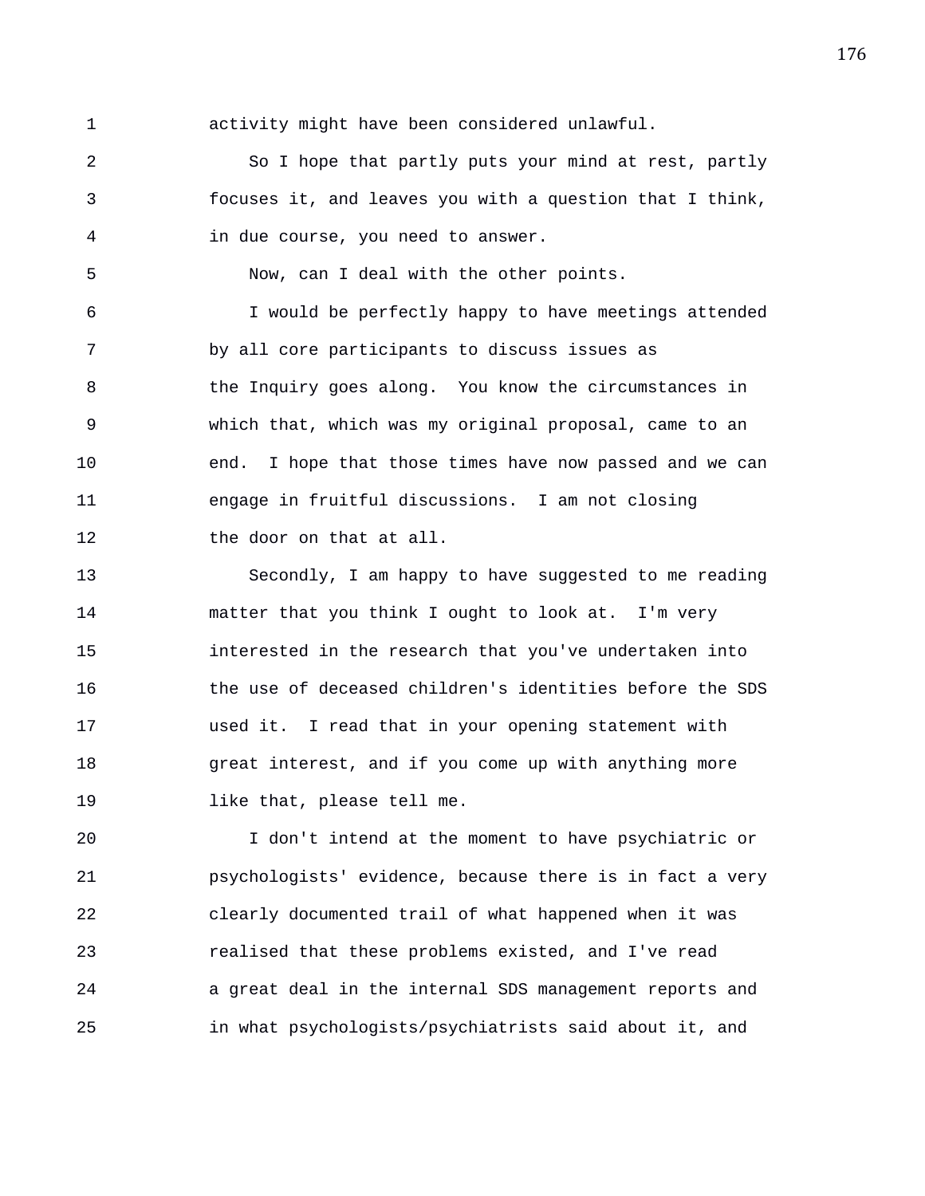activity might have been considered unlawful.

So I hope that partly puts your mind at rest, partly focuses it, and leaves you with a question that I think, in due course, you need to answer.

Now, can I deal with the other points.

I would be perfectly happy to have meetings attended by all core participants to discuss issues as the Inquiry goes along. You know the circumstances in which that, which was my original proposal, came to an end. I hope that those times have now passed and we can engage in fruitful discussions. I am not closing the door on that at all.

Secondly, I am happy to have suggested to me reading matter that you think I ought to look at. I'm very interested in the research that you've undertaken into the use of deceased children's identities before the SDS used it. I read that in your opening statement with great interest, and if you come up with anything more like that, please tell me.

I don't intend at the moment to have psychiatric or psychologists' evidence, because there is in fact a very clearly documented trail of what happened when it was realised that these problems existed, and I've read a great deal in the internal SDS management reports and in what psychologists/psychiatrists said about it, and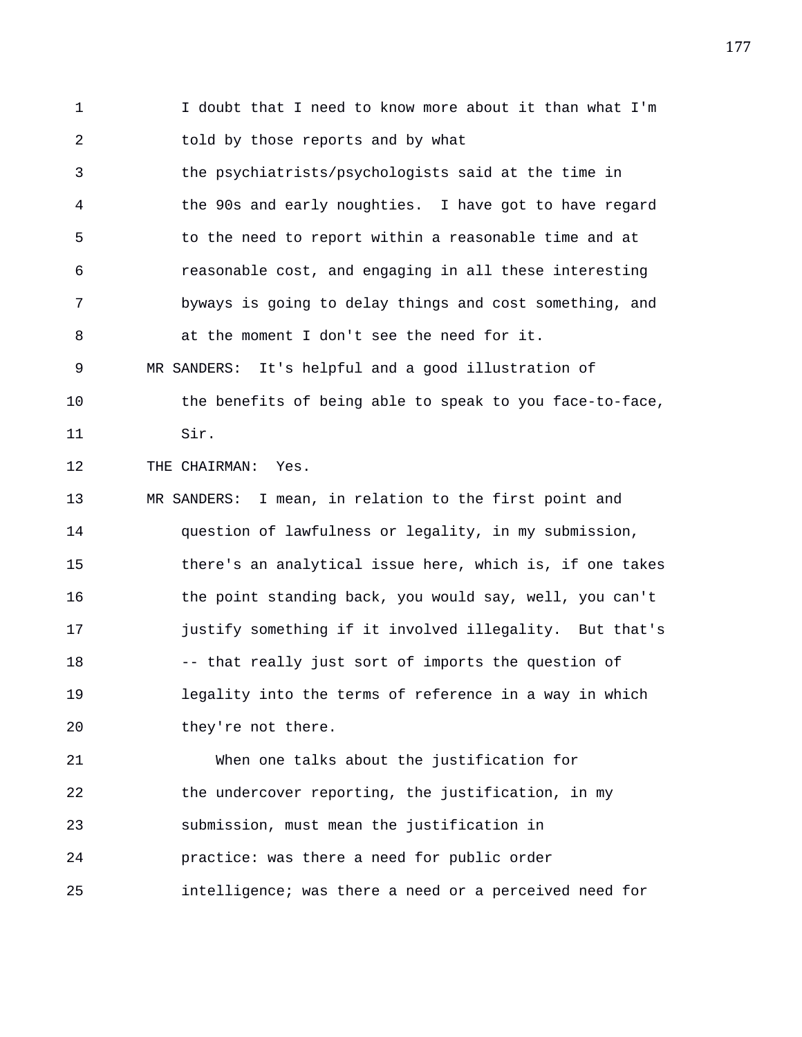I doubt that I need to know more about it than what I'm told by those reports and by what the psychiatrists/psychologists said at the time in the 90s and early noughties. I have got to have regard to the need to report within a reasonable time and at reasonable cost, and engaging in all these interesting byways is going to delay things and cost something, and at the moment I don't see the need for it.

MR SANDERS: It's helpful and a good illustration of the benefits of being able to speak to you face-to-face, Sir.

THE CHAIRMAN: Yes.

MR SANDERS: I mean, in relation to the first point and question of lawfulness or legality, in my submission, there's an analytical issue here, which is, if one takes the point standing back, you would say, well, you can't justify something if it involved illegality. But that's -- that really just sort of imports the question of legality into the terms of reference in a way in which they're not there.

When one talks about the justification for the undercover reporting, the justification, in my submission, must mean the justification in practice: was there a need for public order intelligence; was there a need or a perceived need for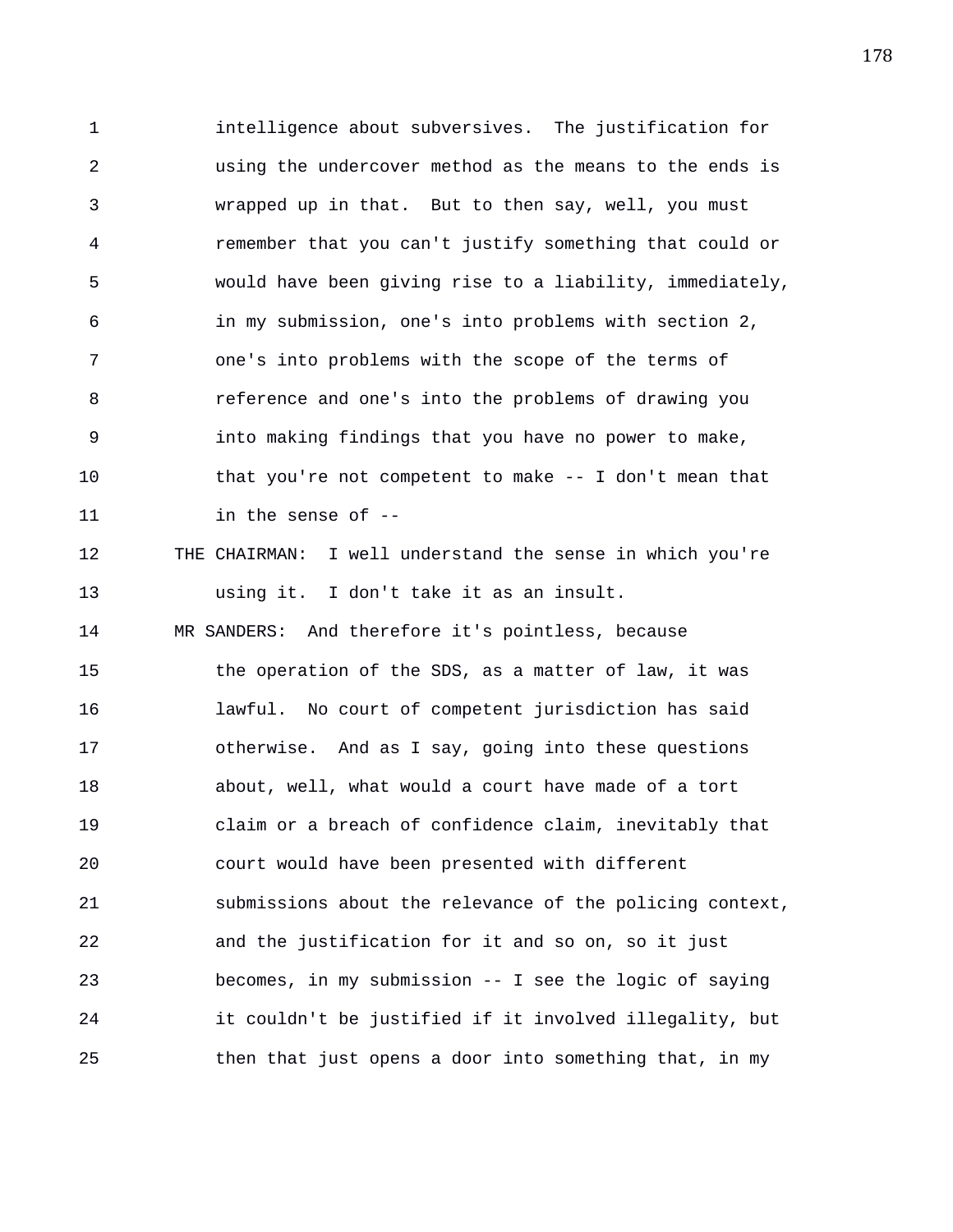intelligence about subversives. The justification for using the undercover method as the means to the ends is wrapped up in that. But to then say, well, you must remember that you can't justify something that could or would have been giving rise to a liability, immediately, in my submission, one's into problems with section 2, one's into problems with the scope of the terms of reference and one's into the problems of drawing you into making findings that you have no power to make, that you're not competent to make -- I don't mean that in the sense of --

THE CHAIRMAN: I well understand the sense in which you're using it. I don't take it as an insult.

MR SANDERS: And therefore it's pointless, because the operation of the SDS, as a matter of law, it was lawful. No court of competent jurisdiction has said otherwise. And as I say, going into these questions about, well, what would a court have made of a tort claim or a breach of confidence claim, inevitably that court would have been presented with different submissions about the relevance of the policing context, and the justification for it and so on, so it just becomes, in my submission -- I see the logic of saying it couldn't be justified if it involved illegality, but then that just opens a door into something that, in my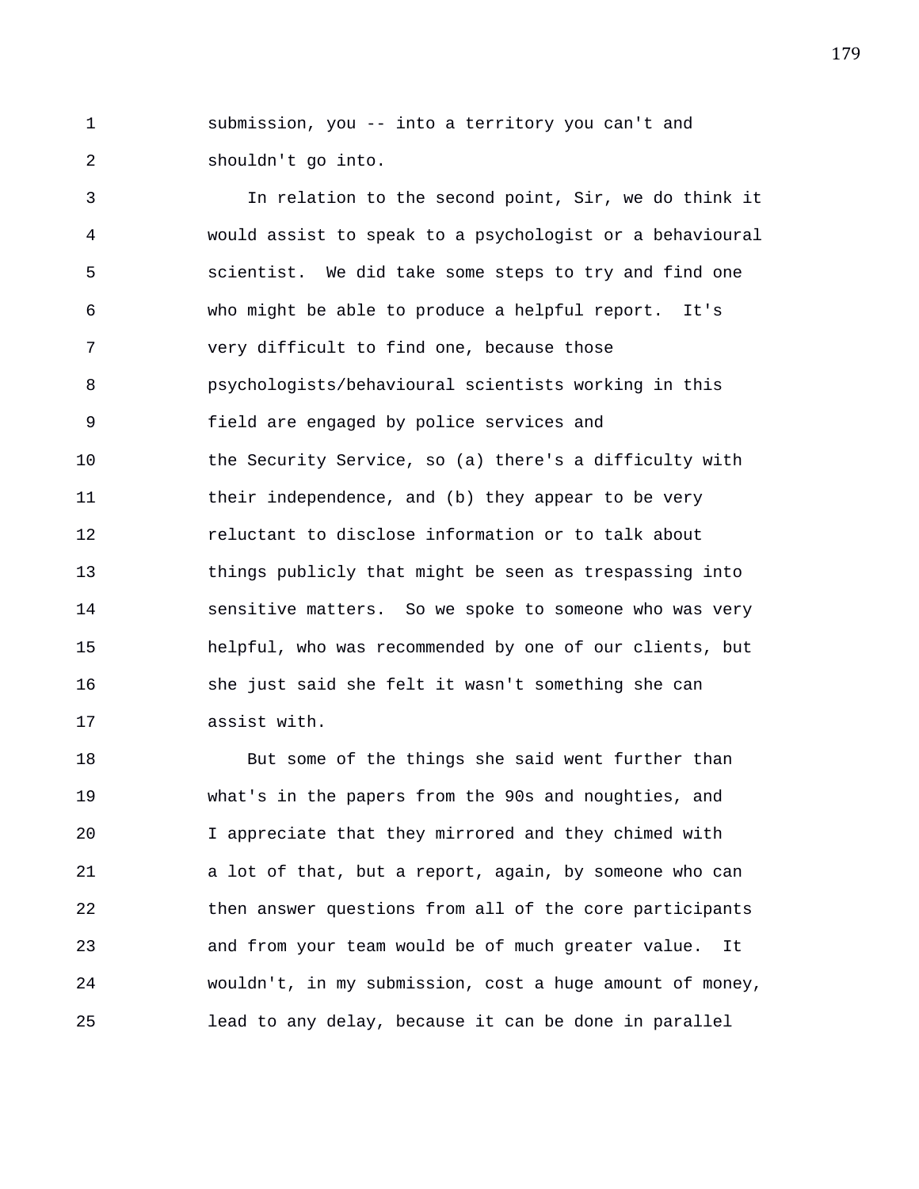submission, you -- into a territory you can't and shouldn't go into.

In relation to the second point, Sir, we do think it would assist to speak to a psychologist or a behavioural scientist. We did take some steps to try and find one who might be able to produce a helpful report. It's very difficult to find one, because those psychologists/behavioural scientists working in this field are engaged by police services and the Security Service, so (a) there's a difficulty with their independence, and (b) they appear to be very reluctant to disclose information or to talk about things publicly that might be seen as trespassing into sensitive matters. So we spoke to someone who was very helpful, who was recommended by one of our clients, but she just said she felt it wasn't something she can assist with.

But some of the things she said went further than what's in the papers from the 90s and noughties, and I appreciate that they mirrored and they chimed with a lot of that, but a report, again, by someone who can then answer questions from all of the core participants and from your team would be of much greater value. It wouldn't, in my submission, cost a huge amount of money, lead to any delay, because it can be done in parallel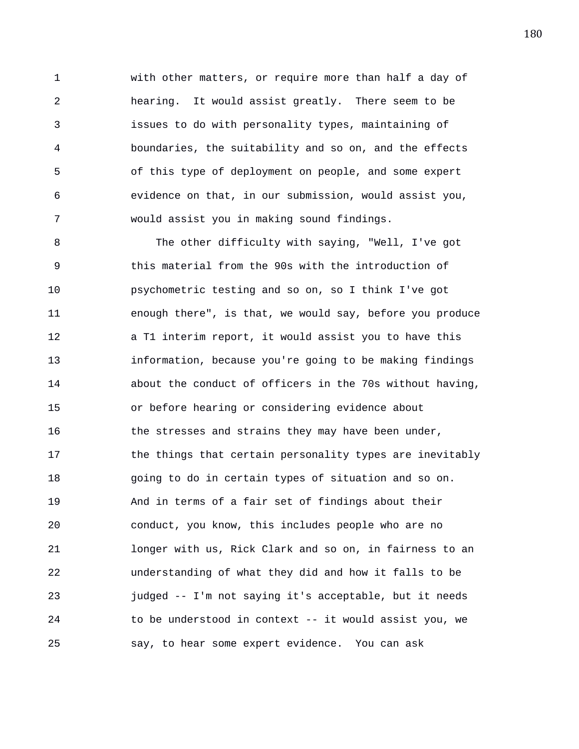with other matters, or require more than half a day of hearing. It would assist greatly. There seem to be issues to do with personality types, maintaining of boundaries, the suitability and so on, and the effects of this type of deployment on people, and some expert evidence on that, in our submission, would assist you, would assist you in making sound findings.

The other difficulty with saying, "Well, I've got this material from the 90s with the introduction of psychometric testing and so on, so I think I've got enough there", is that, we would say, before you produce a T1 interim report, it would assist you to have this information, because you're going to be making findings about the conduct of officers in the 70s without having, or before hearing or considering evidence about the stresses and strains they may have been under, the things that certain personality types are inevitably going to do in certain types of situation and so on. And in terms of a fair set of findings about their conduct, you know, this includes people who are no longer with us, Rick Clark and so on, in fairness to an understanding of what they did and how it falls to be judged -- I'm not saying it's acceptable, but it needs to be understood in context -- it would assist you, we say, to hear some expert evidence. You can ask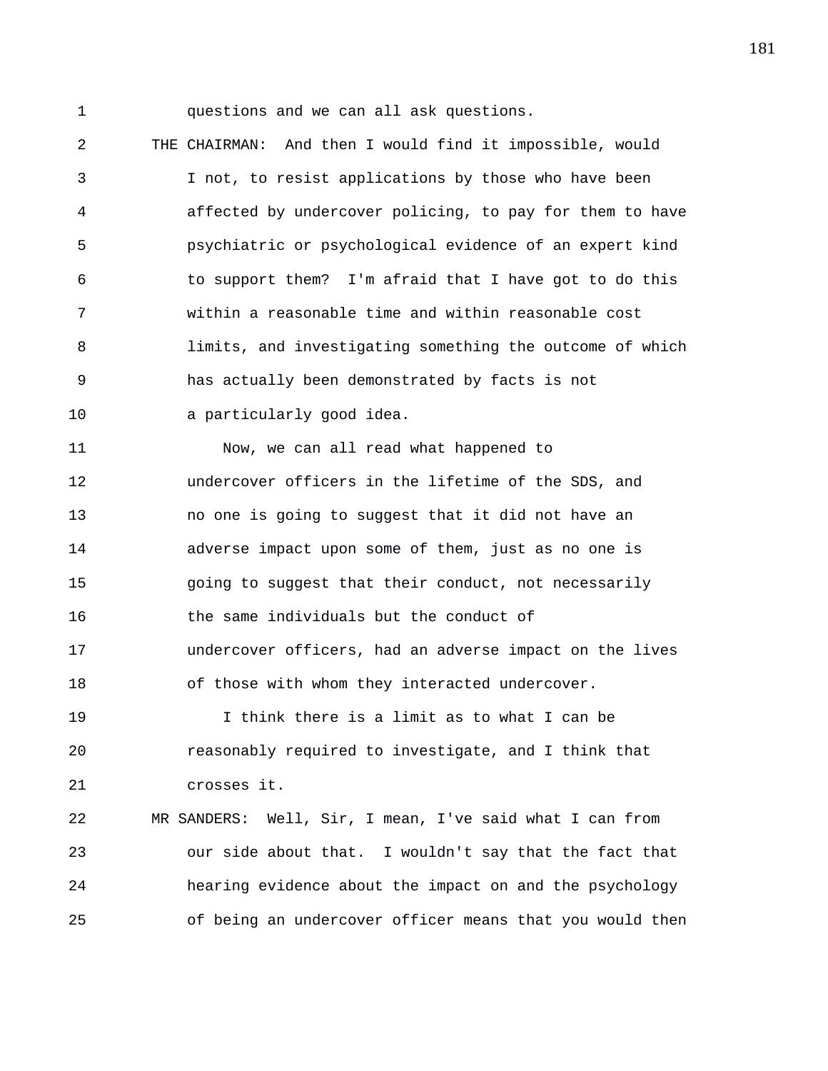questions and we can all ask questions.

THE CHAIRMAN: And then I would find it impossible, would I not, to resist applications by those who have been affected by undercover policing, to pay for them to have psychiatric or psychological evidence of an expert kind to support them? I'm afraid that I have got to do this within a reasonable time and within reasonable cost limits, and investigating something the outcome of which has actually been demonstrated by facts is not a particularly good idea.

Now, we can all read what happened to undercover officers in the lifetime of the SDS, and no one is going to suggest that it did not have an adverse impact upon some of them, just as no one is going to suggest that their conduct, not necessarily the same individuals but the conduct of undercover officers, had an adverse impact on the lives of those with whom they interacted undercover.

I think there is a limit as to what I can be reasonably required to investigate, and I think that crosses it.

MR SANDERS: Well, Sir, I mean, I've said what I can from our side about that. I wouldn't say that the fact that hearing evidence about the impact on and the psychology of being an undercover officer means that you would then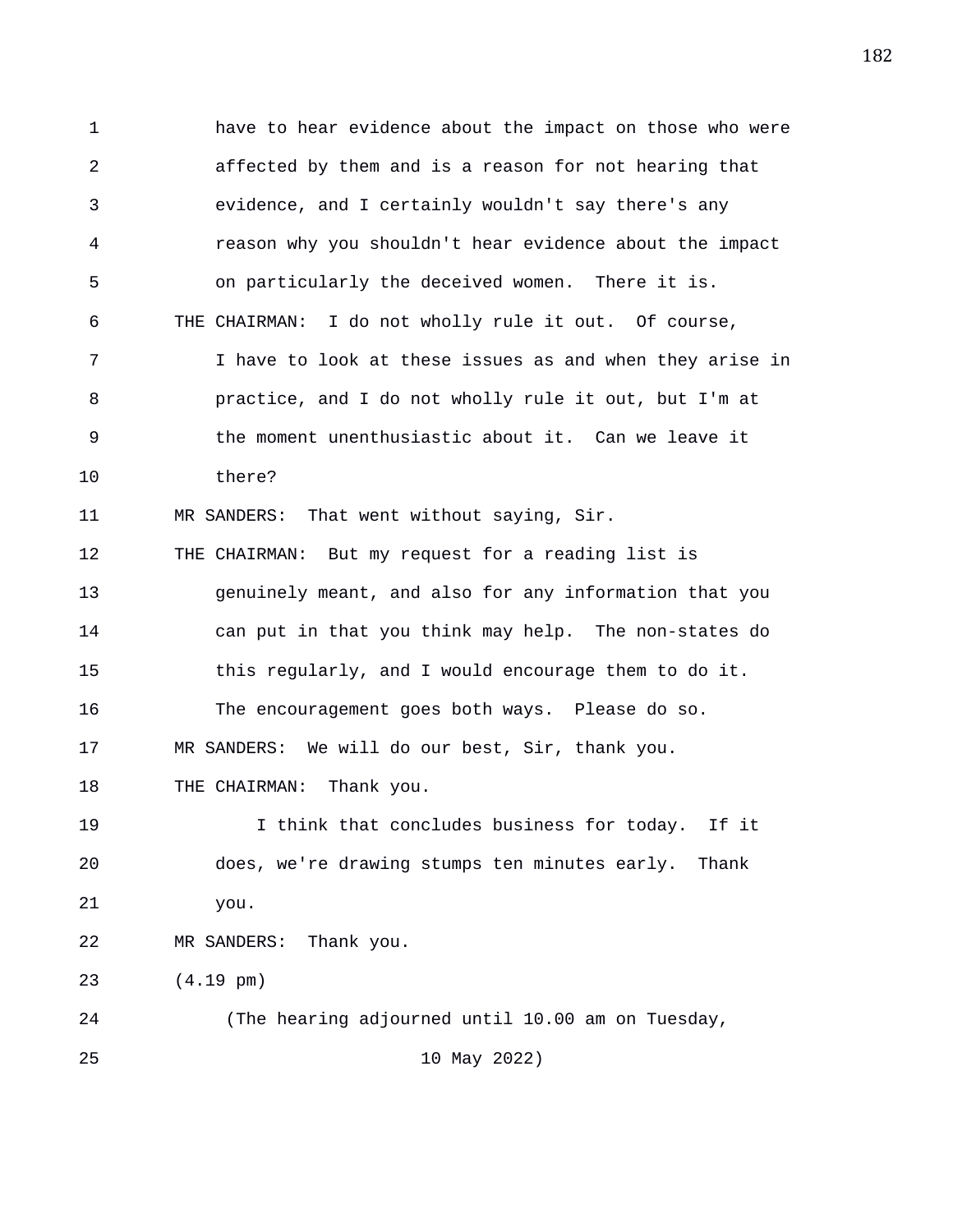have to hear evidence about the impact on those who were affected by them and is a reason for not hearing that evidence, and I certainly wouldn't say there's any reason why you shouldn't hear evidence about the impact on particularly the deceived women. There it is.

THE CHAIRMAN: I do not wholly rule it out. Of course, I have to look at these issues as and when they arise in practice, and I do not wholly rule it out, but I'm at the moment unenthusiastic about it. Can we leave it there?

MR SANDERS: That went without saying, Sir.

THE CHAIRMAN: But my request for a reading list is genuinely meant, and also for any information that you can put in that you think may help. The non-states do this regularly, and I would encourage them to do it. The encouragement goes both ways. Please do so.

MR SANDERS: We will do our best, Sir, thank you.

THE CHAIRMAN: Thank you.

I think that concludes business for today. If it does, we're drawing stumps ten minutes early. Thank you.

MR SANDERS: Thank you.

(4.19 pm)

(The hearing adjourned until 10.00 am on Tuesday, 10 May 2022)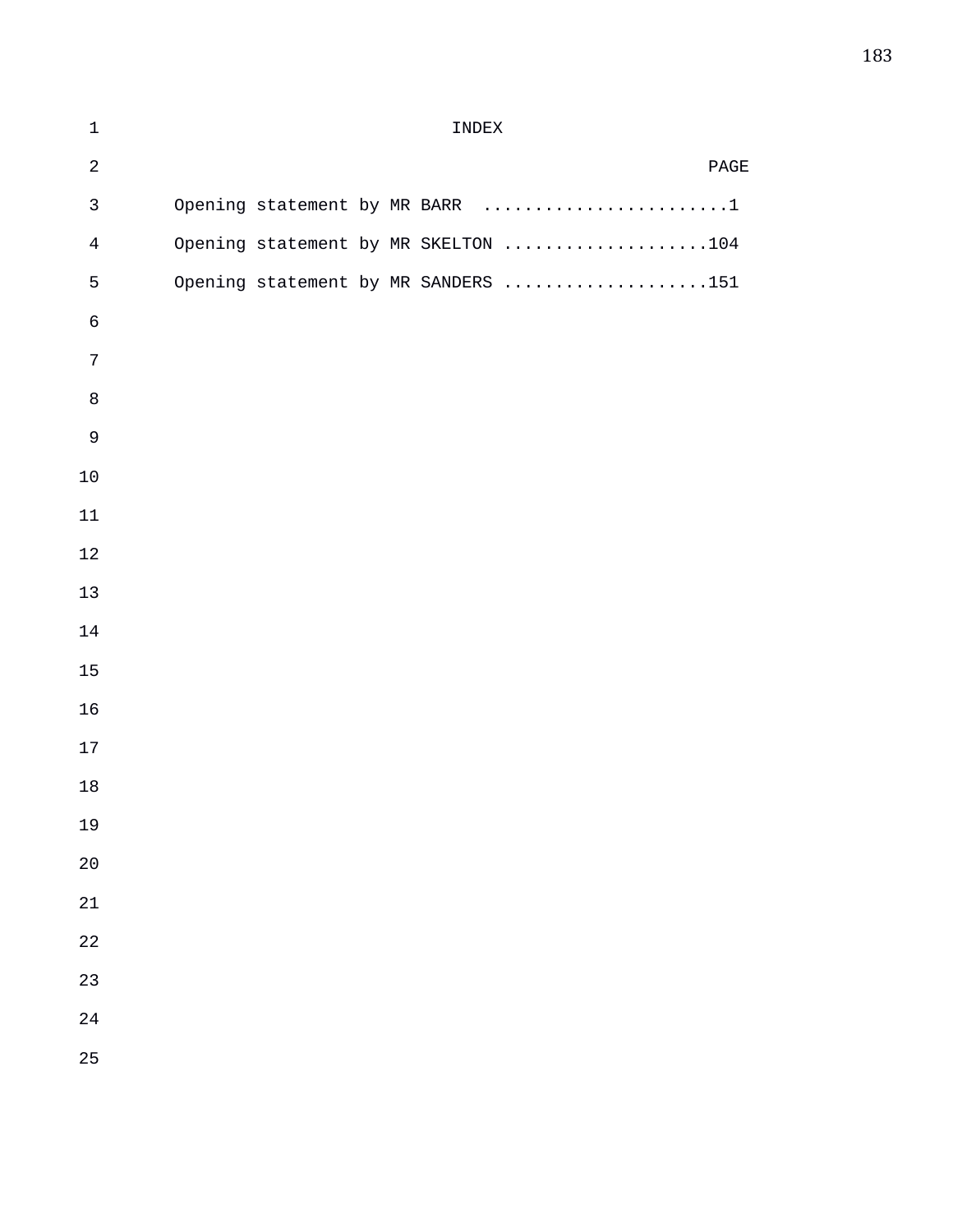# INDEX

| | PAGE |
|---|---|
| Opening statement by MR BARR | 1 |
| Opening statement by MR SKELTON | 104 |
| Opening statement by MR SANDERS | 151 |